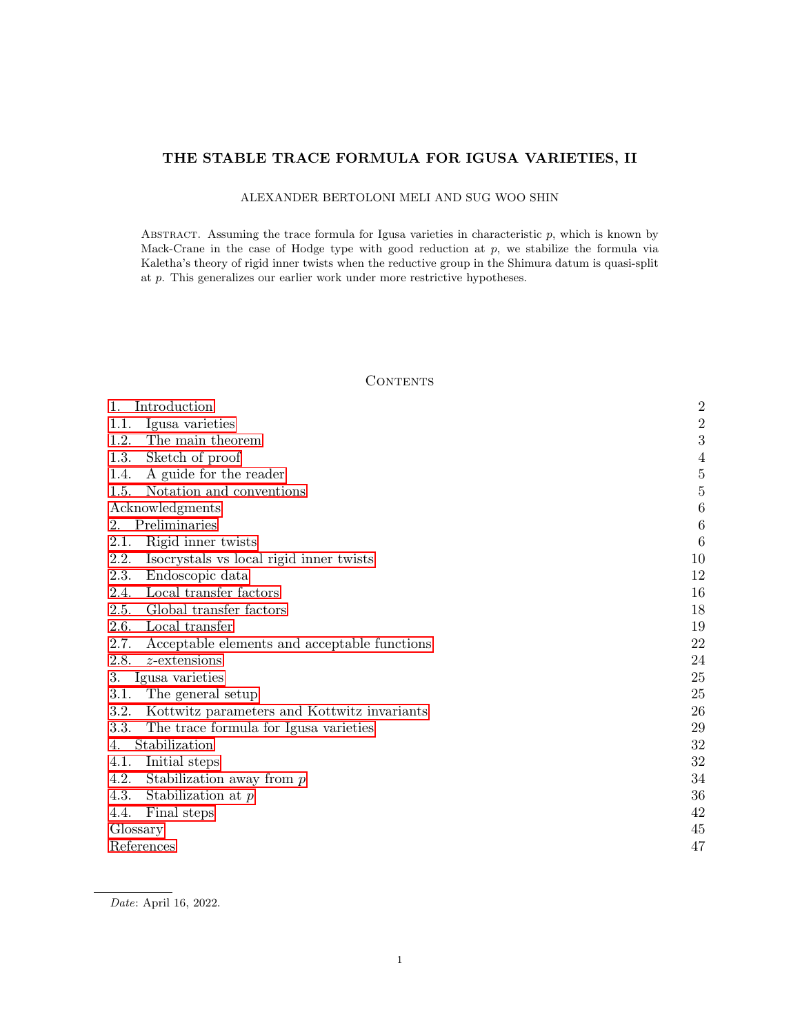# THE STABLE TRACE FORMULA FOR IGUSA VARIETIES, II

ALEXANDER BERTOLONI MELI AND SUG WOO SHIN

Abstract. Assuming the trace formula for Igusa varieties in characteristic $p$, which is known by Mack-Crane in the case of Hodge type with good reduction at $p$, we stabilize the formula via Kaletha's theory of rigid inner twists when the reductive group in the Shimura datum is quasi-split at $p$. This generalizes our earlier work under more restrictive hypotheses.

## Contents

- 1. Introduction — 2
  - 1.1. Igusa varieties — 2
  - 1.2. The main theorem — 3
  - 1.3. Sketch of proof — 4
  - 1.4. A guide for the reader — 5
  - 1.5. Notation and conventions — 5
- Acknowledgments — 6
- 2. Preliminaries — 6
  - 2.1. Rigid inner twists — 6
  - 2.2. Isocrystals vs local rigid inner twists — 10
  - 2.3. Endoscopic data — 12
  - 2.4. Local transfer factors — 16
  - 2.5. Global transfer factors — 18
  - 2.6. Local transfer — 19
  - 2.7. Acceptable elements and acceptable functions — 22
  - 2.8. $z$-extensions — 24
- 3. Igusa varieties — 25
  - 3.1. The general setup — 25
  - 3.2. Kottwitz parameters and Kottwitz invariants — 26
  - 3.3. The trace formula for Igusa varieties — 29
- 4. Stabilization — 32
  - 4.1. Initial steps — 32
  - 4.2. Stabilization away from $p$ — 34
  - 4.3. Stabilization at $p$ — 36
  - 4.4. Final steps — 42
- Glossary — 45
- References — 47

*Date*: April 16, 2022.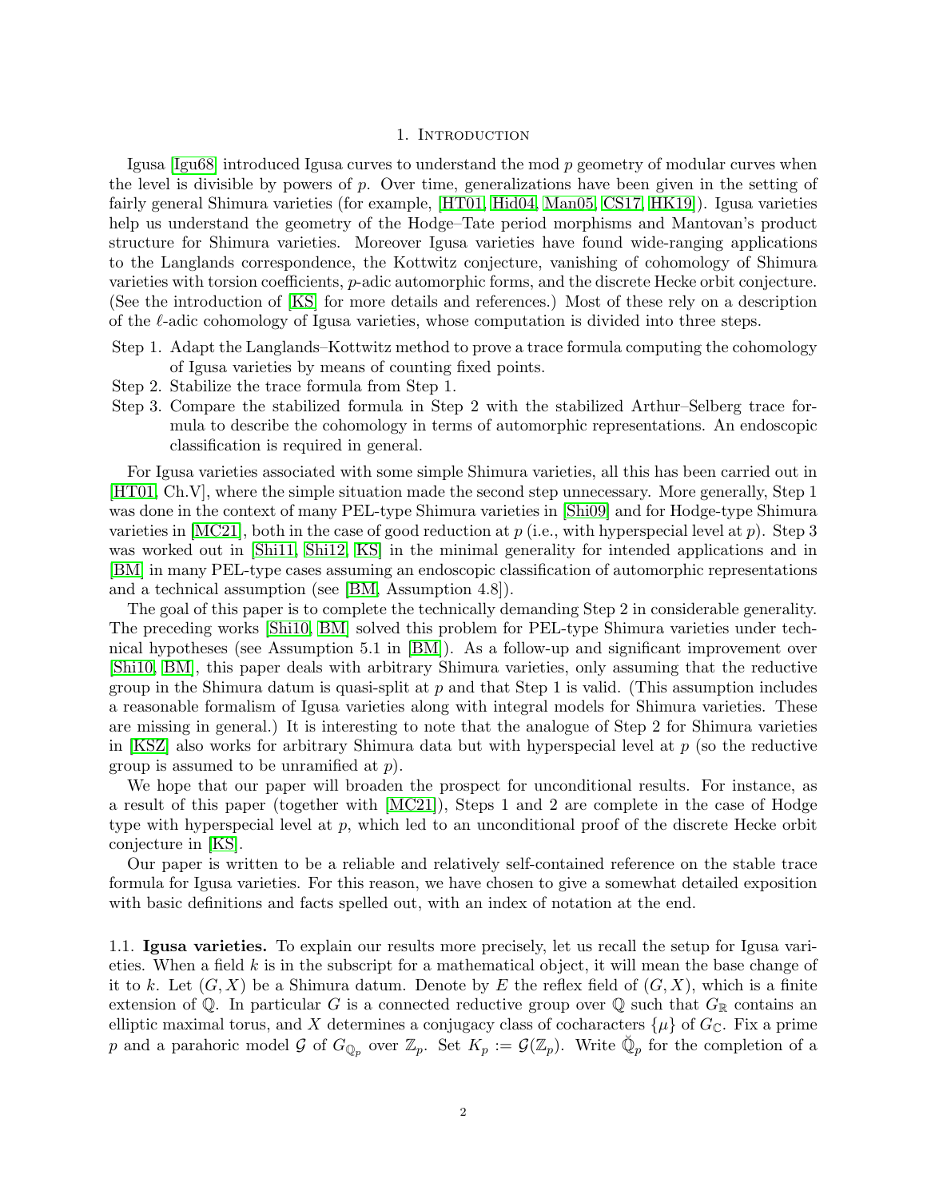## 1. Introduction

Igusa [Igu68] introduced Igusa curves to understand the mod $p$ geometry of modular curves when the level is divisible by powers of $p$. Over time, generalizations have been given in the setting of fairly general Shimura varieties (for example, [HT01, Hid04, Man05, CS17, HK19]). Igusa varieties help us understand the geometry of the Hodge–Tate period morphisms and Mantovan's product structure for Shimura varieties. Moreover Igusa varieties have found wide-ranging applications to the Langlands correspondence, the Kottwitz conjecture, vanishing of cohomology of Shimura varieties with torsion coefficients, $p$-adic automorphic forms, and the discrete Hecke orbit conjecture. (See the introduction of [KS] for more details and references.) Most of these rely on a description of the $\ell$-adic cohomology of Igusa varieties, whose computation is divided into three steps.

- Step 1. Adapt the Langlands–Kottwitz method to prove a trace formula computing the cohomology of Igusa varieties by means of counting fixed points.
- Step 2. Stabilize the trace formula from Step 1.
- Step 3. Compare the stabilized formula in Step 2 with the stabilized Arthur–Selberg trace formula to describe the cohomology in terms of automorphic representations. An endoscopic classification is required in general.

For Igusa varieties associated with some simple Shimura varieties, all this has been carried out in [HT01, Ch.V], where the simple situation made the second step unnecessary. More generally, Step 1 was done in the context of many PEL-type Shimura varieties in [Shi09] and for Hodge-type Shimura varieties in [MC21], both in the case of good reduction at $p$ (i.e., with hyperspecial level at $p$). Step 3 was worked out in [Shi11, Shi12, KS] in the minimal generality for intended applications and in [BM] in many PEL-type cases assuming an endoscopic classification of automorphic representations and a technical assumption (see [BM, Assumption 4.8]).

The goal of this paper is to complete the technically demanding Step 2 in considerable generality. The preceding works [Shi10, BM] solved this problem for PEL-type Shimura varieties under technical hypotheses (see Assumption 5.1 in [BM]). As a follow-up and significant improvement over [Shi10, BM], this paper deals with arbitrary Shimura varieties, only assuming that the reductive group in the Shimura datum is quasi-split at $p$ and that Step 1 is valid. (This assumption includes a reasonable formalism of Igusa varieties along with integral models for Shimura varieties. These are missing in general.) It is interesting to note that the analogue of Step 2 for Shimura varieties in [KSZ] also works for arbitrary Shimura data but with hyperspecial level at $p$ (so the reductive group is assumed to be unramified at $p$).

We hope that our paper will broaden the prospect for unconditional results. For instance, as a result of this paper (together with [MC21]), Steps 1 and 2 are complete in the case of Hodge type with hyperspecial level at $p$, which led to an unconditional proof of the discrete Hecke orbit conjecture in [KS].

Our paper is written to be a reliable and relatively self-contained reference on the stable trace formula for Igusa varieties. For this reason, we have chosen to give a somewhat detailed exposition with basic definitions and facts spelled out, with an index of notation at the end.

### 1.1. Igusa varieties.

To explain our results more precisely, let us recall the setup for Igusa varieties. When a field $k$ is in the subscript for a mathematical object, it will mean the base change of it to $k$. Let $(G, X)$ be a Shimura datum. Denote by $E$ the reflex field of $(G, X)$, which is a finite extension of $\mathbb{Q}$. In particular $G$ is a connected reductive group over $\mathbb{Q}$ such that $G_{\mathbb{R}}$ contains an elliptic maximal torus, and $X$ determines a conjugacy class of cocharacters $\{\mu\}$ of $G_{\mathbb{C}}$. Fix a prime $p$ and a parahoric model $\mathcal{G}$ of $G_{\mathbb{Q}_p}$ over $\mathbb{Z}_p$. Set $K_p := \mathcal{G}(\mathbb{Z}_p)$. Write $\breve{\mathbb{Q}}_p$ for the completion of a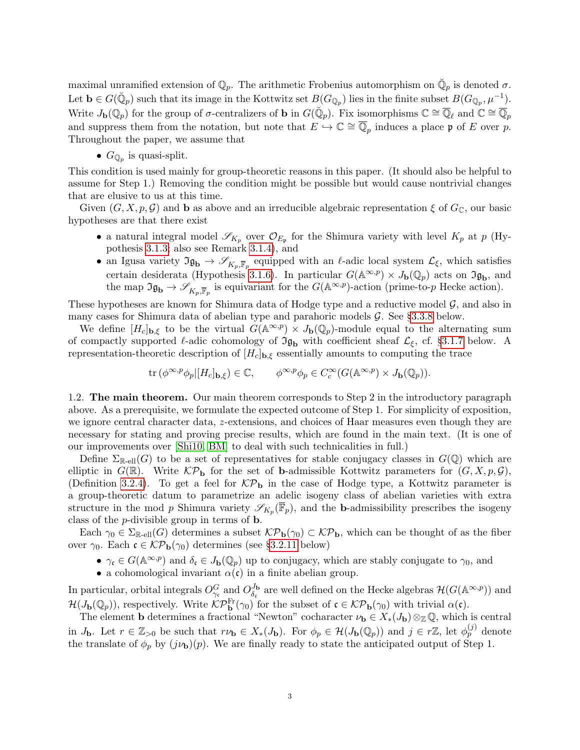maximal unramified extension of $\mathbb{Q}_p$. The arithmetic Frobenius automorphism on $\breve{\mathbb{Q}}_p$ is denoted $\sigma$. Let $\mathbf{b} \in G(\breve{\mathbb{Q}}_p)$ such that its image in the Kottwitz set $B(G_{\mathbb{Q}_p})$ lies in the finite subset $B(G_{\mathbb{Q}_p}, \mu^{-1})$. Write $J_{\mathbf{b}}(\mathbb{Q}_p)$ for the group of $\sigma$-centralizers of $\mathbf{b}$ in $G(\breve{\mathbb{Q}}_p)$. Fix isomorphisms $\mathbb{C} \cong \overline{\mathbb{Q}}_\ell$ and $\mathbb{C} \cong \overline{\mathbb{Q}}_p$ and suppress them from the notation, but note that $E \hookrightarrow \mathbb{C} \cong \overline{\mathbb{Q}}_p$ induces a place $\mathfrak{p}$ of $E$ over $p$. Throughout the paper, we assume that

- $G_{\mathbb{Q}_p}$ is quasi-split.

This condition is used mainly for group-theoretic reasons in this paper. (It should also be helpful to assume for Step 1.) Removing the condition might be possible but would cause nontrivial changes that are elusive to us at this time.

Given $(G, X, p, \mathcal{G})$ and $\mathbf{b}$ as above and an irreducible algebraic representation $\xi$ of $G_{\mathbb{C}}$, our basic hypotheses are that there exist

- a natural integral model $\mathscr{S}_{K_p}$ over $\mathcal{O}_{E_\mathfrak{p}}$ for the Shimura variety with level $K_p$ at $p$ (Hypothesis 3.1.3; also see Remark 3.1.4), and
- an Igusa variety $\mathfrak{Ig}_{\mathbf{b}} \to \mathscr{S}_{K_p, \overline{\mathbb{F}}_p}$ equipped with an $\ell$-adic local system $\mathcal{L}_\xi$, which satisfies certain desiderata (Hypothesis 3.1.6). In particular $G(\mathbb{A}^{\infty,p}) \times J_{\mathbf{b}}(\mathbb{Q}_p)$ acts on $\mathfrak{Ig}_{\mathbf{b}}$, and the map $\mathfrak{Ig}_{\mathbf{b}} \to \mathscr{S}_{K_p, \overline{\mathbb{F}}_p}$ is equivariant for the $G(\mathbb{A}^{\infty,p})$-action (prime-to-$p$ Hecke action).

These hypotheses are known for Shimura data of Hodge type and a reductive model $\mathcal{G}$, and also in many cases for Shimura data of abelian type and parahoric models $\mathcal{G}$. See §3.3.8 below.

We define $[H_c]_{\mathbf{b},\xi}$ to be the virtual $G(\mathbb{A}^{\infty,p}) \times J_{\mathbf{b}}(\mathbb{Q}_p)$-module equal to the alternating sum of compactly supported $\ell$-adic cohomology of $\mathfrak{Ig}_{\mathbf{b}}$ with coefficient sheaf $\mathcal{L}_\xi$, cf. §3.1.7 below. A representation-theoretic description of $[H_c]_{\mathbf{b},\xi}$ essentially amounts to computing the trace

$$\operatorname{tr}\left(\phi^{\infty,p}\phi_p | [H_c]_{\mathbf{b},\xi}\right) \in \mathbb{C}, \qquad \phi^{\infty,p}\phi_p \in C_c^\infty(G(\mathbb{A}^{\infty,p}) \times J_{\mathbf{b}}(\mathbb{Q}_p)).$$

1.2. **The main theorem.** Our main theorem corresponds to Step 2 in the introductory paragraph above. As a prerequisite, we formulate the expected outcome of Step 1. For simplicity of exposition, we ignore central character data, $z$-extensions, and choices of Haar measures even though they are necessary for stating and proving precise results, which are found in the main text. (It is one of our improvements over [Shi10, BM] to deal with such technicalities in full.)

Define $\Sigma_{\mathbb{R}\text{-ell}}(G)$ to be a set of representatives for stable conjugacy classes in $G(\mathbb{Q})$ which are elliptic in $G(\mathbb{R})$. Write $\mathcal{KP}_{\mathbf{b}}$ for the set of $\mathbf{b}$-admissible Kottwitz parameters for $(G, X, p, \mathcal{G})$, (Definition 3.2.4). To get a feel for $\mathcal{KP}_{\mathbf{b}}$ in the case of Hodge type, a Kottwitz parameter is a group-theoretic datum to parametrize an adelic isogeny class of abelian varieties with extra structure in the mod $p$ Shimura variety $\mathscr{S}_{K_p}(\overline{\mathbb{F}}_p)$, and the $\mathbf{b}$-admissibility prescribes the isogeny class of the $p$-divisible group in terms of $\mathbf{b}$.

Each $\gamma_0 \in \Sigma_{\mathbb{R}\text{-ell}}(G)$ determines a subset $\mathcal{KP}_{\mathbf{b}}(\gamma_0) \subset \mathcal{KP}_{\mathbf{b}}$, which can be thought of as the fiber over $\gamma_0$. Each $\mathfrak{c} \in \mathcal{KP}_{\mathbf{b}}(\gamma_0)$ determines (see §3.2.11 below)

- $\gamma_{\mathfrak{c}} \in G(\mathbb{A}^{\infty,p})$ and $\delta_{\mathfrak{c}} \in J_{\mathbf{b}}(\mathbb{Q}_p)$ up to conjugacy, which are stably conjugate to $\gamma_0$, and
- a cohomological invariant $\alpha(\mathfrak{c})$ in a finite abelian group.

In particular, orbital integrals $O^G_{\gamma_{\mathfrak{c}}}$ and $O^{J_{\mathbf{b}}}_{\delta_{\mathfrak{c}}}$ are well defined on the Hecke algebras $\mathcal{H}(G(\mathbb{A}^{\infty,p}))$ and $\mathcal{H}(J_{\mathbf{b}}(\mathbb{Q}_p))$, respectively. Write $\mathcal{KP}^{\mathrm{Fr}}_{\mathbf{b}}(\gamma_0)$ for the subset of $\mathfrak{c} \in \mathcal{KP}_{\mathbf{b}}(\gamma_0)$ with trivial $\alpha(\mathfrak{c})$.

The element $\mathbf{b}$ determines a fractional "Newton" cocharacter $\nu_{\mathbf{b}} \in X_*(J_{\mathbf{b}}) \otimes_{\mathbb{Z}} \mathbb{Q}$, which is central in $J_{\mathbf{b}}$. Let $r \in \mathbb{Z}_{>0}$ be such that $r\nu_{\mathbf{b}} \in X_*(J_{\mathbf{b}})$. For $\phi_p \in \mathcal{H}(J_{\mathbf{b}}(\mathbb{Q}_p))$ and $j \in r\mathbb{Z}$, let $\phi_p^{(j)}$ denote the translate of $\phi_p$ by $(j\nu_{\mathbf{b}})(p)$. We are finally ready to state the anticipated output of Step 1.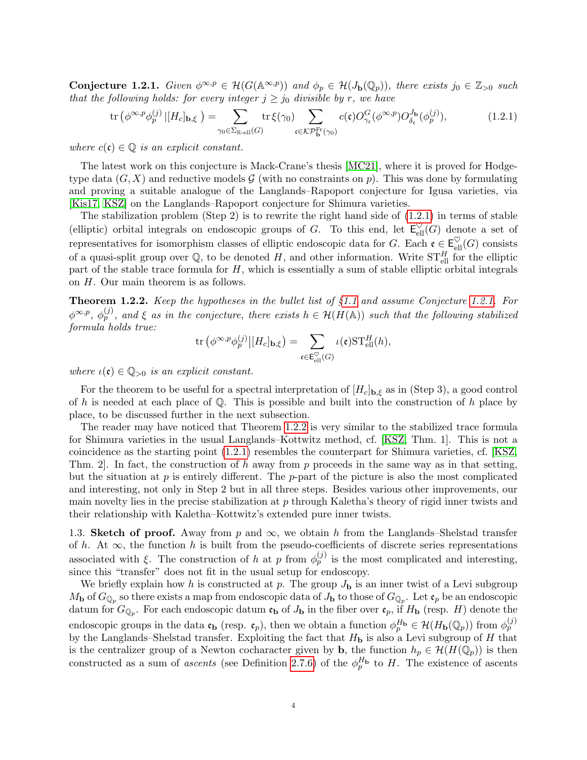**Conjecture 1.2.1.** *Given $\phi^{\infty,p} \in \mathcal{H}(G(\mathbb{A}^{\infty,p}))$ and $\phi_p \in \mathcal{H}(J_{\mathbf{b}}(\mathbb{Q}_p))$, there exists $j_0 \in \mathbb{Z}_{>0}$ such that the following holds: for every integer $j \geq j_0$ divisible by $r$, we have*

$$\operatorname{tr}\left(\phi^{\infty,p}\phi_p^{(j)} \,|[H_c]_{\mathbf{b},\xi}\,\right) = \sum_{\gamma_0 \in \Sigma_{\mathbb{R}\text{-ell}}(G)} \operatorname{tr}\xi(\gamma_0) \sum_{\mathfrak{c} \in \mathcal{KP}_{\mathbf{b}}^{\mathrm{Fr}}(\gamma_0)} c(\mathfrak{c}) O_{\gamma_{\mathfrak{c}}}^{G}(\phi^{\infty,p}) O_{\delta_{\mathfrak{c}}}^{J_{\mathbf{b}}}(\phi_p^{(j)}), \tag{1.2.1}$$

*where $c(\mathfrak{c}) \in \mathbb{Q}$ is an explicit constant.*

The latest work on this conjecture is Mack-Crane's thesis [MC21], where it is proved for Hodge-type data $(G, X)$ and reductive models $\mathcal{G}$ (with no constraints on $p$). This was done by formulating and proving a suitable analogue of the Langlands–Rapoport conjecture for Igusa varieties, via [Kis17, KSZ] on the Langlands–Rapoport conjecture for Shimura varieties.

The stabilization problem (Step 2) is to rewrite the right hand side of (1.2.1) in terms of stable (elliptic) orbital integrals on endoscopic groups of $G$. To this end, let $\mathsf{E}^{\heartsuit}_{\mathrm{ell}}(G)$ denote a set of representatives for isomorphism classes of elliptic endoscopic data for $G$. Each $\mathfrak{e} \in \mathsf{E}^{\heartsuit}_{\mathrm{ell}}(G)$ consists of a quasi-split group over $\mathbb{Q}$, to be denoted $H$, and other information. Write $\mathrm{ST}^{H}_{\mathrm{ell}}$ for the elliptic part of the stable trace formula for $H$, which is essentially a sum of stable elliptic orbital integrals on $H$. Our main theorem is as follows.

**Theorem 1.2.2.** *Keep the hypotheses in the bullet list of §1.1 and assume Conjecture 1.2.1. For $\phi^{\infty,p}$, $\phi_p^{(j)}$, and $\xi$ as in the conjecture, there exists $h \in \mathcal{H}(H(\mathbb{A}))$ such that the following stabilized formula holds true:*

$$\operatorname{tr}\left(\phi^{\infty,p}\phi_p^{(j)}\big|[H_c]_{\mathbf{b},\xi}\right) = \sum_{\mathfrak{e} \in \mathsf{E}^{\heartsuit}_{\mathrm{ell}}(G)} \iota(\mathfrak{e}) \mathrm{ST}^{H}_{\mathrm{ell}}(h),$$

*where $\iota(\mathfrak{e}) \in \mathbb{Q}_{>0}$ is an explicit constant.*

For the theorem to be useful for a spectral interpretation of $[H_c]_{\mathbf{b},\xi}$ as in (Step 3), a good control of $h$ is needed at each place of $\mathbb{Q}$. This is possible and built into the construction of $h$ place by place, to be discussed further in the next subsection.

The reader may have noticed that Theorem 1.2.2 is very similar to the stabilized trace formula for Shimura varieties in the usual Langlands–Kottwitz method, cf. [KSZ, Thm. 1]. This is not a coincidence as the starting point (1.2.1) resembles the counterpart for Shimura varieties, cf. [KSZ, Thm. 2]. In fact, the construction of $h$ away from $p$ proceeds in the same way as in that setting, but the situation at $p$ is entirely different. The $p$-part of the picture is also the most complicated and interesting, not only in Step 2 but in all three steps. Besides various other improvements, our main novelty lies in the precise stabilization at $p$ through Kaletha's theory of rigid inner twists and their relationship with Kaletha–Kottwitz's extended pure inner twists.

1.3. **Sketch of proof.** Away from $p$ and $\infty$, we obtain $h$ from the Langlands–Shelstad transfer of $h$. At $\infty$, the function $h$ is built from the pseudo-coefficients of discrete series representations associated with $\xi$. The construction of $h$ at $p$ from $\phi_p^{(j)}$ is the most complicated and interesting, since this "transfer" does not fit in the usual setup for endoscopy.

We briefly explain how $h$ is constructed at $p$. The group $J_{\mathbf{b}}$ is an inner twist of a Levi subgroup $M_{\mathbf{b}}$ of $G_{\mathbb{Q}_p}$ so there exists a map from endoscopic data of $J_{\mathbf{b}}$ to those of $G_{\mathbb{Q}_p}$. Let $\mathfrak{e}_p$ be an endoscopic datum for $G_{\mathbb{Q}_p}$. For each endoscopic datum $\mathfrak{e}_{\mathbf{b}}$ of $J_{\mathbf{b}}$ in the fiber over $\mathfrak{e}_p$, if $H_{\mathbf{b}}$ (resp. $H$) denote the endoscopic groups in the data $\mathfrak{e}_{\mathbf{b}}$ (resp. $\mathfrak{e}_p$), then we obtain a function $\phi_p^{H_{\mathbf{b}}} \in \mathcal{H}(H_{\mathbf{b}}(\mathbb{Q}_p))$ from $\phi_p^{(j)}$ by the Langlands–Shelstad transfer. Exploiting the fact that $H_{\mathbf{b}}$ is also a Levi subgroup of $H$ that is the centralizer group of a Newton cocharacter given by $\mathbf{b}$, the function $h_p \in \mathcal{H}(H(\mathbb{Q}_p))$ is then constructed as a sum of *ascents* (see Definition 2.7.6) of the $\phi_p^{H_{\mathbf{b}}}$ to $H$. The existence of ascents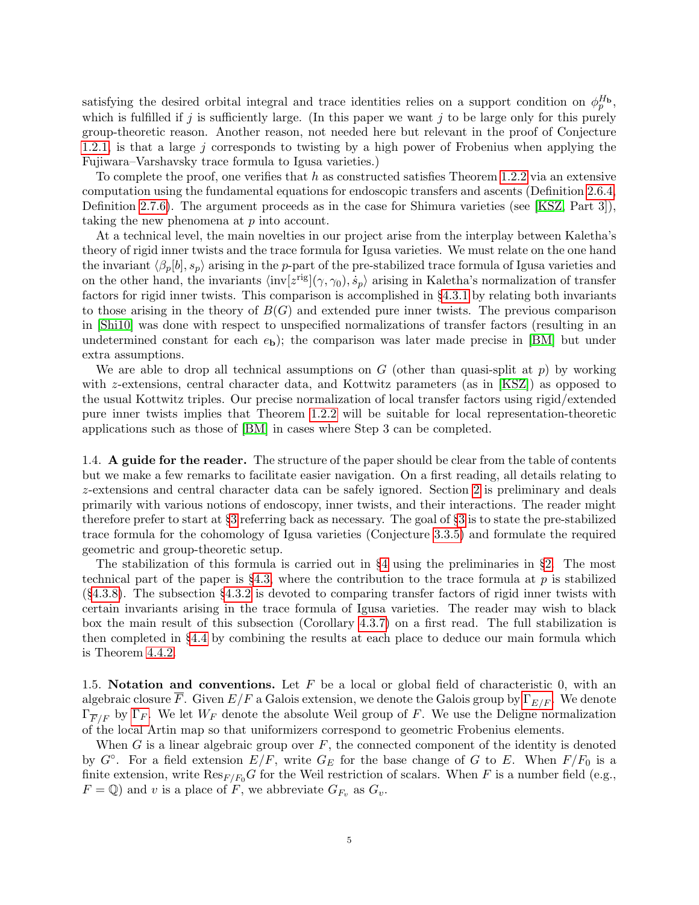satisfying the desired orbital integral and trace identities relies on a support condition on $\phi_p^{H_\mathfrak{b}}$, which is fulfilled if $j$ is sufficiently large. (In this paper we want $j$ to be large only for this purely group-theoretic reason. Another reason, not needed here but relevant in the proof of Conjecture 1.2.1, is that a large $j$ corresponds to twisting by a high power of Frobenius when applying the Fujiwara–Varshavsky trace formula to Igusa varieties.)

To complete the proof, one verifies that $h$ as constructed satisfies Theorem 1.2.2 via an extensive computation using the fundamental equations for endoscopic transfers and ascents (Definition 2.6.4, Definition 2.7.6). The argument proceeds as in the case for Shimura varieties (see [KSZ, Part 3]), taking the new phenomena at $p$ into account.

At a technical level, the main novelties in our project arise from the interplay between Kaletha's theory of rigid inner twists and the trace formula for Igusa varieties. We must relate on the one hand the invariant $\langle \beta_p[b], s_p\rangle$ arising in the $p$-part of the pre-stabilized trace formula of Igusa varieties and on the other hand, the invariants $\langle \mathrm{inv}[z^{\mathrm{rig}}](\gamma, \gamma_0), \dot{s}_p\rangle$ arising in Kaletha's normalization of transfer factors for rigid inner twists. This comparison is accomplished in §4.3.1 by relating both invariants to those arising in the theory of $B(G)$ and extended pure inner twists. The previous comparison in [Shi10] was done with respect to unspecified normalizations of transfer factors (resulting in an undetermined constant for each $e_\mathfrak{b}$); the comparison was later made precise in [BM] but under extra assumptions.

We are able to drop all technical assumptions on $G$ (other than quasi-split at $p$) by working with $z$-extensions, central character data, and Kottwitz parameters (as in [KSZ]) as opposed to the usual Kottwitz triples. Our precise normalization of local transfer factors using rigid/extended pure inner twists implies that Theorem 1.2.2 will be suitable for local representation-theoretic applications such as those of [BM] in cases where Step 3 can be completed.

1.4. **A guide for the reader.** The structure of the paper should be clear from the table of contents but we make a few remarks to facilitate easier navigation. On a first reading, all details relating to $z$-extensions and central character data can be safely ignored. Section 2 is preliminary and deals primarily with various notions of endoscopy, inner twists, and their interactions. The reader might therefore prefer to start at §3 referring back as necessary. The goal of §3 is to state the pre-stabilized trace formula for the cohomology of Igusa varieties (Conjecture 3.3.5) and formulate the required geometric and group-theoretic setup.

The stabilization of this formula is carried out in §4 using the preliminaries in §2. The most technical part of the paper is §4.3, where the contribution to the trace formula at $p$ is stabilized (§4.3.8). The subsection §4.3.2 is devoted to comparing transfer factors of rigid inner twists with certain invariants arising in the trace formula of Igusa varieties. The reader may wish to black box the main result of this subsection (Corollary 4.3.7) on a first read. The full stabilization is then completed in §4.4 by combining the results at each place to deduce our main formula which is Theorem 4.4.2.

1.5. **Notation and conventions.** Let $F$ be a local or global field of characteristic 0, with an algebraic closure $\overline{F}$. Given $E/F$ a Galois extension, we denote the Galois group by $\Gamma_{E/F}$. We denote $\Gamma_{\overline{F}/F}$ by $\Gamma_F$. We let $W_F$ denote the absolute Weil group of $F$. We use the Deligne normalization of the local Artin map so that uniformizers correspond to geometric Frobenius elements.

When $G$ is a linear algebraic group over $F$, the connected component of the identity is denoted by $G^\circ$. For a field extension $E/F$, write $G_E$ for the base change of $G$ to $E$. When $F/F_0$ is a finite extension, write $\mathrm{Res}_{F/F_0} G$ for the Weil restriction of scalars. When $F$ is a number field (e.g., $F = \mathbb{Q}$) and $v$ is a place of $F$, we abbreviate $G_{F_v}$ as $G_v$.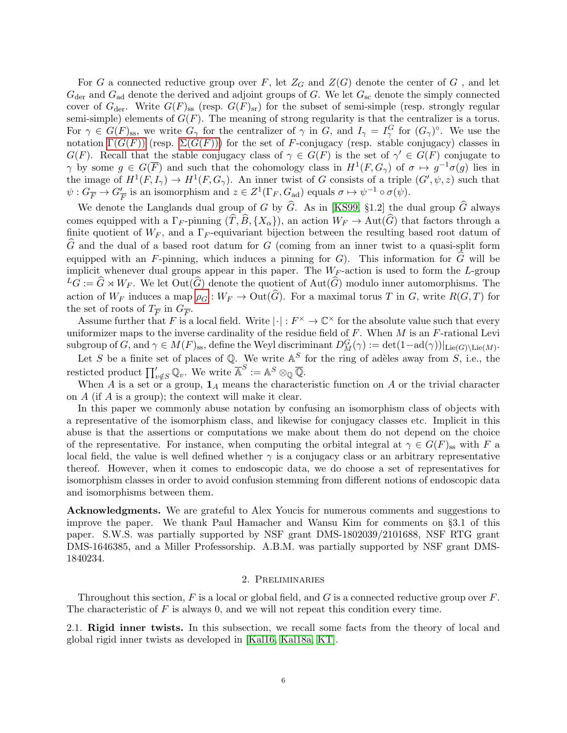For $G$ a connected reductive group over $F$, let $Z_G$ and $Z(G)$ denote the center of $G$ , and let $G_{\mathrm{der}}$ and $G_{\mathrm{ad}}$ denote the derived and adjoint groups of $G$. We let $G_{\mathrm{sc}}$ denote the simply connected cover of $G_{\mathrm{der}}$. Write $G(F)_{\mathrm{ss}}$ (resp. $G(F)_{\mathrm{sr}}$) for the subset of semi-simple (resp. strongly regular semi-simple) elements of $G(F)$. The meaning of strong regularity is that the centralizer is a torus. For $\gamma \in G(F)_{\mathrm{ss}}$, we write $G_\gamma$ for the centralizer of $\gamma$ in $G$, and $I_\gamma = I^G_\gamma$ for $(G_\gamma)^\circ$. We use the notation $\Gamma(G(F))$ (resp. $\Sigma(G(F))$) for the set of $F$-conjugacy (resp. stable conjugacy) classes in $G(F)$. Recall that the stable conjugacy class of $\gamma \in G(F)$ is the set of $\gamma' \in G(F)$ conjugate to $\gamma$ by some $g \in G(\overline{F})$ and such that the cohomology class in $H^1(F, G_\gamma)$ of $\sigma \mapsto g^{-1}\sigma(g)$ lies in the image of $H^1(F, I_\gamma) \to H^1(F, G_\gamma)$. An inner twist of $G$ consists of a triple $(G', \psi, z)$ such that $\psi : G_{\overline{F}} \to G'_{\overline{F}}$ is an isomorphism and $z \in Z^1(\Gamma_F, G_{\mathrm{ad}})$ equals $\sigma \mapsto \psi^{-1} \circ \sigma(\psi)$.

We denote the Langlands dual group of $G$ by $\widehat{G}$. As in [KS99, §1.2] the dual group $\widehat{G}$ always comes equipped with a $\Gamma_F$-pinning $(\widehat{T}, \widehat{B}, \{X_\alpha\})$, an action $W_F \to \mathrm{Aut}(\widehat{G})$ that factors through a finite quotient of $W_F$, and a $\Gamma_F$-equivariant bijection between the resulting based root datum of $\widehat{G}$ and the dual of a based root datum for $G$ (coming from an inner twist to a quasi-split form equipped with an $F$-pinning, which induces a pinning for $G$). This information for $\widehat{G}$ will be implicit whenever dual groups appear in this paper. The $W_F$-action is used to form the $L$-group ${}^LG := \widehat{G} \rtimes W_F$. We let $\mathrm{Out}(\widehat{G})$ denote the quotient of $\mathrm{Aut}(\widehat{G})$ modulo inner automorphisms. The action of $W_F$ induces a map $\rho_G : W_F \to \mathrm{Out}(\widehat{G})$. For a maximal torus $T$ in $G$, write $R(G, T)$ for the set of roots of $T_{\overline{F}}$ in $G_{\overline{F}}$.

Assume further that $F$ is a local field. Write $|\cdot| : F^\times \to \mathbb{C}^\times$ for the absolute value such that every uniformizer maps to the inverse cardinality of the residue field of $F$. When $M$ is an $F$-rational Levi subgroup of $G$, and $\gamma \in M(F)_{\mathrm{ss}}$, define the Weyl discriminant $D^G_M(\gamma) := \det(1 - \mathrm{ad}(\gamma))|_{\mathrm{Lie}(G)\setminus \mathrm{Lie}(M)}$.

Let $S$ be a finite set of places of $\mathbb{Q}$. We write $\mathbb{A}^S$ for the ring of adèles away from $S$, i.e., the resticted product $\prod'_{v \notin S} \mathbb{Q}_v$. We write $\overline{\mathbb{A}}^S := \mathbb{A}^S \otimes_{\mathbb{Q}} \overline{\mathbb{Q}}$.

When $A$ is a set or a group, $\mathbf{1}_A$ means the characteristic function on $A$ or the trivial character on $A$ (if $A$ is a group); the context will make it clear.

In this paper we commonly abuse notation by confusing an isomorphism class of objects with a representative of the isomorphism class, and likewise for conjugacy classes etc. Implicit in this abuse is that the assertions or computations we make about them do not depend on the choice of the representative. For instance, when computing the orbital integral at $\gamma \in G(F)_{\mathrm{ss}}$ with $F$ a local field, the value is well defined whether $\gamma$ is a conjugacy class or an arbitrary representative thereof. However, when it comes to endoscopic data, we do choose a set of representatives for isomorphism classes in order to avoid confusion stemming from different notions of endoscopic data and isomorphisms between them.

**Acknowledgments.** We are grateful to Alex Youcis for numerous comments and suggestions to improve the paper. We thank Paul Hamacher and Wansu Kim for comments on §3.1 of this paper. S.W.S. was partially supported by NSF grant DMS-1802039/2101688, NSF RTG grant DMS-1646385, and a Miller Professorship. A.B.M. was partially supported by NSF grant DMS-1840234.

## 2. Preliminaries

Throughout this section, $F$ is a local or global field, and $G$ is a connected reductive group over $F$. The characteristic of $F$ is always 0, and we will not repeat this condition every time.

### 2.1. Rigid inner twists.

In this subsection, we recall some facts from the theory of local and global rigid inner twists as developed in [Kal16, Kal18a, KT].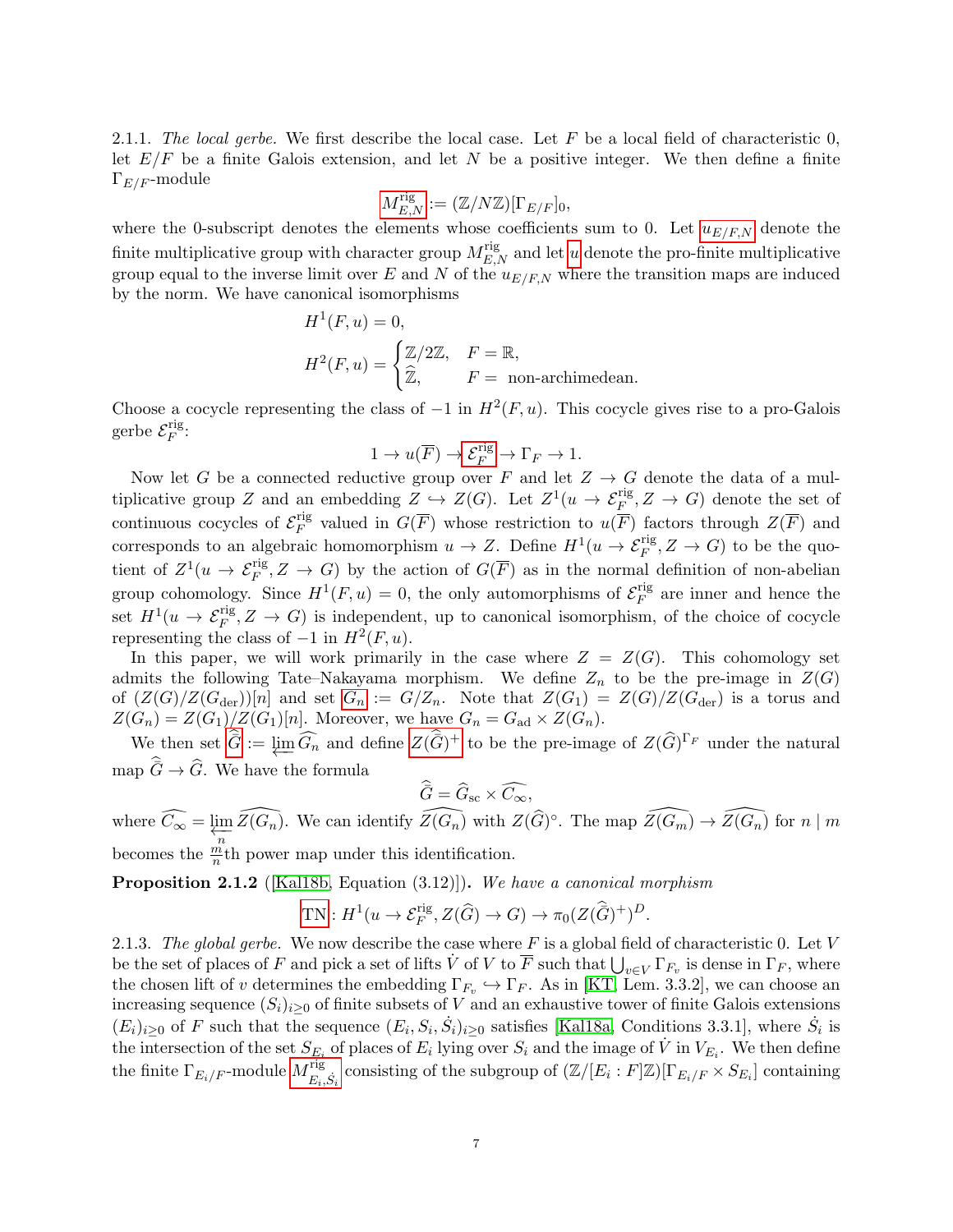2.1.1. *The local gerbe.* We first describe the local case. Let $F$ be a local field of characteristic 0, let $E/F$ be a finite Galois extension, and let $N$ be a positive integer. We then define a finite $\Gamma_{E/F}$-module

$$M^{\mathrm{rig}}_{E,N} := (\mathbb{Z}/N\mathbb{Z})[\Gamma_{E/F}]_0,$$

where the 0-subscript denotes the elements whose coefficients sum to 0. Let $u_{E/F,N}$ denote the finite multiplicative group with character group $M^{\mathrm{rig}}_{E,N}$ and let $u$ denote the pro-finite multiplicative group equal to the inverse limit over $E$ and $N$ of the $u_{E/F,N}$ where the transition maps are induced by the norm. We have canonical isomorphisms

$$H^1(F, u) = 0,$$

$$H^2(F, u) = \begin{cases} \mathbb{Z}/2\mathbb{Z}, & F = \mathbb{R}, \\ \widehat{\mathbb{Z}}, & F = \text{ non-archimedean.} \end{cases}$$

Choose a cocycle representing the class of $-1$ in $H^2(F, u)$. This cocycle gives rise to a pro-Galois gerbe $\mathcal{E}^{\mathrm{rig}}_F$:

$$1 \to u(\overline{F}) \to \mathcal{E}^{\mathrm{rig}}_F \to \Gamma_F \to 1.$$

Now let $G$ be a connected reductive group over $F$ and let $Z \to G$ denote the data of a multiplicative group $Z$ and an embedding $Z \hookrightarrow Z(G)$. Let $Z^1(u \to \mathcal{E}^{\mathrm{rig}}_F, Z \to G)$ denote the set of continuous cocycles of $\mathcal{E}^{\mathrm{rig}}_F$ valued in $G(\overline{F})$ whose restriction to $u(\overline{F})$ factors through $Z(\overline{F})$ and corresponds to an algebraic homomorphism $u \to Z$. Define $H^1(u \to \mathcal{E}^{\mathrm{rig}}_F, Z \to G)$ to be the quotient of $Z^1(u \to \mathcal{E}^{\mathrm{rig}}_F, Z \to G)$ by the action of $G(\overline{F})$ as in the normal definition of non-abelian group cohomology. Since $H^1(F, u) = 0$, the only automorphisms of $\mathcal{E}^{\mathrm{rig}}_F$ are inner and hence the set $H^1(u \to \mathcal{E}^{\mathrm{rig}}_F, Z \to G)$ is independent, up to canonical isomorphism, of the choice of cocycle representing the class of $-1$ in $H^2(F, u)$.

In this paper, we will work primarily in the case where $Z = Z(G)$. This cohomology set admits the following Tate–Nakayama morphism. We define $Z_n$ to be the pre-image in $Z(G)$ of $(Z(G)/Z(G_{\mathrm{der}}))[n]$ and set $G_n := G/Z_n$. Note that $Z(G_1) = Z(G)/Z(G_{\mathrm{der}})$ is a torus and $Z(G_n) = Z(G_1)/Z(G_1)[n]$. Moreover, we have $G_n = G_{\mathrm{ad}} \times Z(G_n)$.

We then set $\widehat{\overline{G}} := \varprojlim \widehat{G_n}$ and define $Z(\widehat{\overline{G}})^+$ to be the pre-image of $Z(\widehat{G})^{\Gamma_F}$ under the natural map $\widehat{\overline{G}} \to \widehat{G}$. We have the formula

$$\widehat{\overline{G}} = \widehat{G}_{\mathrm{sc}} \times \widehat{C_\infty},$$

where $\widehat{C_\infty} = \varprojlim_n \widehat{Z(G_n)}$. We can identify $\widehat{Z(G_n)}$ with $Z(\widehat{G})^\circ$. The map $\widehat{Z(G_m)} \to \widehat{Z(G_n)}$ for $n \mid m$ becomes the $\frac{m}{n}$th power map under this identification.

**Proposition 2.1.2** ([Kal18b, Equation (3.12)]). *We have a canonical morphism*

$$\mathrm{TN}\colon H^1(u \to \mathcal{E}^{\mathrm{rig}}_F, Z(\widehat{G}) \to G) \to \pi_0(Z(\widehat{\overline{G}})^+)^D.$$

2.1.3. *The global gerbe.* We now describe the case where $F$ is a global field of characteristic 0. Let $V$ be the set of places of $F$ and pick a set of lifts $\dot{V}$ of $V$ to $\overline{F}$ such that $\bigcup_{v \in V} \Gamma_{F_v}$ is dense in $\Gamma_F$, where the chosen lift of $v$ determines the embedding $\Gamma_{F_v} \hookrightarrow \Gamma_F$. As in [KT, Lem. 3.3.2], we can choose an increasing sequence $(S_i)_{i \geq 0}$ of finite subsets of $V$ and an exhaustive tower of finite Galois extensions $(E_i)_{i \geq 0}$ of $F$ such that the sequence $(E_i, S_i, \dot{S}_i)_{i \geq 0}$ satisfies [Kal18a, Conditions 3.3.1], where $\dot{S}_i$ is the intersection of the set $S_{E_i}$ of places of $E_i$ lying over $S_i$ and the image of $\dot{V}$ in $V_{E_i}$. We then define the finite $\Gamma_{E_i/F}$-module $M^{\mathrm{rig}}_{E_i, \dot{S}_i}$ consisting of the subgroup of $(\mathbb{Z}/[E_i : F]\mathbb{Z})[\Gamma_{E_i/F} \times S_{E_i}]$ containing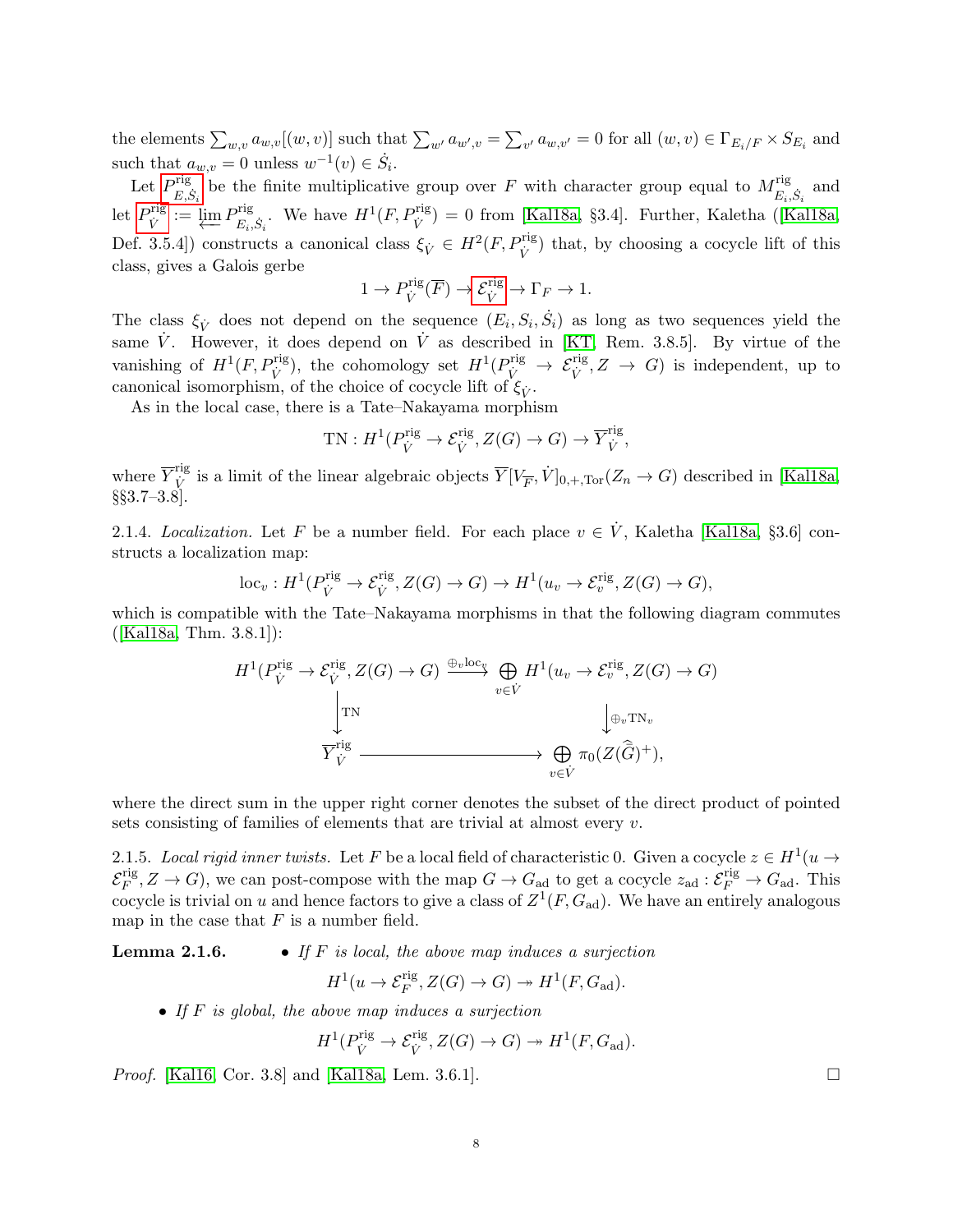the elements $\sum_{w,v} a_{w,v}[(w,v)]$ such that $\sum_{w'} a_{w',v} = \sum_{v'} a_{w,v'} = 0$ for all $(w,v) \in \Gamma_{E_i/F} \times S_{E_i}$ and such that $a_{w,v} = 0$ unless $w^{-1}(v) \in \dot{S}_i$.

Let $P^{\mathrm{rig}}_{E,\dot{S}_i}$ be the finite multiplicative group over $F$ with character group equal to $M^{\mathrm{rig}}_{E_i,\dot{S}_i}$ and let $P^{\mathrm{rig}}_{\dot{V}} := \varprojlim P^{\mathrm{rig}}_{E_i,\dot{S}_i}$. We have $H^1(F, P^{\mathrm{rig}}_{\dot{V}}) = 0$ from [Kal18a, §3.4]. Further, Kaletha ([Kal18a, Def. 3.5.4]) constructs a canonical class $\xi_{\dot{V}} \in H^2(F, P^{\mathrm{rig}}_{\dot{V}})$ that, by choosing a cocycle lift of this class, gives a Galois gerbe

$$1 \to P^{\mathrm{rig}}_{\dot{V}}(\overline{F}) \to \mathcal{E}^{\mathrm{rig}}_{\dot{V}} \to \Gamma_F \to 1.$$

The class $\xi_{\dot{V}}$ does not depend on the sequence $(E_i, S_i, \dot{S}_i)$ as long as two sequences yield the same $\dot{V}$. However, it does depend on $\dot{V}$ as described in [KT, Rem. 3.8.5]. By virtue of the vanishing of $H^1(F, P^{\mathrm{rig}}_{\dot{V}})$, the cohomology set $H^1(P^{\mathrm{rig}}_{\dot{V}} \to \mathcal{E}^{\mathrm{rig}}_{\dot{V}}, Z \to G)$ is independent, up to canonical isomorphism, of the choice of cocycle lift of $\xi_{\dot{V}}$.

As in the local case, there is a Tate–Nakayama morphism

$$\mathrm{TN} : H^1(P^{\mathrm{rig}}_{\dot{V}} \to \mathcal{E}^{\mathrm{rig}}_{\dot{V}}, Z(G) \to G) \to \overline{Y}^{\mathrm{rig}}_{\dot{V}},$$

where $\overline{Y}^{\mathrm{rig}}_{\dot{V}}$ is a limit of the linear algebraic objects $\overline{Y}[V_{\overline{F}}, \dot{V}]_{0,+,\mathrm{Tor}}(Z_n \to G)$ described in [Kal18a, §§3.7–3.8].

2.1.4. *Localization.* Let $F$ be a number field. For each place $v \in \dot{V}$, Kaletha [Kal18a, §3.6] constructs a localization map:

$$\mathrm{loc}_v : H^1(P^{\mathrm{rig}}_{\dot{V}} \to \mathcal{E}^{\mathrm{rig}}_{\dot{V}}, Z(G) \to G) \to H^1(u_v \to \mathcal{E}^{\mathrm{rig}}_v, Z(G) \to G),$$

which is compatible with the Tate–Nakayama morphisms in that the following diagram commutes ([Kal18a, Thm. 3.8.1]):

$$\begin{array}{ccc} H^1(P^{\mathrm{rig}}_{\dot{V}} \to \mathcal{E}^{\mathrm{rig}}_{\dot{V}}, Z(G) \to G) & \xrightarrow{\oplus_v \mathrm{loc}_v} & \bigoplus_{v \in \dot{V}} H^1(u_v \to \mathcal{E}^{\mathrm{rig}}_v, Z(G) \to G) \\ \downarrow{\scriptstyle \mathrm{TN}} & & \downarrow{\scriptstyle \oplus_v \mathrm{TN}_v} \\ \overline{Y}^{\mathrm{rig}}_{\dot{V}} & \longrightarrow & \bigoplus_{v \in \dot{V}} \pi_0(Z(\widehat{\overline{G}})^+), \end{array}$$

where the direct sum in the upper right corner denotes the subset of the direct product of pointed sets consisting of families of elements that are trivial at almost every $v$.

2.1.5. *Local rigid inner twists.* Let $F$ be a local field of characteristic 0. Given a cocycle $z \in H^1(u \to \mathcal{E}^{\mathrm{rig}}_F, Z \to G)$, we can post-compose with the map $G \to G_{\mathrm{ad}}$ to get a cocycle $z_{\mathrm{ad}} : \mathcal{E}^{\mathrm{rig}}_F \to G_{\mathrm{ad}}$. This cocycle is trivial on $u$ and hence factors to give a class of $Z^1(F, G_{\mathrm{ad}})$. We have an entirely analogous map in the case that $F$ is a number field.

**Lemma 2.1.6.**

- *If $F$ is local, the above map induces a surjection*
$$H^1(u \to \mathcal{E}^{\mathrm{rig}}_F, Z(G) \to G) \twoheadrightarrow H^1(F, G_{\mathrm{ad}}).$$
- *If $F$ is global, the above map induces a surjection*
$$H^1(P^{\mathrm{rig}}_{\dot{V}} \to \mathcal{E}^{\mathrm{rig}}_{\dot{V}}, Z(G) \to G) \twoheadrightarrow H^1(F, G_{\mathrm{ad}}).$$

*Proof.* [Kal16, Cor. 3.8] and [Kal18a, Lem. 3.6.1]. □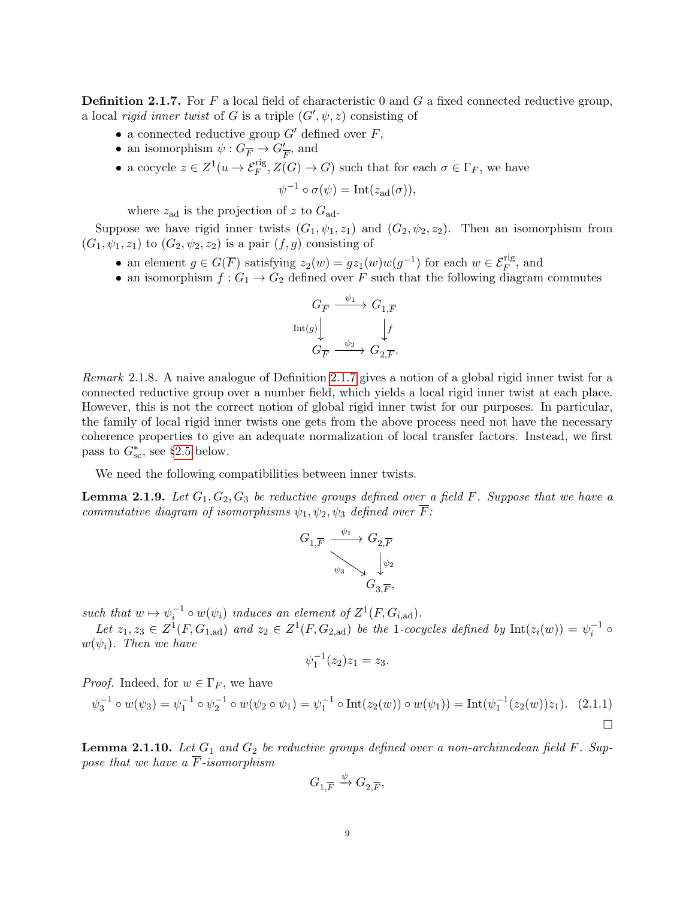**Definition 2.1.7.** For $F$ a local field of characteristic 0 and $G$ a fixed connected reductive group, a local *rigid inner twist* of $G$ is a triple $(G', \psi, z)$ consisting of

- a connected reductive group $G'$ defined over $F$,
- an isomorphism $\psi : G_{\overline{F}} \to G'_{\overline{F}}$, and
- a cocycle $z \in Z^1(u \to \mathcal{E}_F^{\text{rig}}, Z(G) \to G)$ such that for each $\sigma \in \Gamma_F$, we have
$$\psi^{-1} \circ \sigma(\psi) = \text{Int}(z_{\text{ad}}(\sigma)),$$
where $z_{\text{ad}}$ is the projection of $z$ to $G_{\text{ad}}$.

Suppose we have rigid inner twists $(G_1, \psi_1, z_1)$ and $(G_2, \psi_2, z_2)$. Then an isomorphism from $(G_1, \psi_1, z_1)$ to $(G_2, \psi_2, z_2)$ is a pair $(f, g)$ consisting of

- an element $g \in G(\overline{F})$ satisfying $z_2(w) = g z_1(w) w(g^{-1})$ for each $w \in \mathcal{E}_F^{\text{rig}}$, and
- an isomorphism $f : G_1 \to G_2$ defined over $F$ such that the following diagram commutes

$$\begin{array}{ccc} G_{\overline{F}} & \xrightarrow{\psi_1} & G_{1,\overline{F}} \\ {\scriptstyle \text{Int}(g)}\downarrow & & \downarrow{\scriptstyle f} \\ G_{\overline{F}} & \xrightarrow{\psi_2} & G_{2,\overline{F}}. \end{array}$$

*Remark* 2.1.8. A naive analogue of Definition 2.1.7 gives a notion of a global rigid inner twist for a connected reductive group over a number field, which yields a local rigid inner twist at each place. However, this is not the correct notion of global rigid inner twist for our purposes. In particular, the family of local rigid inner twists one gets from the above process need not have the necessary coherence properties to give an adequate normalization of local transfer factors. Instead, we first pass to $G^*_{\text{sc}}$, see §2.5 below.

We need the following compatibilities between inner twists.

**Lemma 2.1.9.** *Let $G_1, G_2, G_3$ be reductive groups defined over a field $F$. Suppose that we have a commutative diagram of isomorphisms $\psi_1, \psi_2, \psi_3$ defined over $\overline{F}$:*

$$\begin{array}{ccc} G_{1,\overline{F}} & \xrightarrow{\psi_1} & G_{2,\overline{F}} \\ & {\scriptstyle \psi_3}\searrow & \downarrow{\scriptstyle \psi_2} \\ & & G_{3,\overline{F}}, \end{array}$$

*such that $w \mapsto \psi_i^{-1} \circ w(\psi_i)$ induces an element of $Z^1(F, G_{i,\text{ad}})$.*

*Let $z_1, z_3 \in Z^1(F, G_{1,\text{ad}})$ and $z_2 \in Z^1(F, G_{2,\text{ad}})$ be the 1-cocycles defined by $\text{Int}(z_i(w)) = \psi_i^{-1} \circ w(\psi_i)$. Then we have*

$$\psi_1^{-1}(z_2) z_1 = z_3.$$

*Proof.* Indeed, for $w \in \Gamma_F$, we have

$$\psi_3^{-1} \circ w(\psi_3) = \psi_1^{-1} \circ \psi_2^{-1} \circ w(\psi_2 \circ \psi_1) = \psi_1^{-1} \circ \text{Int}(z_2(w)) \circ w(\psi_1)) = \text{Int}(\psi_1^{-1}(z_2(w)) z_1). \quad (2.1.1)$$

$\square$

**Lemma 2.1.10.** *Let $G_1$ and $G_2$ be reductive groups defined over a non-archimedean field $F$. Suppose that we have a $\overline{F}$-isomorphism*

$$G_{1,\overline{F}} \xrightarrow{\psi} G_{2,\overline{F}},$$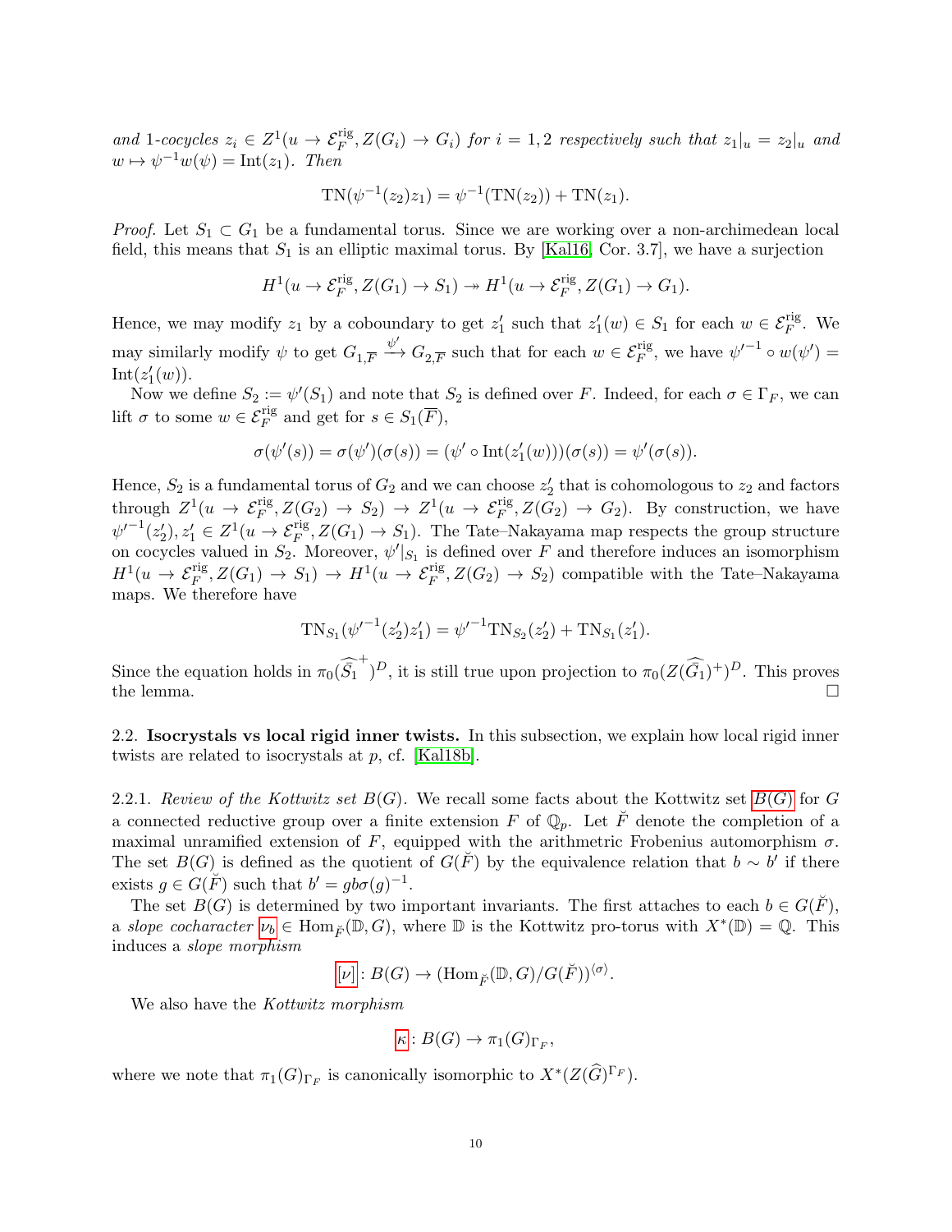*and* 1*-cocycles* $z_i \in Z^1(u \to \mathcal{E}_F^{\mathrm{rig}}, Z(G_i) \to G_i)$ *for* $i = 1, 2$ *respectively such that* $z_1|_u = z_2|_u$ *and* $w \mapsto \psi^{-1}w(\psi) = \mathrm{Int}(z_1)$*. Then*

$$\mathrm{TN}(\psi^{-1}(z_2)z_1) = \psi^{-1}(\mathrm{TN}(z_2)) + \mathrm{TN}(z_1).$$

*Proof.* Let $S_1 \subset G_1$ be a fundamental torus. Since we are working over a non-archimedean local field, this means that $S_1$ is an elliptic maximal torus. By [Kal16, Cor. 3.7], we have a surjection

$$H^1(u \to \mathcal{E}_F^{\mathrm{rig}}, Z(G_1) \to S_1) \twoheadrightarrow H^1(u \to \mathcal{E}_F^{\mathrm{rig}}, Z(G_1) \to G_1).$$

Hence, we may modify $z_1$ by a coboundary to get $z_1'$ such that $z_1'(w) \in S_1$ for each $w \in \mathcal{E}_F^{\mathrm{rig}}$. We may similarly modify $\psi$ to get $G_{1,\overline{F}} \xrightarrow{\psi'} G_{2,\overline{F}}$ such that for each $w \in \mathcal{E}_F^{\mathrm{rig}}$, we have ${\psi'}^{-1} \circ w(\psi') = \mathrm{Int}(z_1'(w))$.

Now we define $S_2 := \psi'(S_1)$ and note that $S_2$ is defined over $F$. Indeed, for each $\sigma \in \Gamma_F$, we can lift $\sigma$ to some $w \in \mathcal{E}_F^{\mathrm{rig}}$ and get for $s \in S_1(\overline{F})$,

$$\sigma(\psi'(s)) = \sigma(\psi')(\sigma(s)) = (\psi' \circ \mathrm{Int}(z_1'(w)))(\sigma(s)) = \psi'(\sigma(s)).$$

Hence, $S_2$ is a fundamental torus of $G_2$ and we can choose $z_2'$ that is cohomologous to $z_2$ and factors through $Z^1(u \to \mathcal{E}_F^{\mathrm{rig}}, Z(G_2) \to S_2) \to Z^1(u \to \mathcal{E}_F^{\mathrm{rig}}, Z(G_2) \to G_2)$. By construction, we have ${\psi'}^{-1}(z_2'), z_1' \in Z^1(u \to \mathcal{E}_F^{\mathrm{rig}}, Z(G_1) \to S_1)$. The Tate–Nakayama map respects the group structure on cocycles valued in $S_2$. Moreover, $\psi'|_{S_1}$ is defined over $F$ and therefore induces an isomorphism $H^1(u \to \mathcal{E}_F^{\mathrm{rig}}, Z(G_1) \to S_1) \to H^1(u \to \mathcal{E}_F^{\mathrm{rig}}, Z(G_2) \to S_2)$ compatible with the Tate–Nakayama maps. We therefore have

$$\mathrm{TN}_{S_1}({\psi'}^{-1}(z_2')z_1') = {\psi'}^{-1}\mathrm{TN}_{S_2}(z_2') + \mathrm{TN}_{S_1}(z_1').$$

Since the equation holds in $\pi_0(\widehat{\bar{S}_1}^{+})^D$, it is still true upon projection to $\pi_0(Z(\widehat{\bar{G}_1})^+)^D$. This proves the lemma. $\square$

**2.2. Isocrystals vs local rigid inner twists.** In this subsection, we explain how local rigid inner twists are related to isocrystals at $p$, cf. [Kal18b].

2.2.1. *Review of the Kottwitz set* $B(G)$. We recall some facts about the Kottwitz set $B(G)$ for $G$ a connected reductive group over a finite extension $F$ of $\mathbb{Q}_p$. Let $\breve{F}$ denote the completion of a maximal unramified extension of $F$, equipped with the arithmetric Frobenius automorphism $\sigma$. The set $B(G)$ is defined as the quotient of $G(\breve{F})$ by the equivalence relation that $b \sim b'$ if there exists $g \in G(\breve{F})$ such that $b' = gb\sigma(g)^{-1}$.

The set $B(G)$ is determined by two important invariants. The first attaches to each $b \in G(\breve{F})$, a *slope cocharacter* $\nu_b \in \mathrm{Hom}_{\breve{F}}(\mathbb{D}, G)$, where $\mathbb{D}$ is the Kottwitz pro-torus with $X^*(\mathbb{D}) = \mathbb{Q}$. This induces a *slope morphism*

$$[\nu]: B(G) \to (\mathrm{Hom}_{\breve{F}}(\mathbb{D}, G)/G(\breve{F}))^{\langle \sigma \rangle}.$$

We also have the *Kottwitz morphism*

$$\kappa: B(G) \to \pi_1(G)_{\Gamma_F},$$

where we note that $\pi_1(G)_{\Gamma_F}$ is canonically isomorphic to $X^*(Z(\widehat{G})^{\Gamma_F})$.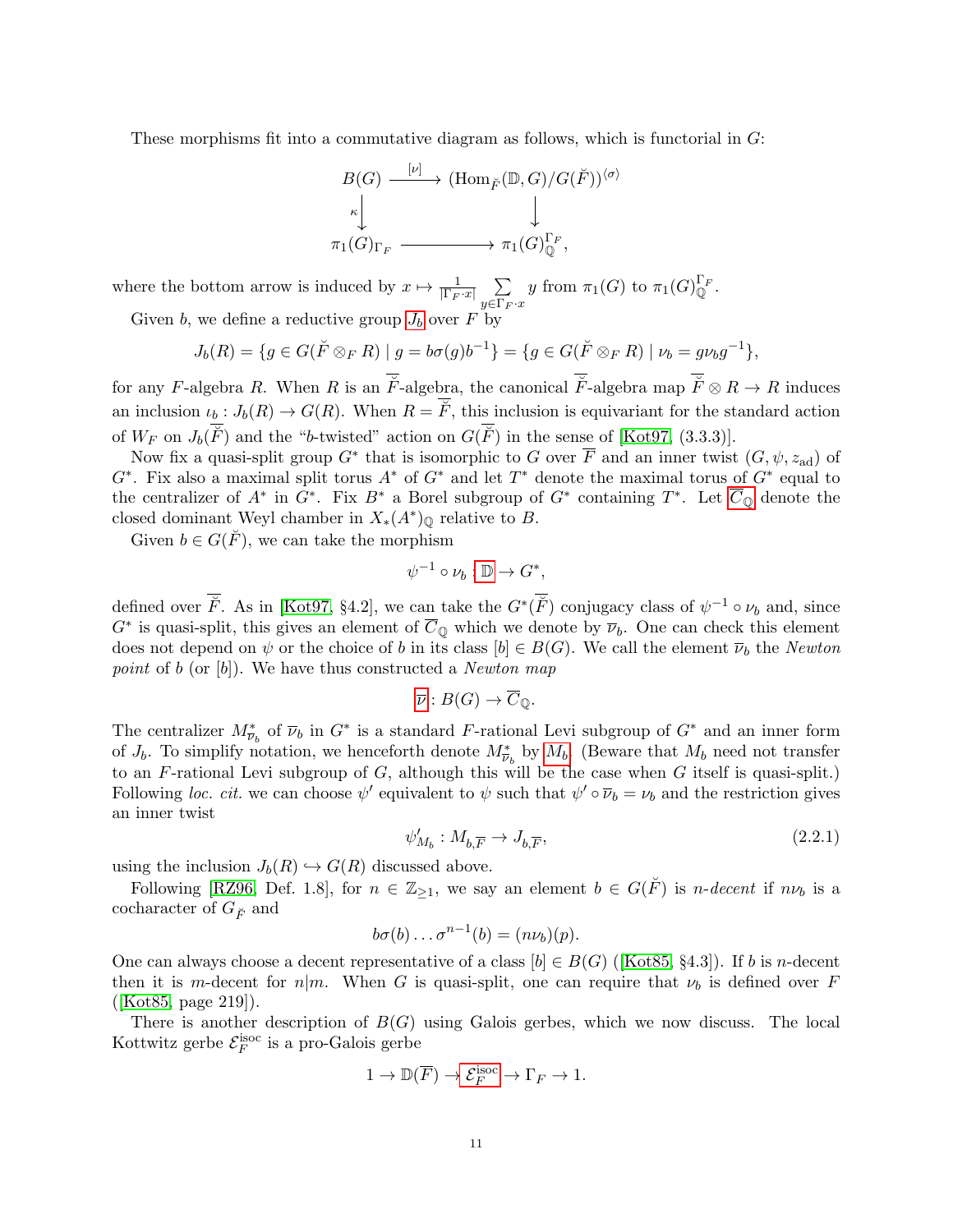These morphisms fit into a commutative diagram as follows, which is functorial in $G$:

$$\begin{array}{ccc} B(G) & \xrightarrow{[\nu]} & (\mathrm{Hom}_{\breve{F}}(\mathbb{D}, G)/G(\breve{F}))^{\langle\sigma\rangle} \\ {\scriptstyle\kappa}\downarrow & & \downarrow \\ \pi_1(G)_{\Gamma_F} & \longrightarrow & \pi_1(G)_{\mathbb{Q}}^{\Gamma_F}, \end{array}$$

where the bottom arrow is induced by $x \mapsto \frac{1}{|\Gamma_F \cdot x|} \sum_{y \in \Gamma_F \cdot x} y$ from $\pi_1(G)$ to $\pi_1(G)_{\mathbb{Q}}^{\Gamma_F}$.

Given $b$, we define a reductive group $J_b$ over $F$ by

$$J_b(R) = \{g \in G(\breve{F} \otimes_F R) \mid g = b\sigma(g)b^{-1}\} = \{g \in G(\breve{F} \otimes_F R) \mid \nu_b = g\nu_b g^{-1}\},$$

for any $F$-algebra $R$. When $R$ is an $\overline{\breve{F}}$-algebra, the canonical $\overline{\breve{F}}$-algebra map $\overline{\breve{F}} \otimes R \to R$ induces an inclusion $\iota_b : J_b(R) \to G(R)$. When $R = \overline{\breve{F}}$, this inclusion is equivariant for the standard action of $W_F$ on $J_b(\overline{\breve{F}})$ and the "$b$-twisted" action on $G(\overline{\breve{F}})$ in the sense of [Kot97, (3.3.3)].

Now fix a quasi-split group $G^*$ that is isomorphic to $G$ over $\overline{F}$ and an inner twist $(G, \psi, z_{\mathrm{ad}})$ of $G^*$. Fix also a maximal split torus $A^*$ of $G^*$ and let $T^*$ denote the maximal torus of $G^*$ equal to the centralizer of $A^*$ in $G^*$. Fix $B^*$ a Borel subgroup of $G^*$ containing $T^*$. Let $\overline{C}_{\mathbb{Q}}$ denote the closed dominant Weyl chamber in $X_*(A^*)_{\mathbb{Q}}$ relative to $B$.

Given $b \in G(\breve{F})$, we can take the morphism

$$\psi^{-1} \circ \nu_b : \mathbb{D} \to G^*,$$

defined over $\overline{\breve{F}}$. As in [Kot97, §4.2], we can take the $G^*(\overline{\breve{F}})$ conjugacy class of $\psi^{-1} \circ \nu_b$ and, since $G^*$ is quasi-split, this gives an element of $\overline{C}_{\mathbb{Q}}$ which we denote by $\overline{\nu}_b$. One can check this element does not depend on $\psi$ or the choice of $b$ in its class $[b] \in B(G)$. We call the element $\overline{\nu}_b$ the *Newton point* of $b$ (or $[b]$). We have thus constructed a *Newton map*

$$\overline{\nu} : B(G) \to \overline{C}_{\mathbb{Q}}.$$

The centralizer $M^*_{\overline{\nu}_b}$ of $\overline{\nu}_b$ in $G^*$ is a standard $F$-rational Levi subgroup of $G^*$ and an inner form of $J_b$. To simplify notation, we henceforth denote $M^*_{\overline{\nu}_b}$ by $M_b$. (Beware that $M_b$ need not transfer to an $F$-rational Levi subgroup of $G$, although this will be the case when $G$ itself is quasi-split.) Following *loc. cit.* we can choose $\psi'$ equivalent to $\psi$ such that $\psi' \circ \overline{\nu}_b = \nu_b$ and the restriction gives an inner twist

$$\psi'_{M_b} : M_{b,\overline{F}} \to J_{b,\overline{F}}, \tag{2.2.1}$$

using the inclusion $J_b(R) \hookrightarrow G(R)$ discussed above.

Following [RZ96, Def. 1.8], for $n \in \mathbb{Z}_{\geq 1}$, we say an element $b \in G(\breve{F})$ is *$n$-decent* if $n\nu_b$ is a cocharacter of $G_{\breve{F}}$ and

$$b\sigma(b) \ldots \sigma^{n-1}(b) = (n\nu_b)(p).$$

One can always choose a decent representative of a class $[b] \in B(G)$ ([Kot85, §4.3]). If $b$ is $n$-decent then it is $m$-decent for $n|m$. When $G$ is quasi-split, one can require that $\nu_b$ is defined over $F$ ([Kot85, page 219]).

There is another description of $B(G)$ using Galois gerbes, which we now discuss. The local Kottwitz gerbe $\mathcal{E}_F^{\mathrm{isoc}}$ is a pro-Galois gerbe

$$1 \to \mathbb{D}(\overline{F}) \to \mathcal{E}_F^{\mathrm{isoc}} \to \Gamma_F \to 1.$$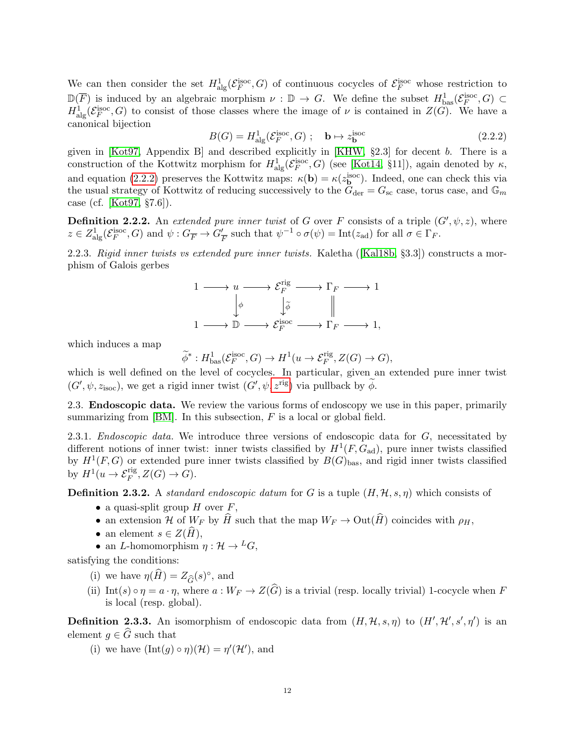We can then consider the set $H^1_{\mathrm{alg}}(\mathcal{E}^{\mathrm{isoc}}_F, G)$ of continuous cocycles of $\mathcal{E}^{\mathrm{isoc}}_F$ whose restriction to $\mathbb{D}(\overline{F})$ is induced by an algebraic morphism $\nu : \mathbb{D} \to G$. We define the subset $H^1_{\mathrm{bas}}(\mathcal{E}^{\mathrm{isoc}}_F, G) \subset H^1_{\mathrm{alg}}(\mathcal{E}^{\mathrm{isoc}}_F, G)$ to consist of those classes where the image of $\nu$ is contained in $Z(G)$. We have a canonical bijection

$$B(G) = H^1_{\mathrm{alg}}(\mathcal{E}^{\mathrm{isoc}}_F, G)\ ; \quad \mathbf{b} \mapsto z^{\mathrm{isoc}}_{\mathbf{b}} \tag{2.2.2}$$

given in [Kot97, Appendix B] and described explicitly in [KHW, §2.3] for decent $b$. There is a construction of the Kottwitz morphism for $H^1_{\mathrm{alg}}(\mathcal{E}^{\mathrm{isoc}}_F, G)$ (see [Kot14, §11]), again denoted by $\kappa$, and equation (2.2.2) preserves the Kottwitz maps: $\kappa(\mathbf{b}) = \kappa(z^{\mathrm{isoc}}_{\mathbf{b}})$. Indeed, one can check this via the usual strategy of Kottwitz of reducing successively to the $G_{\mathrm{der}} = G_{\mathrm{sc}}$ case, torus case, and $\mathbb{G}_m$ case (cf. [Kot97, §7.6]).

**Definition 2.2.2.** An *extended pure inner twist* of $G$ over $F$ consists of a triple $(G', \psi, z)$, where $z \in Z^1_{\mathrm{alg}}(\mathcal{E}^{\mathrm{isoc}}_F, G)$ and $\psi : G_{\overline{F}} \to G'_{\overline{F}}$ such that $\psi^{-1} \circ \sigma(\psi) = \mathrm{Int}(z_{\mathrm{ad}})$ for all $\sigma \in \Gamma_F$.

2.2.3. *Rigid inner twists vs extended pure inner twists.* Kaletha ([Kal18b, §3.3]) constructs a morphism of Galois gerbes

$$\begin{array}{ccccccccc}
1 & \longrightarrow & u & \longrightarrow & \mathcal{E}^{\mathrm{rig}}_F & \longrightarrow & \Gamma_F & \longrightarrow & 1 \\
 & & \downarrow{\scriptstyle \phi} & & \downarrow{\scriptstyle \widetilde{\phi}} & & \| & & \\
1 & \longrightarrow & \mathbb{D} & \longrightarrow & \mathcal{E}^{\mathrm{isoc}}_F & \longrightarrow & \Gamma_F & \longrightarrow & 1,
\end{array}$$

which induces a map

$$\widetilde{\phi}^* : H^1_{\mathrm{bas}}(\mathcal{E}^{\mathrm{isoc}}_F, G) \to H^1(u \to \mathcal{E}^{\mathrm{rig}}_F, Z(G) \to G),$$

which is well defined on the level of cocycles. In particular, given an extended pure inner twist $(G', \psi, z_{\mathrm{isoc}})$, we get a rigid inner twist $(G', \psi, z^{\mathrm{rig}})$ via pullback by $\widetilde{\phi}$.

## 2.3. Endoscopic data.

We review the various forms of endoscopy we use in this paper, primarily summarizing from [BM]. In this subsection, $F$ is a local or global field.

2.3.1. *Endoscopic data.* We introduce three versions of endoscopic data for $G$, necessitated by different notions of inner twist: inner twists classified by $H^1(F, G_{\mathrm{ad}})$, pure inner twists classified by $H^1(F, G)$ or extended pure inner twists classified by $B(G)_{\mathrm{bas}}$, and rigid inner twists classified by $H^1(u \to \mathcal{E}^{\mathrm{rig}}_F, Z(G) \to G)$.

**Definition 2.3.2.** A *standard endoscopic datum* for $G$ is a tuple $(H, \mathcal{H}, s, \eta)$ which consists of

- a quasi-split group $H$ over $F$,
- an extension $\mathcal{H}$ of $W_F$ by $\widehat{H}$ such that the map $W_F \to \mathrm{Out}(\widehat{H})$ coincides with $\rho_H$,
- an element $s \in Z(\widehat{H})$,
- an $L$-homomorphism $\eta : \mathcal{H} \to {}^L G$,

satisfying the conditions:

(i) we have $\eta(\widehat{H}) = Z_{\widehat{G}}(s)^\circ$, and

(ii) $\mathrm{Int}(s) \circ \eta = a \cdot \eta$, where $a : W_F \to Z(\widehat{G})$ is a trivial (resp. locally trivial) 1-cocycle when $F$ is local (resp. global).

**Definition 2.3.3.** An isomorphism of endoscopic data from $(H, \mathcal{H}, s, \eta)$ to $(H', \mathcal{H}', s', \eta')$ is an element $g \in \widehat{G}$ such that

(i) we have $(\mathrm{Int}(g) \circ \eta)(\mathcal{H}) = \eta'(\mathcal{H}')$, and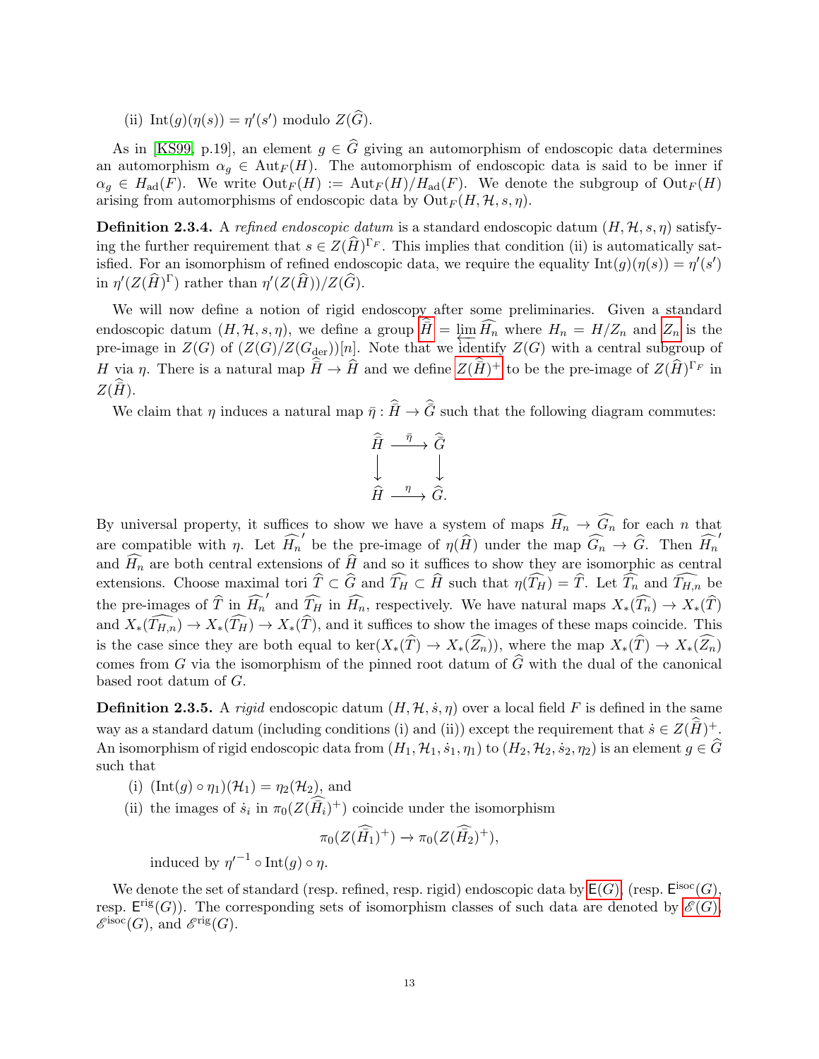(ii) $\mathrm{Int}(g)(\eta(s)) = \eta'(s')$ modulo $Z(\widehat{G})$.

As in [KS99, p.19], an element $g \in \widehat{G}$ giving an automorphism of endoscopic data determines an automorphism $\alpha_g \in \mathrm{Aut}_F(H)$. The automorphism of endoscopic data is said to be inner if $\alpha_g \in H_{\mathrm{ad}}(F)$. We write $\mathrm{Out}_F(H) := \mathrm{Aut}_F(H)/H_{\mathrm{ad}}(F)$. We denote the subgroup of $\mathrm{Out}_F(H)$ arising from automorphisms of endoscopic data by $\mathrm{Out}_F(H, \mathcal{H}, s, \eta)$.

**Definition 2.3.4.** A *refined endoscopic datum* is a standard endoscopic datum $(H, \mathcal{H}, s, \eta)$ satisfying the further requirement that $s \in Z(\widehat{H})^{\Gamma_F}$. This implies that condition (ii) is automatically satisfied. For an isomorphism of refined endoscopic data, we require the equality $\mathrm{Int}(g)(\eta(s)) = \eta'(s')$ in $\eta'(Z(\widehat{H})^{\Gamma})$ rather than $\eta'(Z(\widehat{H}))/Z(\widehat{G})$.

We will now define a notion of rigid endoscopy after some preliminaries. Given a standard endoscopic datum $(H, \mathcal{H}, s, \eta)$, we define a group $\widehat{\widehat{H}} = \varprojlim \widehat{H_n}$ where $H_n = H/Z_n$ and $Z_n$ is the pre-image in $Z(G)$ of $(Z(G)/Z(G_{\mathrm{der}}))[n]$. Note that we identify $Z(G)$ with a central subgroup of $H$ via $\eta$. There is a natural map $\widehat{\widehat{H}} \to \widehat{H}$ and we define $Z(\widehat{\widehat{H}})^+$ to be the pre-image of $Z(\widehat{H})^{\Gamma_F}$ in $Z(\widehat{\widehat{H}})$.

We claim that $\eta$ induces a natural map $\bar{\eta} : \widehat{\widehat{H}} \to \widehat{\widehat{G}}$ such that the following diagram commutes:

$$\begin{array}{ccc} \widehat{\widehat{H}} & \xrightarrow{\bar{\eta}} & \widehat{\widehat{G}} \\ \downarrow & & \downarrow \\ \widehat{H} & \xrightarrow{\eta} & \widehat{G}. \end{array}$$

By universal property, it suffices to show we have a system of maps $\widehat{H_n} \to \widehat{G_n}$ for each $n$ that are compatible with $\eta$. Let $\widehat{H_n}'$ be the pre-image of $\eta(\widehat{H})$ under the map $\widehat{G_n} \to \widehat{G}$. Then $\widehat{H_n}'$ and $\widehat{H_n}$ are both central extensions of $\widehat{H}$ and so it suffices to show they are isomorphic as central extensions. Choose maximal tori $\widehat{T} \subset \widehat{G}$ and $\widehat{T_H} \subset \widehat{H}$ such that $\eta(\widehat{T_H}) = \widehat{T}$. Let $\widehat{T_n}$ and $\widehat{T_{H,n}}$ be the pre-images of $\widehat{T}$ in $\widehat{H_n}'$ and $\widehat{T_H}$ in $\widehat{H_n}$, respectively. We have natural maps $X_*(\widehat{T_n}) \to X_*(\widehat{T})$ and $X_*(\widehat{T_{H,n}}) \to X_*(\widehat{T_H}) \to X_*(\widehat{T})$, and it suffices to show the images of these maps coincide. This is the case since they are both equal to $\ker(X_*(\widehat{T}) \to X_*(\widehat{Z_n}))$, where the map $X_*(\widehat{T}) \to X_*(\widehat{Z_n})$ comes from $G$ via the isomorphism of the pinned root datum of $\widehat{G}$ with the dual of the canonical based root datum of $G$.

**Definition 2.3.5.** A *rigid* endoscopic datum $(H, \mathcal{H}, \dot{s}, \eta)$ over a local field $F$ is defined in the same way as a standard datum (including conditions (i) and (ii)) except the requirement that $\dot{s} \in Z(\widehat{\widehat{H}})^+$. An isomorphism of rigid endoscopic data from $(H_1, \mathcal{H}_1, \dot{s}_1, \eta_1)$ to $(H_2, \mathcal{H}_2, \dot{s}_2, \eta_2)$ is an element $g \in \widehat{G}$ such that

(i) $(\mathrm{Int}(g) \circ \eta_1)(\mathcal{H}_1) = \eta_2(\mathcal{H}_2)$, and

(ii) the images of $\dot{s}_i$ in $\pi_0(Z(\widehat{\widehat{H_i}})^+)$ coincide under the isomorphism

$$\pi_0(Z(\widehat{\widehat{H_1}})^+) \to \pi_0(Z(\widehat{\widehat{H_2}})^+),$$

induced by ${\eta'}^{-1} \circ \mathrm{Int}(g) \circ \eta$.

We denote the set of standard (resp. refined, resp. rigid) endoscopic data by $\mathsf{E}(G)$, (resp. $\mathsf{E}^{\mathrm{isoc}}(G)$, resp. $\mathsf{E}^{\mathrm{rig}}(G)$). The corresponding sets of isomorphism classes of such data are denoted by $\mathscr{E}(G)$, $\mathscr{E}^{\mathrm{isoc}}(G)$, and $\mathscr{E}^{\mathrm{rig}}(G)$.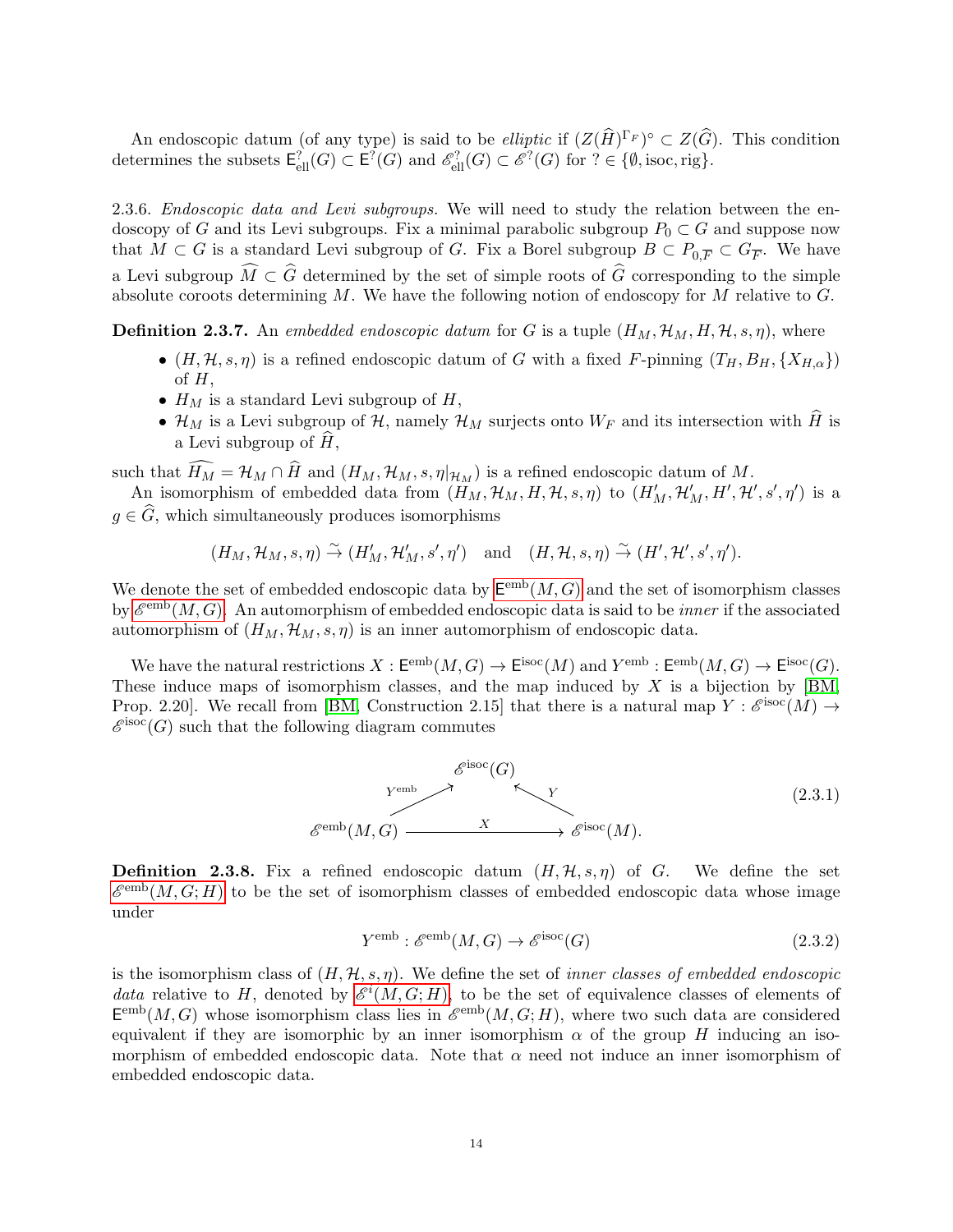An endoscopic datum (of any type) is said to be *elliptic* if $(Z(\widehat{H})^{\Gamma_F})^\circ \subset Z(\widehat{G})$. This condition determines the subsets $\mathsf{E}^?_{\mathrm{ell}}(G) \subset \mathsf{E}^?(G)$ and $\mathscr{E}^?_{\mathrm{ell}}(G) \subset \mathscr{E}^?(G)$ for $? \in \{\emptyset, \mathrm{isoc}, \mathrm{rig}\}$.

2.3.6. *Endoscopic data and Levi subgroups.* We will need to study the relation between the endoscopy of $G$ and its Levi subgroups. Fix a minimal parabolic subgroup $P_0 \subset G$ and suppose now that $M \subset G$ is a standard Levi subgroup of $G$. Fix a Borel subgroup $B \subset P_{0,\overline{F}} \subset G_{\overline{F}}$. We have a Levi subgroup $\widehat{M} \subset \widehat{G}$ determined by the set of simple roots of $\widehat{G}$ corresponding to the simple absolute coroots determining $M$. We have the following notion of endoscopy for $M$ relative to $G$.

**Definition 2.3.7.** An *embedded endoscopic datum* for $G$ is a tuple $(H_M, \mathcal{H}_M, H, \mathcal{H}, s, \eta)$, where

- $(H, \mathcal{H}, s, \eta)$ is a refined endoscopic datum of $G$ with a fixed $F$-pinning $(T_H, B_H, \{X_{H,\alpha}\})$ of $H$,
- $H_M$ is a standard Levi subgroup of $H$,
- $\mathcal{H}_M$ is a Levi subgroup of $\mathcal{H}$, namely $\mathcal{H}_M$ surjects onto $W_F$ and its intersection with $\widehat{H}$ is a Levi subgroup of $\widehat{H}$,

such that $\widehat{H_M} = \mathcal{H}_M \cap \widehat{H}$ and $(H_M, \mathcal{H}_M, s, \eta|_{\mathcal{H}_M})$ is a refined endoscopic datum of $M$.

An isomorphism of embedded data from $(H_M, \mathcal{H}_M, H, \mathcal{H}, s, \eta)$ to $(H'_M, \mathcal{H}'_M, H', \mathcal{H}', s', \eta')$ is a $g \in \widehat{G}$, which simultaneously produces isomorphisms

$$(H_M, \mathcal{H}_M, s, \eta) \xrightarrow{\sim} (H'_M, \mathcal{H}'_M, s', \eta') \quad \text{and} \quad (H, \mathcal{H}, s, \eta) \xrightarrow{\sim} (H', \mathcal{H}', s', \eta').$$

We denote the set of embedded endoscopic data by $\mathsf{E}^{\mathrm{emb}}(M,G)$ and the set of isomorphism classes by $\mathscr{E}^{\mathrm{emb}}(M,G)$. An automorphism of embedded endoscopic data is said to be *inner* if the associated automorphism of $(H_M, \mathcal{H}_M, s, \eta)$ is an inner automorphism of endoscopic data.

We have the natural restrictions $X : \mathsf{E}^{\mathrm{emb}}(M,G) \to \mathsf{E}^{\mathrm{isoc}}(M)$ and $Y^{\mathrm{emb}} : \mathsf{E}^{\mathrm{emb}}(M,G) \to \mathsf{E}^{\mathrm{isoc}}(G)$. These induce maps of isomorphism classes, and the map induced by $X$ is a bijection by [BM, Prop. 2.20]. We recall from [BM, Construction 2.15] that there is a natural map $Y : \mathscr{E}^{\mathrm{isoc}}(M) \to \mathscr{E}^{\mathrm{isoc}}(G)$ such that the following diagram commutes

$$\begin{array}{ccccc} & & \mathscr{E}^{\mathrm{isoc}}(G) & & \\ & \overset{Y^{\mathrm{emb}}}{\nearrow} & & \overset{Y}{\nwarrow} & \\ \mathscr{E}^{\mathrm{emb}}(M,G) & & \xrightarrow{\quad X \quad} & & \mathscr{E}^{\mathrm{isoc}}(M). \end{array} \tag{2.3.1}$$

**Definition 2.3.8.** Fix a refined endoscopic datum $(H, \mathcal{H}, s, \eta)$ of $G$. We define the set $\mathscr{E}^{\mathrm{emb}}(M,G;H)$ to be the set of isomorphism classes of embedded endoscopic data whose image under

$$Y^{\mathrm{emb}} : \mathscr{E}^{\mathrm{emb}}(M,G) \to \mathscr{E}^{\mathrm{isoc}}(G) \tag{2.3.2}$$

is the isomorphism class of $(H, \mathcal{H}, s, \eta)$. We define the set of *inner classes of embedded endoscopic data* relative to $H$, denoted by $\mathscr{E}^{i}(M,G;H)$, to be the set of equivalence classes of elements of $\mathsf{E}^{\mathrm{emb}}(M,G)$ whose isomorphism class lies in $\mathscr{E}^{\mathrm{emb}}(M,G;H)$, where two such data are considered equivalent if they are isomorphic by an inner isomorphism $\alpha$ of the group $H$ inducing an isomorphism of embedded endoscopic data. Note that $\alpha$ need not induce an inner isomorphism of embedded endoscopic data.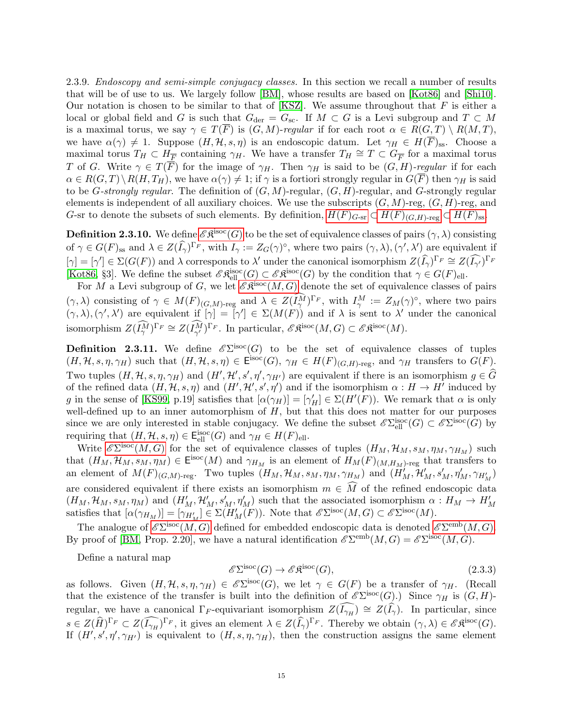2.3.9. *Endoscopy and semi-simple conjugacy classes.* In this section we recall a number of results that will be of use to us. We largely follow [BM], whose results are based on [Kot86] and [Shi10]. Our notation is chosen to be similar to that of [KSZ]. We assume throughout that $F$ is either a local or global field and $G$ is such that $G_{\mathrm{der}} = G_{\mathrm{sc}}$. If $M \subset G$ is a Levi subgroup and $T \subset M$ is a maximal torus, we say $\gamma \in T(\overline{F})$ is *$(G, M)$-regular* if for each root $\alpha \in R(G,T) \setminus R(M,T)$, we have $\alpha(\gamma) \neq 1$. Suppose $(H, \mathcal{H}, s, \eta)$ is an endoscopic datum. Let $\gamma_H \in H(\overline{F})_{\mathrm{ss}}$. Choose a maximal torus $T_H \subset H_{\overline{F}}$ containing $\gamma_H$. We have a transfer $T_H \cong T \subset G_{\overline{F}}$ for a maximal torus $T$ of $G$. Write $\gamma \in T(\overline{F})$ for the image of $\gamma_H$. Then $\gamma_H$ is said to be *$(G,H)$-regular* if for each $\alpha \in R(G,T) \setminus R(H, T_H)$, we have $\alpha(\gamma) \neq 1$; if $\gamma$ is a fortiori strongly regular in $G(\overline{F})$ then $\gamma_H$ is said to be *$G$-strongly regular*. The definition of $(G,M)$-regular, $(G,H)$-regular, and $G$-strongly regular elements is independent of all auxiliary choices. We use the subscripts $(G,M)$-reg, $(G,H)$-reg, and $G$-sr to denote the subsets of such elements. By definition, $H(F)_{G\text{-sr}} \subset H(F)_{(G,H)\text{-reg}} \subset H(F)_{\mathrm{ss}}$.

**Definition 2.3.10.** We define $\mathscr{E}\mathfrak{K}^{\mathrm{isoc}}(G)$ to be the set of equivalence classes of pairs $(\gamma, \lambda)$ consisting of $\gamma \in G(F)_{\mathrm{ss}}$ and $\lambda \in Z(\widehat{I}_\gamma)^{\Gamma_F}$, with $I_\gamma := Z_G(\gamma)^\circ$, where two pairs $(\gamma,\lambda), (\gamma',\lambda')$ are equivalent if $[\gamma] = [\gamma'] \in \Sigma(G(F))$ and $\lambda$ corresponds to $\lambda'$ under the canonical isomorphism $Z(\widehat{I}_\gamma)^{\Gamma_F} \cong Z(\widehat{I_{\gamma'}})^{\Gamma_F}$ [Kot86, §3]. We define the subset $\mathscr{E}\mathfrak{K}^{\mathrm{isoc}}_{\mathrm{ell}}(G) \subset \mathscr{E}\mathfrak{K}^{\mathrm{isoc}}(G)$ by the condition that $\gamma \in G(F)_{\mathrm{ell}}$.

For $M$ a Levi subgroup of $G$, we let $\mathscr{E}\mathfrak{K}^{\mathrm{isoc}}(M,G)$ denote the set of equivalence classes of pairs $(\gamma, \lambda)$ consisting of $\gamma \in M(F)_{(G,M)\text{-reg}}$ and $\lambda \in Z(\widehat{I^M_\gamma})^{\Gamma_F}$, with $I^M_\gamma := Z_M(\gamma)^\circ$, where two pairs $(\gamma,\lambda), (\gamma',\lambda')$ are equivalent if $[\gamma] = [\gamma'] \in \Sigma(M(F))$ and if $\lambda$ is sent to $\lambda'$ under the canonical isomorphism $Z(\widehat{I^M_\gamma})^{\Gamma_F} \cong Z(\widehat{I^M_{\gamma'}})^{\Gamma_F}$. In particular, $\mathscr{E}\mathfrak{K}^{\mathrm{isoc}}(M,G) \subset \mathscr{E}\mathfrak{K}^{\mathrm{isoc}}(M)$.

**Definition 2.3.11.** We define $\mathscr{E}\Sigma^{\mathrm{isoc}}(G)$ to be the set of equivalence classes of tuples $(H, \mathcal{H}, s, \eta, \gamma_H)$ such that $(H,\mathcal{H},s,\eta) \in \mathsf{E}^{\mathrm{isoc}}(G)$, $\gamma_H \in H(F)_{(G,H)\text{-reg}}$, and $\gamma_H$ transfers to $G(F)$. Two tuples $(H,\mathcal{H},s,\eta,\gamma_H)$ and $(H',\mathcal{H}',s',\eta',\gamma_{H'})$ are equivalent if there is an isomorphism $g \in \widehat{G}$ of the refined data $(H,\mathcal{H},s,\eta)$ and $(H',\mathcal{H}',s',\eta')$ and if the isomorphism $\alpha : H \to H'$ induced by $g$ in the sense of [KS99, p.19] satisfies that $[\alpha(\gamma_H)] = [\gamma'_H] \in \Sigma(H'(F))$. We remark that $\alpha$ is only well-defined up to an inner automorphism of $H$, but that this does not matter for our purposes since we are only interested in stable conjugacy. We define the subset $\mathscr{E}\Sigma^{\mathrm{isoc}}_{\mathrm{ell}}(G) \subset \mathscr{E}\Sigma^{\mathrm{isoc}}(G)$ by requiring that $(H,\mathcal{H},s,\eta) \in \mathsf{E}^{\mathrm{isoc}}_{\mathrm{ell}}(G)$ and $\gamma_H \in H(F)_{\mathrm{ell}}$.

Write $\mathscr{E}\Sigma^{\mathrm{isoc}}(M,G)$ for the set of equivalence classes of tuples $(H_M, \mathcal{H}_M, s_M, \eta_M, \gamma_{H_M})$ such that $(H_M,\mathcal{H}_M,s_M,\eta_M) \in \mathsf{E}^{\mathrm{isoc}}(M)$ and $\gamma_{H_M}$ is an element of $H_M(F)_{(M,H_M)\text{-reg}}$ that transfers to an element of $M(F)_{(G,M)\text{-reg}}$. Two tuples $(H_M,\mathcal{H}_M,s_M,\eta_M,\gamma_{H_M})$ and $(H'_M,\mathcal{H}'_M,s'_M,\eta'_M,\gamma_{H'_M})$ are considered equivalent if there exists an isomorphism $m \in \widehat{M}$ of the refined endoscopic data $(H_M,\mathcal{H}_M,s_M,\eta_M)$ and $(H'_M,\mathcal{H}'_M,s'_M,\eta'_M)$ such that the associated isomorphism $\alpha : H_M \to H'_M$ satisfies that $[\alpha(\gamma_{H_M})] = [\gamma_{H'_M}] \in \Sigma(H'_M(F))$. Note that $\mathscr{E}\Sigma^{\mathrm{isoc}}(M,G) \subset \mathscr{E}\Sigma^{\mathrm{isoc}}(M)$.

The analogue of $\mathscr{E}\Sigma^{\mathrm{isoc}}(M,G)$ defined for embedded endoscopic data is denoted $\mathscr{E}\Sigma^{\mathrm{emb}}(M,G)$. By proof of [BM, Prop. 2.20], we have a natural identification $\mathscr{E}\Sigma^{\mathrm{emb}}(M,G) = \mathscr{E}\Sigma^{\mathrm{isoc}}(M,G)$.

Define a natural map

$$\mathscr{E}\Sigma^{\mathrm{isoc}}(G) \to \mathscr{E}\mathfrak{K}^{\mathrm{isoc}}(G), \tag{2.3.3}$$

as follows. Given $(H,\mathcal{H},s,\eta,\gamma_H) \in \mathscr{E}\Sigma^{\mathrm{isoc}}(G)$, we let $\gamma \in G(F)$ be a transfer of $\gamma_H$. (Recall that the existence of the transfer is built into the definition of $\mathscr{E}\Sigma^{\mathrm{isoc}}(G)$.) Since $\gamma_H$ is $(G,H)$-regular, we have a canonical $\Gamma_F$-equivariant isomorphism $Z(\widehat{I_{\gamma_H}}) \cong Z(\widehat{I}_\gamma)$. In particular, since $s \in Z(\widehat{H})^{\Gamma_F} \subset Z(\widehat{I_{\gamma_H}})^{\Gamma_F}$, it gives an element $\lambda \in Z(\widehat{I}_\gamma)^{\Gamma_F}$. Thereby we obtain $(\gamma,\lambda) \in \mathscr{E}\mathfrak{K}^{\mathrm{isoc}}(G)$. If $(H', s', \eta', \gamma_{H'})$ is equivalent to $(H, s, \eta, \gamma_H)$, then the construction assigns the same element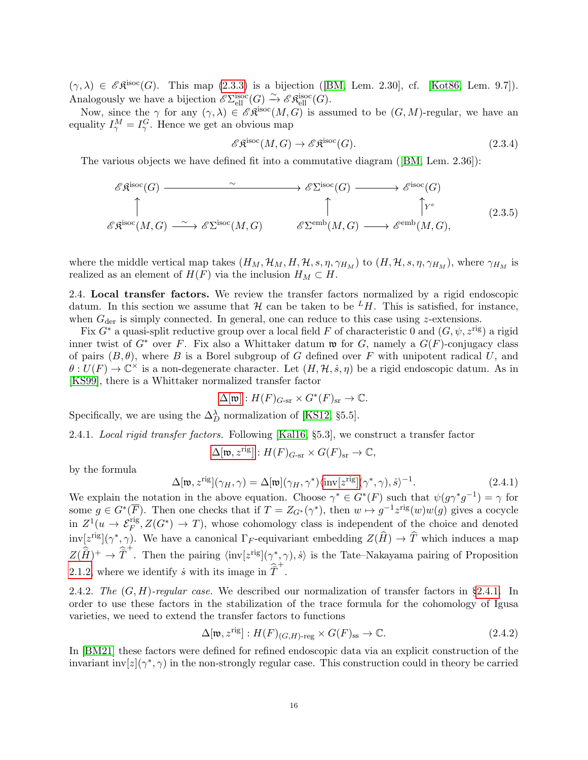$(\gamma, \lambda) \in \mathscr{E}\mathfrak{K}^{\mathrm{isoc}}(G)$. This map (2.3.3) is a bijection ([BM, Lem. 2.30], cf. [Kot86, Lem. 9.7]). Analogously we have a bijection $\mathscr{E}\Sigma^{\mathrm{isoc}}_{\mathrm{ell}}(G) \xrightarrow{\sim} \mathscr{E}\mathfrak{K}^{\mathrm{isoc}}_{\mathrm{ell}}(G)$.

Now, since the $\gamma$ for any $(\gamma, \lambda) \in \mathscr{E}\mathfrak{K}^{\mathrm{isoc}}(M, G)$ is assumed to be $(G, M)$-regular, we have an equality $I^M_\gamma = I^G_\gamma$. Hence we get an obvious map

$$\mathscr{E}\mathfrak{K}^{\mathrm{isoc}}(M, G) \to \mathscr{E}\mathfrak{K}^{\mathrm{isoc}}(G). \tag{2.3.4}$$

The various objects we have defined fit into a commutative diagram ([BM, Lem. 2.36]):

$$\begin{array}{ccccc}
\mathscr{E}\mathfrak{K}^{\mathrm{isoc}}(G) & \xrightarrow{\quad\sim\quad} & \mathscr{E}\Sigma^{\mathrm{isoc}}(G) & \longrightarrow & \mathscr{E}^{\mathrm{isoc}}(G) \\
\uparrow & & \uparrow & & \uparrow{\scriptstyle Y^e} \\
\mathscr{E}\mathfrak{K}^{\mathrm{isoc}}(M, G) \xrightarrow{\sim} \mathscr{E}\Sigma^{\mathrm{isoc}}(M, G) & & \mathscr{E}\Sigma^{\mathrm{emb}}(M, G) & \longrightarrow & \mathscr{E}^{\mathrm{emb}}(M, G),
\end{array} \tag{2.3.5}$$

where the middle vertical map takes $(H_M, \mathcal{H}_M, H, \mathcal{H}, s, \eta, \gamma_{H_M})$ to $(H, \mathcal{H}, s, \eta, \gamma_{H_M})$, where $\gamma_{H_M}$ is realized as an element of $H(F)$ via the inclusion $H_M \subset H$.

## 2.4. Local transfer factors.

We review the transfer factors normalized by a rigid endoscopic datum. In this section we assume that $\mathcal{H}$ can be taken to be ${}^L H$. This is satisfied, for instance, when $G_{\mathrm{der}}$ is simply connected. In general, one can reduce to this case using $z$-extensions.

Fix $G^*$ a quasi-split reductive group over a local field $F$ of characteristic 0 and $(G, \psi, z^{\mathrm{rig}})$ a rigid inner twist of $G^*$ over $F$. Fix also a Whittaker datum $\mathfrak{w}$ for $G$, namely a $G(F)$-conjugacy class of pairs $(B, \theta)$, where $B$ is a Borel subgroup of $G$ defined over $F$ with unipotent radical $U$, and $\theta : U(F) \to \mathbb{C}^\times$ is a non-degenerate character. Let $(H, \mathcal{H}, \dot{s}, \eta)$ be a rigid endoscopic datum. As in [KS99], there is a Whittaker normalized transfer factor

$$\Delta[\mathfrak{w}] : H(F)_{G\text{-sr}} \times G^*(F)_{\mathrm{sr}} \to \mathbb{C}.$$

Specifically, we are using the $\Delta^\lambda_D$ normalization of [KS12, §5.5].

### 2.4.1. *Local rigid transfer factors.*

Following [Kal16, §5.3], we construct a transfer factor

$$\Delta[\mathfrak{w}, z^{\mathrm{rig}}] : H(F)_{G\text{-sr}} \times G(F)_{\mathrm{sr}} \to \mathbb{C},$$

by the formula

$$\Delta[\mathfrak{w}, z^{\mathrm{rig}}](\gamma_H, \gamma) = \Delta[\mathfrak{w}](\gamma_H, \gamma^*)\langle \mathrm{inv}[z^{\mathrm{rig}}](\gamma^*, \gamma), \dot{s}\rangle^{-1}. \tag{2.4.1}$$

We explain the notation in the above equation. Choose $\gamma^* \in G^*(F)$ such that $\psi(g\gamma^* g^{-1}) = \gamma$ for some $g \in G^*(\overline{F})$. Then one checks that if $T = Z_{G^*}(\gamma^*)$, then $w \mapsto g^{-1} z^{\mathrm{rig}}(w) w(g)$ gives a cocycle in $Z^1(u \to \mathcal{E}^{\mathrm{rig}}_F, Z(G^*) \to T)$, whose cohomology class is independent of the choice and denoted $\mathrm{inv}[z^{\mathrm{rig}}](\gamma^*, \gamma)$. We have a canonical $\Gamma_F$-equivariant embedding $Z(\widehat{H}) \to \widehat{T}$ which induces a map $Z(\widehat{\bar{H}})^+ \to \widehat{\bar{T}}^+$. Then the pairing $\langle \mathrm{inv}[z^{\mathrm{rig}}](\gamma^*, \gamma), \dot{s}\rangle$ is the Tate–Nakayama pairing of Proposition 2.1.2, where we identify $\dot{s}$ with its image in $\widehat{\bar{T}}^+$.

### 2.4.2. *The $(G, H)$-regular case.*

We described our normalization of transfer factors in §2.4.1. In order to use these factors in the stabilization of the trace formula for the cohomology of Igusa varieties, we need to extend the transfer factors to functions

$$\Delta[\mathfrak{w}, z^{\mathrm{rig}}] : H(F)_{(G,H)\text{-reg}} \times G(F)_{\mathrm{ss}} \to \mathbb{C}. \tag{2.4.2}$$

In [BM21] these factors were defined for refined endoscopic data via an explicit construction of the invariant $\mathrm{inv}[z](\gamma^*, \gamma)$ in the non-strongly regular case. This construction could in theory be carried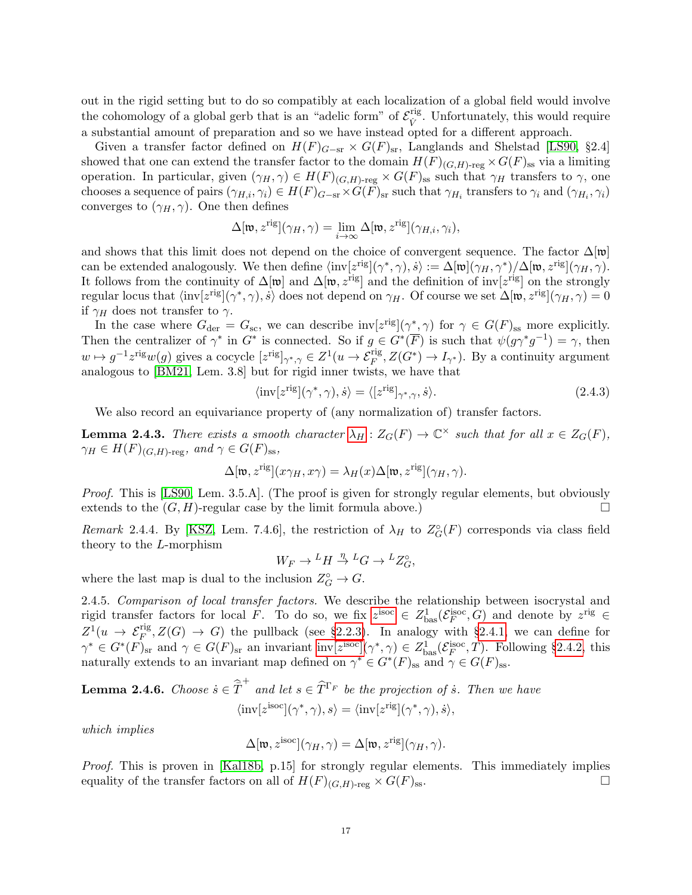out in the rigid setting but to do so compatibly at each localization of a global field would involve the cohomology of a global gerb that is an "adelic form" of $\mathcal{E}^{\text{rig}}_{\dot{V}}$. Unfortunately, this would require a substantial amount of preparation and so we have instead opted for a different approach.

Given a transfer factor defined on $H(F)_{G-\text{sr}} \times G(F)_{\text{sr}}$, Langlands and Shelstad [LS90, §2.4] showed that one can extend the transfer factor to the domain $H(F)_{(G,H)\text{-reg}} \times G(F)_{\text{ss}}$ via a limiting operation. In particular, given $(\gamma_H, \gamma) \in H(F)_{(G,H)\text{-reg}} \times G(F)_{\text{ss}}$ such that $\gamma_H$ transfers to $\gamma$, one chooses a sequence of pairs $(\gamma_{H,i}, \gamma_i) \in H(F)_{G-\text{sr}} \times G(F)_{\text{sr}}$ such that $\gamma_{H_i}$ transfers to $\gamma_i$ and $(\gamma_{H_i}, \gamma_i)$ converges to $(\gamma_H, \gamma)$. One then defines

$$\Delta[\mathfrak{w}, z^{\text{rig}}](\gamma_H, \gamma) = \lim_{i \to \infty} \Delta[\mathfrak{w}, z^{\text{rig}}](\gamma_{H,i}, \gamma_i),$$

and shows that this limit does not depend on the choice of convergent sequence. The factor $\Delta[\mathfrak{w}]$ can be extended analogously. We then define $\langle \text{inv}[z^{\text{rig}}](\gamma^*, \gamma), \dot{s}\rangle := \Delta[\mathfrak{w}](\gamma_H, \gamma^*)/\Delta[\mathfrak{w}, z^{\text{rig}}](\gamma_H, \gamma)$. It follows from the continuity of $\Delta[\mathfrak{w}]$ and $\Delta[\mathfrak{w}, z^{\text{rig}}]$ and the definition of $\text{inv}[z^{\text{rig}}]$ on the strongly regular locus that $\langle \text{inv}[z^{\text{rig}}](\gamma^*, \gamma), \dot{s}\rangle$ does not depend on $\gamma_H$. Of course we set $\Delta[\mathfrak{w}, z^{\text{rig}}](\gamma_H, \gamma) = 0$ if $\gamma_H$ does not transfer to $\gamma$.

In the case where $G_{\text{der}} = G_{\text{sc}}$, we can describe $\text{inv}[z^{\text{rig}}](\gamma^*, \gamma)$ for $\gamma \in G(F)_{\text{ss}}$ more explicitly. Then the centralizer of $\gamma^*$ in $G^*$ is connected. So if $g \in G^*(\overline{F})$ is such that $\psi(g\gamma^* g^{-1}) = \gamma$, then $w \mapsto g^{-1} z^{\text{rig}} w(g)$ gives a cocycle $[z^{\text{rig}}]_{\gamma^*, \gamma} \in Z^1(u \to \mathcal{E}^{\text{rig}}_F, Z(G^*) \to I_{\gamma^*})$. By a continuity argument analogous to [BM21, Lem. 3.8] but for rigid inner twists, we have that

$$\langle \text{inv}[z^{\text{rig}}](\gamma^*, \gamma), \dot{s}\rangle = \langle [z^{\text{rig}}]_{\gamma^*, \gamma}, \dot{s}\rangle. \tag{2.4.3}$$

We also record an equivariance property of (any normalization of) transfer factors.

**Lemma 2.4.3.** *There exists a smooth character $\lambda_H : Z_G(F) \to \mathbb{C}^\times$ such that for all $x \in Z_G(F)$, $\gamma_H \in H(F)_{(G,H)\text{-reg}}$, and $\gamma \in G(F)_{\text{ss}}$,*

$$\Delta[\mathfrak{w}, z^{\text{rig}}](x\gamma_H, x\gamma) = \lambda_H(x)\Delta[\mathfrak{w}, z^{\text{rig}}](\gamma_H, \gamma).$$

*Proof.* This is [LS90, Lem. 3.5.A]. (The proof is given for strongly regular elements, but obviously extends to the $(G, H)$-regular case by the limit formula above.) □

*Remark* 2.4.4. By [KSZ, Lem. 7.4.6], the restriction of $\lambda_H$ to $Z^\circ_G(F)$ corresponds via class field theory to the $L$-morphism

$$W_F \to {}^L H \xrightarrow{\eta} {}^L G \to {}^L Z^\circ_G,$$

where the last map is dual to the inclusion $Z^\circ_G \to G$.

2.4.5. *Comparison of local transfer factors.* We describe the relationship between isocrystal and rigid transfer factors for local $F$. To do so, we fix $z^{\text{isoc}} \in Z^1_{\text{bas}}(\mathcal{E}^{\text{isoc}}_F, G)$ and denote by $z^{\text{rig}} \in Z^1(u \to \mathcal{E}^{\text{rig}}_F, Z(G) \to G)$ the pullback (see §2.2.3). In analogy with §2.4.1, we can define for $\gamma^* \in G^*(F)_{\text{sr}}$ and $\gamma \in G(F)_{\text{sr}}$ an invariant $\text{inv}[z^{\text{isoc}}](\gamma^*, \gamma) \in Z^1_{\text{bas}}(\mathcal{E}^{\text{isoc}}_F, T)$. Following §2.4.2, this naturally extends to an invariant map defined on $\gamma^* \in G^*(F)_{\text{ss}}$ and $\gamma \in G(F)_{\text{ss}}$.

**Lemma 2.4.6.** *Choose $\dot{s} \in \widehat{\overline{T}}^+$ and let $s \in \widehat{T}^{\Gamma_F}$ be the projection of $\dot{s}$. Then we have*

$$\langle \text{inv}[z^{\text{isoc}}](\gamma^*, \gamma), s\rangle = \langle \text{inv}[z^{\text{rig}}](\gamma^*, \gamma), \dot{s}\rangle,$$

*which implies*

$$\Delta[\mathfrak{w}, z^{\text{isoc}}](\gamma_H, \gamma) = \Delta[\mathfrak{w}, z^{\text{rig}}](\gamma_H, \gamma).$$

*Proof.* This is proven in [Kal18b, p.15] for strongly regular elements. This immediately implies equality of the transfer factors on all of $H(F)_{(G,H)\text{-reg}} \times G(F)_{\text{ss}}$. □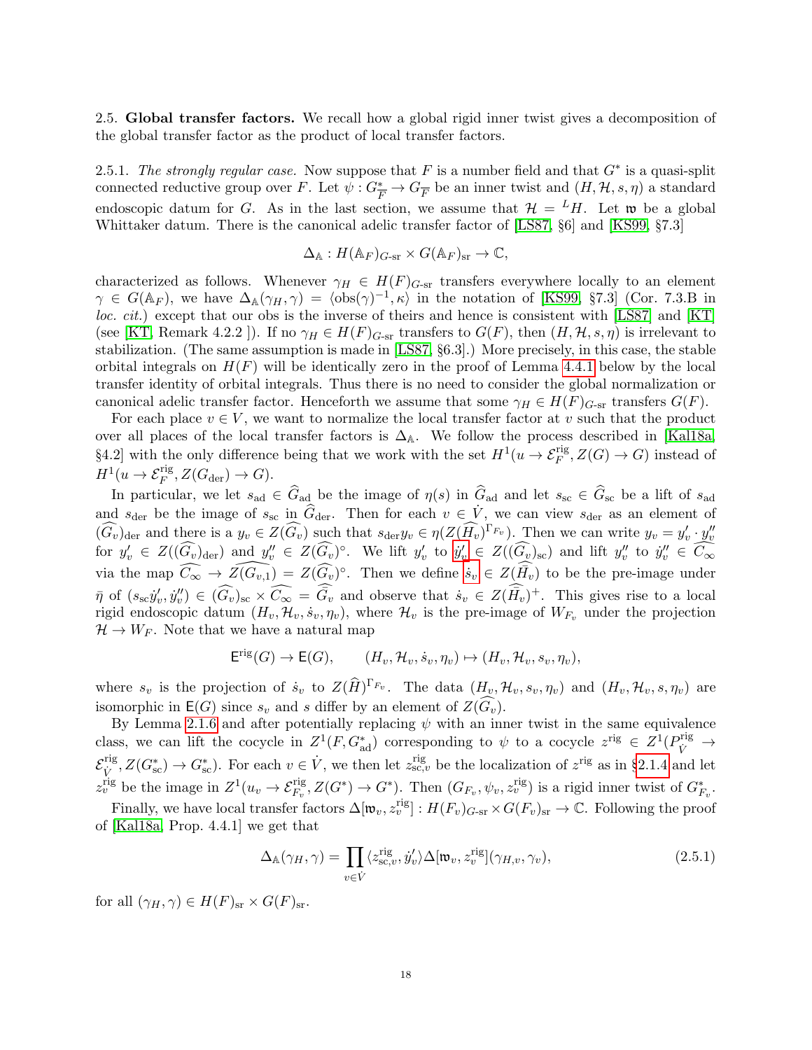2.5. **Global transfer factors.** We recall how a global rigid inner twist gives a decomposition of the global transfer factor as the product of local transfer factors.

2.5.1. *The strongly regular case.* Now suppose that $F$ is a number field and that $G^*$ is a quasi-split connected reductive group over $F$. Let $\psi : G^*_{\overline{F}} \to G_{\overline{F}}$ be an inner twist and $(H, \mathcal{H}, s, \eta)$ a standard endoscopic datum for $G$. As in the last section, we assume that $\mathcal{H} = {}^L H$. Let $\mathfrak{w}$ be a global Whittaker datum. There is the canonical adelic transfer factor of [LS87, §6] and [KS99, §7.3]

$$\Delta_{\mathbb{A}} : H(\mathbb{A}_F)_{G\text{-sr}} \times G(\mathbb{A}_F)_{\mathrm{sr}} \to \mathbb{C},$$

characterized as follows. Whenever $\gamma_H \in H(F)_{G\text{-sr}}$ transfers everywhere locally to an element $\gamma \in G(\mathbb{A}_F)$, we have $\Delta_{\mathbb{A}}(\gamma_H, \gamma) = \langle \mathrm{obs}(\gamma)^{-1}, \kappa \rangle$ in the notation of [KS99, §7.3] (Cor. 7.3.B in *loc. cit.*) except that our obs is the inverse of theirs and hence is consistent with [LS87] and [KT] (see [KT, Remark 4.2.2 ]). If no $\gamma_H \in H(F)_{G\text{-sr}}$ transfers to $G(F)$, then $(H, \mathcal{H}, s, \eta)$ is irrelevant to stabilization. (The same assumption is made in [LS87, §6.3].) More precisely, in this case, the stable orbital integrals on $H(F)$ will be identically zero in the proof of Lemma 4.4.1 below by the local transfer identity of orbital integrals. Thus there is no need to consider the global normalization or canonical adelic transfer factor. Henceforth we assume that some $\gamma_H \in H(F)_{G\text{-sr}}$ transfers $G(F)$.

For each place $v \in V$, we want to normalize the local transfer factor at $v$ such that the product over all places of the local transfer factors is $\Delta_{\mathbb{A}}$. We follow the process described in [Kal18a, §4.2] with the only difference being that we work with the set $H^1(u \to \mathcal{E}^{\mathrm{rig}}_F, Z(G) \to G)$ instead of $H^1(u \to \mathcal{E}^{\mathrm{rig}}_F, Z(G_{\mathrm{der}}) \to G)$.

In particular, we let $s_{\mathrm{ad}} \in \widehat{G}_{\mathrm{ad}}$ be the image of $\eta(s)$ in $\widehat{G}_{\mathrm{ad}}$ and let $s_{\mathrm{sc}} \in \widehat{G}_{\mathrm{sc}}$ be a lift of $s_{\mathrm{ad}}$ and $s_{\mathrm{der}}$ be the image of $s_{\mathrm{sc}}$ in $\widehat{G}_{\mathrm{der}}$. Then for each $v \in \dot{V}$, we can view $s_{\mathrm{der}}$ as an element of $(\widehat{G_v})_{\mathrm{der}}$ and there is a $y_v \in Z(\widehat{G_v})$ such that $s_{\mathrm{der}} y_v \in \eta(Z(\widehat{H_v})^{\Gamma_{F_v}})$. Then we can write $y_v = y'_v \cdot y''_v$ for $y'_v \in Z((\widehat{G_v})_{\mathrm{der}})$ and $y''_v \in Z(\widehat{G_v})^\circ$. We lift $y'_v$ to $\dot{y}'_v \in Z((\widehat{G_v})_{\mathrm{sc}})$ and lift $y''_v$ to $\dot{y}''_v \in \widehat{C_\infty}$ via the map $\widehat{C_\infty} \to \widehat{Z(G_{v,1})} = Z(\widehat{G_v})^\circ$. Then we define $\dot{s}_v \in Z(\widehat{\dot{H}_v})$ to be the pre-image under $\bar{\eta}$ of $(s_{\mathrm{sc}} \dot{y}'_v, \dot{y}''_v) \in (\widehat{G_v})_{\mathrm{sc}} \times \widehat{C_\infty} = \widehat{\dot{G}_v}$ and observe that $\dot{s}_v \in Z(\widehat{\dot{H}_v})^+$. This gives rise to a local rigid endoscopic datum $(H_v, \mathcal{H}_v, \dot{s}_v, \eta_v)$, where $\mathcal{H}_v$ is the pre-image of $W_{F_v}$ under the projection $\mathcal{H} \to W_F$. Note that we have a natural map

$$\mathsf{E}^{\mathrm{rig}}(G) \to \mathsf{E}(G), \qquad (H_v, \mathcal{H}_v, \dot{s}_v, \eta_v) \mapsto (H_v, \mathcal{H}_v, s_v, \eta_v),$$

where $s_v$ is the projection of $\dot{s}_v$ to $Z(\widehat{H})^{\Gamma_{F_v}}$. The data $(H_v, \mathcal{H}_v, s_v, \eta_v)$ and $(H_v, \mathcal{H}_v, s, \eta_v)$ are isomorphic in $\mathsf{E}(G)$ since $s_v$ and $s$ differ by an element of $Z(\widehat{G_v})$.

By Lemma 2.1.6 and after potentially replacing $\psi$ with an inner twist in the same equivalence class, we can lift the cocycle in $Z^1(F, G^*_{\mathrm{ad}})$ corresponding to $\psi$ to a cocycle $z^{\mathrm{rig}} \in Z^1(P^{\mathrm{rig}}_{\dot{V}} \to \mathcal{E}^{\mathrm{rig}}_{\dot{V}}, Z(G^*_{\mathrm{sc}}) \to G^*_{\mathrm{sc}})$. For each $v \in \dot{V}$, we then let $z^{\mathrm{rig}}_{\mathrm{sc},v}$ be the localization of $z^{\mathrm{rig}}$ as in §2.1.4 and let $z^{\mathrm{rig}}_v$ be the image in $Z^1(u_v \to \mathcal{E}^{\mathrm{rig}}_{F_v}, Z(G^*) \to G^*)$. Then $(G_{F_v}, \psi_v, z^{\mathrm{rig}}_v)$ is a rigid inner twist of $G^*_{F_v}$.

Finally, we have local transfer factors $\Delta[\mathfrak{w}_v, z^{\mathrm{rig}}_v] : H(F_v)_{G\text{-sr}} \times G(F_v)_{\mathrm{sr}} \to \mathbb{C}$. Following the proof of [Kal18a, Prop. 4.4.1] we get that

$$\Delta_{\mathbb{A}}(\gamma_H, \gamma) = \prod_{v \in \dot{V}} \langle z^{\mathrm{rig}}_{\mathrm{sc},v}, \dot{y}'_v \rangle \Delta[\mathfrak{w}_v, z^{\mathrm{rig}}_v](\gamma_{H,v}, \gamma_v), \tag{2.5.1}$$

for all $(\gamma_H, \gamma) \in H(F)_{\mathrm{sr}} \times G(F)_{\mathrm{sr}}$.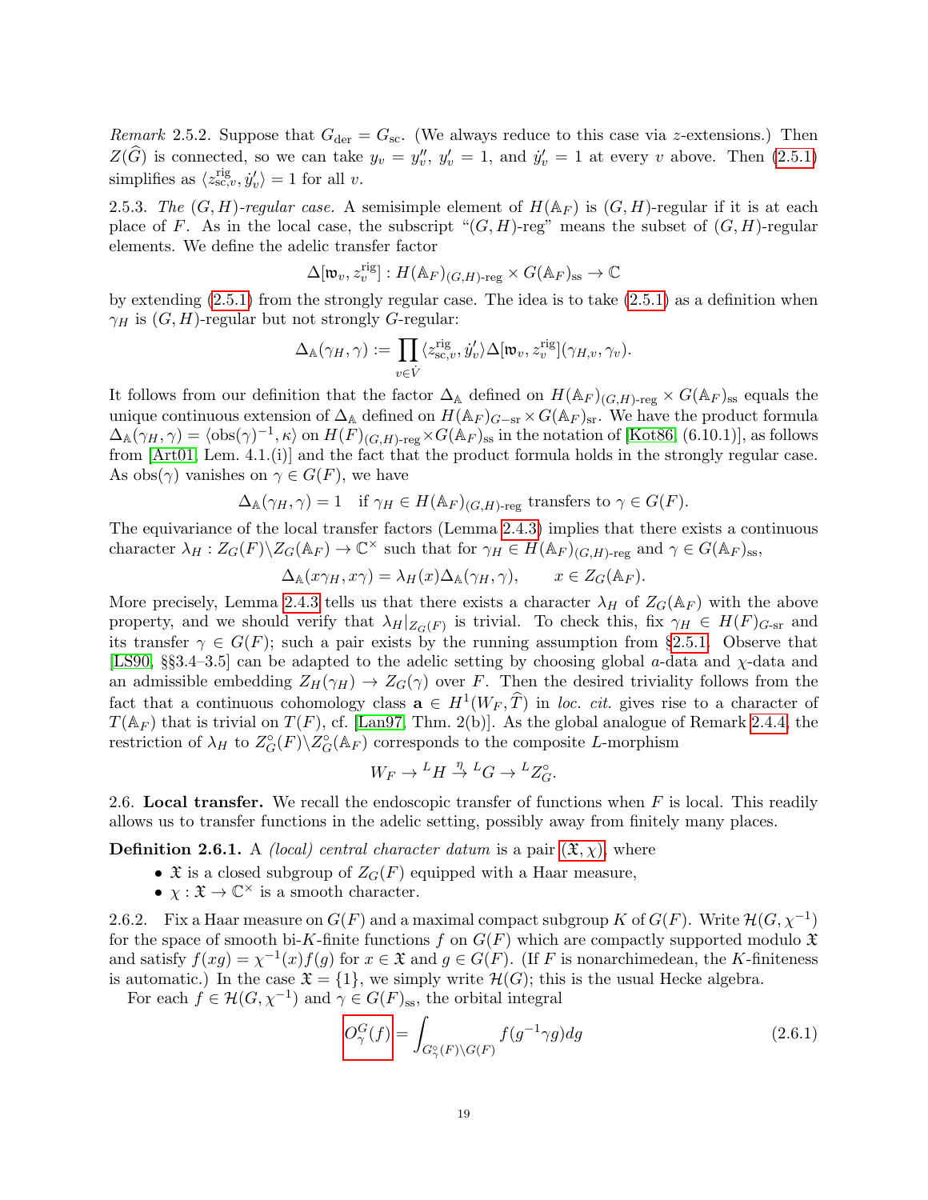*Remark* 2.5.2. Suppose that $G_{\mathrm{der}} = G_{\mathrm{sc}}$. (We always reduce to this case via $z$-extensions.) Then $Z(\widehat{G})$ is connected, so we can take $y_v = y''_v$, $y'_v = 1$, and $\dot{y}'_v = 1$ at every $v$ above. Then (2.5.1) simplifies as $\langle z^{\mathrm{rig}}_{\mathrm{sc},v}, \dot{y}'_v \rangle = 1$ for all $v$.

2.5.3. *The $(G,H)$-regular case.* A semisimple element of $H(\mathbb{A}_F)$ is $(G,H)$-regular if it is at each place of $F$. As in the local case, the subscript "$(G,H)$-reg" means the subset of $(G,H)$-regular elements. We define the adelic transfer factor

$$\Delta[\mathfrak{w}_v, z^{\mathrm{rig}}_v] : H(\mathbb{A}_F)_{(G,H)\text{-reg}} \times G(\mathbb{A}_F)_{\mathrm{ss}} \to \mathbb{C}$$

by extending (2.5.1) from the strongly regular case. The idea is to take (2.5.1) as a definition when $\gamma_H$ is $(G,H)$-regular but not strongly $G$-regular:

$$\Delta_{\mathbb{A}}(\gamma_H, \gamma) := \prod_{v \in \dot{V}} \langle z^{\mathrm{rig}}_{\mathrm{sc},v}, \dot{y}'_v \rangle \Delta[\mathfrak{w}_v, z^{\mathrm{rig}}_v](\gamma_{H,v}, \gamma_v).$$

It follows from our definition that the factor $\Delta_{\mathbb{A}}$ defined on $H(\mathbb{A}_F)_{(G,H)\text{-reg}} \times G(\mathbb{A}_F)_{\mathrm{ss}}$ equals the unique continuous extension of $\Delta_{\mathbb{A}}$ defined on $H(\mathbb{A}_F)_{G-\mathrm{sr}} \times G(\mathbb{A}_F)_{\mathrm{sr}}$. We have the product formula $\Delta_{\mathbb{A}}(\gamma_H, \gamma) = \langle \mathrm{obs}(\gamma)^{-1}, \kappa \rangle$ on $H(F)_{(G,H)\text{-reg}} \times G(\mathbb{A}_F)_{\mathrm{ss}}$ in the notation of [Kot86, (6.10.1)], as follows from [Art01, Lem. 4.1.(i)] and the fact that the product formula holds in the strongly regular case. As $\mathrm{obs}(\gamma)$ vanishes on $\gamma \in G(F)$, we have

$$\Delta_{\mathbb{A}}(\gamma_H, \gamma) = 1 \quad \text{if } \gamma_H \in H(\mathbb{A}_F)_{(G,H)\text{-reg}} \text{ transfers to } \gamma \in G(F).$$

The equivariance of the local transfer factors (Lemma 2.4.3) implies that there exists a continuous character $\lambda_H : Z_G(F)\backslash Z_G(\mathbb{A}_F) \to \mathbb{C}^\times$ such that for $\gamma_H \in H(\mathbb{A}_F)_{(G,H)\text{-reg}}$ and $\gamma \in G(\mathbb{A}_F)_{\mathrm{ss}}$,

$$\Delta_{\mathbb{A}}(x\gamma_H, x\gamma) = \lambda_H(x)\Delta_{\mathbb{A}}(\gamma_H, \gamma), \qquad x \in Z_G(\mathbb{A}_F).$$

More precisely, Lemma 2.4.3 tells us that there exists a character $\lambda_H$ of $Z_G(\mathbb{A}_F)$ with the above property, and we should verify that $\lambda_H|_{Z_G(F)}$ is trivial. To check this, fix $\gamma_H \in H(F)_{G\text{-sr}}$ and its transfer $\gamma \in G(F)$; such a pair exists by the running assumption from §2.5.1. Observe that [LS90, §§3.4–3.5] can be adapted to the adelic setting by choosing global $a$-data and $\chi$-data and an admissible embedding $Z_H(\gamma_H) \to Z_G(\gamma)$ over $F$. Then the desired triviality follows from the fact that a continuous cohomology class $\mathbf{a} \in H^1(W_F, \widehat{T})$ in *loc. cit.* gives rise to a character of $T(\mathbb{A}_F)$ that is trivial on $T(F)$, cf. [Lan97, Thm. 2(b)]. As the global analogue of Remark 2.4.4, the restriction of $\lambda_H$ to $Z^\circ_G(F)\backslash Z^\circ_G(\mathbb{A}_F)$ corresponds to the composite $L$-morphism

$$W_F \to {}^L H \xrightarrow{\eta} {}^L G \to {}^L Z^\circ_G.$$

## 2.6. Local transfer.

We recall the endoscopic transfer of functions when $F$ is local. This readily allows us to transfer functions in the adelic setting, possibly away from finitely many places.

**Definition 2.6.1.** A *(local) central character datum* is a pair $(\mathfrak{X}, \chi)$, where

- $\mathfrak{X}$ is a closed subgroup of $Z_G(F)$ equipped with a Haar measure,
- $\chi : \mathfrak{X} \to \mathbb{C}^\times$ is a smooth character.

2.6.2. Fix a Haar measure on $G(F)$ and a maximal compact subgroup $K$ of $G(F)$. Write $\mathcal{H}(G, \chi^{-1})$ for the space of smooth bi-$K$-finite functions $f$ on $G(F)$ which are compactly supported modulo $\mathfrak{X}$ and satisfy $f(xg) = \chi^{-1}(x)f(g)$ for $x \in \mathfrak{X}$ and $g \in G(F)$. (If $F$ is nonarchimedean, the $K$-finiteness is automatic.) In the case $\mathfrak{X} = \{1\}$, we simply write $\mathcal{H}(G)$; this is the usual Hecke algebra.

For each $f \in \mathcal{H}(G, \chi^{-1})$ and $\gamma \in G(F)_{\mathrm{ss}}$, the orbital integral

$$O^G_\gamma(f) = \int_{G^\circ_\gamma(F)\backslash G(F)} f(g^{-1}\gamma g)dg \tag{2.6.1}$$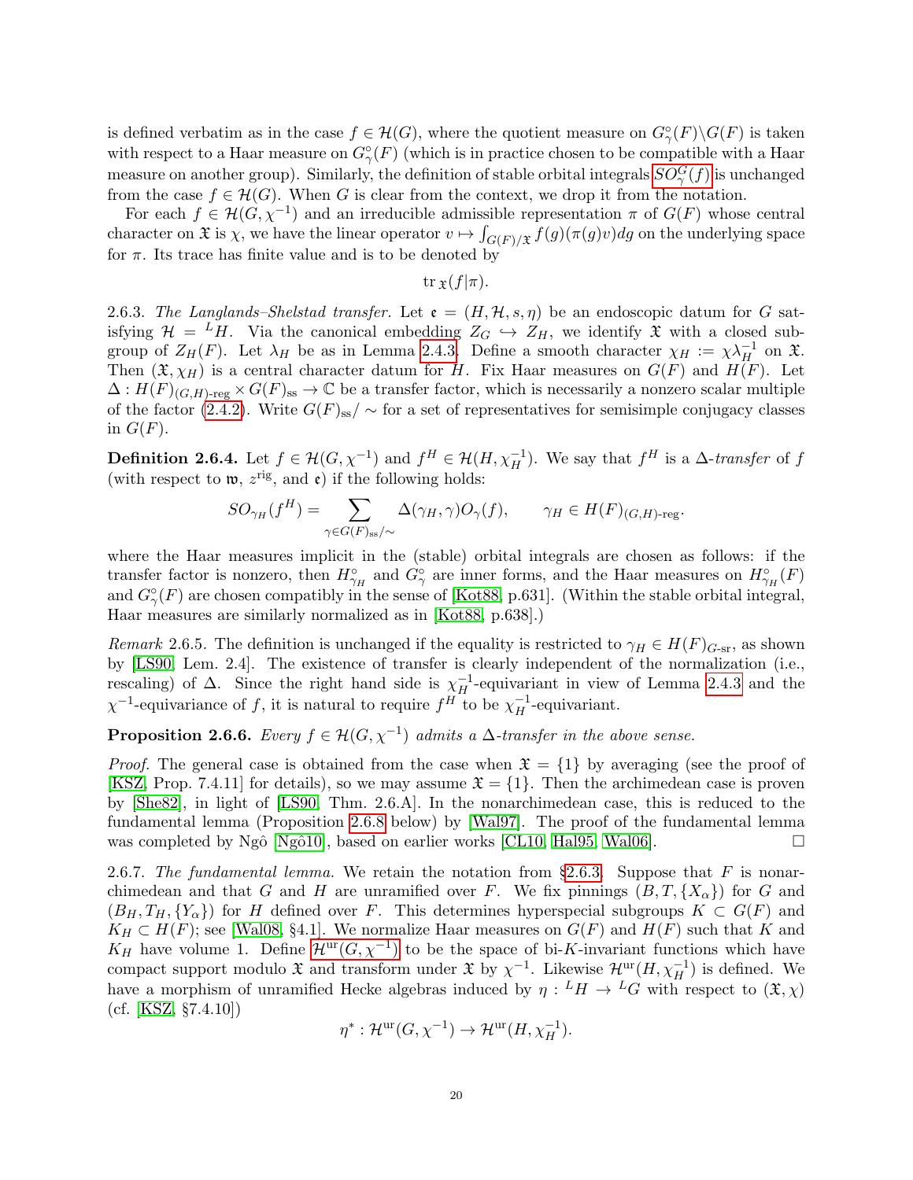is defined verbatim as in the case $f \in \mathcal{H}(G)$, where the quotient measure on $G^\circ_\gamma(F)\backslash G(F)$ is taken with respect to a Haar measure on $G^\circ_\gamma(F)$ (which is in practice chosen to be compatible with a Haar measure on another group). Similarly, the definition of stable orbital integrals $SO^G_\gamma(f)$ is unchanged from the case $f \in \mathcal{H}(G)$. When $G$ is clear from the context, we drop it from the notation.

For each $f \in \mathcal{H}(G, \chi^{-1})$ and an irreducible admissible representation $\pi$ of $G(F)$ whose central character on $\mathfrak{X}$ is $\chi$, we have the linear operator $v \mapsto \int_{G(F)/\mathfrak{X}} f(g)(\pi(g)v)dg$ on the underlying space for $\pi$. Its trace has finite value and is to be denoted by

$$\mathrm{tr}\,_{\mathfrak{X}}(f|\pi).$$

2.6.3. *The Langlands–Shelstad transfer.* Let $\mathfrak{e} = (H, \mathcal{H}, s, \eta)$ be an endoscopic datum for $G$ satisfying $\mathcal{H} = {}^L H$. Via the canonical embedding $Z_G \hookrightarrow Z_H$, we identify $\mathfrak{X}$ with a closed subgroup of $Z_H(F)$. Let $\lambda_H$ be as in Lemma 2.4.3. Define a smooth character $\chi_H := \chi\lambda_H^{-1}$ on $\mathfrak{X}$. Then $(\mathfrak{X}, \chi_H)$ is a central character datum for $H$. Fix Haar measures on $G(F)$ and $H(F)$. Let $\Delta : H(F)_{(G,H)\text{-reg}} \times G(F)_{\mathrm{ss}} \to \mathbb{C}$ be a transfer factor, which is necessarily a nonzero scalar multiple of the factor (2.4.2). Write $G(F)_{\mathrm{ss}}/\sim$ for a set of representatives for semisimple conjugacy classes in $G(F)$.

**Definition 2.6.4.** Let $f \in \mathcal{H}(G, \chi^{-1})$ and $f^H \in \mathcal{H}(H, \chi_H^{-1})$. We say that $f^H$ is a $\Delta$-*transfer* of $f$ (with respect to $\mathfrak{w}$, $z^{\mathrm{rig}}$, and $\mathfrak{e}$) if the following holds:

$$SO_{\gamma_H}(f^H) = \sum_{\gamma \in G(F)_{\mathrm{ss}}/\sim} \Delta(\gamma_H, \gamma) O_\gamma(f), \qquad \gamma_H \in H(F)_{(G,H)\text{-reg}}.$$

where the Haar measures implicit in the (stable) orbital integrals are chosen as follows: if the transfer factor is nonzero, then $H^\circ_{\gamma_H}$ and $G^\circ_\gamma$ are inner forms, and the Haar measures on $H^\circ_{\gamma_H}(F)$ and $G^\circ_\gamma(F)$ are chosen compatibly in the sense of [Kot88, p.631]. (Within the stable orbital integral, Haar measures are similarly normalized as in [Kot88, p.638].)

*Remark* 2.6.5. The definition is unchanged if the equality is restricted to $\gamma_H \in H(F)_{G\text{-sr}}$, as shown by [LS90, Lem. 2.4]. The existence of transfer is clearly independent of the normalization (i.e., rescaling) of $\Delta$. Since the right hand side is $\chi_H^{-1}$-equivariant in view of Lemma 2.4.3 and the $\chi^{-1}$-equivariance of $f$, it is natural to require $f^H$ to be $\chi_H^{-1}$-equivariant.

**Proposition 2.6.6.** *Every $f \in \mathcal{H}(G, \chi^{-1})$ admits a $\Delta$-transfer in the above sense.*

*Proof.* The general case is obtained from the case when $\mathfrak{X} = \{1\}$ by averaging (see the proof of [KSZ, Prop. 7.4.11] for details), so we may assume $\mathfrak{X} = \{1\}$. Then the archimedean case is proven by [She82], in light of [LS90, Thm. 2.6.A]. In the nonarchimedean case, this is reduced to the fundamental lemma (Proposition 2.6.8 below) by [Wal97]. The proof of the fundamental lemma was completed by Ngô [Ngô10], based on earlier works [CL10, Hal95, Wal06]. □

2.6.7. *The fundamental lemma.* We retain the notation from §2.6.3. Suppose that $F$ is nonarchimedean and that $G$ and $H$ are unramified over $F$. We fix pinnings $(B, T, \{X_\alpha\})$ for $G$ and $(B_H, T_H, \{Y_\alpha\})$ for $H$ defined over $F$. This determines hyperspecial subgroups $K \subset G(F)$ and $K_H \subset H(F)$; see [Wal08, §4.1]. We normalize Haar measures on $G(F)$ and $H(F)$ such that $K$ and $K_H$ have volume 1. Define $\mathcal{H}^{\mathrm{ur}}(G, \chi^{-1})$ to be the space of bi-$K$-invariant functions which have compact support modulo $\mathfrak{X}$ and transform under $\mathfrak{X}$ by $\chi^{-1}$. Likewise $\mathcal{H}^{\mathrm{ur}}(H, \chi_H^{-1})$ is defined. We have a morphism of unramified Hecke algebras induced by $\eta : {}^L H \to {}^L G$ with respect to $(\mathfrak{X}, \chi)$ (cf. [KSZ, §7.4.10])

$$\eta^* : \mathcal{H}^{\mathrm{ur}}(G, \chi^{-1}) \to \mathcal{H}^{\mathrm{ur}}(H, \chi_H^{-1}).$$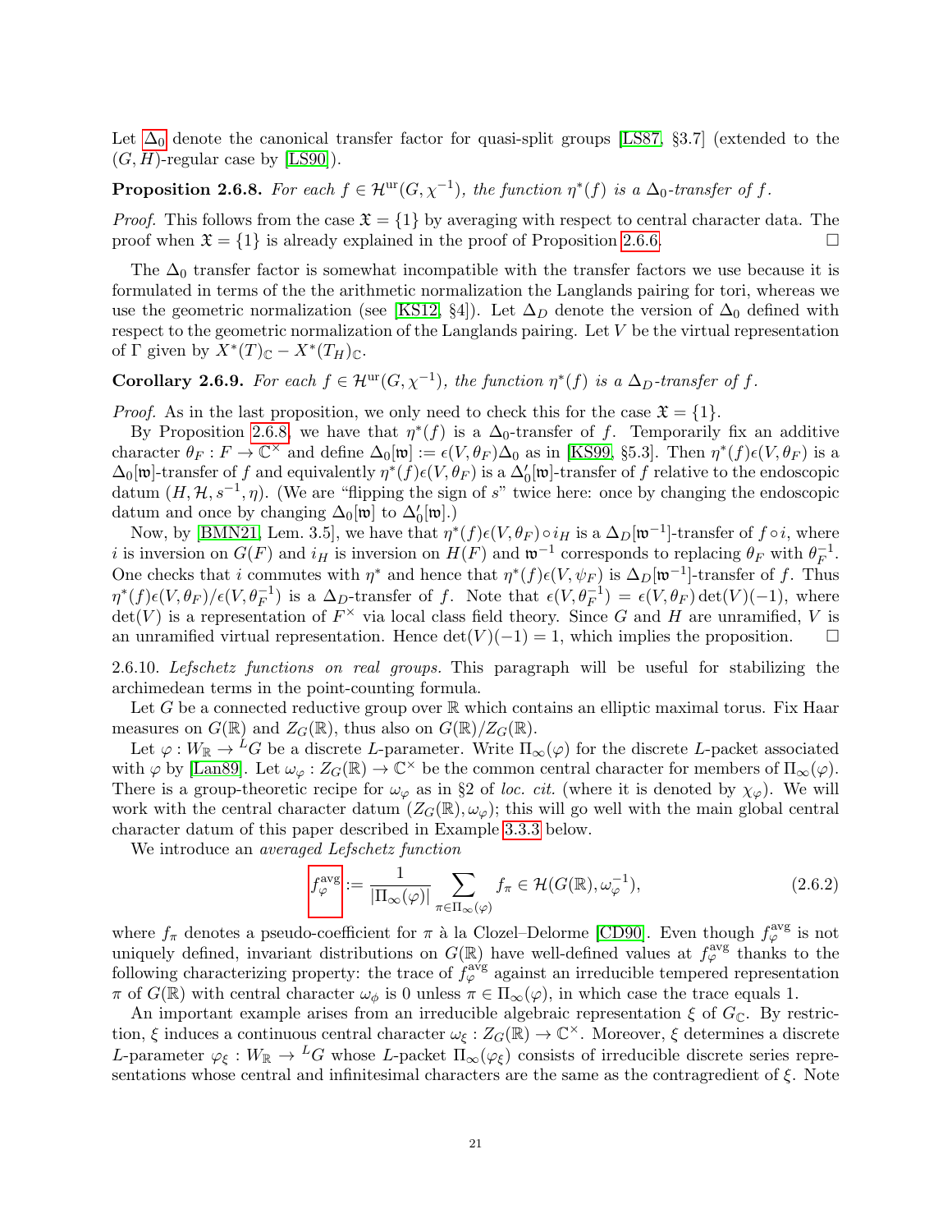Let $\Delta_0$ denote the canonical transfer factor for quasi-split groups [LS87, §3.7] (extended to the $(G,H)$-regular case by [LS90]).

**Proposition 2.6.8.** *For each $f \in \mathcal{H}^{\mathrm{ur}}(G,\chi^{-1})$, the function $\eta^*(f)$ is a $\Delta_0$-transfer of $f$.*

*Proof.* This follows from the case $\mathfrak{X} = \{1\}$ by averaging with respect to central character data. The proof when $\mathfrak{X} = \{1\}$ is already explained in the proof of Proposition 2.6.6. □

The $\Delta_0$ transfer factor is somewhat incompatible with the transfer factors we use because it is formulated in terms of the the arithmetic normalization the Langlands pairing for tori, whereas we use the geometric normalization (see [KS12, §4]). Let $\Delta_D$ denote the version of $\Delta_0$ defined with respect to the geometric normalization of the Langlands pairing. Let $V$ be the virtual representation of $\Gamma$ given by $X^*(T)_{\mathbb{C}} - X^*(T_H)_{\mathbb{C}}$.

**Corollary 2.6.9.** *For each $f \in \mathcal{H}^{\mathrm{ur}}(G,\chi^{-1})$, the function $\eta^*(f)$ is a $\Delta_D$-transfer of $f$.*

*Proof.* As in the last proposition, we only need to check this for the case $\mathfrak{X} = \{1\}$.

By Proposition 2.6.8, we have that $\eta^*(f)$ is a $\Delta_0$-transfer of $f$. Temporarily fix an additive character $\theta_F : F \to \mathbb{C}^\times$ and define $\Delta_0[\mathfrak{w}] := \epsilon(V,\theta_F)\Delta_0$ as in [KS99, §5.3]. Then $\eta^*(f)\epsilon(V,\theta_F)$ is a $\Delta_0[\mathfrak{w}]$-transfer of $f$ and equivalently $\eta^*(f)\epsilon(V,\theta_F)$ is a $\Delta_0'[\mathfrak{w}]$-transfer of $f$ relative to the endoscopic datum $(H,\mathcal{H},s^{-1},\eta)$. (We are "flipping the sign of $s$" twice here: once by changing the endoscopic datum and once by changing $\Delta_0[\mathfrak{w}]$ to $\Delta_0'[\mathfrak{w}]$.)

Now, by [BMN21, Lem. 3.5], we have that $\eta^*(f)\epsilon(V,\theta_F)\circ i_H$ is a $\Delta_D[\mathfrak{w}^{-1}]$-transfer of $f \circ i$, where $i$ is inversion on $G(F)$ and $i_H$ is inversion on $H(F)$ and $\mathfrak{w}^{-1}$ corresponds to replacing $\theta_F$ with $\theta_F^{-1}$. One checks that $i$ commutes with $\eta^*$ and hence that $\eta^*(f)\epsilon(V,\psi_F)$ is $\Delta_D[\mathfrak{w}^{-1}]$-transfer of $f$. Thus $\eta^*(f)\epsilon(V,\theta_F)/\epsilon(V,\theta_F^{-1})$ is a $\Delta_D$-transfer of $f$. Note that $\epsilon(V,\theta_F^{-1}) = \epsilon(V,\theta_F)\det(V)(-1)$, where $\det(V)$ is a representation of $F^\times$ via local class field theory. Since $G$ and $H$ are unramified, $V$ is an unramified virtual representation. Hence $\det(V)(-1) = 1$, which implies the proposition. □

2.6.10. *Lefschetz functions on real groups.* This paragraph will be useful for stabilizing the archimedean terms in the point-counting formula.

Let $G$ be a connected reductive group over $\mathbb{R}$ which contains an elliptic maximal torus. Fix Haar measures on $G(\mathbb{R})$ and $Z_G(\mathbb{R})$, thus also on $G(\mathbb{R})/Z_G(\mathbb{R})$.

Let $\varphi : W_{\mathbb{R}} \to {}^LG$ be a discrete $L$-parameter. Write $\Pi_\infty(\varphi)$ for the discrete $L$-packet associated with $\varphi$ by [Lan89]. Let $\omega_\varphi : Z_G(\mathbb{R}) \to \mathbb{C}^\times$ be the common central character for members of $\Pi_\infty(\varphi)$. There is a group-theoretic recipe for $\omega_\varphi$ as in §2 of *loc. cit.* (where it is denoted by $\chi_\varphi$). We will work with the central character datum $(Z_G(\mathbb{R}),\omega_\varphi)$; this will go well with the main global central character datum of this paper described in Example 3.3.3 below.

We introduce an *averaged Lefschetz function*

$$f_\varphi^{\mathrm{avg}} := \frac{1}{|\Pi_\infty(\varphi)|}\sum_{\pi\in\Pi_\infty(\varphi)} f_\pi \in \mathcal{H}(G(\mathbb{R}),\omega_\varphi^{-1}), \tag{2.6.2}$$

where $f_\pi$ denotes a pseudo-coefficient for $\pi$ à la Clozel–Delorme [CD90]. Even though $f_\varphi^{\mathrm{avg}}$ is not uniquely defined, invariant distributions on $G(\mathbb{R})$ have well-defined values at $f_\varphi^{\mathrm{avg}}$ thanks to the following characterizing property: the trace of $f_\varphi^{\mathrm{avg}}$ against an irreducible tempered representation $\pi$ of $G(\mathbb{R})$ with central character $\omega_\phi$ is 0 unless $\pi \in \Pi_\infty(\varphi)$, in which case the trace equals 1.

An important example arises from an irreducible algebraic representation $\xi$ of $G_{\mathbb{C}}$. By restriction, $\xi$ induces a continuous central character $\omega_\xi : Z_G(\mathbb{R}) \to \mathbb{C}^\times$. Moreover, $\xi$ determines a discrete $L$-parameter $\varphi_\xi : W_{\mathbb{R}} \to {}^LG$ whose $L$-packet $\Pi_\infty(\varphi_\xi)$ consists of irreducible discrete series representations whose central and infinitesimal characters are the same as the contragredient of $\xi$. Note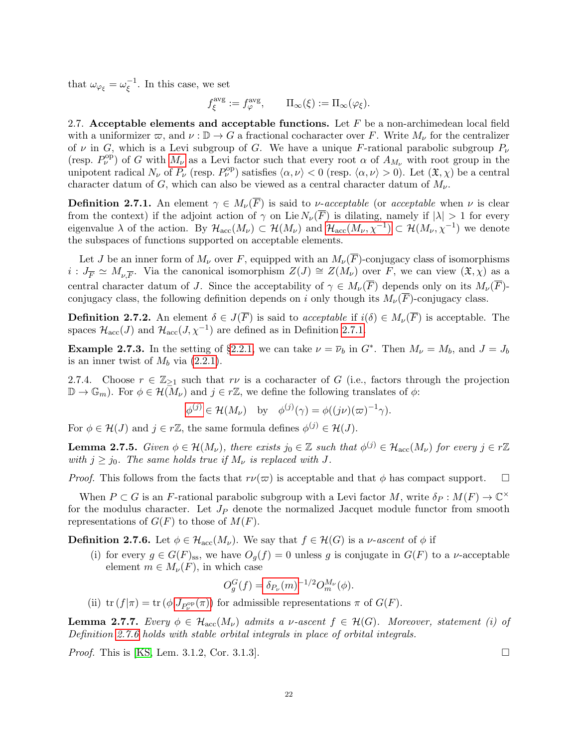that $\omega_{\varphi_\xi} = \omega_\xi^{-1}$. In this case, we set

$$f_\xi^{\mathrm{avg}} := f_\varphi^{\mathrm{avg}}, \qquad \Pi_\infty(\xi) := \Pi_\infty(\varphi_\xi).$$

2.7. **Acceptable elements and acceptable functions.** Let $F$ be a non-archimedean local field with a uniformizer $\varpi$, and $\nu : \mathbb{D} \to G$ a fractional cocharacter over $F$. Write $M_\nu$ for the centralizer of $\nu$ in $G$, which is a Levi subgroup of $G$. We have a unique $F$-rational parabolic subgroup $P_\nu$ (resp. $P_\nu^{\mathrm{op}}$) of $G$ with $M_\nu$ as a Levi factor such that every root $\alpha$ of $A_{M_\nu}$ with root group in the unipotent radical $N_\nu$ of $P_\nu$ (resp. $P_\nu^{\mathrm{op}}$) satisfies $\langle \alpha, \nu \rangle < 0$ (resp. $\langle \alpha, \nu \rangle > 0$). Let $(\mathfrak{X}, \chi)$ be a central character datum of $G$, which can also be viewed as a central character datum of $M_\nu$.

**Definition 2.7.1.** An element $\gamma \in M_\nu(\overline{F})$ is said to be *$\nu$-acceptable* (or *acceptable* when $\nu$ is clear from the context) if the adjoint action of $\gamma$ on $\mathrm{Lie}\, N_\nu(\overline{F})$ is dilating, namely if $|\lambda| > 1$ for every eigenvalue $\lambda$ of the action. By $\mathcal{H}_{\mathrm{acc}}(M_\nu) \subset \mathcal{H}(M_\nu)$ and $\mathcal{H}_{\mathrm{acc}}(M_\nu, \chi^{-1}) \subset \mathcal{H}(M_\nu, \chi^{-1})$ we denote the subspaces of functions supported on acceptable elements.

Let $J$ be an inner form of $M_\nu$ over $F$, equipped with an $M_\nu(\overline{F})$-conjugacy class of isomorphisms $i : J_{\overline{F}} \simeq M_{\nu,\overline{F}}$. Via the canonical isomorphism $Z(J) \cong Z(M_\nu)$ over $F$, we can view $(\mathfrak{X}, \chi)$ as a central character datum of $J$. Since the acceptability of $\gamma \in M_\nu(\overline{F})$ depends only on its $M_\nu(\overline{F})$-conjugacy class, the following definition depends on $i$ only though its $M_\nu(\overline{F})$-conjugacy class.

**Definition 2.7.2.** An element $\delta \in J(\overline{F})$ is said to *acceptable* if $i(\delta) \in M_\nu(\overline{F})$ is acceptable. The spaces $\mathcal{H}_{\mathrm{acc}}(J)$ and $\mathcal{H}_{\mathrm{acc}}(J, \chi^{-1})$ are defined as in Definition 2.7.1.

**Example 2.7.3.** In the setting of §2.2.1, we can take $\nu = \overline{\nu}_b$ in $G^*$. Then $M_\nu = M_b$, and $J = J_b$ is an inner twist of $M_b$ via (2.2.1).

2.7.4. Choose $r \in \mathbb{Z}_{\geq 1}$ such that $r\nu$ is a cocharacter of $G$ (i.e., factors through the projection $\mathbb{D} \to \mathbb{G}_m$). For $\phi \in \mathcal{H}(M_\nu)$ and $j \in r\mathbb{Z}$, we define the following translates of $\phi$:

$$\phi^{(j)} \in \mathcal{H}(M_\nu) \quad \text{by} \quad \phi^{(j)}(\gamma) = \phi((j\nu)(\varpi)^{-1}\gamma).$$

For $\phi \in \mathcal{H}(J)$ and $j \in r\mathbb{Z}$, the same formula defines $\phi^{(j)} \in \mathcal{H}(J)$.

**Lemma 2.7.5.** *Given $\phi \in \mathcal{H}(M_\nu)$, there exists $j_0 \in \mathbb{Z}$ such that $\phi^{(j)} \in \mathcal{H}_{\mathrm{acc}}(M_\nu)$ for every $j \in r\mathbb{Z}$ with $j \geq j_0$. The same holds true if $M_\nu$ is replaced with $J$.*

*Proof.* This follows from the facts that $r\nu(\varpi)$ is acceptable and that $\phi$ has compact support. □

When $P \subset G$ is an $F$-rational parabolic subgroup with a Levi factor $M$, write $\delta_P : M(F) \to \mathbb{C}^\times$ for the modulus character. Let $J_P$ denote the normalized Jacquet module functor from smooth representations of $G(F)$ to those of $M(F)$.

**Definition 2.7.6.** Let $\phi \in \mathcal{H}_{\mathrm{acc}}(M_\nu)$. We say that $f \in \mathcal{H}(G)$ is a *$\nu$-ascent* of $\phi$ if

(i) for every $g \in G(F)_{\mathrm{ss}}$, we have $O_g(f) = 0$ unless $g$ is conjugate in $G(F)$ to a $\nu$-acceptable element $m \in M_\nu(F)$, in which case

$$O_g^G(f) = \delta_{P_\nu}(m)^{-1/2} O_m^{M_\nu}(\phi).$$

(ii) $\mathrm{tr}\,(f|\pi) = \mathrm{tr}\,(\phi|J_{P_\nu^{\mathrm{op}}}(\pi))$ for admissible representations $\pi$ of $G(F)$.

**Lemma 2.7.7.** *Every $\phi \in \mathcal{H}_{\mathrm{acc}}(M_\nu)$ admits a $\nu$-ascent $f \in \mathcal{H}(G)$. Moreover, statement (i) of Definition 2.7.6 holds with stable orbital integrals in place of orbital integrals.*

*Proof.* This is [KS, Lem. 3.1.2, Cor. 3.1.3]. □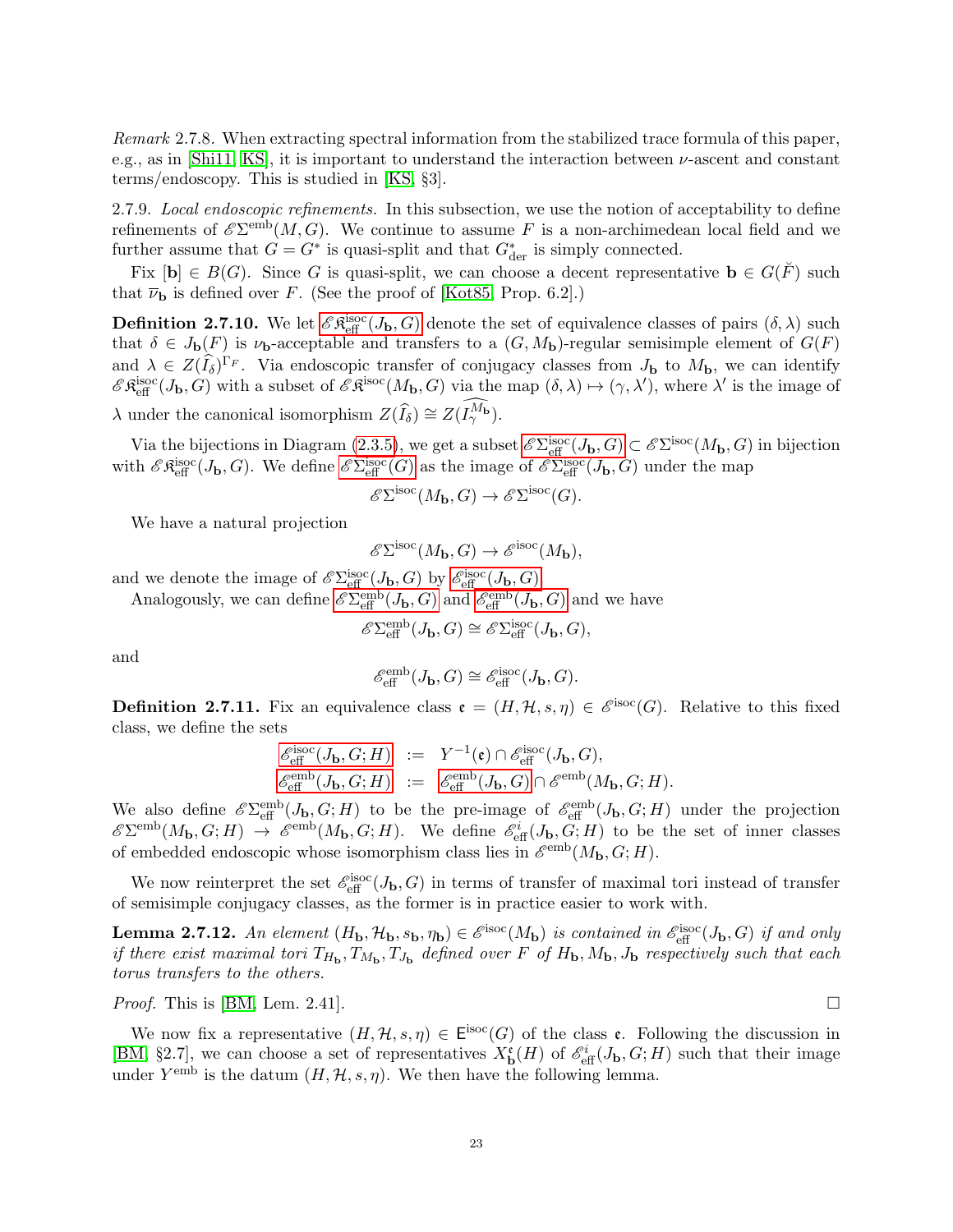*Remark* 2.7.8. When extracting spectral information from the stabilized trace formula of this paper, e.g., as in [Shi11, KS], it is important to understand the interaction between $\nu$-ascent and constant terms/endoscopy. This is studied in [KS, §3].

2.7.9. *Local endoscopic refinements.* In this subsection, we use the notion of acceptability to define refinements of $\mathscr{E}\Sigma^{\mathrm{emb}}(M,G)$. We continue to assume $F$ is a non-archimedean local field and we further assume that $G = G^*$ is quasi-split and that $G^*_{\mathrm{der}}$ is simply connected.

Fix $[\mathbf{b}] \in B(G)$. Since $G$ is quasi-split, we can choose a decent representative $\mathbf{b} \in G(\breve{F})$ such that $\overline{\nu}_{\mathbf{b}}$ is defined over $F$. (See the proof of [Kot85, Prop. 6.2].)

**Definition 2.7.10.** We let $\mathscr{E}\mathfrak{K}^{\mathrm{isoc}}_{\mathrm{eff}}(J_{\mathbf{b}},G)$ denote the set of equivalence classes of pairs $(\delta,\lambda)$ such that $\delta \in J_{\mathbf{b}}(F)$ is $\nu_{\mathbf{b}}$-acceptable and transfers to a $(G,M_{\mathbf{b}})$-regular semisimple element of $G(F)$ and $\lambda \in Z(\widehat{I_\delta})^{\Gamma_F}$. Via endoscopic transfer of conjugacy classes from $J_{\mathbf{b}}$ to $M_{\mathbf{b}}$, we can identify $\mathscr{E}\mathfrak{K}^{\mathrm{isoc}}_{\mathrm{eff}}(J_{\mathbf{b}},G)$ with a subset of $\mathscr{E}\mathfrak{K}^{\mathrm{isoc}}(M_{\mathbf{b}},G)$ via the map $(\delta,\lambda)\mapsto(\gamma,\lambda')$, where $\lambda'$ is the image of $\lambda$ under the canonical isomorphism $Z(\widehat{I_\delta}) \cong Z(\widehat{I^{M_{\mathbf{b}}}_\gamma})$.

Via the bijections in Diagram (2.3.5), we get a subset $\mathscr{E}\Sigma^{\mathrm{isoc}}_{\mathrm{eff}}(J_{\mathbf{b}},G) \subset \mathscr{E}\Sigma^{\mathrm{isoc}}(M_{\mathbf{b}},G)$ in bijection with $\mathscr{E}\mathfrak{K}^{\mathrm{isoc}}_{\mathrm{eff}}(J_{\mathbf{b}},G)$. We define $\mathscr{E}\Sigma^{\mathrm{isoc}}_{\mathrm{eff}}(G)$ as the image of $\mathscr{E}\Sigma^{\mathrm{isoc}}_{\mathrm{eff}}(J_{\mathbf{b}},G)$ under the map

$$\mathscr{E}\Sigma^{\mathrm{isoc}}(M_{\mathbf{b}},G)\to\mathscr{E}\Sigma^{\mathrm{isoc}}(G).$$

We have a natural projection

$$\mathscr{E}\Sigma^{\mathrm{isoc}}(M_{\mathbf{b}},G)\to\mathscr{E}^{\mathrm{isoc}}(M_{\mathbf{b}}),$$

and we denote the image of $\mathscr{E}\Sigma^{\mathrm{isoc}}_{\mathrm{eff}}(J_{\mathbf{b}},G)$ by $\mathscr{E}^{\mathrm{isoc}}_{\mathrm{eff}}(J_{\mathbf{b}},G)$.

Analogously, we can define $\mathscr{E}\Sigma^{\mathrm{emb}}_{\mathrm{eff}}(J_{\mathbf{b}},G)$ and $\mathscr{E}^{\mathrm{emb}}_{\mathrm{eff}}(J_{\mathbf{b}},G)$ and we have

$$\mathscr{E}\Sigma^{\mathrm{emb}}_{\mathrm{eff}}(J_{\mathbf{b}},G)\cong\mathscr{E}\Sigma^{\mathrm{isoc}}_{\mathrm{eff}}(J_{\mathbf{b}},G),$$

and

$$\mathscr{E}^{\mathrm{emb}}_{\mathrm{eff}}(J_{\mathbf{b}},G)\cong\mathscr{E}^{\mathrm{isoc}}_{\mathrm{eff}}(J_{\mathbf{b}},G).$$

**Definition 2.7.11.** Fix an equivalence class $\mathfrak{e} = (H,\mathcal{H},s,\eta) \in \mathscr{E}^{\mathrm{isoc}}(G)$. Relative to this fixed class, we define the sets

$$\begin{aligned}\mathscr{E}^{\mathrm{isoc}}_{\mathrm{eff}}(J_{\mathbf{b}},G;H) &:= Y^{-1}(\mathfrak{e})\cap\mathscr{E}^{\mathrm{isoc}}_{\mathrm{eff}}(J_{\mathbf{b}},G),\\ \mathscr{E}^{\mathrm{emb}}_{\mathrm{eff}}(J_{\mathbf{b}},G;H) &:= \mathscr{E}^{\mathrm{emb}}_{\mathrm{eff}}(J_{\mathbf{b}},G)\cap\mathscr{E}^{\mathrm{emb}}(M_{\mathbf{b}},G;H).\end{aligned}$$

We also define $\mathscr{E}\Sigma^{\mathrm{emb}}_{\mathrm{eff}}(J_{\mathbf{b}},G;H)$ to be the pre-image of $\mathscr{E}^{\mathrm{emb}}_{\mathrm{eff}}(J_{\mathbf{b}},G;H)$ under the projection $\mathscr{E}\Sigma^{\mathrm{emb}}(M_{\mathbf{b}},G;H)\to\mathscr{E}^{\mathrm{emb}}(M_{\mathbf{b}},G;H)$. We define $\mathscr{E}^{i}_{\mathrm{eff}}(J_{\mathbf{b}},G;H)$ to be the set of inner classes of embedded endoscopic whose isomorphism class lies in $\mathscr{E}^{\mathrm{emb}}(M_{\mathbf{b}},G;H)$.

We now reinterpret the set $\mathscr{E}^{\mathrm{isoc}}_{\mathrm{eff}}(J_{\mathbf{b}},G)$ in terms of transfer of maximal tori instead of transfer of semisimple conjugacy classes, as the former is in practice easier to work with.

**Lemma 2.7.12.** *An element $(H_{\mathbf{b}},\mathcal{H}_{\mathbf{b}},s_{\mathbf{b}},\eta_{\mathbf{b}}) \in \mathscr{E}^{\mathrm{isoc}}(M_{\mathbf{b}})$ is contained in $\mathscr{E}^{\mathrm{isoc}}_{\mathrm{eff}}(J_{\mathbf{b}},G)$ if and only if there exist maximal tori $T_{H_{\mathbf{b}}},T_{M_{\mathbf{b}}},T_{J_{\mathbf{b}}}$ defined over $F$ of $H_{\mathbf{b}},M_{\mathbf{b}},J_{\mathbf{b}}$ respectively such that each torus transfers to the others.*

*Proof.* This is [BM, Lem. 2.41]. □

We now fix a representative $(H,\mathcal{H},s,\eta)\in\mathsf{E}^{\mathrm{isoc}}(G)$ of the class $\mathfrak{e}$. Following the discussion in [BM, §2.7], we can choose a set of representatives $X^{\mathfrak{e}}_{\mathbf{b}}(H)$ of $\mathscr{E}^{i}_{\mathrm{eff}}(J_{\mathbf{b}},G;H)$ such that their image under $Y^{\mathrm{emb}}$ is the datum $(H,\mathcal{H},s,\eta)$. We then have the following lemma.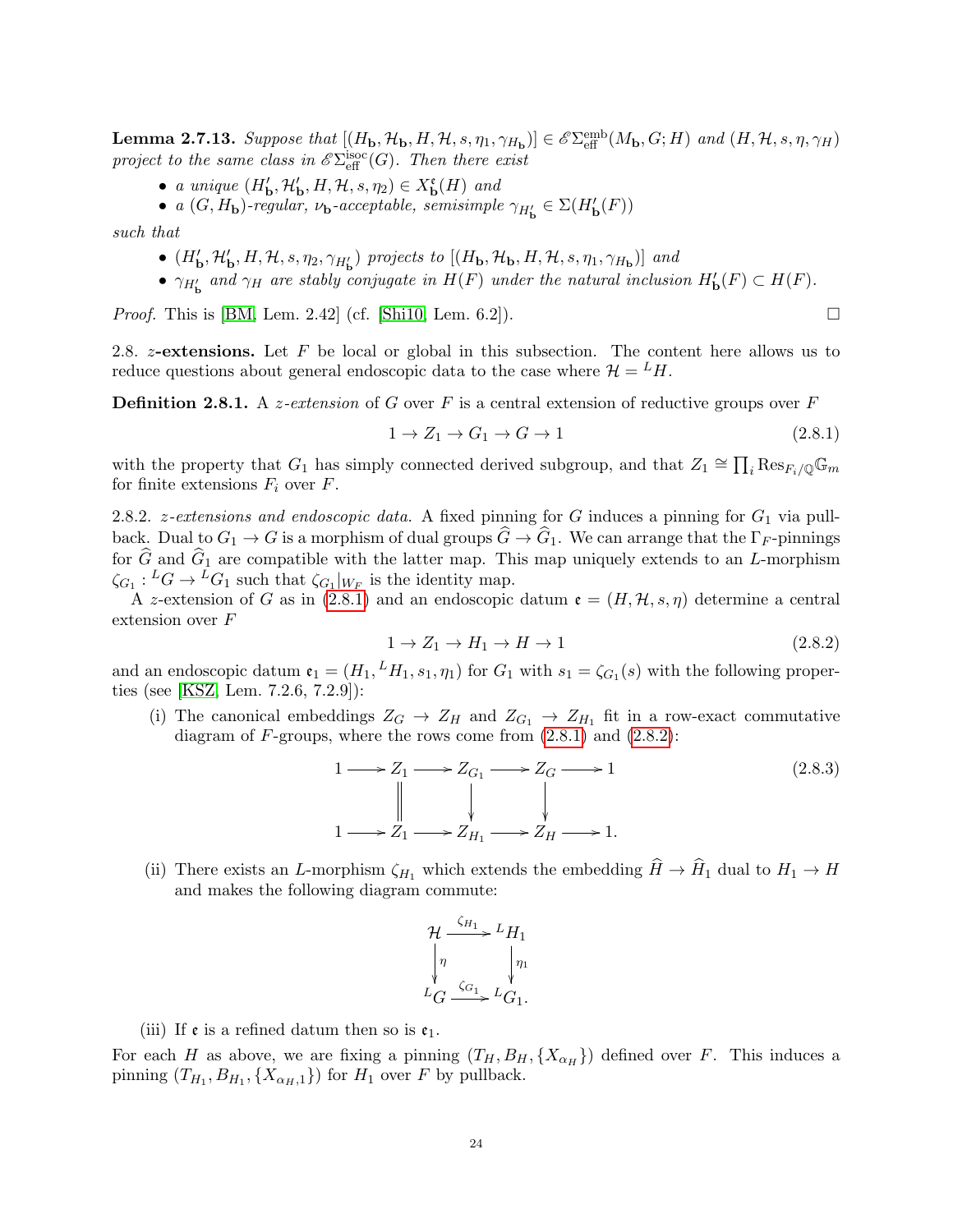**Lemma 2.7.13.** *Suppose that* $[(H_{\mathbf{b}}, \mathcal{H}_{\mathbf{b}}, H, \mathcal{H}, s, \eta_1, \gamma_{H_{\mathbf{b}}})] \in \mathscr{E}\Sigma^{\mathrm{emb}}_{\mathrm{eff}}(M_{\mathbf{b}}, G; H)$ *and* $(H, \mathcal{H}, s, \eta, \gamma_H)$ *project to the same class in* $\mathscr{E}\Sigma^{\mathrm{isoc}}_{\mathrm{eff}}(G)$*. Then there exist*

- *a unique* $(H'_{\mathbf{b}}, \mathcal{H}'_{\mathbf{b}}, H, \mathcal{H}, s, \eta_2) \in X^{\mathfrak{e}}_{\mathbf{b}}(H)$ *and*
- *a* $(G, H_{\mathbf{b}})$*-regular,* $\nu_{\mathbf{b}}$*-acceptable, semisimple* $\gamma_{H'_{\mathbf{b}}} \in \Sigma(H'_{\mathbf{b}}(F))$

*such that*

- $(H'_{\mathbf{b}}, \mathcal{H}'_{\mathbf{b}}, H, \mathcal{H}, s, \eta_2, \gamma_{H'_{\mathbf{b}}})$ *projects to* $[(H_{\mathbf{b}}, \mathcal{H}_{\mathbf{b}}, H, \mathcal{H}, s, \eta_1, \gamma_{H_{\mathbf{b}}})]$ *and*
- $\gamma_{H'_{\mathbf{b}}}$ *and* $\gamma_H$ *are stably conjugate in* $H(F)$ *under the natural inclusion* $H'_{\mathbf{b}}(F) \subset H(F)$*.*

*Proof.* This is [BM, Lem. 2.42] (cf. [Shi10, Lem. 6.2]). □

2.8. **$z$-extensions.** Let $F$ be local or global in this subsection. The content here allows us to reduce questions about general endoscopic data to the case where $\mathcal{H} = {}^L H$.

**Definition 2.8.1.** A *$z$-extension* of $G$ over $F$ is a central extension of reductive groups over $F$

$$1 \to Z_1 \to G_1 \to G \to 1 \tag{2.8.1}$$

with the property that $G_1$ has simply connected derived subgroup, and that $Z_1 \cong \prod_i \mathrm{Res}_{F_i/\mathbb{Q}} \mathbb{G}_m$ for finite extensions $F_i$ over $F$.

2.8.2. *$z$-extensions and endoscopic data.* A fixed pinning for $G$ induces a pinning for $G_1$ via pullback. Dual to $G_1 \to G$ is a morphism of dual groups $\widehat{G} \to \widehat{G}_1$. We can arrange that the $\Gamma_F$-pinnings for $\widehat{G}$ and $\widehat{G}_1$ are compatible with the latter map. This map uniquely extends to an $L$-morphism $\zeta_{G_1} : {}^L G \to {}^L G_1$ such that $\zeta_{G_1}|_{W_F}$ is the identity map.

A $z$-extension of $G$ as in (2.8.1) and an endoscopic datum $\mathfrak{e} = (H, \mathcal{H}, s, \eta)$ determine a central extension over $F$

$$1 \to Z_1 \to H_1 \to H \to 1 \tag{2.8.2}$$

and an endoscopic datum $\mathfrak{e}_1 = (H_1, {}^L H_1, s_1, \eta_1)$ for $G_1$ with $s_1 = \zeta_{G_1}(s)$ with the following properties (see [KSZ, Lem. 7.2.6, 7.2.9]):

(i) The canonical embeddings $Z_G \to Z_H$ and $Z_{G_1} \to Z_{H_1}$ fit in a row-exact commutative diagram of $F$-groups, where the rows come from (2.8.1) and (2.8.2):

$$\begin{array}{ccccccccc} 1 & \longrightarrow & Z_1 & \longrightarrow & Z_{G_1} & \longrightarrow & Z_G & \longrightarrow & 1 \\ & & \| & & \downarrow & & \downarrow & & \\ 1 & \longrightarrow & Z_1 & \longrightarrow & Z_{H_1} & \longrightarrow & Z_H & \longrightarrow & 1. \end{array} \tag{2.8.3}$$

(ii) There exists an $L$-morphism $\zeta_{H_1}$ which extends the embedding $\widehat{H} \to \widehat{H}_1$ dual to $H_1 \to H$ and makes the following diagram commute:

$$\begin{array}{ccc} \mathcal{H} & \xrightarrow{\zeta_{H_1}} & {}^L H_1 \\ \downarrow \eta & & \downarrow \eta_1 \\ {}^L G & \xrightarrow{\zeta_{G_1}} & {}^L G_1. \end{array}$$

(iii) If $\mathfrak{e}$ is a refined datum then so is $\mathfrak{e}_1$.

For each $H$ as above, we are fixing a pinning $(T_H, B_H, \{X_{\alpha_H}\})$ defined over $F$. This induces a pinning $(T_{H_1}, B_{H_1}, \{X_{\alpha_H,1}\})$ for $H_1$ over $F$ by pullback.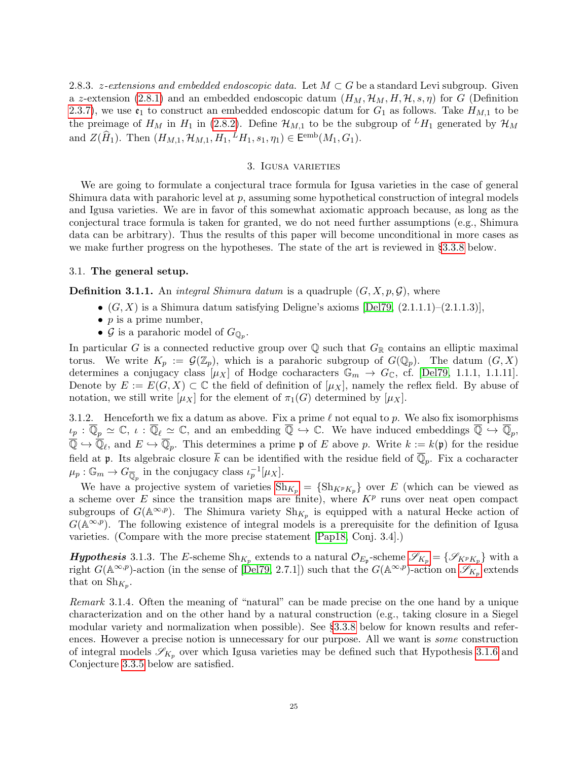2.8.3. *z-extensions and embedded endoscopic data.* Let $M \subset G$ be a standard Levi subgroup. Given a $z$-extension (2.8.1) and an embedded endoscopic datum $(H_M, \mathcal{H}_M, H, \mathcal{H}, s, \eta)$ for $G$ (Definition 2.3.7), we use $\mathfrak{e}_1$ to construct an embedded endoscopic datum for $G_1$ as follows. Take $H_{M,1}$ to be the preimage of $H_M$ in $H_1$ in (2.8.2). Define $\mathcal{H}_{M,1}$ to be the subgroup of ${}^L H_1$ generated by $\mathcal{H}_M$ and $Z(\widehat{H}_1)$. Then $(H_{M,1}, \mathcal{H}_{M,1}, H_1, {}^L H_1, s_1, \eta_1) \in \mathsf{E}^{\mathrm{emb}}(M_1, G_1)$.

## 3. Igusa varieties

We are going to formulate a conjectural trace formula for Igusa varieties in the case of general Shimura data with parahoric level at $p$, assuming some hypothetical construction of integral models and Igusa varieties. We are in favor of this somewhat axiomatic approach because, as long as the conjectural trace formula is taken for granted, we do not need further assumptions (e.g., Shimura data can be arbitrary). Thus the results of this paper will become unconditional in more cases as we make further progress on the hypotheses. The state of the art is reviewed in §3.3.8 below.

### 3.1. The general setup.

**Definition 3.1.1.** An *integral Shimura datum* is a quadruple $(G, X, p, \mathcal{G})$, where

- $(G, X)$ is a Shimura datum satisfying Deligne's axioms [Del79, (2.1.1.1)–(2.1.1.3)],
- $p$ is a prime number,
- $\mathcal{G}$ is a parahoric model of $G_{\mathbb{Q}_p}$.

In particular $G$ is a connected reductive group over $\mathbb{Q}$ such that $G_{\mathbb{R}}$ contains an elliptic maximal torus. We write $K_p := \mathcal{G}(\mathbb{Z}_p)$, which is a parahoric subgroup of $G(\mathbb{Q}_p)$. The datum $(G, X)$ determines a conjugacy class $[\mu_X]$ of Hodge cocharacters $\mathbb{G}_m \to G_{\mathbb{C}}$, cf. [Del79, 1.1.1, 1.1.11]. Denote by $E := E(G, X) \subset \mathbb{C}$ the field of definition of $[\mu_X]$, namely the reflex field. By abuse of notation, we still write $[\mu_X]$ for the element of $\pi_1(G)$ determined by $[\mu_X]$.

3.1.2. Henceforth we fix a datum as above. Fix a prime $\ell$ not equal to $p$. We also fix isomorphisms $\iota_p : \overline{\mathbb{Q}}_p \simeq \mathbb{C}$, $\iota : \overline{\mathbb{Q}}_\ell \simeq \mathbb{C}$, and an embedding $\overline{\mathbb{Q}} \hookrightarrow \mathbb{C}$. We have induced embeddings $\overline{\mathbb{Q}} \hookrightarrow \overline{\mathbb{Q}}_p$, $\overline{\mathbb{Q}} \hookrightarrow \overline{\mathbb{Q}}_\ell$, and $E \hookrightarrow \overline{\mathbb{Q}}_p$. This determines a prime $\mathfrak{p}$ of $E$ above $p$. Write $k := k(\mathfrak{p})$ for the residue field at $\mathfrak{p}$. Its algebraic closure $\overline{k}$ can be identified with the residue field of $\overline{\mathbb{Q}}_p$. Fix a cocharacter $\mu_p : \mathbb{G}_m \to G_{\overline{\mathbb{Q}}_p}$ in the conjugacy class $\iota_p^{-1}[\mu_X]$.

We have a projective system of varieties $\mathrm{Sh}_{K_p} = \{\mathrm{Sh}_{K^p K_p}\}$ over $E$ (which can be viewed as a scheme over $E$ since the transition maps are finite), where $K^p$ runs over neat open compact subgroups of $G(\mathbb{A}^{\infty,p})$. The Shimura variety $\mathrm{Sh}_{K_p}$ is equipped with a natural Hecke action of $G(\mathbb{A}^{\infty,p})$. The following existence of integral models is a prerequisite for the definition of Igusa varieties. (Compare with the more precise statement [Pap18, Conj. 3.4].)

***Hypothesis*** 3.1.3. The $E$-scheme $\mathrm{Sh}_{K_p}$ extends to a natural $\mathcal{O}_{E_{\mathfrak{p}}}$-scheme $\mathscr{S}_{K_p} = \{\mathscr{S}_{K^p K_p}\}$ with a right $G(\mathbb{A}^{\infty,p})$-action (in the sense of [Del79, 2.7.1]) such that the $G(\mathbb{A}^{\infty,p})$-action on $\mathscr{S}_{K_p}$ extends that on $\mathrm{Sh}_{K_p}$.

*Remark* 3.1.4. Often the meaning of "natural" can be made precise on the one hand by a unique characterization and on the other hand by a natural construction (e.g., taking closure in a Siegel modular variety and normalization when possible). See §3.3.8 below for known results and references. However a precise notion is unnecessary for our purpose. All we want is *some* construction of integral models $\mathscr{S}_{K_p}$ over which Igusa varieties may be defined such that Hypothesis 3.1.6 and Conjecture 3.3.5 below are satisfied.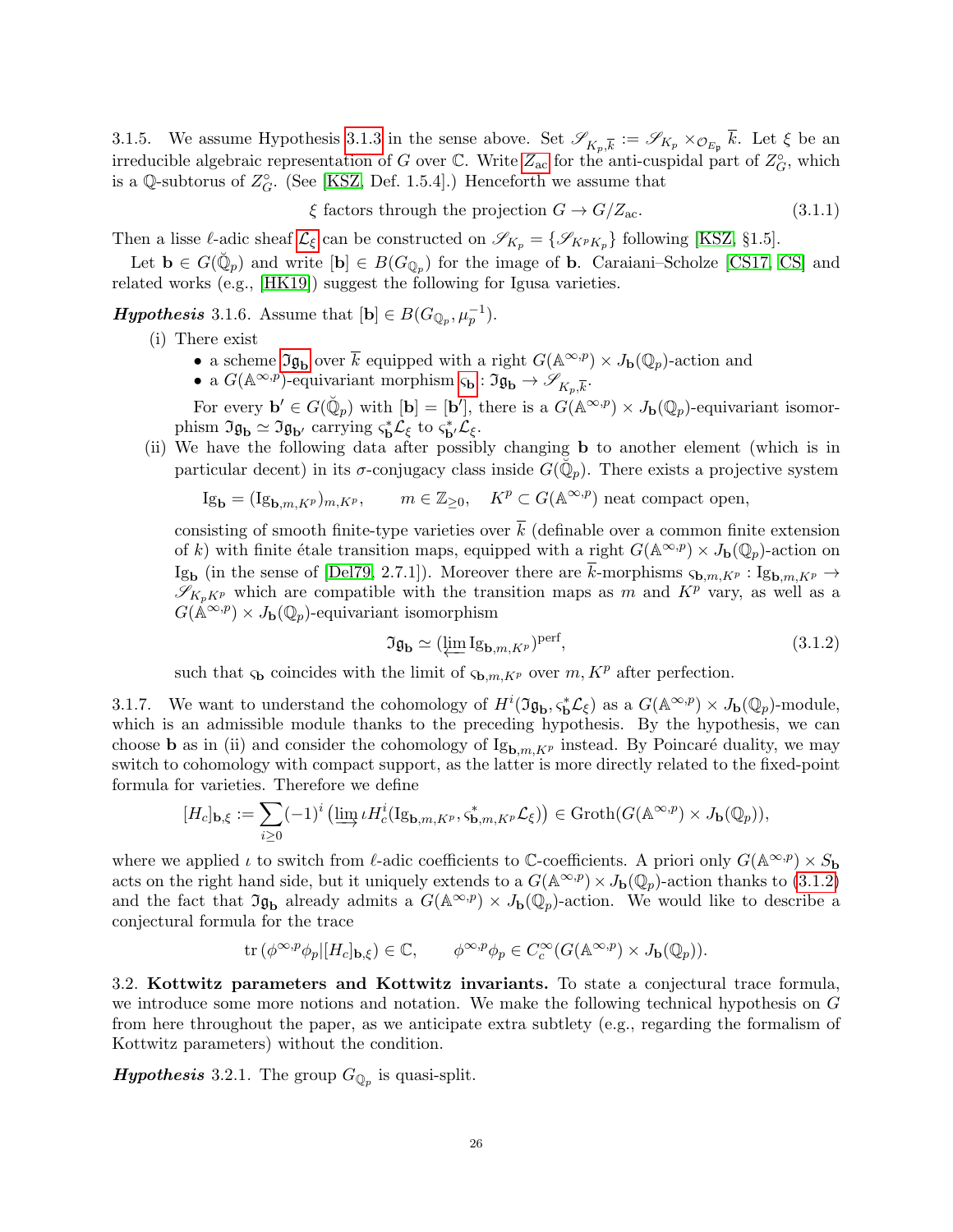3.1.5. We assume Hypothesis 3.1.3 in the sense above. Set $\mathscr{S}_{K_p,\overline{k}} := \mathscr{S}_{K_p} \times_{\mathcal{O}_{E_\mathfrak{p}}} \overline{k}$. Let $\xi$ be an irreducible algebraic representation of $G$ over $\mathbb{C}$. Write $Z_{\rm ac}$ for the anti-cuspidal part of $Z_G^\circ$, which is a $\mathbb{Q}$-subtorus of $Z_G^\circ$. (See [KSZ, Def. 1.5.4].) Henceforth we assume that

$$\xi \text{ factors through the projection } G \to G/Z_{\rm ac}. \tag{3.1.1}$$

Then a lisse $\ell$-adic sheaf $\mathcal{L}_\xi$ can be constructed on $\mathscr{S}_{K_p} = \{\mathscr{S}_{K^pK_p}\}$ following [KSZ, §1.5].

Let $\mathbf{b} \in G(\breve{\mathbb{Q}}_p)$ and write $[\mathbf{b}] \in B(G_{\mathbb{Q}_p})$ for the image of $\mathbf{b}$. Caraiani–Scholze [CS17, CS] and related works (e.g., [HK19]) suggest the following for Igusa varieties.

***Hypothesis*** 3.1.6. Assume that $[\mathbf{b}] \in B(G_{\mathbb{Q}_p}, \mu_p^{-1})$.

(i) There exist
- a scheme $\mathfrak{Ig}_\mathbf{b}$ over $\overline{k}$ equipped with a right $G(\mathbb{A}^{\infty,p}) \times J_\mathbf{b}(\mathbb{Q}_p)$-action and
- a $G(\mathbb{A}^{\infty,p})$-equivariant morphism $\varsigma_\mathbf{b} : \mathfrak{Ig}_\mathbf{b} \to \mathscr{S}_{K_p,\overline{k}}$.

For every $\mathbf{b}' \in G(\breve{\mathbb{Q}}_p)$ with $[\mathbf{b}] = [\mathbf{b}']$, there is a $G(\mathbb{A}^{\infty,p}) \times J_\mathbf{b}(\mathbb{Q}_p)$-equivariant isomorphism $\mathfrak{Ig}_\mathbf{b} \simeq \mathfrak{Ig}_{\mathbf{b}'}$ carrying $\varsigma_\mathbf{b}^*\mathcal{L}_\xi$ to $\varsigma_{\mathbf{b}'}^*\mathcal{L}_\xi$.

(ii) We have the following data after possibly changing $\mathbf{b}$ to another element (which is in particular decent) in its $\sigma$-conjugacy class inside $G(\breve{\mathbb{Q}}_p)$. There exists a projective system

$$\mathrm{Ig}_\mathbf{b} = (\mathrm{Ig}_{\mathbf{b},m,K^p})_{m,K^p}, \qquad m \in \mathbb{Z}_{\ge 0}, \quad K^p \subset G(\mathbb{A}^{\infty,p}) \text{ neat compact open},$$

consisting of smooth finite-type varieties over $\overline{k}$ (definable over a common finite extension of $k$) with finite étale transition maps, equipped with a right $G(\mathbb{A}^{\infty,p}) \times J_\mathbf{b}(\mathbb{Q}_p)$-action on $\mathrm{Ig}_\mathbf{b}$ (in the sense of [Del79, 2.7.1]). Moreover there are $\overline{k}$-morphisms $\varsigma_{\mathbf{b},m,K^p} : \mathrm{Ig}_{\mathbf{b},m,K^p} \to \mathscr{S}_{K_pK^p}$ which are compatible with the transition maps as $m$ and $K^p$ vary, as well as a $G(\mathbb{A}^{\infty,p}) \times J_\mathbf{b}(\mathbb{Q}_p)$-equivariant isomorphism

$$\mathfrak{Ig}_\mathbf{b} \simeq (\varprojlim \mathrm{Ig}_{\mathbf{b},m,K^p})^{\rm perf}, \tag{3.1.2}$$

such that $\varsigma_\mathbf{b}$ coincides with the limit of $\varsigma_{\mathbf{b},m,K^p}$ over $m, K^p$ after perfection.

3.1.7. We want to understand the cohomology of $H^i(\mathfrak{Ig}_\mathbf{b}, \varsigma_\mathbf{b}^*\mathcal{L}_\xi)$ as a $G(\mathbb{A}^{\infty,p}) \times J_\mathbf{b}(\mathbb{Q}_p)$-module, which is an admissible module thanks to the preceding hypothesis. By the hypothesis, we can choose $\mathbf{b}$ as in (ii) and consider the cohomology of $\mathrm{Ig}_{\mathbf{b},m,K^p}$ instead. By Poincaré duality, we may switch to cohomology with compact support, as the latter is more directly related to the fixed-point formula for varieties. Therefore we define

$$[H_c]_{\mathbf{b},\xi} := \sum_{i\ge 0} (-1)^i \left( \varinjlim \iota H_c^i(\mathrm{Ig}_{\mathbf{b},m,K^p}, \varsigma_{\mathbf{b},m,K^p}^*\mathcal{L}_\xi) \right) \in \mathrm{Groth}(G(\mathbb{A}^{\infty,p}) \times J_\mathbf{b}(\mathbb{Q}_p)),$$

where we applied $\iota$ to switch from $\ell$-adic coefficients to $\mathbb{C}$-coefficients. A priori only $G(\mathbb{A}^{\infty,p}) \times S_\mathbf{b}$ acts on the right hand side, but it uniquely extends to a $G(\mathbb{A}^{\infty,p}) \times J_\mathbf{b}(\mathbb{Q}_p)$-action thanks to (3.1.2) and the fact that $\mathfrak{Ig}_\mathbf{b}$ already admits a $G(\mathbb{A}^{\infty,p}) \times J_\mathbf{b}(\mathbb{Q}_p)$-action. We would like to describe a conjectural formula for the trace

$$\mathrm{tr}\,(\phi^{\infty,p}\phi_p | [H_c]_{\mathbf{b},\xi}) \in \mathbb{C}, \qquad \phi^{\infty,p}\phi_p \in C_c^\infty(G(\mathbb{A}^{\infty,p}) \times J_\mathbf{b}(\mathbb{Q}_p)).$$

## 3.2. Kottwitz parameters and Kottwitz invariants.

To state a conjectural trace formula, we introduce some more notions and notation. We make the following technical hypothesis on $G$ from here throughout the paper, as we anticipate extra subtlety (e.g., regarding the formalism of Kottwitz parameters) without the condition.

***Hypothesis*** 3.2.1. The group $G_{\mathbb{Q}_p}$ is quasi-split.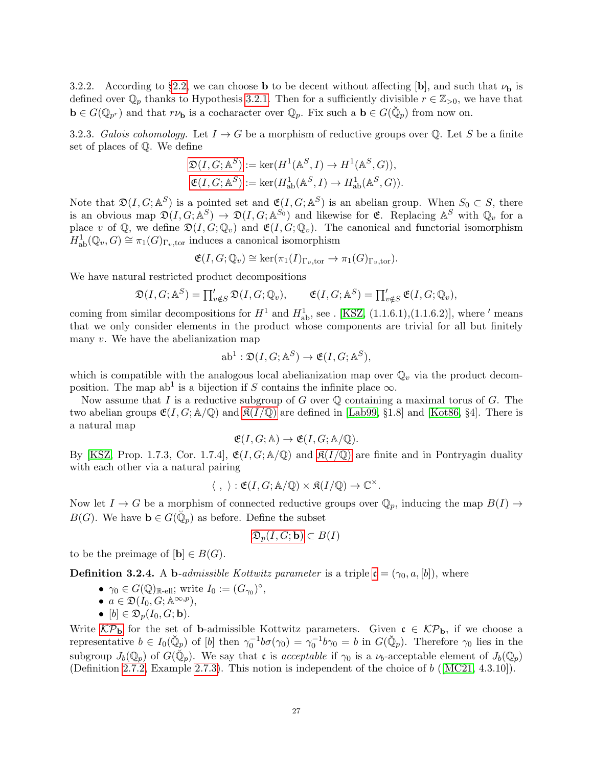3.2.2. According to §2.2, we can choose $\mathbf{b}$ to be decent without affecting $[\mathbf{b}]$, and such that $\nu_{\mathbf{b}}$ is defined over $\mathbb{Q}_p$ thanks to Hypothesis 3.2.1. Then for a sufficiently divisible $r \in \mathbb{Z}_{>0}$, we have that $\mathbf{b} \in G(\mathbb{Q}_{p^r})$ and that $r\nu_{\mathbf{b}}$ is a cocharacter over $\mathbb{Q}_p$. Fix such a $\mathbf{b} \in G(\breve{\mathbb{Q}}_p)$ from now on.

3.2.3. *Galois cohomology.* Let $I \to G$ be a morphism of reductive groups over $\mathbb{Q}$. Let $S$ be a finite set of places of $\mathbb{Q}$. We define

$$\mathfrak{D}(I, G; \mathbb{A}^S) := \ker(H^1(\mathbb{A}^S, I) \to H^1(\mathbb{A}^S, G)),$$
$$\mathfrak{E}(I, G; \mathbb{A}^S) := \ker(H^1_{\mathrm{ab}}(\mathbb{A}^S, I) \to H^1_{\mathrm{ab}}(\mathbb{A}^S, G)).$$

Note that $\mathfrak{D}(I, G; \mathbb{A}^S)$ is a pointed set and $\mathfrak{E}(I, G; \mathbb{A}^S)$ is an abelian group. When $S_0 \subset S$, there is an obvious map $\mathfrak{D}(I, G; \mathbb{A}^S) \to \mathfrak{D}(I, G; \mathbb{A}^{S_0})$ and likewise for $\mathfrak{E}$. Replacing $\mathbb{A}^S$ with $\mathbb{Q}_v$ for a place $v$ of $\mathbb{Q}$, we define $\mathfrak{D}(I, G; \mathbb{Q}_v)$ and $\mathfrak{E}(I, G; \mathbb{Q}_v)$. The canonical and functorial isomorphism $H^1_{\mathrm{ab}}(\mathbb{Q}_v, G) \cong \pi_1(G)_{\Gamma_v,\mathrm{tor}}$ induces a canonical isomorphism

$$\mathfrak{E}(I, G; \mathbb{Q}_v) \cong \ker(\pi_1(I)_{\Gamma_v,\mathrm{tor}} \to \pi_1(G)_{\Gamma_v,\mathrm{tor}}).$$

We have natural restricted product decompositions

$$\mathfrak{D}(I, G; \mathbb{A}^S) = \textstyle\prod'_{v \notin S} \mathfrak{D}(I, G; \mathbb{Q}_v), \qquad \mathfrak{E}(I, G; \mathbb{A}^S) = \textstyle\prod'_{v \notin S} \mathfrak{E}(I, G; \mathbb{Q}_v),$$

coming from similar decompositions for $H^1$ and $H^1_{\mathrm{ab}}$, see . [KSZ, (1.1.6.1),(1.1.6.2)], where $'$ means that we only consider elements in the product whose components are trivial for all but finitely many $v$. We have the abelianization map

$$\mathrm{ab}^1 : \mathfrak{D}(I, G; \mathbb{A}^S) \to \mathfrak{E}(I, G; \mathbb{A}^S),$$

which is compatible with the analogous local abelianization map over $\mathbb{Q}_v$ via the product decomposition. The map $\mathrm{ab}^1$ is a bijection if $S$ contains the infinite place $\infty$.

Now assume that $I$ is a reductive subgroup of $G$ over $\mathbb{Q}$ containing a maximal torus of $G$. The two abelian groups $\mathfrak{E}(I, G; \mathbb{A}/\mathbb{Q})$ and $\mathfrak{K}(I/\mathbb{Q})$ are defined in [Lab99, §1.8] and [Kot86, §4]. There is a natural map

$$\mathfrak{E}(I, G; \mathbb{A}) \to \mathfrak{E}(I, G; \mathbb{A}/\mathbb{Q}).$$

By [KSZ, Prop. 1.7.3, Cor. 1.7.4], $\mathfrak{E}(I, G; \mathbb{A}/\mathbb{Q})$ and $\mathfrak{K}(I/\mathbb{Q})$ are finite and in Pontryagin duality with each other via a natural pairing

$$\langle\ ,\ \rangle : \mathfrak{E}(I, G; \mathbb{A}/\mathbb{Q}) \times \mathfrak{K}(I/\mathbb{Q}) \to \mathbb{C}^\times.$$

Now let $I \to G$ be a morphism of connected reductive groups over $\mathbb{Q}_p$, inducing the map $B(I) \to B(G)$. We have $\mathbf{b} \in G(\breve{\mathbb{Q}}_p)$ as before. Define the subset

$$\mathfrak{D}_p(I, G; \mathbf{b}) \subset B(I)$$

to be the preimage of $[\mathbf{b}] \in B(G)$.

**Definition 3.2.4.** A $\mathbf{b}$-*admissible Kottwitz parameter* is a triple $\mathfrak{c} = (\gamma_0, a, [b])$, where

- $\gamma_0 \in G(\mathbb{Q})_{\mathbb{R}\text{-ell}}$; write $I_0 := (G_{\gamma_0})^\circ$,
- $a \in \mathfrak{D}(I_0, G; \mathbb{A}^{\infty,p})$,
- $[b] \in \mathfrak{D}_p(I_0, G; \mathbf{b})$.

Write $\mathcal{KP}_{\mathbf{b}}$ for the set of $\mathbf{b}$-admissible Kottwitz parameters. Given $\mathfrak{c} \in \mathcal{KP}_{\mathbf{b}}$, if we choose a representative $b \in I_0(\breve{\mathbb{Q}}_p)$ of $[b]$ then $\gamma_0^{-1} b\sigma(\gamma_0) = \gamma_0^{-1} b\gamma_0 = b$ in $G(\breve{\mathbb{Q}}_p)$. Therefore $\gamma_0$ lies in the subgroup $J_b(\mathbb{Q}_p)$ of $G(\breve{\mathbb{Q}}_p)$. We say that $\mathfrak{c}$ is *acceptable* if $\gamma_0$ is a $\nu_b$-acceptable element of $J_b(\mathbb{Q}_p)$ (Definition 2.7.2, Example 2.7.3). This notion is independent of the choice of $b$ ([MC21, 4.3.10]).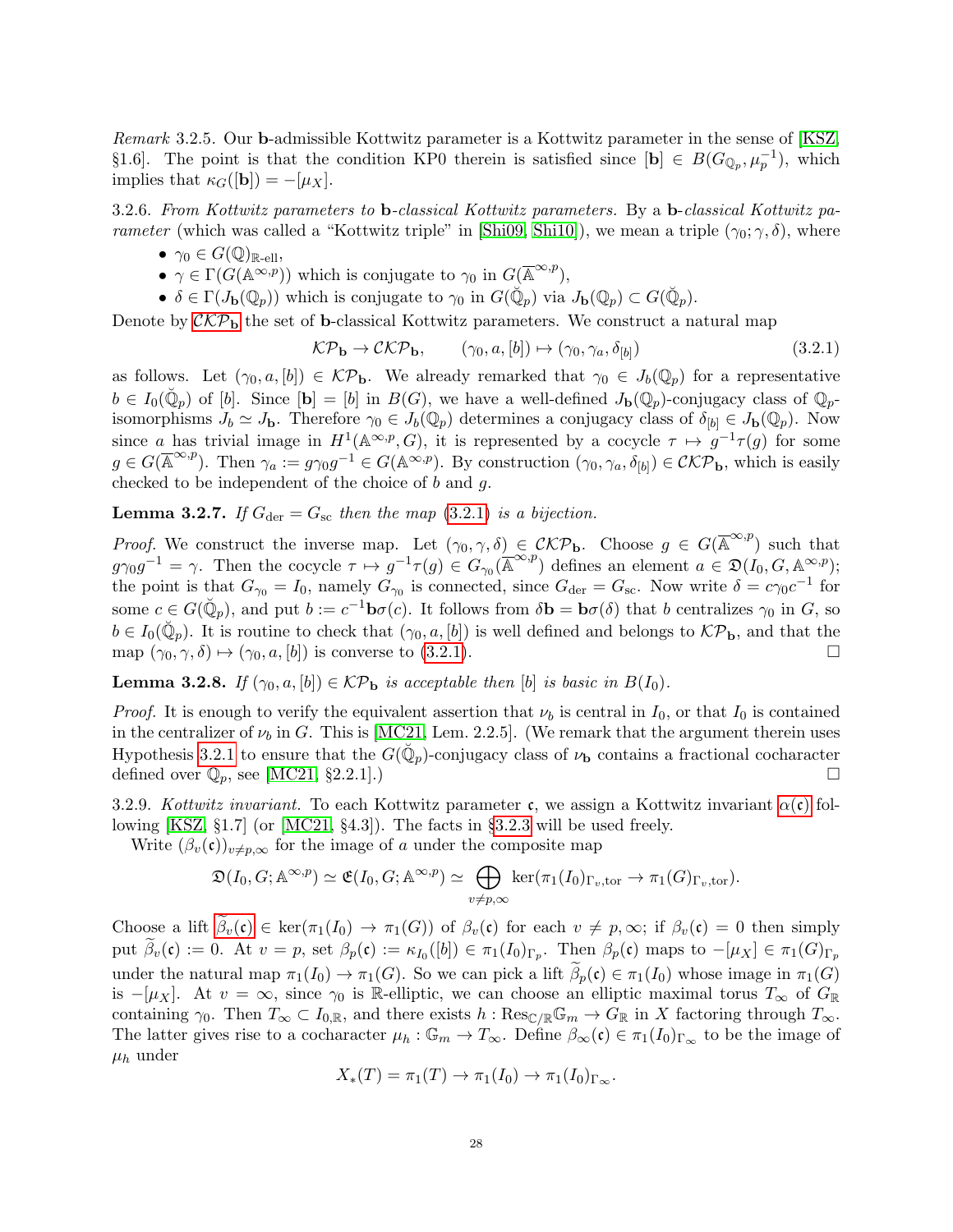*Remark* 3.2.5. Our $\mathbf{b}$-admissible Kottwitz parameter is a Kottwitz parameter in the sense of [KSZ, §1.6]. The point is that the condition KP0 therein is satisfied since $[\mathbf{b}] \in B(G_{\mathbb{Q}_p}, \mu_p^{-1})$, which implies that $\kappa_G([\mathbf{b}]) = -[\mu_X]$.

3.2.6. *From Kottwitz parameters to* $\mathbf{b}$*-classical Kottwitz parameters.* By a $\mathbf{b}$*-classical Kottwitz parameter* (which was called a "Kottwitz triple" in [Shi09, Shi10]), we mean a triple $(\gamma_0; \gamma, \delta)$, where

- $\gamma_0 \in G(\mathbb{Q})_{\mathbb{R}\text{-ell}}$,
- $\gamma \in \Gamma(G(\mathbb{A}^{\infty,p}))$ which is conjugate to $\gamma_0$ in $G(\overline{\mathbb{A}}^{\infty,p})$,
- $\delta \in \Gamma(J_{\mathbf{b}}(\mathbb{Q}_p))$ which is conjugate to $\gamma_0$ in $G(\breve{\mathbb{Q}}_p)$ via $J_{\mathbf{b}}(\mathbb{Q}_p) \subset G(\breve{\mathbb{Q}}_p)$.

Denote by $\mathcal{CKP}_{\mathbf{b}}$ the set of $\mathbf{b}$-classical Kottwitz parameters. We construct a natural map

$$\mathcal{KP}_{\mathbf{b}} \to \mathcal{CKP}_{\mathbf{b}}, \qquad (\gamma_0, a, [b]) \mapsto (\gamma_0, \gamma_a, \delta_{[b]}) \tag{3.2.1}$$

as follows. Let $(\gamma_0, a, [b]) \in \mathcal{KP}_{\mathbf{b}}$. We already remarked that $\gamma_0 \in J_b(\mathbb{Q}_p)$ for a representative $b \in I_0(\breve{\mathbb{Q}}_p)$ of $[b]$. Since $[\mathbf{b}] = [b]$ in $B(G)$, we have a well-defined $J_{\mathbf{b}}(\mathbb{Q}_p)$-conjugacy class of $\mathbb{Q}_p$-isomorphisms $J_b \simeq J_{\mathbf{b}}$. Therefore $\gamma_0 \in J_b(\mathbb{Q}_p)$ determines a conjugacy class of $\delta_{[b]} \in J_{\mathbf{b}}(\mathbb{Q}_p)$. Now since $a$ has trivial image in $H^1(\mathbb{A}^{\infty,p}, G)$, it is represented by a cocycle $\tau \mapsto g^{-1}\tau(g)$ for some $g \in G(\overline{\mathbb{A}}^{\infty,p})$. Then $\gamma_a := g\gamma_0 g^{-1} \in G(\mathbb{A}^{\infty,p})$. By construction $(\gamma_0, \gamma_a, \delta_{[b]}) \in \mathcal{CKP}_{\mathbf{b}}$, which is easily checked to be independent of the choice of $b$ and $g$.

**Lemma 3.2.7.** *If $G_{\text{der}} = G_{\text{sc}}$ then the map (3.2.1) is a bijection.*

*Proof.* We construct the inverse map. Let $(\gamma_0, \gamma, \delta) \in \mathcal{CKP}_{\mathbf{b}}$. Choose $g \in G(\overline{\mathbb{A}}^{\infty,p})$ such that $g\gamma_0 g^{-1} = \gamma$. Then the cocycle $\tau \mapsto g^{-1}\tau(g) \in G_{\gamma_0}(\overline{\mathbb{A}}^{\infty,p})$ defines an element $a \in \mathfrak{D}(I_0, G, \mathbb{A}^{\infty,p})$; the point is that $G_{\gamma_0} = I_0$, namely $G_{\gamma_0}$ is connected, since $G_{\text{der}} = G_{\text{sc}}$. Now write $\delta = c\gamma_0 c^{-1}$ for some $c \in G(\breve{\mathbb{Q}}_p)$, and put $b := c^{-1}\mathbf{b}\sigma(c)$. It follows from $\delta\mathbf{b} = \mathbf{b}\sigma(\delta)$ that $b$ centralizes $\gamma_0$ in $G$, so $b \in I_0(\breve{\mathbb{Q}}_p)$. It is routine to check that $(\gamma_0, a, [b])$ is well defined and belongs to $\mathcal{KP}_{\mathbf{b}}$, and that the map $(\gamma_0, \gamma, \delta) \mapsto (\gamma_0, a, [b])$ is converse to (3.2.1). □

**Lemma 3.2.8.** *If $(\gamma_0, a, [b]) \in \mathcal{KP}_{\mathbf{b}}$ is acceptable then $[b]$ is basic in $B(I_0)$.*

*Proof.* It is enough to verify the equivalent assertion that $\nu_b$ is central in $I_0$, or that $I_0$ is contained in the centralizer of $\nu_b$ in $G$. This is [MC21, Lem. 2.2.5]. (We remark that the argument therein uses Hypothesis 3.2.1 to ensure that the $G(\breve{\mathbb{Q}}_p)$-conjugacy class of $\nu_{\mathbf{b}}$ contains a fractional cocharacter defined over $\mathbb{Q}_p$, see [MC21, §2.2.1].) □

3.2.9. *Kottwitz invariant.* To each Kottwitz parameter $\mathfrak{c}$, we assign a Kottwitz invariant $\alpha(\mathfrak{c})$ following [KSZ, §1.7] (or [MC21, §4.3]). The facts in §3.2.3 will be used freely.

Write $(\beta_v(\mathfrak{c}))_{v \neq p,\infty}$ for the image of $a$ under the composite map

$$\mathfrak{D}(I_0, G; \mathbb{A}^{\infty,p}) \simeq \mathfrak{E}(I_0, G; \mathbb{A}^{\infty,p}) \simeq \bigoplus_{v \neq p,\infty} \ker(\pi_1(I_0)_{\Gamma_v,\text{tor}} \to \pi_1(G)_{\Gamma_v,\text{tor}}).$$

Choose a lift $\widetilde{\beta}_v(\mathfrak{c}) \in \ker(\pi_1(I_0) \to \pi_1(G))$ of $\beta_v(\mathfrak{c})$ for each $v \neq p, \infty$; if $\beta_v(\mathfrak{c}) = 0$ then simply put $\widetilde{\beta}_v(\mathfrak{c}) := 0$. At $v = p$, set $\beta_p(\mathfrak{c}) := \kappa_{I_0}([b]) \in \pi_1(I_0)_{\Gamma_p}$. Then $\beta_p(\mathfrak{c})$ maps to $-[\mu_X] \in \pi_1(G)_{\Gamma_p}$ under the natural map $\pi_1(I_0) \to \pi_1(G)$. So we can pick a lift $\widetilde{\beta}_p(\mathfrak{c}) \in \pi_1(I_0)$ whose image in $\pi_1(G)$ is $-[\mu_X]$. At $v = \infty$, since $\gamma_0$ is $\mathbb{R}$-elliptic, we can choose an elliptic maximal torus $T_\infty$ of $G_{\mathbb{R}}$ containing $\gamma_0$. Then $T_\infty \subset I_{0,\mathbb{R}}$, and there exists $h : \text{Res}_{\mathbb{C}/\mathbb{R}}\mathbb{G}_m \to G_{\mathbb{R}}$ in $X$ factoring through $T_\infty$. The latter gives rise to a cocharacter $\mu_h : \mathbb{G}_m \to T_\infty$. Define $\beta_\infty(\mathfrak{c}) \in \pi_1(I_0)_{\Gamma_\infty}$ to be the image of $\mu_h$ under

$$X_*(T) = \pi_1(T) \to \pi_1(I_0) \to \pi_1(I_0)_{\Gamma_\infty}.$$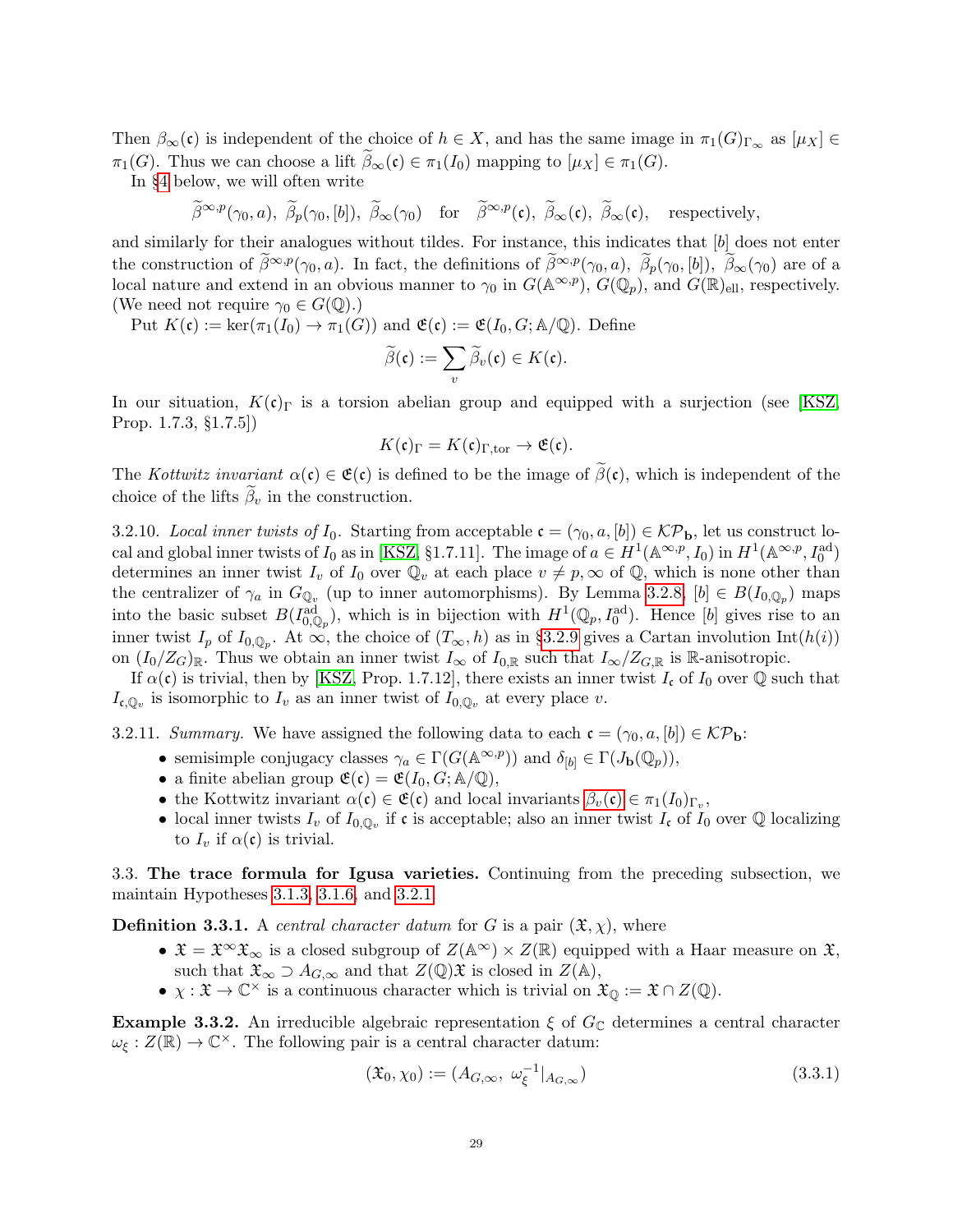Then $\beta_\infty(\mathfrak{c})$ is independent of the choice of $h \in X$, and has the same image in $\pi_1(G)_{\Gamma_\infty}$ as $[\mu_X] \in \pi_1(G)$. Thus we can choose a lift $\widetilde{\beta}_\infty(\mathfrak{c}) \in \pi_1(I_0)$ mapping to $[\mu_X] \in \pi_1(G)$.

In §4 below, we will often write

$$\widetilde{\beta}^{\infty,p}(\gamma_0, a),\ \widetilde{\beta}_p(\gamma_0, [b]),\ \widetilde{\beta}_\infty(\gamma_0) \quad \text{for} \quad \widetilde{\beta}^{\infty,p}(\mathfrak{c}),\ \widetilde{\beta}_\infty(\mathfrak{c}),\ \widetilde{\beta}_\infty(\mathfrak{c}), \quad \text{respectively},$$

and similarly for their analogues without tildes. For instance, this indicates that $[b]$ does not enter the construction of $\widetilde{\beta}^{\infty,p}(\gamma_0, a)$. In fact, the definitions of $\widetilde{\beta}^{\infty,p}(\gamma_0, a)$, $\widetilde{\beta}_p(\gamma_0, [b])$, $\widetilde{\beta}_\infty(\gamma_0)$ are of a local nature and extend in an obvious manner to $\gamma_0$ in $G(\mathbb{A}^{\infty,p})$, $G(\mathbb{Q}_p)$, and $G(\mathbb{R})_{\mathrm{ell}}$, respectively. (We need not require $\gamma_0 \in G(\mathbb{Q})$.)

Put $K(\mathfrak{c}) := \ker(\pi_1(I_0) \to \pi_1(G))$ and $\mathfrak{E}(\mathfrak{c}) := \mathfrak{E}(I_0, G; \mathbb{A}/\mathbb{Q})$. Define

$$\widetilde{\beta}(\mathfrak{c}) := \sum_v \widetilde{\beta}_v(\mathfrak{c}) \in K(\mathfrak{c}).$$

In our situation, $K(\mathfrak{c})_\Gamma$ is a torsion abelian group and equipped with a surjection (see [KSZ, Prop. 1.7.3, §1.7.5])

$$K(\mathfrak{c})_\Gamma = K(\mathfrak{c})_{\Gamma,\mathrm{tor}} \to \mathfrak{E}(\mathfrak{c}).$$

The *Kottwitz invariant* $\alpha(\mathfrak{c}) \in \mathfrak{E}(\mathfrak{c})$ is defined to be the image of $\widetilde{\beta}(\mathfrak{c})$, which is independent of the choice of the lifts $\widetilde{\beta}_v$ in the construction.

3.2.10. *Local inner twists of* $I_0$. Starting from acceptable $\mathfrak{c} = (\gamma_0, a, [b]) \in \mathcal{KP}_{\mathbf{b}}$, let us construct local and global inner twists of $I_0$ as in [KSZ, §1.7.11]. The image of $a \in H^1(\mathbb{A}^{\infty,p}, I_0)$ in $H^1(\mathbb{A}^{\infty,p}, I_0^{\mathrm{ad}})$ determines an inner twist $I_v$ of $I_0$ over $\mathbb{Q}_v$ at each place $v \neq p, \infty$ of $\mathbb{Q}$, which is none other than the centralizer of $\gamma_a$ in $G_{\mathbb{Q}_v}$ (up to inner automorphisms). By Lemma 3.2.8, $[b] \in B(I_{0,\mathbb{Q}_p})$ maps into the basic subset $B(I^{\mathrm{ad}}_{0,\mathbb{Q}_p})$, which is in bijection with $H^1(\mathbb{Q}_p, I_0^{\mathrm{ad}})$. Hence $[b]$ gives rise to an inner twist $I_p$ of $I_{0,\mathbb{Q}_p}$. At $\infty$, the choice of $(T_\infty, h)$ as in §3.2.9 gives a Cartan involution $\mathrm{Int}(h(i))$ on $(I_0/Z_G)_{\mathbb{R}}$. Thus we obtain an inner twist $I_\infty$ of $I_{0,\mathbb{R}}$ such that $I_\infty/Z_{G,\mathbb{R}}$ is $\mathbb{R}$-anisotropic.

If $\alpha(\mathfrak{c})$ is trivial, then by [KSZ, Prop. 1.7.12], there exists an inner twist $I_{\mathfrak{c}}$ of $I_0$ over $\mathbb{Q}$ such that $I_{\mathfrak{c},\mathbb{Q}_v}$ is isomorphic to $I_v$ as an inner twist of $I_{0,\mathbb{Q}_v}$ at every place $v$.

3.2.11. *Summary.* We have assigned the following data to each $\mathfrak{c} = (\gamma_0, a, [b]) \in \mathcal{KP}_{\mathbf{b}}$:

- semisimple conjugacy classes $\gamma_a \in \Gamma(G(\mathbb{A}^{\infty,p}))$ and $\delta_{[b]} \in \Gamma(J_{\mathbf{b}}(\mathbb{Q}_p))$,
- a finite abelian group $\mathfrak{E}(\mathfrak{c}) = \mathfrak{E}(I_0, G; \mathbb{A}/\mathbb{Q})$,
- the Kottwitz invariant $\alpha(\mathfrak{c}) \in \mathfrak{E}(\mathfrak{c})$ and local invariants $\beta_v(\mathfrak{c}) \in \pi_1(I_0)_{\Gamma_v}$,
- local inner twists $I_v$ of $I_{0,\mathbb{Q}_v}$ if $\mathfrak{c}$ is acceptable; also an inner twist $I_{\mathfrak{c}}$ of $I_0$ over $\mathbb{Q}$ localizing to $I_v$ if $\alpha(\mathfrak{c})$ is trivial.

### 3.3. The trace formula for Igusa varieties.

Continuing from the preceding subsection, we maintain Hypotheses 3.1.3, 3.1.6, and 3.2.1.

**Definition 3.3.1.** A *central character datum* for $G$ is a pair $(\mathfrak{X}, \chi)$, where

- $\mathfrak{X} = \mathfrak{X}^\infty \mathfrak{X}_\infty$ is a closed subgroup of $Z(\mathbb{A}^\infty) \times Z(\mathbb{R})$ equipped with a Haar measure on $\mathfrak{X}$, such that $\mathfrak{X}_\infty \supset A_{G,\infty}$ and that $Z(\mathbb{Q})\mathfrak{X}$ is closed in $Z(\mathbb{A})$,
- $\chi : \mathfrak{X} \to \mathbb{C}^\times$ is a continuous character which is trivial on $\mathfrak{X}_{\mathbb{Q}} := \mathfrak{X} \cap Z(\mathbb{Q})$.

**Example 3.3.2.** An irreducible algebraic representation $\xi$ of $G_{\mathbb{C}}$ determines a central character $\omega_\xi : Z(\mathbb{R}) \to \mathbb{C}^\times$. The following pair is a central character datum:

$$(\mathfrak{X}_0, \chi_0) := (A_{G,\infty},\ \omega_\xi^{-1}|_{A_{G,\infty}}) \tag{3.3.1}$$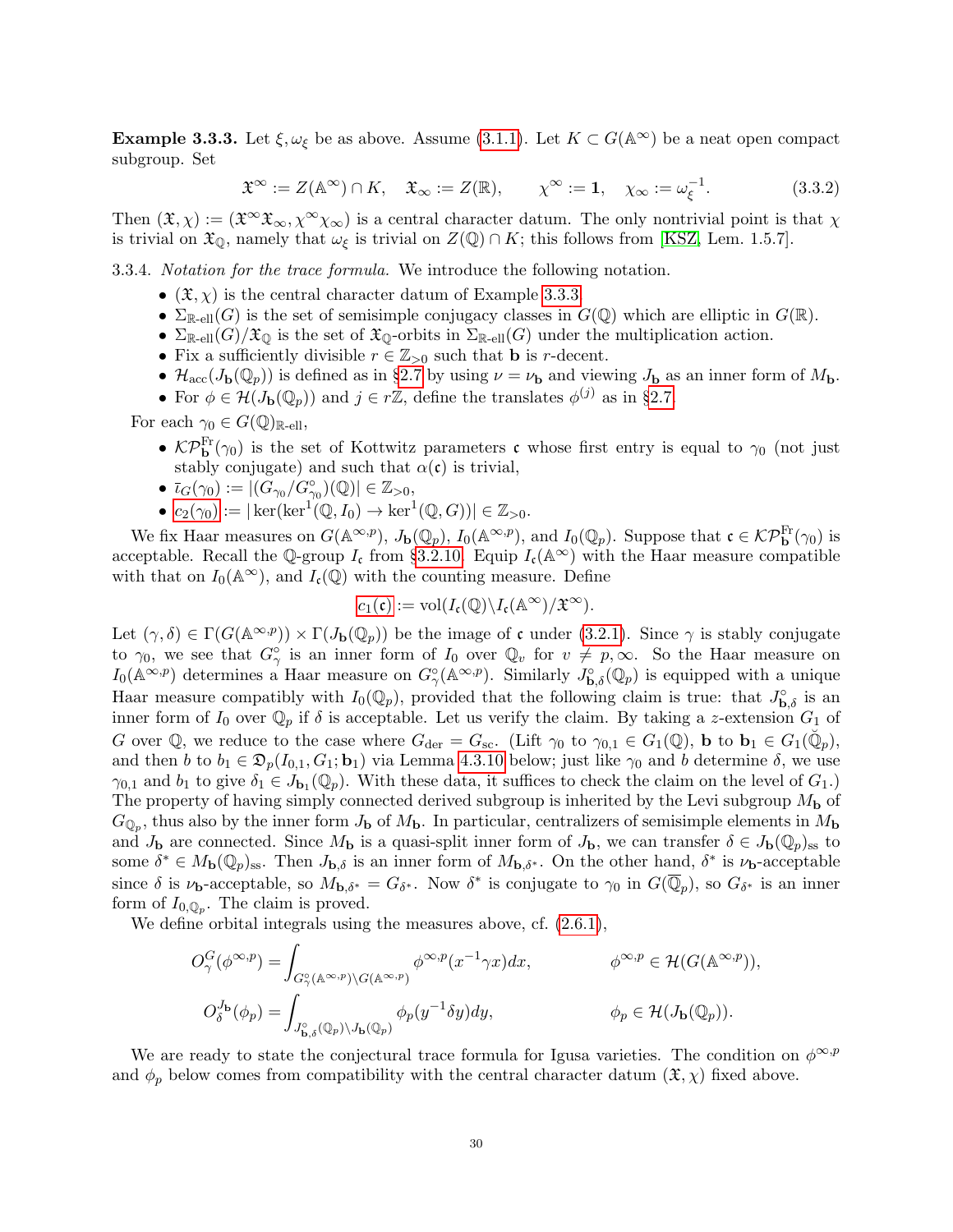**Example 3.3.3.** Let $\xi, \omega_\xi$ be as above. Assume (3.1.1). Let $K \subset G(\mathbb{A}^\infty)$ be a neat open compact subgroup. Set

$$\mathfrak{X}^\infty := Z(\mathbb{A}^\infty) \cap K, \quad \mathfrak{X}_\infty := Z(\mathbb{R}), \qquad \chi^\infty := \mathbf{1}, \quad \chi_\infty := \omega_\xi^{-1}. \tag{3.3.2}$$

Then $(\mathfrak{X}, \chi) := (\mathfrak{X}^\infty \mathfrak{X}_\infty, \chi^\infty \chi_\infty)$ is a central character datum. The only nontrivial point is that $\chi$ is trivial on $\mathfrak{X}_\mathbb{Q}$, namely that $\omega_\xi$ is trivial on $Z(\mathbb{Q}) \cap K$; this follows from [KSZ, Lem. 1.5.7].

3.3.4. *Notation for the trace formula.* We introduce the following notation.

- $(\mathfrak{X}, \chi)$ is the central character datum of Example 3.3.3
- $\Sigma_{\mathbb{R}\text{-ell}}(G)$ is the set of semisimple conjugacy classes in $G(\mathbb{Q})$ which are elliptic in $G(\mathbb{R})$.
- $\Sigma_{\mathbb{R}\text{-ell}}(G)/\mathfrak{X}_\mathbb{Q}$ is the set of $\mathfrak{X}_\mathbb{Q}$-orbits in $\Sigma_{\mathbb{R}\text{-ell}}(G)$ under the multiplication action.
- Fix a sufficiently divisible $r \in \mathbb{Z}_{>0}$ such that $\mathbf{b}$ is $r$-decent.
- $\mathcal{H}_{\mathrm{acc}}(J_\mathbf{b}(\mathbb{Q}_p))$ is defined as in §2.7 by using $\nu = \nu_\mathbf{b}$ and viewing $J_\mathbf{b}$ as an inner form of $M_\mathbf{b}$.
- For $\phi \in \mathcal{H}(J_\mathbf{b}(\mathbb{Q}_p))$ and $j \in r\mathbb{Z}$, define the translates $\phi^{(j)}$ as in §2.7

For each $\gamma_0 \in G(\mathbb{Q})_{\mathbb{R}\text{-ell}}$,

- $\mathcal{KP}_\mathbf{b}^{\mathrm{Fr}}(\gamma_0)$ is the set of Kottwitz parameters $\mathfrak{c}$ whose first entry is equal to $\gamma_0$ (not just stably conjugate) and such that $\alpha(\mathfrak{c})$ is trivial,
- $\bar{\iota}_G(\gamma_0) := |(G_{\gamma_0}/G_{\gamma_0}^\circ)(\mathbb{Q})| \in \mathbb{Z}_{>0}$,
- $c_2(\gamma_0) := |\ker(\ker^1(\mathbb{Q}, I_0) \to \ker^1(\mathbb{Q}, G))| \in \mathbb{Z}_{>0}$.

We fix Haar measures on $G(\mathbb{A}^{\infty,p})$, $J_\mathbf{b}(\mathbb{Q}_p)$, $I_0(\mathbb{A}^{\infty,p})$, and $I_0(\mathbb{Q}_p)$. Suppose that $\mathfrak{c} \in \mathcal{KP}_\mathbf{b}^{\mathrm{Fr}}(\gamma_0)$ is acceptable. Recall the $\mathbb{Q}$-group $I_\mathfrak{c}$ from §3.2.10. Equip $I_\mathfrak{c}(\mathbb{A}^\infty)$ with the Haar measure compatible with that on $I_0(\mathbb{A}^\infty)$, and $I_\mathfrak{c}(\mathbb{Q})$ with the counting measure. Define

$$c_1(\mathfrak{c}) := \mathrm{vol}(I_\mathfrak{c}(\mathbb{Q}) \backslash I_\mathfrak{c}(\mathbb{A}^\infty)/\mathfrak{X}^\infty).$$

Let $(\gamma, \delta) \in \Gamma(G(\mathbb{A}^{\infty,p})) \times \Gamma(J_\mathbf{b}(\mathbb{Q}_p))$ be the image of $\mathfrak{c}$ under (3.2.1). Since $\gamma$ is stably conjugate to $\gamma_0$, we see that $G_\gamma^\circ$ is an inner form of $I_0$ over $\mathbb{Q}_v$ for $v \neq p, \infty$. So the Haar measure on $I_0(\mathbb{A}^{\infty,p})$ determines a Haar measure on $G_\gamma^\circ(\mathbb{A}^{\infty,p})$. Similarly $J_{\mathbf{b},\delta}^\circ(\mathbb{Q}_p)$ is equipped with a unique Haar measure compatibly with $I_0(\mathbb{Q}_p)$, provided that the following claim is true: that $J_{\mathbf{b},\delta}^\circ$ is an inner form of $I_0$ over $\mathbb{Q}_p$ if $\delta$ is acceptable. Let us verify the claim. By taking a $z$-extension $G_1$ of $G$ over $\mathbb{Q}$, we reduce to the case where $G_{\mathrm{der}} = G_{\mathrm{sc}}$. (Lift $\gamma_0$ to $\gamma_{0,1} \in G_1(\mathbb{Q})$, $\mathbf{b}$ to $\mathbf{b}_1 \in G_1(\breve{\mathbb{Q}}_p)$, and then $b$ to $b_1 \in \mathfrak{D}_p(I_{0,1}, G_1; \mathbf{b}_1)$ via Lemma 4.3.10 below; just like $\gamma_0$ and $b$ determine $\delta$, we use $\gamma_{0,1}$ and $b_1$ to give $\delta_1 \in J_{\mathbf{b}_1}(\mathbb{Q}_p)$. With these data, it suffices to check the claim on the level of $G_1$.) The property of having simply connected derived subgroup is inherited by the Levi subgroup $M_\mathbf{b}$ of $G_{\mathbb{Q}_p}$, thus also by the inner form $J_\mathbf{b}$ of $M_\mathbf{b}$. In particular, centralizers of semisimple elements in $M_\mathbf{b}$ and $J_\mathbf{b}$ are connected. Since $M_\mathbf{b}$ is a quasi-split inner form of $J_\mathbf{b}$, we can transfer $\delta \in J_\mathbf{b}(\mathbb{Q}_p)_{\mathrm{ss}}$ to some $\delta^* \in M_\mathbf{b}(\mathbb{Q}_p)_{\mathrm{ss}}$. Then $J_{\mathbf{b},\delta}$ is an inner form of $M_{\mathbf{b},\delta^*}$. On the other hand, $\delta^*$ is $\nu_\mathbf{b}$-acceptable since $\delta$ is $\nu_\mathbf{b}$-acceptable, so $M_{\mathbf{b},\delta^*} = G_{\delta^*}$. Now $\delta^*$ is conjugate to $\gamma_0$ in $G(\overline{\mathbb{Q}}_p)$, so $G_{\delta^*}$ is an inner form of $I_{0,\mathbb{Q}_p}$. The claim is proved.

We define orbital integrals using the measures above, cf. (2.6.1),

$$O_\gamma^G(\phi^{\infty,p}) = \int_{G_\gamma^\circ(\mathbb{A}^{\infty,p}) \backslash G(\mathbb{A}^{\infty,p})} \phi^{\infty,p}(x^{-1}\gamma x)dx, \qquad \phi^{\infty,p} \in \mathcal{H}(G(\mathbb{A}^{\infty,p})),$$

$$O_\delta^{J_\mathbf{b}}(\phi_p) = \int_{J_{\mathbf{b},\delta}^\circ(\mathbb{Q}_p) \backslash J_\mathbf{b}(\mathbb{Q}_p)} \phi_p(y^{-1}\delta y)dy, \qquad \phi_p \in \mathcal{H}(J_\mathbf{b}(\mathbb{Q}_p)).$$

We are ready to state the conjectural trace formula for Igusa varieties. The condition on $\phi^{\infty,p}$ and $\phi_p$ below comes from compatibility with the central character datum $(\mathfrak{X}, \chi)$ fixed above.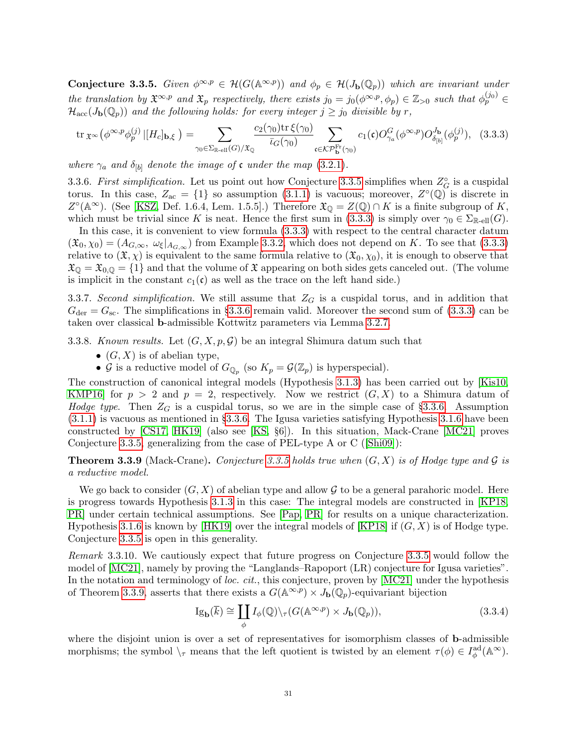**Conjecture 3.3.5.** *Given $\phi^{\infty,p} \in \mathcal{H}(G(\mathbb{A}^{\infty,p}))$ and $\phi_p \in \mathcal{H}(J_{\mathbf{b}}(\mathbb{Q}_p))$ which are invariant under the translation by $\mathfrak{X}^{\infty,p}$ and $\mathfrak{X}_p$ respectively, there exists $j_0 = j_0(\phi^{\infty,p}, \phi_p) \in \mathbb{Z}_{>0}$ such that $\phi_p^{(j_0)} \in \mathcal{H}_{\mathrm{acc}}(J_{\mathbf{b}}(\mathbb{Q}_p))$ and the following holds: for every integer $j \geq j_0$ divisible by $r$,*

$$\mathrm{tr}_{\,\mathfrak{X}^\infty}\big(\phi^{\infty,p}\phi_p^{(j)}\,|[H_c]_{\mathbf{b},\xi}\,\big) = \sum_{\gamma_0 \in \Sigma_{\mathbb{R}\text{-ell}}(G)/\mathfrak{X}_{\mathbb{Q}}} \frac{c_2(\gamma_0)\mathrm{tr}\,\xi(\gamma_0)}{\bar{\iota}_G(\gamma_0)} \sum_{\mathfrak{c} \in \mathcal{KP}_{\mathbf{b}}^{\mathrm{Fr}}(\gamma_0)} c_1(\mathfrak{c}) O^G_{\gamma_a}(\phi^{\infty,p}) O^{J_{\mathbf{b}}}_{\delta_{[b]}}(\phi_p^{(j)}), \quad (3.3.3)$$

*where $\gamma_a$ and $\delta_{[b]}$ denote the image of $\mathfrak{c}$ under the map (3.2.1).*

3.3.6. *First simplification.* Let us point out how Conjecture 3.3.5 simplifies when $Z_G^\circ$ is a cuspidal torus. In this case, $Z_{\mathrm{ac}} = \{1\}$ so assumption (3.1.1) is vacuous; moreover, $Z^\circ(\mathbb{Q})$ is discrete in $Z^\circ(\mathbb{A}^\infty)$. (See [KSZ, Def. 1.6.4, Lem. 1.5.5].) Therefore $\mathfrak{X}_{\mathbb{Q}} = Z(\mathbb{Q}) \cap K$ is a finite subgroup of $K$, which must be trivial since $K$ is neat. Hence the first sum in (3.3.3) is simply over $\gamma_0 \in \Sigma_{\mathbb{R}\text{-ell}}(G)$.

In this case, it is convenient to view formula (3.3.3) with respect to the central character datum $(\mathfrak{X}_0, \chi_0) = (A_{G,\infty},\ \omega_\xi|_{A_{G,\infty}})$ from Example 3.3.2, which does not depend on $K$. To see that (3.3.3) relative to $(\mathfrak{X}, \chi)$ is equivalent to the same formula relative to $(\mathfrak{X}_0, \chi_0)$, it is enough to observe that $\mathfrak{X}_{\mathbb{Q}} = \mathfrak{X}_{0,\mathbb{Q}} = \{1\}$ and that the volume of $\mathfrak{X}$ appearing on both sides gets canceled out. (The volume is implicit in the constant $c_1(\mathfrak{c})$ as well as the trace on the left hand side.)

3.3.7. *Second simplification.* We still assume that $Z_G$ is a cuspidal torus, and in addition that $G_{\mathrm{der}} = G_{\mathrm{sc}}$. The simplifications in §3.3.6 remain valid. Moreover the second sum of (3.3.3) can be taken over classical $\mathbf{b}$-admissible Kottwitz parameters via Lemma 3.2.7.

3.3.8. *Known results.* Let $(G, X, p, \mathcal{G})$ be an integral Shimura datum such that

- $(G, X)$ is of abelian type,
- $\mathcal{G}$ is a reductive model of $G_{\mathbb{Q}_p}$ (so $K_p = \mathcal{G}(\mathbb{Z}_p)$ is hyperspecial).

The construction of canonical integral models (Hypothesis 3.1.3) has been carried out by [Kis10, KMP16] for $p > 2$ and $p = 2$, respectively. Now we restrict $(G, X)$ to a Shimura datum of *Hodge type*. Then $Z_G$ is a cuspidal torus, so we are in the simple case of §3.3.6. Assumption (3.1.1) is vacuous as mentioned in §3.3.6. The Igusa varieties satisfying Hypothesis 3.1.6 have been constructed by [CS17, HK19] (also see [KS, §6]). In this situation, Mack-Crane [MC21] proves Conjecture 3.3.5, generalizing from the case of PEL-type A or C ([Shi09]):

**Theorem 3.3.9** (Mack-Crane)**.** *Conjecture 3.3.5 holds true when $(G, X)$ is of Hodge type and $\mathcal{G}$ is a reductive model.*

We go back to consider $(G, X)$ of abelian type and allow $\mathcal{G}$ to be a general parahoric model. Here is progress towards Hypothesis 3.1.3 in this case: The integral models are constructed in [KP18, PR] under certain technical assumptions. See [Pap, PR] for results on a unique characterization. Hypothesis 3.1.6 is known by [HK19] over the integral models of [KP18] if $(G, X)$ is of Hodge type. Conjecture 3.3.5 is open in this generality.

*Remark* 3.3.10. We cautiously expect that future progress on Conjecture 3.3.5 would follow the model of [MC21], namely by proving the "Langlands–Rapoport (LR) conjecture for Igusa varieties". In the notation and terminology of *loc. cit.*, this conjecture, proven by [MC21] under the hypothesis of Theorem 3.3.9, asserts that there exists a $G(\mathbb{A}^{\infty,p}) \times J_{\mathbf{b}}(\mathbb{Q}_p)$-equivariant bijection

$$\mathrm{Ig}_{\mathbf{b}}(\bar{k}) \cong \coprod_{\phi} I_\phi(\mathbb{Q}) \backslash_\tau (G(\mathbb{A}^{\infty,p}) \times J_{\mathbf{b}}(\mathbb{Q}_p)), \quad (3.3.4)$$

where the disjoint union is over a set of representatives for isomorphism classes of $\mathbf{b}$-admissible morphisms; the symbol $\backslash_\tau$ means that the left quotient is twisted by an element $\tau(\phi) \in I_\phi^{\mathrm{ad}}(\mathbb{A}^\infty)$.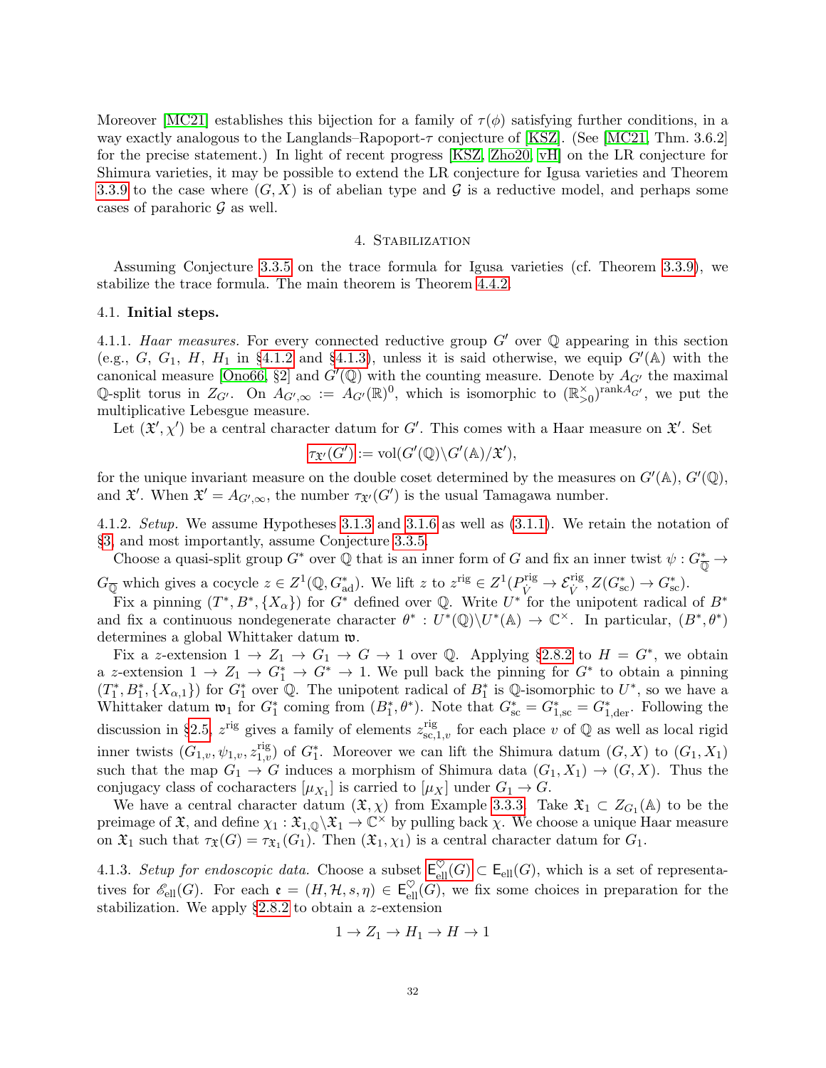Moreover [MC21] establishes this bijection for a family of $\tau(\phi)$ satisfying further conditions, in a way exactly analogous to the Langlands–Rapoport-$\tau$ conjecture of [KSZ]. (See [MC21, Thm. 3.6.2] for the precise statement.) In light of recent progress [KSZ, Zho20, vH] on the LR conjecture for Shimura varieties, it may be possible to extend the LR conjecture for Igusa varieties and Theorem 3.3.9 to the case where $(G, X)$ is of abelian type and $\mathcal{G}$ is a reductive model, and perhaps some cases of parahoric $\mathcal{G}$ as well.

# 4. Stabilization

Assuming Conjecture 3.3.5 on the trace formula for Igusa varieties (cf. Theorem 3.3.9), we stabilize the trace formula. The main theorem is Theorem 4.4.2.

## 4.1. Initial steps.

4.1.1. *Haar measures.* For every connected reductive group $G'$ over $\mathbb{Q}$ appearing in this section (e.g., $G$, $G_1$, $H$, $H_1$ in §4.1.2 and §4.1.3), unless it is said otherwise, we equip $G'(\mathbb{A})$ with the canonical measure [Ono66, §2] and $G'(\mathbb{Q})$ with the counting measure. Denote by $A_{G'}$ the maximal $\mathbb{Q}$-split torus in $Z_{G'}$. On $A_{G',\infty} := A_{G'}(\mathbb{R})^0$, which is isomorphic to $(\mathbb{R}^\times_{>0})^{\mathrm{rank} A_{G'}}$, we put the multiplicative Lebesgue measure.

Let $(\mathfrak{X}', \chi')$ be a central character datum for $G'$. This comes with a Haar measure on $\mathfrak{X}'$. Set

$$\tau_{\mathfrak{X}'}(G') := \mathrm{vol}(G'(\mathbb{Q})\backslash G'(\mathbb{A})/\mathfrak{X}'),$$

for the unique invariant measure on the double coset determined by the measures on $G'(\mathbb{A})$, $G'(\mathbb{Q})$, and $\mathfrak{X}'$. When $\mathfrak{X}' = A_{G',\infty}$, the number $\tau_{\mathfrak{X}'}(G')$ is the usual Tamagawa number.

4.1.2. *Setup.* We assume Hypotheses 3.1.3 and 3.1.6 as well as (3.1.1). We retain the notation of §3, and most importantly, assume Conjecture 3.3.5.

Choose a quasi-split group $G^*$ over $\mathbb{Q}$ that is an inner form of $G$ and fix an inner twist $\psi : G^*_{\overline{\mathbb{Q}}} \to G_{\overline{\mathbb{Q}}}$ which gives a cocycle $z \in Z^1(\mathbb{Q}, G^*_{\mathrm{ad}})$. We lift $z$ to $z^{\mathrm{rig}} \in Z^1(P^{\mathrm{rig}}_{\dot{V}} \to \mathcal{E}^{\mathrm{rig}}_{\dot{V}}, Z(G^*_{\mathrm{sc}}) \to G^*_{\mathrm{sc}})$.

Fix a pinning $(T^*, B^*, \{X_\alpha\})$ for $G^*$ defined over $\mathbb{Q}$. Write $U^*$ for the unipotent radical of $B^*$ and fix a continuous nondegenerate character $\theta^* : U^*(\mathbb{Q})\backslash U^*(\mathbb{A}) \to \mathbb{C}^\times$. In particular, $(B^*, \theta^*)$ determines a global Whittaker datum $\mathfrak{w}$.

Fix a $z$-extension $1 \to Z_1 \to G_1 \to G \to 1$ over $\mathbb{Q}$. Applying §2.8.2 to $H = G^*$, we obtain a $z$-extension $1 \to Z_1 \to G_1^* \to G^* \to 1$. We pull back the pinning for $G^*$ to obtain a pinning $(T_1^*, B_1^*, \{X_{\alpha,1}\})$ for $G_1^*$ over $\mathbb{Q}$. The unipotent radical of $B_1^*$ is $\mathbb{Q}$-isomorphic to $U^*$, so we have a Whittaker datum $\mathfrak{w}_1$ for $G_1^*$ coming from $(B_1^*, \theta^*)$. Note that $G^*_{\mathrm{sc}} = G^*_{1,\mathrm{sc}} = G^*_{1,\mathrm{der}}$. Following the discussion in §2.5, $z^{\mathrm{rig}}$ gives a family of elements $z^{\mathrm{rig}}_{\mathrm{sc},1,v}$ for each place $v$ of $\mathbb{Q}$ as well as local rigid inner twists $(G_{1,v}, \psi_{1,v}, z^{\mathrm{rig}}_{1,v})$ of $G_1^*$. Moreover we can lift the Shimura datum $(G, X)$ to $(G_1, X_1)$ such that the map $G_1 \to G$ induces a morphism of Shimura data $(G_1, X_1) \to (G, X)$. Thus the conjugacy class of cocharacters $[\mu_{X_1}]$ is carried to $[\mu_X]$ under $G_1 \to G$.

We have a central character datum $(\mathfrak{X}, \chi)$ from Example 3.3.3. Take $\mathfrak{X}_1 \subset Z_{G_1}(\mathbb{A})$ to be the preimage of $\mathfrak{X}$, and define $\chi_1 : \mathfrak{X}_{1,\mathbb{Q}}\backslash\mathfrak{X}_1 \to \mathbb{C}^\times$ by pulling back $\chi$. We choose a unique Haar measure on $\mathfrak{X}_1$ such that $\tau_{\mathfrak{X}}(G) = \tau_{\mathfrak{X}_1}(G_1)$. Then $(\mathfrak{X}_1, \chi_1)$ is a central character datum for $G_1$.

4.1.3. *Setup for endoscopic data.* Choose a subset $\mathsf{E}^{\heartsuit}_{\mathrm{ell}}(G) \subset \mathsf{E}_{\mathrm{ell}}(G)$, which is a set of representatives for $\mathscr{E}_{\mathrm{ell}}(G)$. For each $\mathfrak{e} = (H, \mathcal{H}, s, \eta) \in \mathsf{E}^{\heartsuit}_{\mathrm{ell}}(G)$, we fix some choices in preparation for the stabilization. We apply §2.8.2 to obtain a $z$-extension

$$1 \to Z_1 \to H_1 \to H \to 1$$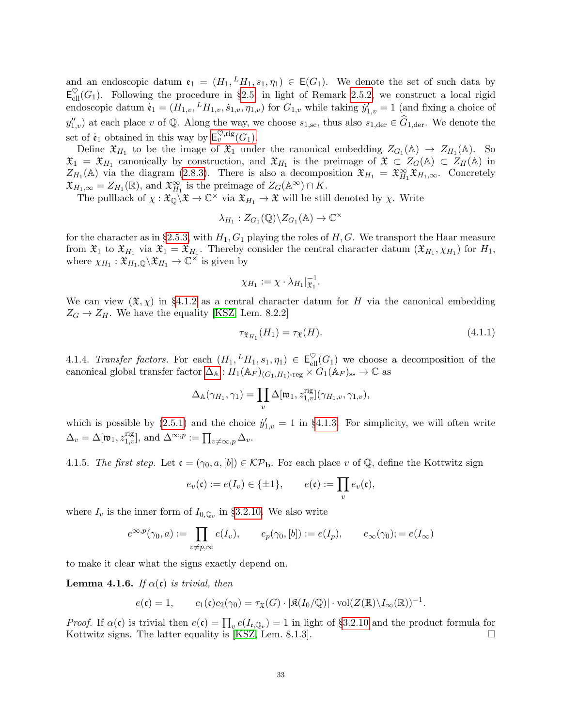and an endoscopic datum $\mathfrak{e}_1 = (H_1, {}^L H_1, s_1, \eta_1) \in \mathsf{E}(G_1)$. We denote the set of such data by $\mathsf{E}^{\heartsuit}_{\mathrm{ell}}(G_1)$. Following the procedure in §2.5, in light of Remark 2.5.2, we construct a local rigid endoscopic datum $\dot{\mathfrak{e}}_1 = (H_{1,v}, {}^L H_{1,v}, \dot{s}_{1,v}, \eta_{1,v})$ for $G_{1,v}$ while taking $\dot{y}'_{1,v} = 1$ (and fixing a choice of $y''_{1,v}$) at each place $v$ of $\mathbb{Q}$. Along the way, we choose $s_{1,\mathrm{sc}}$, thus also $s_{1,\mathrm{der}} \in \widehat{G}_{1,\mathrm{der}}$. We denote the set of $\dot{\mathfrak{e}}_1$ obtained in this way by $\mathsf{E}^{\heartsuit,\mathrm{rig}}_v(G_1)$.

Define $\mathfrak{X}_{H_1}$ to be the image of $\mathfrak{X}_1$ under the canonical embedding $Z_{G_1}(\mathbb{A}) \to Z_{H_1}(\mathbb{A})$. So $\mathfrak{X}_1 = \mathfrak{X}_{H_1}$ canonically by construction, and $\mathfrak{X}_{H_1}$ is the preimage of $\mathfrak{X} \subset Z_G(\mathbb{A}) \subset Z_H(\mathbb{A})$ in $Z_{H_1}(\mathbb{A})$ via the diagram (2.8.3). There is also a decomposition $\mathfrak{X}_{H_1} = \mathfrak{X}^{\infty}_{H_1}\mathfrak{X}_{H_1,\infty}$. Concretely $\mathfrak{X}_{H_1,\infty} = Z_{H_1}(\mathbb{R})$, and $\mathfrak{X}^{\infty}_{H_1}$ is the preimage of $Z_G(\mathbb{A}^\infty) \cap K$.

The pullback of $\chi : \mathfrak{X}_{\mathbb{Q}}\backslash\mathfrak{X} \to \mathbb{C}^\times$ via $\mathfrak{X}_{H_1} \to \mathfrak{X}$ will be still denoted by $\chi$. Write

$$\lambda_{H_1} : Z_{G_1}(\mathbb{Q})\backslash Z_{G_1}(\mathbb{A}) \to \mathbb{C}^\times$$

for the character as in §2.5.3, with $H_1, G_1$ playing the roles of $H, G$. We transport the Haar measure from $\mathfrak{X}_1$ to $\mathfrak{X}_{H_1}$ via $\mathfrak{X}_1 = \mathfrak{X}_{H_1}$. Thereby consider the central character datum $(\mathfrak{X}_{H_1}, \chi_{H_1})$ for $H_1$, where $\chi_{H_1} : \mathfrak{X}_{H_1,\mathbb{Q}}\backslash\mathfrak{X}_{H_1} \to \mathbb{C}^\times$ is given by

$$\chi_{H_1} := \chi \cdot \lambda_{H_1}|_{\mathfrak{X}_1}^{-1}.$$

We can view $(\mathfrak{X}, \chi)$ in §4.1.2 as a central character datum for $H$ via the canonical embedding $Z_G \to Z_H$. We have the equality [KSZ, Lem. 8.2.2]

$$\tau_{\mathfrak{X}_{H_1}}(H_1) = \tau_{\mathfrak{X}}(H). \tag{4.1.1}$$

4.1.4. *Transfer factors.* For each $(H_1, {}^L H_1, s_1, \eta_1) \in \mathsf{E}^{\heartsuit}_{\mathrm{ell}}(G_1)$ we choose a decomposition of the canonical global transfer factor $\Delta_{\mathbb{A}} : H_1(\mathbb{A}_F)_{(G_1,H_1)\text{-reg}} \times G_1(\mathbb{A}_F)_{\mathrm{ss}} \to \mathbb{C}$ as

$$\Delta_{\mathbb{A}}(\gamma_{H_1}, \gamma_1) = \prod_v \Delta[\mathfrak{w}_1, z^{\mathrm{rig}}_{1,v}](\gamma_{H_1,v}, \gamma_{1,v}),$$

which is possible by (2.5.1) and the choice $\dot{y}'_{1,v} = 1$ in §4.1.3. For simplicity, we will often write $\Delta_v = \Delta[\mathfrak{w}_1, z^{\mathrm{rig}}_{1,v}]$, and $\Delta^{\infty,p} := \prod_{v\neq\infty,p} \Delta_v$.

4.1.5. *The first step.* Let $\mathfrak{c} = (\gamma_0, a, [b]) \in \mathcal{KP}_{\mathbf{b}}$. For each place $v$ of $\mathbb{Q}$, define the Kottwitz sign

$$e_v(\mathfrak{c}) := e(I_v) \in \{\pm 1\}, \qquad e(\mathfrak{c}) := \prod_v e_v(\mathfrak{c}),$$

where $I_v$ is the inner form of $I_{0,\mathbb{Q}_v}$ in §3.2.10. We also write

$$e^{\infty,p}(\gamma_0, a) := \prod_{v\neq p,\infty} e(I_v), \qquad e_p(\gamma_0, [b]) := e(I_p), \qquad e_\infty(\gamma_0); = e(I_\infty)$$

to make it clear what the signs exactly depend on.

**Lemma 4.1.6.** *If $\alpha(\mathfrak{c})$ is trivial, then*

$$e(\mathfrak{c}) = 1, \qquad c_1(\mathfrak{c})c_2(\gamma_0) = \tau_{\mathfrak{X}}(G) \cdot |\mathfrak{K}(I_0/\mathbb{Q})| \cdot \mathrm{vol}(Z(\mathbb{R})\backslash I_\infty(\mathbb{R}))^{-1}.$$

*Proof.* If $\alpha(\mathfrak{c})$ is trivial then $e(\mathfrak{c}) = \prod_v e(I_{\mathfrak{c},\mathbb{Q}_v}) = 1$ in light of §3.2.10 and the product formula for Kottwitz signs. The latter equality is [KSZ, Lem. 8.1.3]. $\square$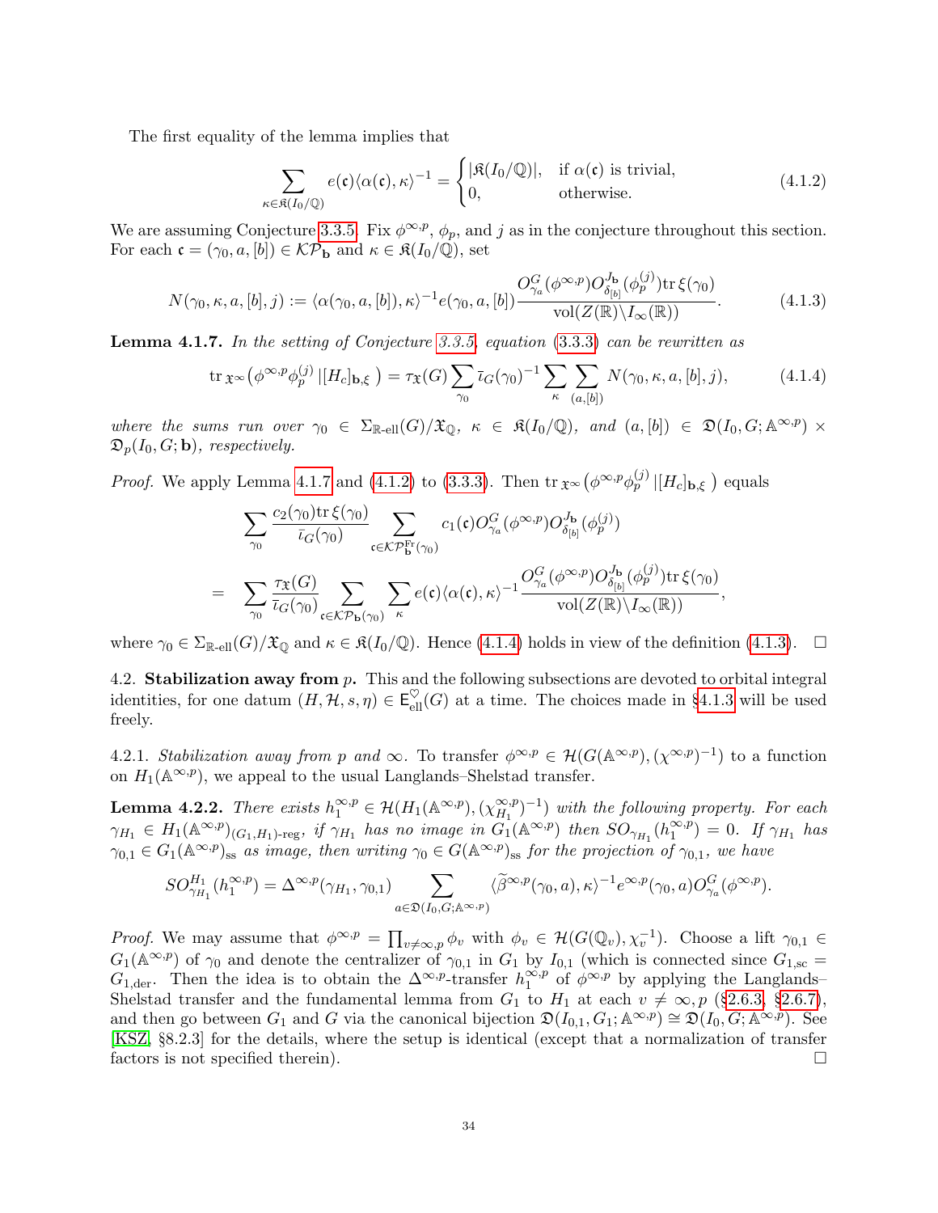The first equality of the lemma implies that

$$\sum_{\kappa\in\mathfrak{K}(I_0/\mathbb{Q})} e(\mathfrak{c})\langle\alpha(\mathfrak{c}),\kappa\rangle^{-1} = \begin{cases} |\mathfrak{K}(I_0/\mathbb{Q})|, & \text{if } \alpha(\mathfrak{c}) \text{ is trivial,} \\ 0, & \text{otherwise.}\end{cases} \tag{4.1.2}$$

We are assuming Conjecture 3.3.5. Fix $\phi^{\infty,p}$, $\phi_p$, and $j$ as in the conjecture throughout this section. For each $\mathfrak{c} = (\gamma_0, a, [b]) \in \mathcal{KP}_{\mathbf{b}}$ and $\kappa \in \mathfrak{K}(I_0/\mathbb{Q})$, set

$$N(\gamma_0,\kappa,a,[b],j) := \langle\alpha(\gamma_0,a,[b]),\kappa\rangle^{-1} e(\gamma_0,a,[b]) \frac{O^G_{\gamma_a}(\phi^{\infty,p}) O^{J_{\mathbf{b}}}_{\delta_{[b]}}(\phi_p^{(j)}) \mathrm{tr}\,\xi(\gamma_0)}{\mathrm{vol}(Z(\mathbb{R})\backslash I_\infty(\mathbb{R}))}. \tag{4.1.3}$$

**Lemma 4.1.7.** *In the setting of Conjecture 3.3.5, equation (3.3.3) can be rewritten as*

$$\mathrm{tr}_{\,\mathfrak{X}^\infty}\big(\phi^{\infty,p}\phi_p^{(j)}\,|[H_c]_{\mathbf{b},\xi}\,\big) = \tau_{\mathfrak{X}}(G)\sum_{\gamma_0} \bar\iota_G(\gamma_0)^{-1} \sum_{\kappa}\sum_{(a,[b])} N(\gamma_0,\kappa,a,[b],j), \tag{4.1.4}$$

*where the sums run over $\gamma_0 \in \Sigma_{\mathbb{R}\text{-ell}}(G)/\mathfrak{X}_{\mathbb{Q}}$, $\kappa \in \mathfrak{K}(I_0/\mathbb{Q})$, and $(a,[b]) \in \mathfrak{D}(I_0,G;\mathbb{A}^{\infty,p}) \times \mathfrak{D}_p(I_0,G;\mathbf{b})$, respectively.*

*Proof.* We apply Lemma 4.1.7 and (4.1.2) to (3.3.3). Then $\mathrm{tr}_{\,\mathfrak{X}^\infty}\big(\phi^{\infty,p}\phi_p^{(j)}\,|[H_c]_{\mathbf{b},\xi}\,\big)$ equals

$$\begin{aligned}
&\sum_{\gamma_0} \frac{c_2(\gamma_0)\mathrm{tr}\,\xi(\gamma_0)}{\bar\iota_G(\gamma_0)} \sum_{\mathfrak{c}\in\mathcal{KP}^{\mathrm{Fr}}_{\mathbf{b}}(\gamma_0)} c_1(\mathfrak{c}) O^G_{\gamma_a}(\phi^{\infty,p}) O^{J_{\mathbf{b}}}_{\delta_{[b]}}(\phi_p^{(j)}) \\
=\;& \sum_{\gamma_0} \frac{\tau_{\mathfrak{X}}(G)}{\bar\iota_G(\gamma_0)} \sum_{\mathfrak{c}\in\mathcal{KP}_{\mathbf{b}}(\gamma_0)} \sum_{\kappa} e(\mathfrak{c})\langle\alpha(\mathfrak{c}),\kappa\rangle^{-1} \frac{O^G_{\gamma_a}(\phi^{\infty,p}) O^{J_{\mathbf{b}}}_{\delta_{[b]}}(\phi_p^{(j)}) \mathrm{tr}\,\xi(\gamma_0)}{\mathrm{vol}(Z(\mathbb{R})\backslash I_\infty(\mathbb{R}))},
\end{aligned}$$

where $\gamma_0 \in \Sigma_{\mathbb{R}\text{-ell}}(G)/\mathfrak{X}_{\mathbb{Q}}$ and $\kappa \in \mathfrak{K}(I_0/\mathbb{Q})$. Hence (4.1.4) holds in view of the definition (4.1.3). □

## 4.2. Stabilization away from $p$.

This and the following subsections are devoted to orbital integral identities, for one datum $(H,\mathcal{H},s,\eta) \in \mathsf{E}^{\heartsuit}_{\mathrm{ell}}(G)$ at a time. The choices made in §4.1.3 will be used freely.

4.2.1. *Stabilization away from $p$ and $\infty$.* To transfer $\phi^{\infty,p} \in \mathcal{H}(G(\mathbb{A}^{\infty,p}),(\chi^{\infty,p})^{-1})$ to a function on $H_1(\mathbb{A}^{\infty,p})$, we appeal to the usual Langlands–Shelstad transfer.

**Lemma 4.2.2.** *There exists $h_1^{\infty,p} \in \mathcal{H}(H_1(\mathbb{A}^{\infty,p}),(\chi^{\infty,p}_{H_1})^{-1})$ with the following property. For each $\gamma_{H_1} \in H_1(\mathbb{A}^{\infty,p})_{(G_1,H_1)\text{-reg}}$, if $\gamma_{H_1}$ has no image in $G_1(\mathbb{A}^{\infty,p})$ then $SO_{\gamma_{H_1}}(h_1^{\infty,p}) = 0$. If $\gamma_{H_1}$ has $\gamma_{0,1} \in G_1(\mathbb{A}^{\infty,p})_{\mathrm{ss}}$ as image, then writing $\gamma_0 \in G(\mathbb{A}^{\infty,p})_{\mathrm{ss}}$ for the projection of $\gamma_{0,1}$, we have*

$$SO^{H_1}_{\gamma_{H_1}}(h_1^{\infty,p}) = \Delta^{\infty,p}(\gamma_{H_1},\gamma_{0,1}) \sum_{a\in\mathfrak{D}(I_0,G;\mathbb{A}^{\infty,p})} \langle\widetilde{\beta}^{\infty,p}(\gamma_0,a),\kappa\rangle^{-1} e^{\infty,p}(\gamma_0,a) O^G_{\gamma_a}(\phi^{\infty,p}).$$

*Proof.* We may assume that $\phi^{\infty,p} = \prod_{v\neq\infty,p}\phi_v$ with $\phi_v \in \mathcal{H}(G(\mathbb{Q}_v),\chi_v^{-1})$. Choose a lift $\gamma_{0,1} \in G_1(\mathbb{A}^{\infty,p})$ of $\gamma_0$ and denote the centralizer of $\gamma_{0,1}$ in $G_1$ by $I_{0,1}$ (which is connected since $G_{1,\mathrm{sc}} = G_{1,\mathrm{der}}$. Then the idea is to obtain the $\Delta^{\infty,p}$-transfer $h_1^{\infty,p}$ of $\phi^{\infty,p}$ by applying the Langlands–Shelstad transfer and the fundamental lemma from $G_1$ to $H_1$ at each $v \neq \infty, p$ (§2.6.3, §2.6.7), and then go between $G_1$ and $G$ via the canonical bijection $\mathfrak{D}(I_{0,1},G_1;\mathbb{A}^{\infty,p}) \cong \mathfrak{D}(I_0,G;\mathbb{A}^{\infty,p})$. See [KSZ, §8.2.3] for the details, where the setup is identical (except that a normalization of transfer factors is not specified therein). □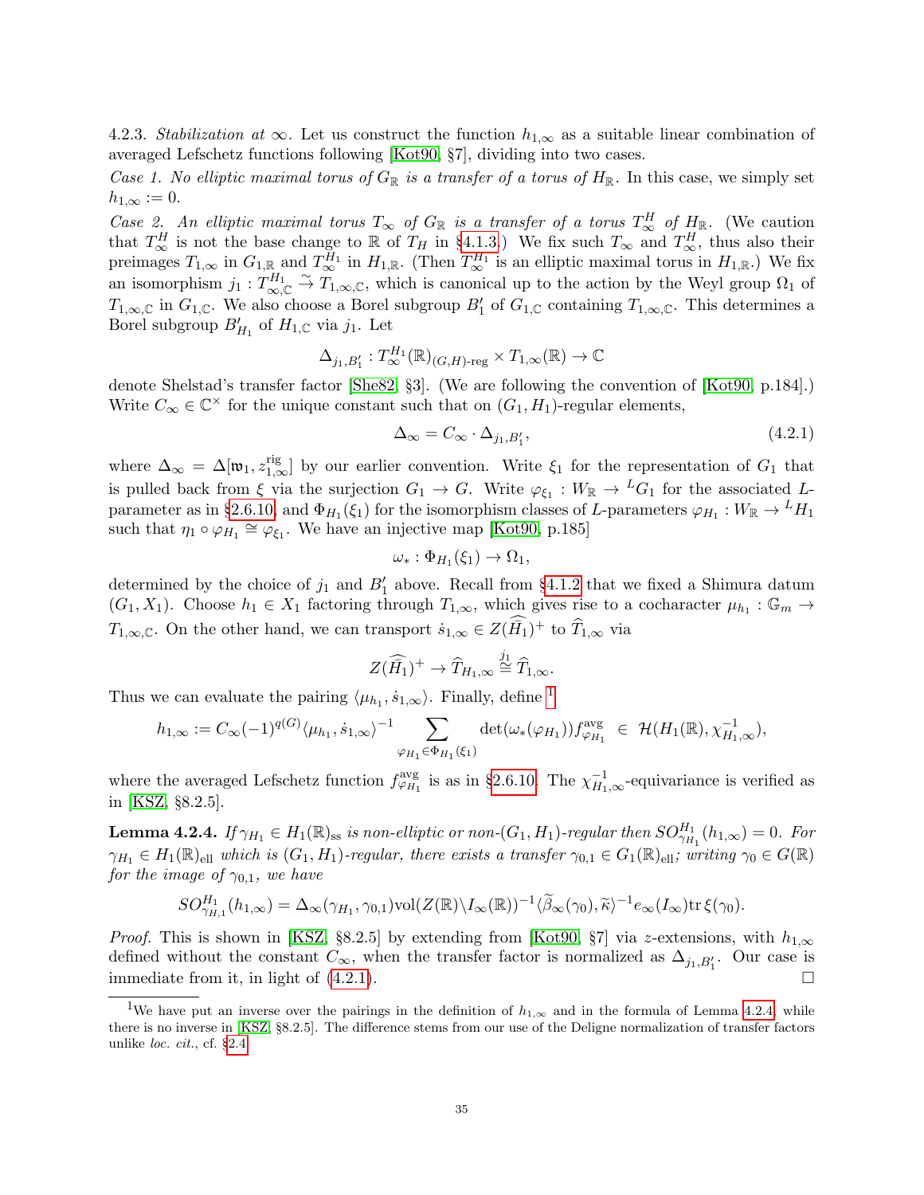4.2.3. *Stabilization at* $\infty$. Let us construct the function $h_{1,\infty}$ as a suitable linear combination of averaged Lefschetz functions following [Kot90, §7], dividing into two cases.

*Case 1. No elliptic maximal torus of* $G_{\mathbb{R}}$ *is a transfer of a torus of* $H_{\mathbb{R}}$. In this case, we simply set $h_{1,\infty} := 0$.

*Case 2. An elliptic maximal torus* $T_\infty$ *of* $G_{\mathbb{R}}$ *is a transfer of a torus* $T_\infty^H$ *of* $H_{\mathbb{R}}$. (We caution that $T_\infty^H$ is not the base change to $\mathbb{R}$ of $T_H$ in §4.1.3.) We fix such $T_\infty$ and $T_\infty^H$, thus also their preimages $T_{1,\infty}$ in $G_{1,\mathbb{R}}$ and $T_\infty^{H_1}$ in $H_{1,\mathbb{R}}$. (Then $T_\infty^{H_1}$ is an elliptic maximal torus in $H_{1,\mathbb{R}}$.) We fix an isomorphism $j_1 : T^{H_1}_{\infty,\mathbb{C}} \stackrel{\sim}{\to} T_{1,\infty,\mathbb{C}}$, which is canonical up to the action by the Weyl group $\Omega_1$ of $T_{1,\infty,\mathbb{C}}$ in $G_{1,\mathbb{C}}$. We also choose a Borel subgroup $B'_1$ of $G_{1,\mathbb{C}}$ containing $T_{1,\infty,\mathbb{C}}$. This determines a Borel subgroup $B'_{H_1}$ of $H_{1,\mathbb{C}}$ via $j_1$. Let

$$\Delta_{j_1,B'_1} : T_\infty^{H_1}(\mathbb{R})_{(G,H)\text{-reg}} \times T_{1,\infty}(\mathbb{R}) \to \mathbb{C}$$

denote Shelstad's transfer factor [She82, §3]. (We are following the convention of [Kot90, p.184].) Write $C_\infty \in \mathbb{C}^\times$ for the unique constant such that on $(G_1, H_1)$-regular elements,

$$\Delta_\infty = C_\infty \cdot \Delta_{j_1,B'_1}, \tag{4.2.1}$$

where $\Delta_\infty = \Delta[\mathfrak{w}_1, z^{\mathrm{rig}}_{1,\infty}]$ by our earlier convention. Write $\xi_1$ for the representation of $G_1$ that is pulled back from $\xi$ via the surjection $G_1 \to G$. Write $\varphi_{\xi_1} : W_{\mathbb{R}} \to {}^L G_1$ for the associated $L$-parameter as in §2.6.10, and $\Phi_{H_1}(\xi_1)$ for the isomorphism classes of $L$-parameters $\varphi_{H_1} : W_{\mathbb{R}} \to {}^L H_1$ such that $\eta_1 \circ \varphi_{H_1} \cong \varphi_{\xi_1}$. We have an injective map [Kot90, p.185]

$$\omega_* : \Phi_{H_1}(\xi_1) \to \Omega_1,$$

determined by the choice of $j_1$ and $B'_1$ above. Recall from §4.1.2 that we fixed a Shimura datum $(G_1, X_1)$. Choose $h_1 \in X_1$ factoring through $T_{1,\infty}$, which gives rise to a cocharacter $\mu_{h_1} : \mathbb{G}_m \to T_{1,\infty,\mathbb{C}}$. On the other hand, we can transport $\dot{s}_{1,\infty} \in Z(\widehat{\widehat{H}_1})^+$ to $\widehat{T}_{1,\infty}$ via

$$Z(\widehat{\widehat{H}_1})^+ \to \widehat{T}_{H_1,\infty} \stackrel{j_1}{\cong} \widehat{T}_{1,\infty}.$$

Thus we can evaluate the pairing $\langle \mu_{h_1}, \dot{s}_{1,\infty}\rangle$. Finally, define [1]

$$h_{1,\infty} := C_\infty (-1)^{q(G)} \langle \mu_{h_1}, \dot{s}_{1,\infty}\rangle^{-1} \sum_{\varphi_{H_1} \in \Phi_{H_1}(\xi_1)} \det(\omega_*(\varphi_{H_1})) f^{\mathrm{avg}}_{\varphi_{H_1}} \ \in\ \mathcal{H}(H_1(\mathbb{R}), \chi^{-1}_{H_1,\infty}),$$

where the averaged Lefschetz function $f^{\mathrm{avg}}_{\varphi_{H_1}}$ is as in §2.6.10. The $\chi^{-1}_{H_1,\infty}$-equivariance is verified as in [KSZ, §8.2.5].

**Lemma 4.2.4.** *If* $\gamma_{H_1} \in H_1(\mathbb{R})_{\mathrm{ss}}$ *is non-elliptic or non-*$(G_1,H_1)$*-regular then* $SO^{H_1}_{\gamma_{H_1}}(h_{1,\infty}) = 0$. *For* $\gamma_{H_1} \in H_1(\mathbb{R})_{\mathrm{ell}}$ *which is* $(G_1,H_1)$*-regular, there exists a transfer* $\gamma_{0,1} \in G_1(\mathbb{R})_{\mathrm{ell}}$*; writing* $\gamma_0 \in G(\mathbb{R})$ *for the image of* $\gamma_{0,1}$*, we have*

$$SO^{H_1}_{\gamma_{H,1}}(h_{1,\infty}) = \Delta_\infty(\gamma_{H_1}, \gamma_{0,1}) \mathrm{vol}(Z(\mathbb{R})\backslash I_\infty(\mathbb{R}))^{-1} \langle \widetilde{\beta}_\infty(\gamma_0), \widetilde{\kappa}\rangle^{-1} e_\infty(I_\infty) \mathrm{tr}\, \xi(\gamma_0).$$

*Proof.* This is shown in [KSZ, §8.2.5] by extending from [Kot90, §7] via $z$-extensions, with $h_{1,\infty}$ defined without the constant $C_\infty$, when the transfer factor is normalized as $\Delta_{j_1,B'_1}$. Our case is immediate from it, in light of (4.2.1). $\square$

[1] We have put an inverse over the pairings in the definition of $h_{1,\infty}$ and in the formula of Lemma 4.2.4, while there is no inverse in [KSZ, §8.2.5]. The difference stems from our use of the Deligne normalization of transfer factors unlike *loc. cit.*, cf. §2.4.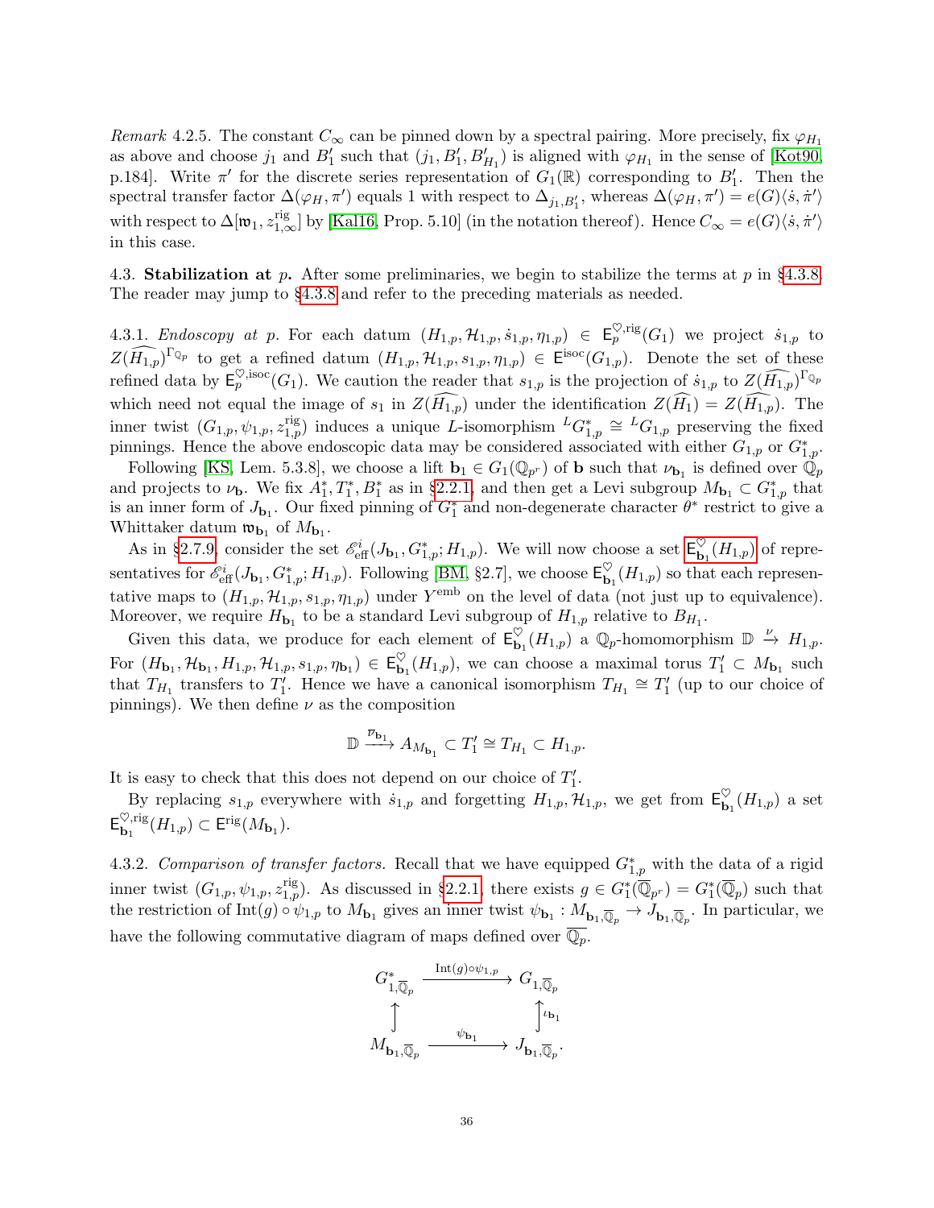*Remark* 4.2.5. The constant $C_\infty$ can be pinned down by a spectral pairing. More precisely, fix $\varphi_{H_1}$ as above and choose $j_1$ and $B'_1$ such that $(j_1, B'_1, B'_{H_1})$ is aligned with $\varphi_{H_1}$ in the sense of [Kot90, p.184]. Write $\pi'$ for the discrete series representation of $G_1(\mathbb{R})$ corresponding to $B'_1$. Then the spectral transfer factor $\Delta(\varphi_H, \pi')$ equals 1 with respect to $\Delta_{j_1, B'_1}$, whereas $\Delta(\varphi_H, \pi') = e(G)\langle \dot{s}, \dot{\pi}' \rangle$ with respect to $\Delta[\mathfrak{w}_1, z^{\mathrm{rig}}_{1,\infty}]$ by [Kal16, Prop. 5.10] (in the notation thereof). Hence $C_\infty = e(G)\langle \dot{s}, \dot{\pi}' \rangle$ in this case.

4.3. **Stabilization at** $p$**.** After some preliminaries, we begin to stabilize the terms at $p$ in §4.3.8. The reader may jump to §4.3.8 and refer to the preceding materials as needed.

4.3.1. *Endoscopy at* $p$. For each datum $(H_{1,p}, \mathcal{H}_{1,p}, \dot{s}_{1,p}, \eta_{1,p}) \in \mathsf{E}^{\heartsuit,\mathrm{rig}}_p(G_1)$ we project $\dot{s}_{1,p}$ to $Z(\widehat{H_{1,p}})^{\Gamma_{\mathbb{Q}_p}}$ to get a refined datum $(H_{1,p}, \mathcal{H}_{1,p}, s_{1,p}, \eta_{1,p}) \in \mathsf{E}^{\mathrm{isoc}}(G_{1,p})$. Denote the set of these refined data by $\mathsf{E}^{\heartsuit,\mathrm{isoc}}_p(G_1)$. We caution the reader that $s_{1,p}$ is the projection of $\dot{s}_{1,p}$ to $Z(\widehat{H_{1,p}})^{\Gamma_{\mathbb{Q}_p}}$ which need not equal the image of $s_1$ in $Z(\widehat{H_{1,p}})$ under the identification $Z(\widehat{H_1}) = Z(\widehat{H_{1,p}})$. The inner twist $(G_{1,p}, \psi_{1,p}, z^{\mathrm{rig}}_{1,p})$ induces a unique $L$-isomorphism ${}^LG^*_{1,p} \cong {}^LG_{1,p}$ preserving the fixed pinnings. Hence the above endoscopic data may be considered associated with either $G_{1,p}$ or $G^*_{1,p}$.

Following [KS, Lem. 5.3.8], we choose a lift $\mathbf{b}_1 \in G_1(\mathbb{Q}_{p^r})$ of $\mathbf{b}$ such that $\nu_{\mathbf{b}_1}$ is defined over $\mathbb{Q}_p$ and projects to $\nu_{\mathbf{b}}$. We fix $A^*_1, T^*_1, B^*_1$ as in §2.2.1, and then get a Levi subgroup $M_{\mathbf{b}_1} \subset G^*_{1,p}$ that is an inner form of $J_{\mathbf{b}_1}$. Our fixed pinning of $G^*_1$ and non-degenerate character $\theta^*$ restrict to give a Whittaker datum $\mathfrak{w}_{\mathbf{b}_1}$ of $M_{\mathbf{b}_1}$.

As in §2.7.9, consider the set $\mathscr{E}^i_{\mathrm{eff}}(J_{\mathbf{b}_1}, G^*_{1,p}; H_{1,p})$. We will now choose a set $\mathsf{E}^{\heartsuit}_{\mathbf{b}_1}(H_{1,p})$ of representatives for $\mathscr{E}^i_{\mathrm{eff}}(J_{\mathbf{b}_1}, G^*_{1,p}; H_{1,p})$. Following [BM, §2.7], we choose $\mathsf{E}^{\heartsuit}_{\mathbf{b}_1}(H_{1,p})$ so that each representative maps to $(H_{1,p}, \mathcal{H}_{1,p}, s_{1,p}, \eta_{1,p})$ under $Y^{\mathrm{emb}}$ on the level of data (not just up to equivalence). Moreover, we require $H_{\mathbf{b}_1}$ to be a standard Levi subgroup of $H_{1,p}$ relative to $B_{H_1}$.

Given this data, we produce for each element of $\mathsf{E}^{\heartsuit}_{\mathbf{b}_1}(H_{1,p})$ a $\mathbb{Q}_p$-homomorphism $\mathbb{D} \xrightarrow{\nu} H_{1,p}$. For $(H_{\mathbf{b}_1}, \mathcal{H}_{\mathbf{b}_1}, H_{1,p}, \mathcal{H}_{1,p}, s_{1,p}, \eta_{\mathbf{b}_1}) \in \mathsf{E}^{\heartsuit}_{\mathbf{b}_1}(H_{1,p})$, we can choose a maximal torus $T'_1 \subset M_{\mathbf{b}_1}$ such that $T_{H_1}$ transfers to $T'_1$. Hence we have a canonical isomorphism $T_{H_1} \cong T'_1$ (up to our choice of pinnings). We then define $\nu$ as the composition

$$\mathbb{D} \xrightarrow{\overline{\nu}_{\mathbf{b}_1}} A_{M_{\mathbf{b}_1}} \subset T'_1 \cong T_{H_1} \subset H_{1,p}.$$

It is easy to check that this does not depend on our choice of $T'_1$.

By replacing $s_{1,p}$ everywhere with $\dot{s}_{1,p}$ and forgetting $H_{1,p}, \mathcal{H}_{1,p}$, we get from $\mathsf{E}^{\heartsuit}_{\mathbf{b}_1}(H_{1,p})$ a set $\mathsf{E}^{\heartsuit,\mathrm{rig}}_{\mathbf{b}_1}(H_{1,p}) \subset \mathsf{E}^{\mathrm{rig}}(M_{\mathbf{b}_1})$.

4.3.2. *Comparison of transfer factors.* Recall that we have equipped $G^*_{1,p}$ with the data of a rigid inner twist $(G_{1,p}, \psi_{1,p}, z^{\mathrm{rig}}_{1,p})$. As discussed in §2.2.1, there exists $g \in G^*_1(\overline{\mathbb{Q}}_{p^r}) = G^*_1(\overline{\mathbb{Q}}_p)$ such that the restriction of $\mathrm{Int}(g) \circ \psi_{1,p}$ to $M_{\mathbf{b}_1}$ gives an inner twist $\psi_{\mathbf{b}_1} : M_{\mathbf{b}_1, \overline{\mathbb{Q}}_p} \to J_{\mathbf{b}_1, \overline{\mathbb{Q}}_p}$. In particular, we have the following commutative diagram of maps defined over $\overline{\mathbb{Q}}_p$.

$$\begin{array}{ccc} G^*_{1,\overline{\mathbb{Q}}_p} & \xrightarrow{\mathrm{Int}(g)\circ\psi_{1,p}} & G_{1,\overline{\mathbb{Q}}_p} \\ \uparrow & & \uparrow{\scriptstyle \iota_{\mathbf{b}_1}} \\ M_{\mathbf{b}_1,\overline{\mathbb{Q}}_p} & \xrightarrow{\psi_{\mathbf{b}_1}} & J_{\mathbf{b}_1,\overline{\mathbb{Q}}_p}. \end{array}$$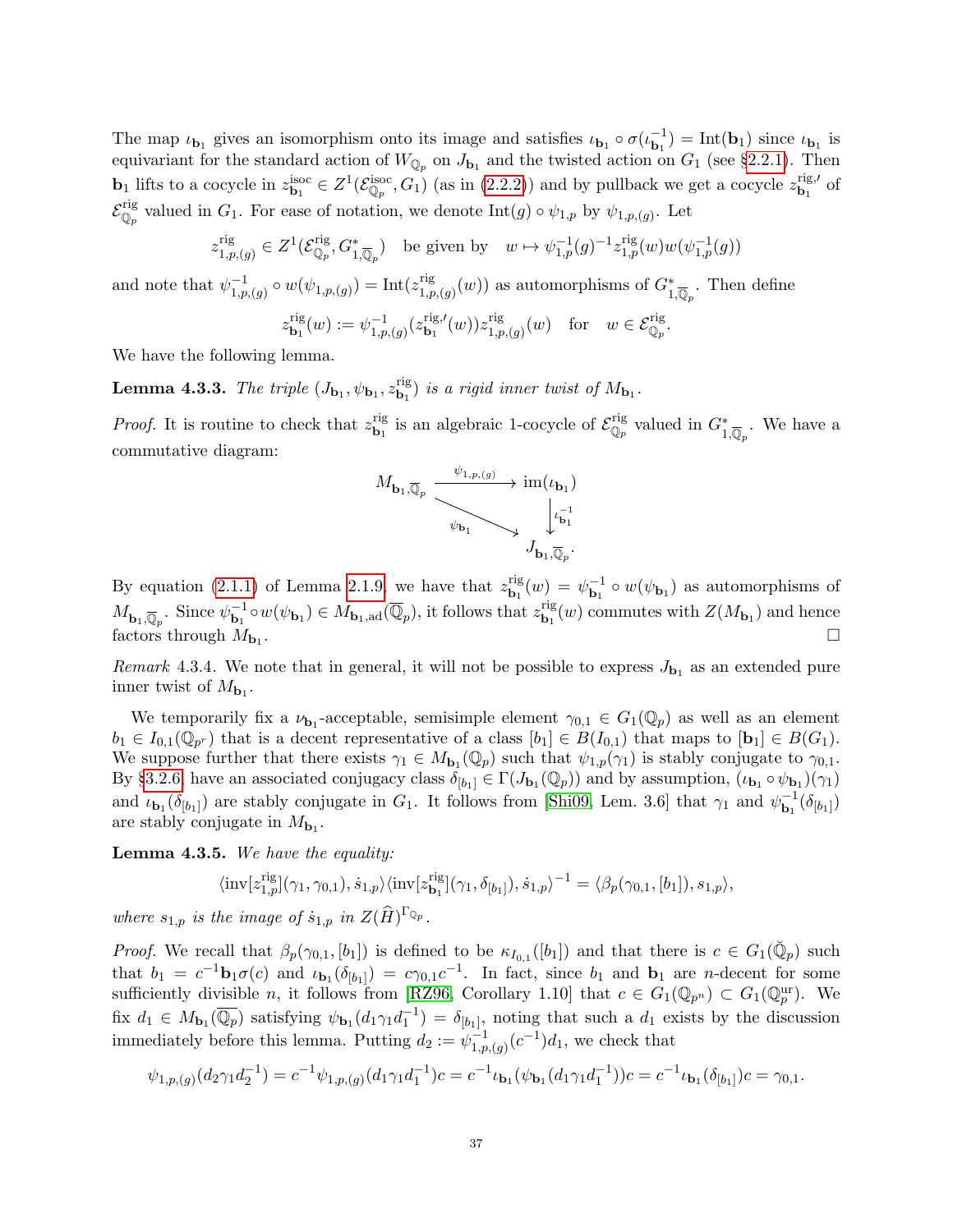The map $\iota_{\mathbf{b}_1}$ gives an isomorphism onto its image and satisfies $\iota_{\mathbf{b}_1} \circ \sigma(\iota_{\mathbf{b}_1}^{-1}) = \mathrm{Int}(\mathbf{b}_1)$ since $\iota_{\mathbf{b}_1}$ is equivariant for the standard action of $W_{\mathbb{Q}_p}$ on $J_{\mathbf{b}_1}$ and the twisted action on $G_1$ (see §2.2.1). Then $\mathbf{b}_1$ lifts to a cocycle in $z^{\mathrm{isoc}}_{\mathbf{b}_1} \in Z^1(\mathcal{E}^{\mathrm{isoc}}_{\mathbb{Q}_p}, G_1)$ (as in (2.2.2)) and by pullback we get a cocycle $z^{\mathrm{rig},\prime}_{\mathbf{b}_1}$ of $\mathcal{E}^{\mathrm{rig}}_{\mathbb{Q}_p}$ valued in $G_1$. For ease of notation, we denote $\mathrm{Int}(g) \circ \psi_{1,p}$ by $\psi_{1,p,(g)}$. Let

$$z^{\mathrm{rig}}_{1,p,(g)} \in Z^1(\mathcal{E}^{\mathrm{rig}}_{\mathbb{Q}_p}, G^*_{1,\overline{\mathbb{Q}}_p}) \quad \text{be given by} \quad w \mapsto \psi^{-1}_{1,p}(g)^{-1} z^{\mathrm{rig}}_{1,p}(w) w(\psi^{-1}_{1,p}(g))$$

and note that $\psi^{-1}_{1,p,(g)} \circ w(\psi_{1,p,(g)}) = \mathrm{Int}(z^{\mathrm{rig}}_{1,p,(g)}(w))$ as automorphisms of $G^*_{1,\overline{\mathbb{Q}}_p}$. Then define

$$z^{\mathrm{rig}}_{\mathbf{b}_1}(w) := \psi^{-1}_{1,p,(g)}(z^{\mathrm{rig},\prime}_{\mathbf{b}_1}(w)) z^{\mathrm{rig}}_{1,p,(g)}(w) \quad \text{for} \quad w \in \mathcal{E}^{\mathrm{rig}}_{\mathbb{Q}_p}.$$

We have the following lemma.

**Lemma 4.3.3.** *The triple $(J_{\mathbf{b}_1}, \psi_{\mathbf{b}_1}, z^{\mathrm{rig}}_{\mathbf{b}_1})$ is a rigid inner twist of $M_{\mathbf{b}_1}$.*

*Proof.* It is routine to check that $z^{\mathrm{rig}}_{\mathbf{b}_1}$ is an algebraic 1-cocycle of $\mathcal{E}^{\mathrm{rig}}_{\mathbb{Q}_p}$ valued in $G^*_{1,\overline{\mathbb{Q}}_p}$. We have a commutative diagram:

$$\begin{array}{ccc} M_{\mathbf{b}_1,\overline{\mathbb{Q}}_p} & \xrightarrow{\psi_{1,p,(g)}} & \mathrm{im}(\iota_{\mathbf{b}_1}) \\ & \searrow^{\psi_{\mathbf{b}_1}} & \downarrow \iota^{-1}_{\mathbf{b}_1} \\ & & J_{\mathbf{b}_1,\overline{\mathbb{Q}}_p}. \end{array}$$

By equation (2.1.1) of Lemma 2.1.9, we have that $z^{\mathrm{rig}}_{\mathbf{b}_1}(w) = \psi^{-1}_{\mathbf{b}_1} \circ w(\psi_{\mathbf{b}_1})$ as automorphisms of $M_{\mathbf{b}_1,\overline{\mathbb{Q}}_p}$. Since $\psi^{-1}_{\mathbf{b}_1} \circ w(\psi_{\mathbf{b}_1}) \in M_{\mathbf{b}_1,\mathrm{ad}}(\overline{\mathbb{Q}}_p)$, it follows that $z^{\mathrm{rig}}_{\mathbf{b}_1}(w)$ commutes with $Z(M_{\mathbf{b}_1})$ and hence factors through $M_{\mathbf{b}_1}$. $\square$

*Remark* 4.3.4. We note that in general, it will not be possible to express $J_{\mathbf{b}_1}$ as an extended pure inner twist of $M_{\mathbf{b}_1}$.

We temporarily fix a $\nu_{\mathbf{b}_1}$-acceptable, semisimple element $\gamma_{0,1} \in G_1(\mathbb{Q}_p)$ as well as an element $b_1 \in I_{0,1}(\mathbb{Q}_{p^r})$ that is a decent representative of a class $[b_1] \in B(I_{0,1})$ that maps to $[\mathbf{b}_1] \in B(G_1)$. We suppose further that there exists $\gamma_1 \in M_{\mathbf{b}_1}(\mathbb{Q}_p)$ such that $\psi_{1,p}(\gamma_1)$ is stably conjugate to $\gamma_{0,1}$. By §3.2.6 have an associated conjugacy class $\delta_{[b_1]} \in \Gamma(J_{\mathbf{b}_1}(\mathbb{Q}_p))$ and by assumption, $(\iota_{\mathbf{b}_1} \circ \psi_{\mathbf{b}_1})(\gamma_1)$ and $\iota_{\mathbf{b}_1}(\delta_{[b_1]})$ are stably conjugate in $G_1$. It follows from [Shi09, Lem. 3.6] that $\gamma_1$ and $\psi^{-1}_{\mathbf{b}_1}(\delta_{[b_1]})$ are stably conjugate in $M_{\mathbf{b}_1}$.

**Lemma 4.3.5.** *We have the equality:*

$$\langle \mathrm{inv}[z^{\mathrm{rig}}_{1,p}](\gamma_1, \gamma_{0,1}), \dot{s}_{1,p} \rangle \langle \mathrm{inv}[z^{\mathrm{rig}}_{\mathbf{b}_1}](\gamma_1, \delta_{[b_1]}), \dot{s}_{1,p} \rangle^{-1} = \langle \beta_p(\gamma_{0,1}, [b_1]), s_{1,p} \rangle,$$

*where $s_{1,p}$ is the image of $\dot{s}_{1,p}$ in $Z(\widehat{H})^{\Gamma_{\mathbb{Q}_p}}$.*

*Proof.* We recall that $\beta_p(\gamma_{0,1}, [b_1])$ is defined to be $\kappa_{I_{0,1}}([b_1])$ and that there is $c \in G_1(\breve{\mathbb{Q}}_p)$ such that $b_1 = c^{-1}\mathbf{b}_1\sigma(c)$ and $\iota_{\mathbf{b}_1}(\delta_{[b_1]}) = c\gamma_{0,1}c^{-1}$. In fact, since $b_1$ and $\mathbf{b}_1$ are $n$-decent for some sufficiently divisible $n$, it follows from [RZ96, Corollary 1.10] that $c \in G_1(\mathbb{Q}_{p^n}) \subset G_1(\mathbb{Q}^{\mathrm{ur}}_p)$. We fix $d_1 \in M_{\mathbf{b}_1}(\overline{\mathbb{Q}_p})$ satisfying $\psi_{\mathbf{b}_1}(d_1\gamma_1 d_1^{-1}) = \delta_{[b_1]}$, noting that such a $d_1$ exists by the discussion immediately before this lemma. Putting $d_2 := \psi^{-1}_{1,p,(g)}(c^{-1})d_1$, we check that

$$\psi_{1,p,(g)}(d_2\gamma_1 d_2^{-1}) = c^{-1}\psi_{1,p,(g)}(d_1\gamma_1 d_1^{-1})c = c^{-1}\iota_{\mathbf{b}_1}(\psi_{\mathbf{b}_1}(d_1\gamma_1 d_1^{-1}))c = c^{-1}\iota_{\mathbf{b}_1}(\delta_{[b_1]})c = \gamma_{0,1}.$$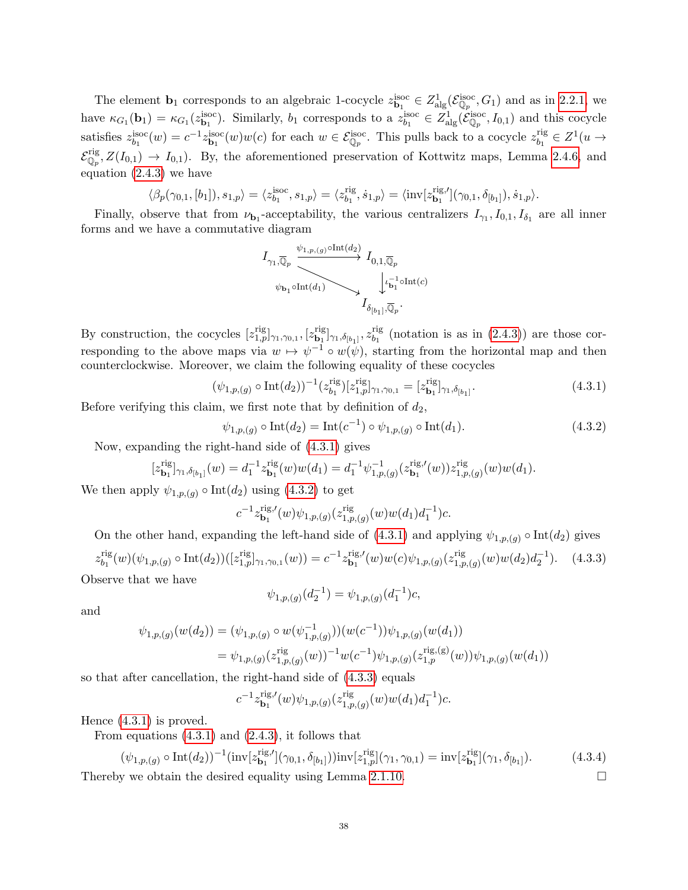The element $\mathbf{b}_1$ corresponds to an algebraic 1-cocycle $z^{\mathrm{isoc}}_{\mathbf{b}_1} \in Z^1_{\mathrm{alg}}(\mathcal{E}^{\mathrm{isoc}}_{\mathbb{Q}_p}, G_1)$ and as in 2.2.1, we have $\kappa_{G_1}(\mathbf{b}_1) = \kappa_{G_1}(z^{\mathrm{isoc}}_{\mathbf{b}_1})$. Similarly, $b_1$ corresponds to a $z^{\mathrm{isoc}}_{b_1} \in Z^1_{\mathrm{alg}}(\mathcal{E}^{\mathrm{isoc}}_{\mathbb{Q}_p}, I_{0,1})$ and this cocycle satisfies $z^{\mathrm{isoc}}_{b_1}(w) = c^{-1} z^{\mathrm{isoc}}_{\mathbf{b}_1}(w) w(c)$ for each $w \in \mathcal{E}^{\mathrm{isoc}}_{\mathbb{Q}_p}$. This pulls back to a cocycle $z^{\mathrm{rig}}_{b_1} \in Z^1(u \to \mathcal{E}^{\mathrm{rig}}_{\mathbb{Q}_p}, Z(I_{0,1}) \to I_{0,1})$. By, the aforementioned preservation of Kottwitz maps, Lemma 2.4.6, and equation (2.4.3) we have

$$\langle \beta_p(\gamma_{0,1}, [b_1]), s_{1,p} \rangle = \langle z^{\mathrm{isoc}}_{b_1}, s_{1,p} \rangle = \langle z^{\mathrm{rig}}_{b_1}, \dot{s}_{1,p} \rangle = \langle \mathrm{inv}[z^{\mathrm{rig},\prime}_{\mathbf{b}_1}](\gamma_{0,1}, \delta_{[b_1]}), \dot{s}_{1,p} \rangle.$$

Finally, observe that from $\nu_{\mathbf{b}_1}$-acceptability, the various centralizers $I_{\gamma_1}, I_{0,1}, I_{\delta_1}$ are all inner forms and we have a commutative diagram

$$\begin{array}{ccc} I_{\gamma_1,\overline{\mathbb{Q}}_p} & \xrightarrow{\psi_{1,p,(g)} \circ \mathrm{Int}(d_2)} & I_{0,1,\overline{\mathbb{Q}}_p} \\ & \searrow^{\psi_{\mathbf{b}_1} \circ \mathrm{Int}(d_1)} & \downarrow{\scriptstyle \iota^{-1}_{\mathbf{b}_1} \circ \mathrm{Int}(c)} \\ & & I_{\delta_{[b_1]},\overline{\mathbb{Q}}_p}. \end{array}$$

By construction, the cocycles $[z^{\mathrm{rig}}_{1,p}]_{\gamma_1,\gamma_{0,1}}, [z^{\mathrm{rig}}_{\mathbf{b}_1}]_{\gamma_1,\delta_{[b_1]}}, z^{\mathrm{rig}}_{b_1}$ (notation is as in (2.4.3)) are those corresponding to the above maps via $w \mapsto \psi^{-1} \circ w(\psi)$, starting from the horizontal map and then counterclockwise. Moreover, we claim the following equality of these cocycles

$$(\psi_{1,p,(g)} \circ \mathrm{Int}(d_2))^{-1}(z^{\mathrm{rig}}_{b_1})[z^{\mathrm{rig}}_{1,p}]_{\gamma_1,\gamma_{0,1}} = [z^{\mathrm{rig}}_{\mathbf{b}_1}]_{\gamma_1,\delta_{[b_1]}}. \tag{4.3.1}$$

Before verifying this claim, we first note that by definition of $d_2$,

$$\psi_{1,p,(g)} \circ \mathrm{Int}(d_2) = \mathrm{Int}(c^{-1}) \circ \psi_{1,p,(g)} \circ \mathrm{Int}(d_1). \tag{4.3.2}$$

Now, expanding the right-hand side of (4.3.1) gives

$$[z^{\mathrm{rig}}_{\mathbf{b}_1}]_{\gamma_1,\delta_{[b_1]}}(w) = d_1^{-1} z^{\mathrm{rig}}_{\mathbf{b}_1}(w) w(d_1) = d_1^{-1} \psi^{-1}_{1,p,(g)}(z^{\mathrm{rig},\prime}_{\mathbf{b}_1}(w)) z^{\mathrm{rig}}_{1,p,(g)}(w) w(d_1).$$

We then apply $\psi_{1,p,(g)} \circ \mathrm{Int}(d_2)$ using (4.3.2) to get

$$c^{-1} z^{\mathrm{rig},\prime}_{\mathbf{b}_1}(w) \psi_{1,p,(g)}(z^{\mathrm{rig}}_{1,p,(g)}(w) w(d_1) d_1^{-1}) c.$$

On the other hand, expanding the left-hand side of (4.3.1) and applying $\psi_{1,p,(g)} \circ \mathrm{Int}(d_2)$ gives

$$z^{\mathrm{rig}}_{b_1}(w)(\psi_{1,p,(g)} \circ \mathrm{Int}(d_2))([z^{\mathrm{rig}}_{1,p}]_{\gamma_1,\gamma_{0,1}}(w)) = c^{-1} z^{\mathrm{rig},\prime}_{\mathbf{b}_1}(w) w(c) \psi_{1,p,(g)}(z^{\mathrm{rig}}_{1,p,(g)}(w) w(d_2) d_2^{-1}). \tag{4.3.3}$$

Observe that we have

$$\psi_{1,p,(g)}(d_2^{-1}) = \psi_{1,p,(g)}(d_1^{-1}) c,$$

and

$$\begin{aligned} \psi_{1,p,(g)}(w(d_2)) &= (\psi_{1,p,(g)} \circ w(\psi^{-1}_{1,p,(g)}))(w(c^{-1})) \psi_{1,p,(g)}(w(d_1)) \\ &= \psi_{1,p,(g)}(z^{\mathrm{rig}}_{1,p,(g)}(w))^{-1} w(c^{-1}) \psi_{1,p,(g)}(z^{\mathrm{rig},(g)}_{1,p}(w)) \psi_{1,p,(g)}(w(d_1)) \end{aligned}$$

so that after cancellation, the right-hand side of (4.3.3) equals

$$c^{-1} z^{\mathrm{rig},\prime}_{\mathbf{b}_1}(w) \psi_{1,p,(g)}(z^{\mathrm{rig}}_{1,p,(g)}(w) w(d_1) d_1^{-1}) c.$$

Hence (4.3.1) is proved.

From equations (4.3.1) and (2.4.3), it follows that

$$(\psi_{1,p,(g)} \circ \mathrm{Int}(d_2))^{-1}(\mathrm{inv}[z^{\mathrm{rig},\prime}_{\mathbf{b}_1}](\gamma_{0,1}, \delta_{[b_1]})) \mathrm{inv}[z^{\mathrm{rig}}_{1,p}](\gamma_1, \gamma_{0,1}) = \mathrm{inv}[z^{\mathrm{rig}}_{\mathbf{b}_1}](\gamma_1, \delta_{[b_1]}). \tag{4.3.4}$$

Thereby we obtain the desired equality using Lemma 2.1.10. $\square$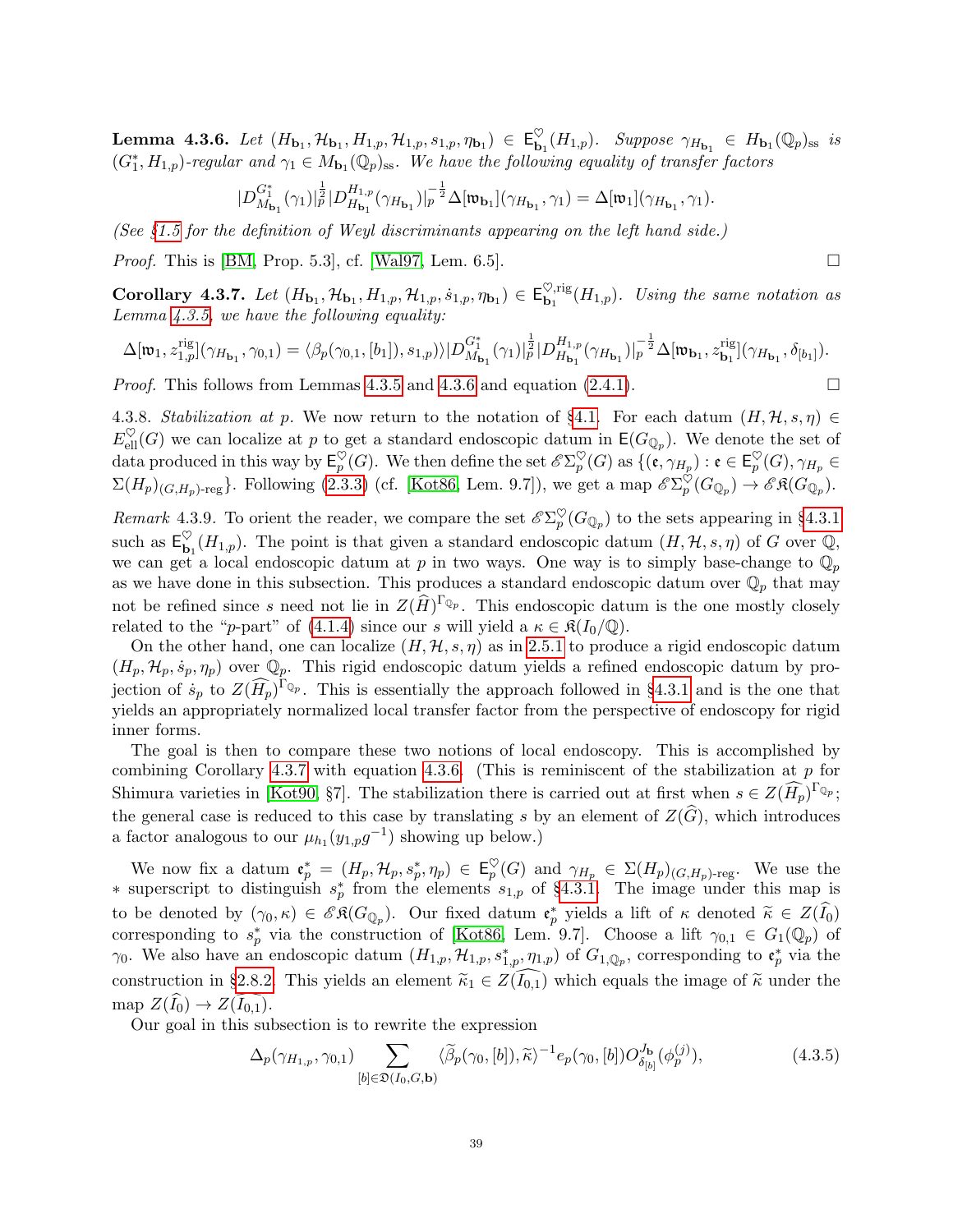**Lemma 4.3.6.** *Let $(H_{\mathbf{b}_1}, \mathcal{H}_{\mathbf{b}_1}, H_{1,p}, \mathcal{H}_{1,p}, s_{1,p}, \eta_{\mathbf{b}_1}) \in \mathsf{E}^{\heartsuit}_{\mathbf{b}_1}(H_{1,p})$. Suppose $\gamma_{H_{\mathbf{b}_1}} \in H_{\mathbf{b}_1}(\mathbb{Q}_p)_{\mathrm{ss}}$ is $(G_1^*, H_{1,p})$-regular and $\gamma_1 \in M_{\mathbf{b}_1}(\mathbb{Q}_p)_{\mathrm{ss}}$. We have the following equality of transfer factors*

$$|D^{G_1^*}_{M_{\mathbf{b}_1}}(\gamma_1)|_p^{\frac{1}{2}} |D^{H_{1,p}}_{H_{\mathbf{b}_1}}(\gamma_{H_{\mathbf{b}_1}})|_p^{-\frac{1}{2}} \Delta[\mathfrak{w}_{\mathbf{b}_1}](\gamma_{H_{\mathbf{b}_1}}, \gamma_1) = \Delta[\mathfrak{w}_1](\gamma_{H_{\mathbf{b}_1}}, \gamma_1).$$

*(See §1.5 for the definition of Weyl discriminants appearing on the left hand side.)*

*Proof.* This is [BM, Prop. 5.3], cf. [Wal97, Lem. 6.5]. □

**Corollary 4.3.7.** *Let $(H_{\mathbf{b}_1}, \mathcal{H}_{\mathbf{b}_1}, H_{1,p}, \mathcal{H}_{1,p}, \dot{s}_{1,p}, \eta_{\mathbf{b}_1}) \in \mathsf{E}^{\heartsuit,\mathrm{rig}}_{\mathbf{b}_1}(H_{1,p})$. Using the same notation as Lemma 4.3.5, we have the following equality:*

$$\Delta[\mathfrak{w}_1, z^{\mathrm{rig}}_{1,p}](\gamma_{H_{\mathbf{b}_1}}, \gamma_{0,1}) = \langle \beta_p(\gamma_{0,1}, [b_1]), s_{1,p}) \rangle |D^{G_1^*}_{M_{\mathbf{b}_1}}(\gamma_1)|_p^{\frac{1}{2}} |D^{H_{1,p}}_{H_{\mathbf{b}_1}}(\gamma_{H_{\mathbf{b}_1}})|_p^{-\frac{1}{2}} \Delta[\mathfrak{w}_{\mathbf{b}_1}, z^{\mathrm{rig}}_{\mathbf{b}_1}](\gamma_{H_{\mathbf{b}_1}}, \delta_{[b_1]}).$$

*Proof.* This follows from Lemmas 4.3.5 and 4.3.6 and equation (2.4.1). □

4.3.8. *Stabilization at p.* We now return to the notation of §4.1. For each datum $(H, \mathcal{H}, s, \eta) \in E^{\heartsuit}_{\mathrm{ell}}(G)$ we can localize at $p$ to get a standard endoscopic datum in $\mathsf{E}(G_{\mathbb{Q}_p})$. We denote the set of data produced in this way by $\mathsf{E}^{\heartsuit}_p(G)$. We then define the set $\mathscr{E}\Sigma^{\heartsuit}_p(G)$ as $\{(\mathfrak{e}, \gamma_{H_p}) : \mathfrak{e} \in \mathsf{E}^{\heartsuit}_p(G), \gamma_{H_p} \in \Sigma(H_p)_{(G,H_p)\text{-reg}}\}$. Following (2.3.3) (cf. [Kot86, Lem. 9.7]), we get a map $\mathscr{E}\Sigma^{\heartsuit}_p(G_{\mathbb{Q}_p}) \to \mathscr{E}\mathfrak{K}(G_{\mathbb{Q}_p})$.

*Remark* 4.3.9. To orient the reader, we compare the set $\mathscr{E}\Sigma^{\heartsuit}_p(G_{\mathbb{Q}_p})$ to the sets appearing in §4.3.1 such as $\mathsf{E}^{\heartsuit}_{\mathbf{b}_1}(H_{1,p})$. The point is that given a standard endoscopic datum $(H, \mathcal{H}, s, \eta)$ of $G$ over $\mathbb{Q}$, we can get a local endoscopic datum at $p$ in two ways. One way is to simply base-change to $\mathbb{Q}_p$ as we have done in this subsection. This produces a standard endoscopic datum over $\mathbb{Q}_p$ that may not be refined since $s$ need not lie in $Z(\widehat{H})^{\Gamma_{\mathbb{Q}_p}}$. This endoscopic datum is the one mostly closely related to the "$p$-part" of (4.1.4) since our $s$ will yield a $\kappa \in \mathfrak{K}(I_0/\mathbb{Q})$.

On the other hand, one can localize $(H, \mathcal{H}, s, \eta)$ as in 2.5.1 to produce a rigid endoscopic datum $(H_p, \mathcal{H}_p, \dot{s}_p, \eta_p)$ over $\mathbb{Q}_p$. This rigid endoscopic datum yields a refined endoscopic datum by projection of $\dot{s}_p$ to $Z(\widehat{H_p})^{\Gamma_{\mathbb{Q}_p}}$. This is essentially the approach followed in §4.3.1 and is the one that yields an appropriately normalized local transfer factor from the perspective of endoscopy for rigid inner forms.

The goal is then to compare these two notions of local endoscopy. This is accomplished by combining Corollary 4.3.7 with equation 4.3.6. (This is reminiscent of the stabilization at $p$ for Shimura varieties in [Kot90, §7]. The stabilization there is carried out at first when $s \in Z(\widehat{H_p})^{\Gamma_{\mathbb{Q}_p}}$; the general case is reduced to this case by translating $s$ by an element of $Z(\widehat{G})$, which introduces a factor analogous to our $\mu_{h_1}(y_{1,p}g^{-1})$ showing up below.)

We now fix a datum $\mathfrak{e}^*_p = (H_p, \mathcal{H}_p, s^*_p, \eta_p) \in \mathsf{E}^{\heartsuit}_p(G)$ and $\gamma_{H_p} \in \Sigma(H_p)_{(G,H_p)\text{-reg}}$. We use the $*$ superscript to distinguish $s^*_p$ from the elements $s_{1,p}$ of §4.3.1. The image under this map is to be denoted by $(\gamma_0, \kappa) \in \mathscr{E}\mathfrak{K}(G_{\mathbb{Q}_p})$. Our fixed datum $\mathfrak{e}^*_p$ yields a lift of $\kappa$ denoted $\widetilde{\kappa} \in Z(\widehat{I_0})$ corresponding to $s^*_p$ via the construction of [Kot86, Lem. 9.7]. Choose a lift $\gamma_{0,1} \in G_1(\mathbb{Q}_p)$ of $\gamma_0$. We also have an endoscopic datum $(H_{1,p}, \mathcal{H}_{1,p}, s^*_{1,p}, \eta_{1,p})$ of $G_{1,\mathbb{Q}_p}$, corresponding to $\mathfrak{e}^*_p$ via the construction in §2.8.2. This yields an element $\widetilde{\kappa}_1 \in Z(\widehat{I_{0,1}})$ which equals the image of $\widetilde{\kappa}$ under the map $Z(\widehat{I_0}) \to Z(\widehat{I_{0,1}})$.

Our goal in this subsection is to rewrite the expression

$$\Delta_p(\gamma_{H_{1,p}}, \gamma_{0,1}) \sum_{[b] \in \mathfrak{D}(I_0, G, \mathbf{b})} \langle \widetilde{\beta}_p(\gamma_0, [b]), \widetilde{\kappa} \rangle^{-1} e_p(\gamma_0, [b]) O^{J_{\mathbf{b}}}_{\delta_{[b]}}(\phi^{(j)}_p), \tag{4.3.5}$$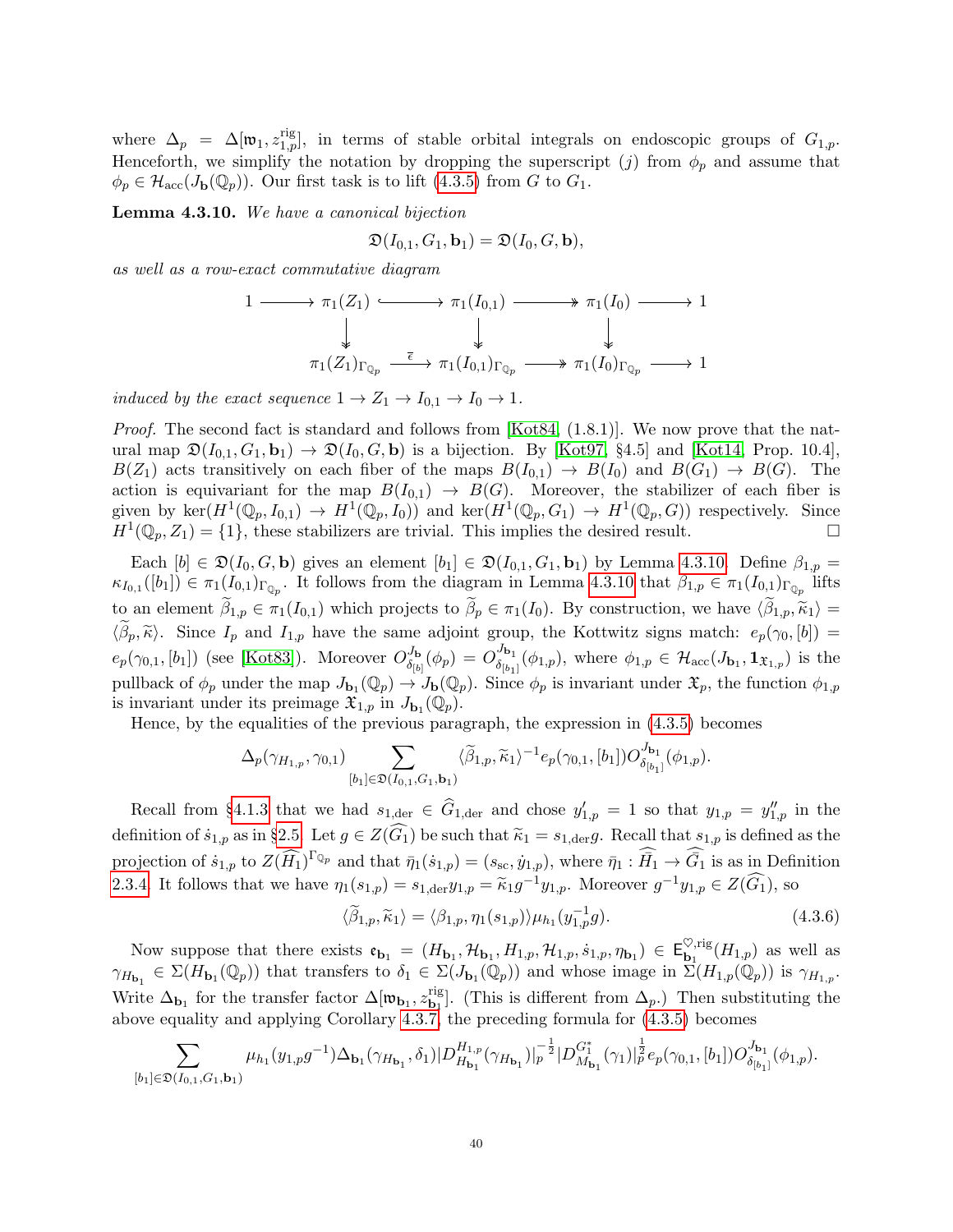where $\Delta_p = \Delta[\mathfrak{w}_1, z_{1,p}^{\mathrm{rig}}]$, in terms of stable orbital integrals on endoscopic groups of $G_{1,p}$. Henceforth, we simplify the notation by dropping the superscript $(j)$ from $\phi_p$ and assume that $\phi_p \in \mathcal{H}_{\mathrm{acc}}(J_{\mathbf{b}}(\mathbb{Q}_p))$. Our first task is to lift (4.3.5) from $G$ to $G_1$.

**Lemma 4.3.10.** *We have a canonical bijection*

$$\mathfrak{D}(I_{0,1}, G_1, \mathbf{b}_1) = \mathfrak{D}(I_0, G, \mathbf{b}),$$

*as well as a row-exact commutative diagram*

$$\begin{array}{ccccccccc} 1 & \longrightarrow & \pi_1(Z_1) & \hookrightarrow & \pi_1(I_{0,1}) & \twoheadrightarrow & \pi_1(I_0) & \longrightarrow & 1 \\ & & \downarrow & & \downarrow & & \downarrow & & \\ & & \pi_1(Z_1)_{\Gamma_{\mathbb{Q}_p}} & \xrightarrow{\widetilde{\epsilon}} & \pi_1(I_{0,1})_{\Gamma_{\mathbb{Q}_p}} & \twoheadrightarrow & \pi_1(I_0)_{\Gamma_{\mathbb{Q}_p}} & \longrightarrow & 1 \end{array}$$

*induced by the exact sequence* $1 \to Z_1 \to I_{0,1} \to I_0 \to 1$.

*Proof.* The second fact is standard and follows from [Kot84, (1.8.1)]. We now prove that the natural map $\mathfrak{D}(I_{0,1}, G_1, \mathbf{b}_1) \to \mathfrak{D}(I_0, G, \mathbf{b})$ is a bijection. By [Kot97, §4.5] and [Kot14, Prop. 10.4], $B(Z_1)$ acts transitively on each fiber of the maps $B(I_{0,1}) \to B(I_0)$ and $B(G_1) \to B(G)$. The action is equivariant for the map $B(I_{0,1}) \to B(G)$. Moreover, the stabilizer of each fiber is given by $\ker(H^1(\mathbb{Q}_p, I_{0,1}) \to H^1(\mathbb{Q}_p, I_0))$ and $\ker(H^1(\mathbb{Q}_p, G_1) \to H^1(\mathbb{Q}_p, G))$ respectively. Since $H^1(\mathbb{Q}_p, Z_1) = \{1\}$, these stabilizers are trivial. This implies the desired result. $\square$

Each $[b] \in \mathfrak{D}(I_0, G, \mathbf{b})$ gives an element $[b_1] \in \mathfrak{D}(I_{0,1}, G_1, \mathbf{b}_1)$ by Lemma 4.3.10. Define $\beta_{1,p} = \kappa_{I_{0,1}}([b_1]) \in \pi_1(I_{0,1})_{\Gamma_{\mathbb{Q}_p}}$. It follows from the diagram in Lemma 4.3.10 that $\beta_{1,p} \in \pi_1(I_{0,1})_{\Gamma_{\mathbb{Q}_p}}$ lifts to an element $\widetilde{\beta}_{1,p} \in \pi_1(I_{0,1})$ which projects to $\widetilde{\beta}_p \in \pi_1(I_0)$. By construction, we have $\langle \widetilde{\beta}_{1,p}, \widetilde{\kappa}_1 \rangle = \langle \widetilde{\beta}_p, \widetilde{\kappa} \rangle$. Since $I_p$ and $I_{1,p}$ have the same adjoint group, the Kottwitz signs match: $e_p(\gamma_0, [b]) = e_p(\gamma_{0,1}, [b_1])$ (see [Kot83]). Moreover $O^{J_{\mathbf{b}}}_{\delta_{[b]}}(\phi_p) = O^{J_{\mathbf{b}_1}}_{\delta_{[b_1]}}(\phi_{1,p})$, where $\phi_{1,p} \in \mathcal{H}_{\mathrm{acc}}(J_{\mathbf{b}_1}, \mathbf{1}_{\mathfrak{X}_{1,p}})$ is the pullback of $\phi_p$ under the map $J_{\mathbf{b}_1}(\mathbb{Q}_p) \to J_{\mathbf{b}}(\mathbb{Q}_p)$. Since $\phi_p$ is invariant under $\mathfrak{X}_p$, the function $\phi_{1,p}$ is invariant under its preimage $\mathfrak{X}_{1,p}$ in $J_{\mathbf{b}_1}(\mathbb{Q}_p)$.

Hence, by the equalities of the previous paragraph, the expression in (4.3.5) becomes

$$\Delta_p(\gamma_{H_{1,p}}, \gamma_{0,1}) \sum_{[b_1] \in \mathfrak{D}(I_{0,1}, G_1, \mathbf{b}_1)} \langle \widetilde{\beta}_{1,p}, \widetilde{\kappa}_1 \rangle^{-1} e_p(\gamma_{0,1}, [b_1]) O^{J_{\mathbf{b}_1}}_{\delta_{[b_1]}}(\phi_{1,p}).$$

Recall from §4.1.3 that we had $s_{1,\mathrm{der}} \in \widehat{G}_{1,\mathrm{der}}$ and chose $y'_{1,p} = 1$ so that $y_{1,p} = y''_{1,p}$ in the definition of $\dot{s}_{1,p}$ as in §2.5. Let $g \in Z(\widehat{G_1})$ be such that $\widetilde{\kappa}_1 = s_{1,\mathrm{der}} g$. Recall that $s_{1,p}$ is defined as the projection of $\dot{s}_{1,p}$ to $Z(\widehat{\widehat{H}_1})^{\Gamma_{\mathbb{Q}_p}}$ and that $\bar{\eta}_1(\dot{s}_{1,p}) = (s_{\mathrm{sc}}, \dot{y}_{1,p})$, where $\bar{\eta}_1 : \widehat{\widehat{H}_1} \to \widehat{\widehat{G}_1}$ is as in Definition 2.3.4. It follows that we have $\eta_1(s_{1,p}) = s_{1,\mathrm{der}} y_{1,p} = \widetilde{\kappa}_1 g^{-1} y_{1,p}$. Moreover $g^{-1} y_{1,p} \in Z(\widehat{G_1})$, so

$$\langle \widetilde{\beta}_{1,p}, \widetilde{\kappa}_1 \rangle = \langle \beta_{1,p}, \eta_1(s_{1,p}) \rangle \mu_{h_1}(y_{1,p}^{-1} g). \tag{4.3.6}$$

Now suppose that there exists $\mathfrak{e}_{\mathbf{b}_1} = (H_{\mathbf{b}_1}, \mathcal{H}_{\mathbf{b}_1}, H_{1,p}, \mathcal{H}_{1,p}, \dot{s}_{1,p}, \eta_{\mathbf{b}_1}) \in \mathsf{E}^{\heartsuit,\mathrm{rig}}_{\mathbf{b}_1}(H_{1,p})$ as well as $\gamma_{H_{\mathbf{b}_1}} \in \Sigma(H_{\mathbf{b}_1}(\mathbb{Q}_p))$ that transfers to $\delta_1 \in \Sigma(J_{\mathbf{b}_1}(\mathbb{Q}_p))$ and whose image in $\Sigma(H_{1,p}(\mathbb{Q}_p))$ is $\gamma_{H_{1,p}}$. Write $\Delta_{\mathbf{b}_1}$ for the transfer factor $\Delta[\mathfrak{w}_{\mathbf{b}_1}, z^{\mathrm{rig}}_{\mathbf{b}_1}]$. (This is different from $\Delta_p$.) Then substituting the above equality and applying Corollary 4.3.7, the preceding formula for (4.3.5) becomes

$$\sum_{[b_1] \in \mathfrak{D}(I_{0,1}, G_1, \mathbf{b}_1)} \mu_{h_1}(y_{1,p} g^{-1}) \Delta_{\mathbf{b}_1}(\gamma_{H_{\mathbf{b}_1}}, \delta_1) |D^{H_{1,p}}_{H_{\mathbf{b}_1}}(\gamma_{H_{\mathbf{b}_1}})|_p^{-\frac{1}{2}} |D^{G_1^*}_{M_{\mathbf{b}_1}}(\gamma_1)|_p^{\frac{1}{2}} e_p(\gamma_{0,1}, [b_1]) O^{J_{\mathbf{b}_1}}_{\delta_{[b_1]}}(\phi_{1,p}).$$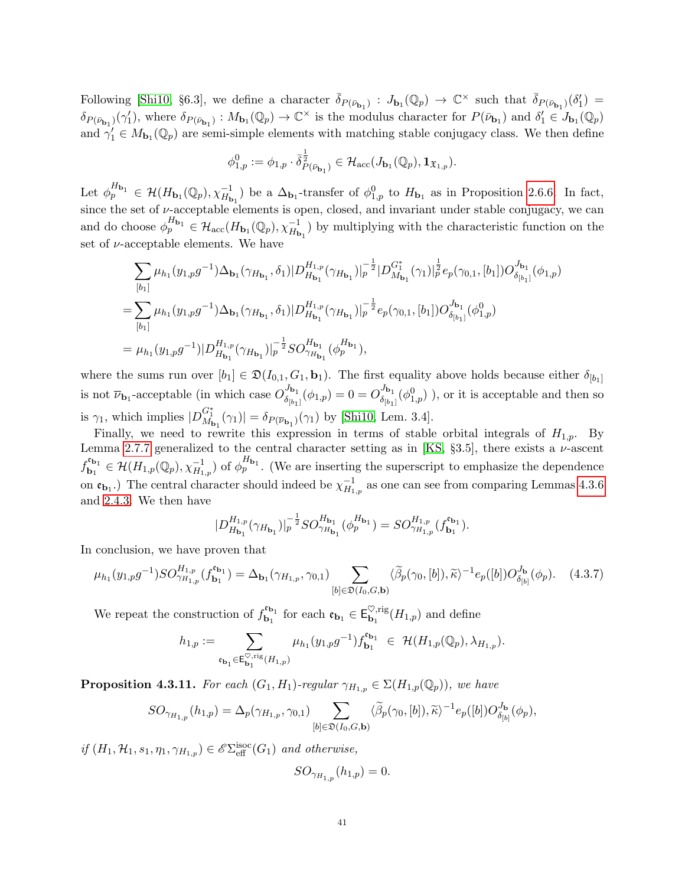Following [Shi10, §6.3], we define a character $\bar{\delta}_{P(\bar{\nu}_{\mathbf{b}_1})} : J_{\mathbf{b}_1}(\mathbb{Q}_p) \to \mathbb{C}^\times$ such that $\bar{\delta}_{P(\bar{\nu}_{\mathbf{b}_1})}(\delta_1') = \delta_{P(\bar{\nu}_{\mathbf{b}_1})}(\gamma_1')$, where $\delta_{P(\bar{\nu}_{\mathbf{b}_1})} : M_{\mathbf{b}_1}(\mathbb{Q}_p) \to \mathbb{C}^\times$ is the modulus character for $P(\bar{\nu}_{\mathbf{b}_1})$ and $\delta_1' \in J_{\mathbf{b}_1}(\mathbb{Q}_p)$ and $\gamma_1' \in M_{\mathbf{b}_1}(\mathbb{Q}_p)$ are semi-simple elements with matching stable conjugacy class. We then define

$$\phi_{1,p}^0 := \phi_{1,p} \cdot \bar{\delta}_{P(\bar{\nu}_{\mathbf{b}_1})}^{\frac{1}{2}} \in \mathcal{H}_{\mathrm{acc}}(J_{\mathbf{b}_1}(\mathbb{Q}_p), \mathbf{1}_{\mathfrak{X}_{1,p}}).$$

Let $\phi_p^{H_{\mathbf{b}_1}} \in \mathcal{H}(H_{\mathbf{b}_1}(\mathbb{Q}_p), \chi_{H_{\mathbf{b}_1}}^{-1})$ be a $\Delta_{\mathbf{b}_1}$-transfer of $\phi_{1,p}^0$ to $H_{\mathbf{b}_1}$ as in Proposition 2.6.6. In fact, since the set of $\nu$-acceptable elements is open, closed, and invariant under stable conjugacy, we can and do choose $\phi_p^{H_{\mathbf{b}_1}} \in \mathcal{H}_{\mathrm{acc}}(H_{\mathbf{b}_1}(\mathbb{Q}_p), \chi_{H_{\mathbf{b}_1}}^{-1})$ by multiplying with the characteristic function on the set of $\nu$-acceptable elements. We have

$$\begin{aligned}
&\sum_{[b_1]} \mu_{h_1}(y_{1,p}g^{-1})\Delta_{\mathbf{b}_1}(\gamma_{H_{\mathbf{b}_1}}, \delta_1)|D^{H_{1,p}}_{H_{\mathbf{b}_1}}(\gamma_{H_{\mathbf{b}_1}})|_p^{-\frac{1}{2}}|D^{G_1^*}_{M_{\mathbf{b}_1}}(\gamma_1)|_p^{\frac{1}{2}} e_p(\gamma_{0,1}, [b_1]) O^{J_{\mathbf{b}_1}}_{\delta_{[b_1]}}(\phi_{1,p}) \\
=&\sum_{[b_1]} \mu_{h_1}(y_{1,p}g^{-1})\Delta_{\mathbf{b}_1}(\gamma_{H_{\mathbf{b}_1}}, \delta_1)|D^{H_{1,p}}_{H_{\mathbf{b}_1}}(\gamma_{H_{\mathbf{b}_1}})|_p^{-\frac{1}{2}} e_p(\gamma_{0,1}, [b_1]) O^{J_{\mathbf{b}_1}}_{\delta_{[b_1]}}(\phi^0_{1,p}) \\
=& \ \mu_{h_1}(y_{1,p}g^{-1})|D^{H_{1,p}}_{H_{\mathbf{b}_1}}(\gamma_{H_{\mathbf{b}_1}})|_p^{-\frac{1}{2}} SO^{H_{\mathbf{b}_1}}_{\gamma_{H_{\mathbf{b}_1}}}(\phi_p^{H_{\mathbf{b}_1}}),
\end{aligned}$$

where the sums run over $[b_1] \in \mathfrak{D}(I_{0,1}, G_1, \mathbf{b}_1)$. The first equality above holds because either $\delta_{[b_1]}$ is not $\overline{\nu}_{\mathbf{b}_1}$-acceptable (in which case $O^{J_{\mathbf{b}_1}}_{\delta_{[b_1]}}(\phi_{1,p}) = 0 = O^{J_{\mathbf{b}_1}}_{\delta_{[b_1]}}(\phi^0_{1,p})$ ), or it is acceptable and then so is $\gamma_1$, which implies $|D^{G_1^*}_{M_{\mathbf{b}_1}}(\gamma_1)| = \delta_{P(\overline{\nu}_{\mathbf{b}_1})}(\gamma_1)$ by [Shi10, Lem. 3.4].

Finally, we need to rewrite this expression in terms of stable orbital integrals of $H_{1,p}$. By Lemma 2.7.7 generalized to the central character setting as in [KS, §3.5], there exists a $\nu$-ascent $f^{\mathfrak{e}_{\mathbf{b}_1}}_{\mathbf{b}_1} \in \mathcal{H}(H_{1,p}(\mathbb{Q}_p), \chi_{H_{1,p}}^{-1})$ of $\phi_p^{H_{\mathbf{b}_1}}$. (We are inserting the superscript to emphasize the dependence on $\mathfrak{e}_{\mathbf{b}_1}$.) The central character should indeed be $\chi_{H_{1,p}}^{-1}$ as one can see from comparing Lemmas 4.3.6 and 2.4.3. We then have

$$|D^{H_{1,p}}_{H_{\mathbf{b}_1}}(\gamma_{H_{\mathbf{b}_1}})|_p^{-\frac{1}{2}} SO^{H_{\mathbf{b}_1}}_{\gamma_{H_{\mathbf{b}_1}}}(\phi_p^{H_{\mathbf{b}_1}}) = SO^{H_{1,p}}_{\gamma_{H_{1,p}}}(f^{\mathfrak{e}_{\mathbf{b}_1}}_{\mathbf{b}_1}).$$

In conclusion, we have proven that

$$\mu_{h_1}(y_{1,p}g^{-1}) SO^{H_{1,p}}_{\gamma_{H_{1,p}}}(f^{\mathfrak{e}_{\mathbf{b}_1}}_{\mathbf{b}_1}) = \Delta_{\mathbf{b}_1}(\gamma_{H_{1,p}}, \gamma_{0,1}) \sum_{[b] \in \mathfrak{D}(I_0, G, \mathbf{b})} \langle \widetilde{\beta}_p(\gamma_0, [b]), \widetilde{\kappa} \rangle^{-1} e_p([b]) O^{J_{\mathbf{b}}}_{\delta_{[b]}}(\phi_p). \tag{4.3.7}$$

We repeat the construction of $f^{\mathfrak{e}_{\mathbf{b}_1}}_{\mathbf{b}_1}$ for each $\mathfrak{e}_{\mathbf{b}_1} \in \mathsf{E}^{\heartsuit,\mathrm{rig}}_{\mathbf{b}_1}(H_{1,p})$ and define

$$h_{1,p} := \sum_{\mathfrak{e}_{\mathbf{b}_1} \in \mathsf{E}^{\heartsuit,\mathrm{rig}}_{\mathbf{b}_1}(H_{1,p})} \mu_{h_1}(y_{1,p}g^{-1}) f^{\mathfrak{e}_{\mathbf{b}_1}}_{\mathbf{b}_1} \ \in \ \mathcal{H}(H_{1,p}(\mathbb{Q}_p), \lambda_{H_{1,p}}).$$

**Proposition 4.3.11.** *For each $(G_1, H_1)$-regular $\gamma_{H_{1,p}} \in \Sigma(H_{1,p}(\mathbb{Q}_p))$, we have*

$$SO_{\gamma_{H_{1,p}}}(h_{1,p}) = \Delta_p(\gamma_{H_{1,p}}, \gamma_{0,1}) \sum_{[b] \in \mathfrak{D}(I_0, G, \mathbf{b})} \langle \widetilde{\beta}_p(\gamma_0, [b]), \widetilde{\kappa} \rangle^{-1} e_p([b]) O^{J_{\mathbf{b}}}_{\delta_{[b]}}(\phi_p),$$

*if $(H_1, \mathcal{H}_1, s_1, \eta_1, \gamma_{H_{1,p}}) \in \mathscr{E}\Sigma^{\mathrm{isoc}}_{\mathrm{eff}}(G_1)$ and otherwise,*

$$SO_{\gamma_{H_{1,p}}}(h_{1,p}) = 0.$$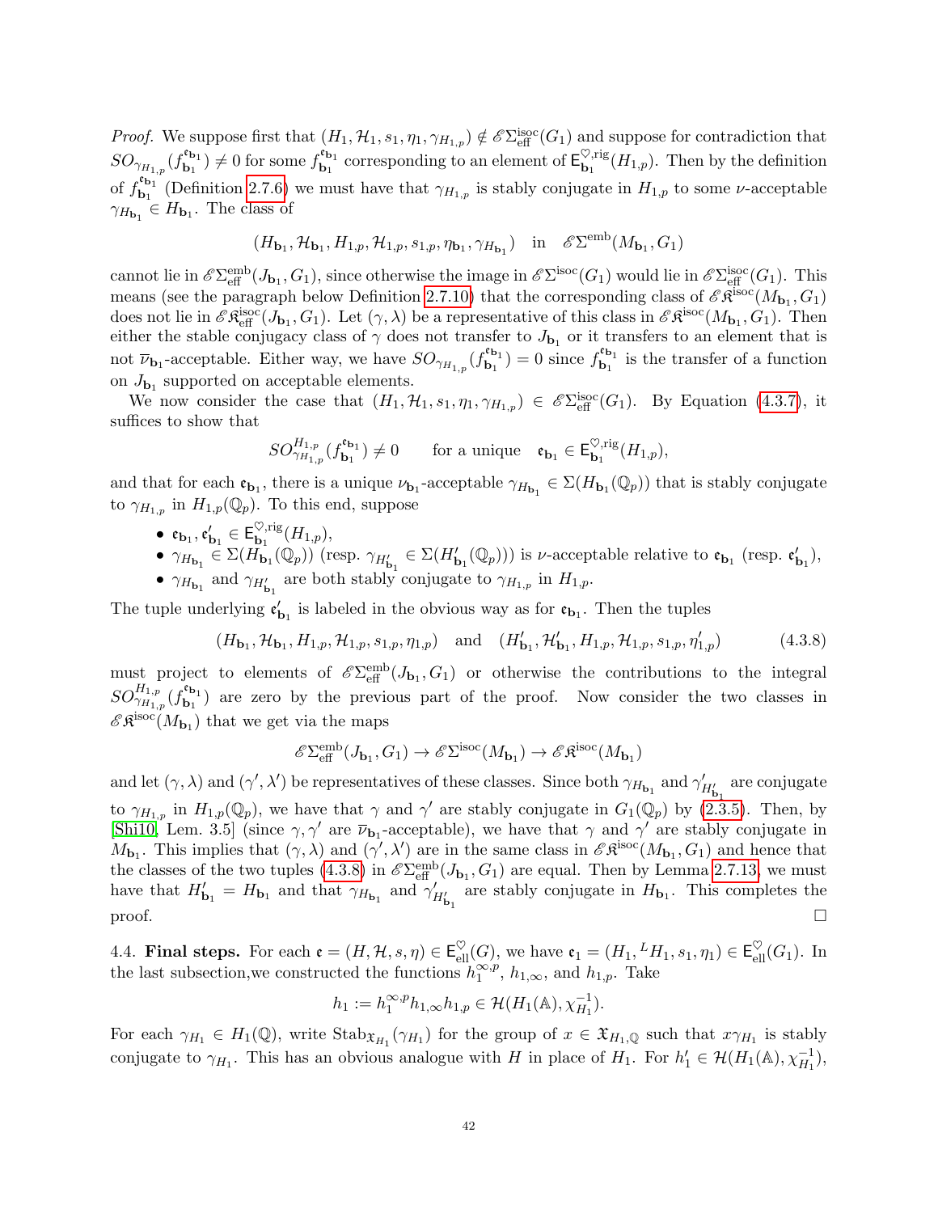*Proof.* We suppose first that $(H_1, \mathcal{H}_1, s_1, \eta_1, \gamma_{H_{1,p}}) \notin \mathscr{E}\Sigma^{\mathrm{isoc}}_{\mathrm{eff}}(G_1)$ and suppose for contradiction that $SO_{\gamma_{H_{1,p}}}(f^{\mathfrak{e}_{\mathbf{b}_1}}_{\mathbf{b}_1}) \neq 0$ for some $f^{\mathfrak{e}_{\mathbf{b}_1}}_{\mathbf{b}_1}$ corresponding to an element of $\mathsf{E}^{\heartsuit,\mathrm{rig}}_{\mathbf{b}_1}(H_{1,p})$. Then by the definition of $f^{\mathfrak{e}_{\mathbf{b}_1}}_{\mathbf{b}_1}$ (Definition 2.7.6) we must have that $\gamma_{H_{1,p}}$ is stably conjugate in $H_{1,p}$ to some $\nu$-acceptable $\gamma_{H_{\mathbf{b}_1}} \in H_{\mathbf{b}_1}$. The class of

$$(H_{\mathbf{b}_1}, \mathcal{H}_{\mathbf{b}_1}, H_{1,p}, \mathcal{H}_{1,p}, s_{1,p}, \eta_{\mathbf{b}_1}, \gamma_{H_{\mathbf{b}_1}}) \quad \text{in} \quad \mathscr{E}\Sigma^{\mathrm{emb}}(M_{\mathbf{b}_1}, G_1)$$

cannot lie in $\mathscr{E}\Sigma^{\mathrm{emb}}_{\mathrm{eff}}(J_{\mathbf{b}_1}, G_1)$, since otherwise the image in $\mathscr{E}\Sigma^{\mathrm{isoc}}(G_1)$ would lie in $\mathscr{E}\Sigma^{\mathrm{isoc}}_{\mathrm{eff}}(G_1)$. This means (see the paragraph below Definition 2.7.10) that the corresponding class of $\mathscr{E}\mathfrak{K}^{\mathrm{isoc}}(M_{\mathbf{b}_1}, G_1)$ does not lie in $\mathscr{E}\mathfrak{K}^{\mathrm{isoc}}_{\mathrm{eff}}(J_{\mathbf{b}_1}, G_1)$. Let $(\gamma, \lambda)$ be a representative of this class in $\mathscr{E}\mathfrak{K}^{\mathrm{isoc}}(M_{\mathbf{b}_1}, G_1)$. Then either the stable conjugacy class of $\gamma$ does not transfer to $J_{\mathbf{b}_1}$ or it transfers to an element that is not $\overline{\nu}_{\mathbf{b}_1}$-acceptable. Either way, we have $SO_{\gamma_{H_{1,p}}}(f^{\mathfrak{e}_{\mathbf{b}_1}}_{\mathbf{b}_1}) = 0$ since $f^{\mathfrak{e}_{\mathbf{b}_1}}_{\mathbf{b}_1}$ is the transfer of a function on $J_{\mathbf{b}_1}$ supported on acceptable elements.

We now consider the case that $(H_1, \mathcal{H}_1, s_1, \eta_1, \gamma_{H_{1,p}}) \in \mathscr{E}\Sigma^{\mathrm{isoc}}_{\mathrm{eff}}(G_1)$. By Equation (4.3.7), it suffices to show that

$$SO^{H_{1,p}}_{\gamma_{H_{1,p}}}(f^{\mathfrak{e}_{\mathbf{b}_1}}_{\mathbf{b}_1}) \neq 0 \qquad \text{for a unique} \quad \mathfrak{e}_{\mathbf{b}_1} \in \mathsf{E}^{\heartsuit,\mathrm{rig}}_{\mathbf{b}_1}(H_{1,p}),$$

and that for each $\mathfrak{e}_{\mathbf{b}_1}$, there is a unique $\nu_{\mathbf{b}_1}$-acceptable $\gamma_{H_{\mathbf{b}_1}} \in \Sigma(H_{\mathbf{b}_1}(\mathbb{Q}_p))$ that is stably conjugate to $\gamma_{H_{1,p}}$ in $H_{1,p}(\mathbb{Q}_p)$. To this end, suppose

- $\mathfrak{e}_{\mathbf{b}_1}, \mathfrak{e}'_{\mathbf{b}_1} \in \mathsf{E}^{\heartsuit,\mathrm{rig}}_{\mathbf{b}_1}(H_{1,p})$,
- $\gamma_{H_{\mathbf{b}_1}} \in \Sigma(H_{\mathbf{b}_1}(\mathbb{Q}_p))$ (resp. $\gamma_{H'_{\mathbf{b}_1}} \in \Sigma(H'_{\mathbf{b}_1}(\mathbb{Q}_p))$) is $\nu$-acceptable relative to $\mathfrak{e}_{\mathbf{b}_1}$ (resp. $\mathfrak{e}'_{\mathbf{b}_1}$),
- $\gamma_{H_{\mathbf{b}_1}}$ and $\gamma_{H'_{\mathbf{b}_1}}$ are both stably conjugate to $\gamma_{H_{1,p}}$ in $H_{1,p}$.

The tuple underlying $\mathfrak{e}'_{\mathbf{b}_1}$ is labeled in the obvious way as for $\mathfrak{e}_{\mathbf{b}_1}$. Then the tuples

$$(H_{\mathbf{b}_1}, \mathcal{H}_{\mathbf{b}_1}, H_{1,p}, \mathcal{H}_{1,p}, s_{1,p}, \eta_{1,p}) \quad \text{and} \quad (H'_{\mathbf{b}_1}, \mathcal{H}'_{\mathbf{b}_1}, H_{1,p}, \mathcal{H}_{1,p}, s_{1,p}, \eta'_{1,p}) \tag{4.3.8}$$

must project to elements of $\mathscr{E}\Sigma^{\mathrm{emb}}_{\mathrm{eff}}(J_{\mathbf{b}_1}, G_1)$ or otherwise the contributions to the integral $SO^{H_{1,p}}_{\gamma_{H_{1,p}}}(f^{\mathfrak{e}_{\mathbf{b}_1}}_{\mathbf{b}_1})$ are zero by the previous part of the proof. Now consider the two classes in $\mathscr{E}\mathfrak{K}^{\mathrm{isoc}}(M_{\mathbf{b}_1})$ that we get via the maps

$$\mathscr{E}\Sigma^{\mathrm{emb}}_{\mathrm{eff}}(J_{\mathbf{b}_1}, G_1) \to \mathscr{E}\Sigma^{\mathrm{isoc}}(M_{\mathbf{b}_1}) \to \mathscr{E}\mathfrak{K}^{\mathrm{isoc}}(M_{\mathbf{b}_1})$$

and let $(\gamma, \lambda)$ and $(\gamma', \lambda')$ be representatives of these classes. Since both $\gamma_{H_{\mathbf{b}_1}}$ and $\gamma'_{H'_{\mathbf{b}_1}}$ are conjugate to $\gamma_{H_{1,p}}$ in $H_{1,p}(\mathbb{Q}_p)$, we have that $\gamma$ and $\gamma'$ are stably conjugate in $G_1(\mathbb{Q}_p)$ by (2.3.5). Then, by [Shi10, Lem. 3.5] (since $\gamma, \gamma'$ are $\overline{\nu}_{\mathbf{b}_1}$-acceptable), we have that $\gamma$ and $\gamma'$ are stably conjugate in $M_{\mathbf{b}_1}$. This implies that $(\gamma, \lambda)$ and $(\gamma', \lambda')$ are in the same class in $\mathscr{E}\mathfrak{K}^{\mathrm{isoc}}(M_{\mathbf{b}_1}, G_1)$ and hence that the classes of the two tuples (4.3.8) in $\mathscr{E}\Sigma^{\mathrm{emb}}_{\mathrm{eff}}(J_{\mathbf{b}_1}, G_1)$ are equal. Then by Lemma 2.7.13, we must have that $H'_{\mathbf{b}_1} = H_{\mathbf{b}_1}$ and that $\gamma_{H_{\mathbf{b}_1}}$ and $\gamma'_{H'_{\mathbf{b}_1}}$ are stably conjugate in $H_{\mathbf{b}_1}$. This completes the proof. $\square$

**4.4. Final steps.** For each $\mathfrak{e} = (H, \mathcal{H}, s, \eta) \in \mathsf{E}^{\heartsuit}_{\mathrm{ell}}(G)$, we have $\mathfrak{e}_1 = (H_1, {}^L H_1, s_1, \eta_1) \in \mathsf{E}^{\heartsuit}_{\mathrm{ell}}(G_1)$. In the last subsection,we constructed the functions $h_1^{\infty,p}$, $h_{1,\infty}$, and $h_{1,p}$. Take

$$h_1 := h_1^{\infty,p} h_{1,\infty} h_{1,p} \in \mathcal{H}(H_1(\mathbb{A}), \chi_{H_1}^{-1}).$$

For each $\gamma_{H_1} \in H_1(\mathbb{Q})$, write $\mathrm{Stab}_{\mathfrak{X}_{H_1}}(\gamma_{H_1})$ for the group of $x \in \mathfrak{X}_{H_1,\mathbb{Q}}$ such that $x\gamma_{H_1}$ is stably conjugate to $\gamma_{H_1}$. This has an obvious analogue with $H$ in place of $H_1$. For $h'_1 \in \mathcal{H}(H_1(\mathbb{A}), \chi_{H_1}^{-1})$,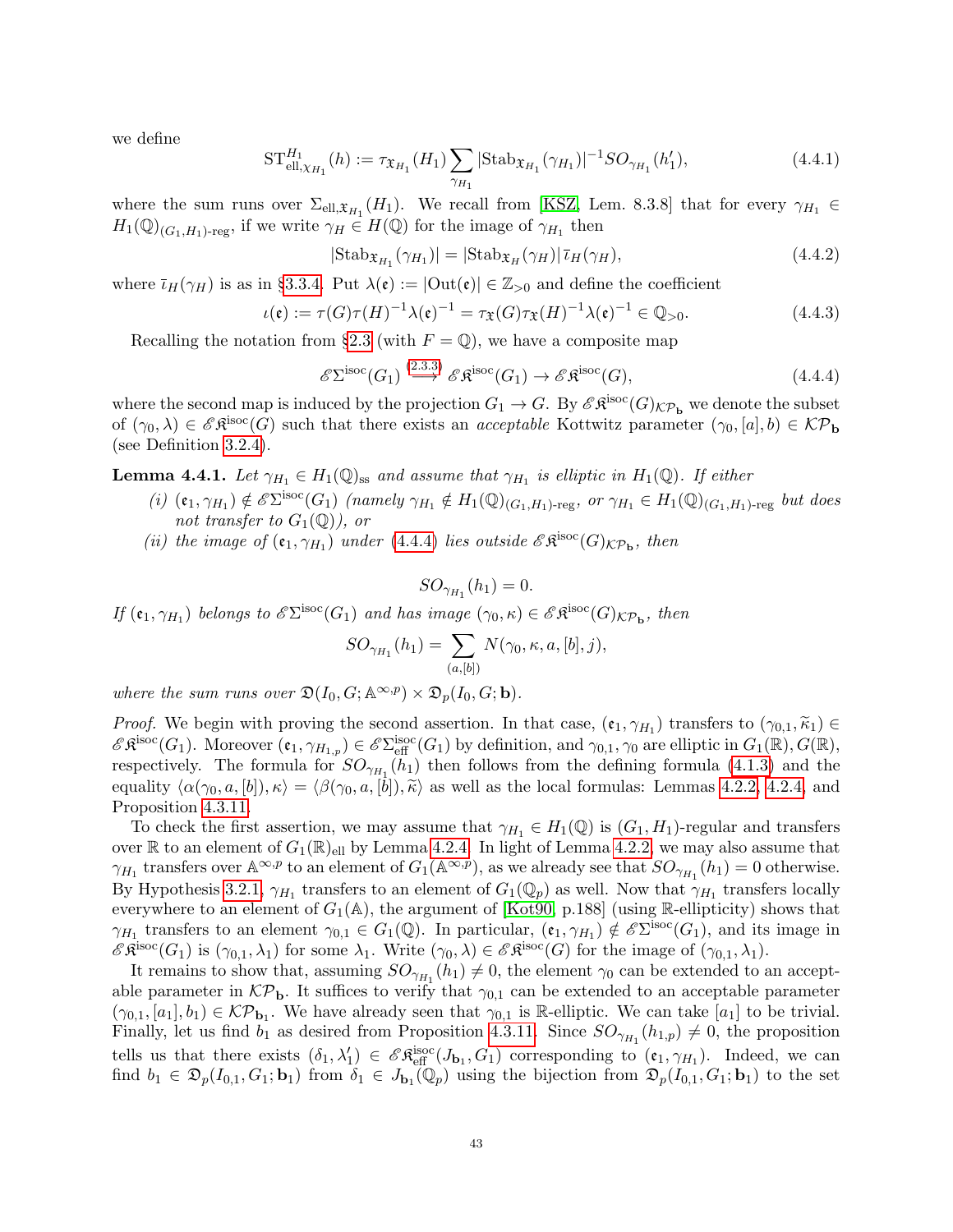we define

$$\mathrm{ST}^{H_1}_{\mathrm{ell},\chi_{H_1}}(h) := \tau_{\mathfrak{X}_{H_1}}(H_1) \sum_{\gamma_{H_1}} |\mathrm{Stab}_{\mathfrak{X}_{H_1}}(\gamma_{H_1})|^{-1} SO_{\gamma_{H_1}}(h_1'), \tag{4.4.1}$$

where the sum runs over $\Sigma_{\mathrm{ell},\mathfrak{X}_{H_1}}(H_1)$. We recall from [KSZ, Lem. 8.3.8] that for every $\gamma_{H_1} \in H_1(\mathbb{Q})_{(G_1,H_1)\text{-reg}}$, if we write $\gamma_H \in H(\mathbb{Q})$ for the image of $\gamma_{H_1}$ then

$$|\mathrm{Stab}_{\mathfrak{X}_{H_1}}(\gamma_{H_1})| = |\mathrm{Stab}_{\mathfrak{X}_H}(\gamma_H)|\,\bar{\iota}_H(\gamma_H), \tag{4.4.2}$$

where $\bar{\iota}_H(\gamma_H)$ is as in §3.3.4. Put $\lambda(\mathfrak{e}) := |\mathrm{Out}(\mathfrak{e})| \in \mathbb{Z}_{>0}$ and define the coefficient

$$\iota(\mathfrak{e}) := \tau(G)\tau(H)^{-1}\lambda(\mathfrak{e})^{-1} = \tau_{\mathfrak{X}}(G)\tau_{\mathfrak{X}}(H)^{-1}\lambda(\mathfrak{e})^{-1} \in \mathbb{Q}_{>0}. \tag{4.4.3}$$

Recalling the notation from §2.3 (with $F = \mathbb{Q}$), we have a composite map

$$\mathscr{E}\Sigma^{\mathrm{isoc}}(G_1) \overset{(2.3.3)}{\longrightarrow} \mathscr{E}\mathfrak{K}^{\mathrm{isoc}}(G_1) \to \mathscr{E}\mathfrak{K}^{\mathrm{isoc}}(G), \tag{4.4.4}$$

where the second map is induced by the projection $G_1 \to G$. By $\mathscr{E}\mathfrak{K}^{\mathrm{isoc}}(G)_{\mathcal{KP}_{\mathbf{b}}}$ we denote the subset of $(\gamma_0, \lambda) \in \mathscr{E}\mathfrak{K}^{\mathrm{isoc}}(G)$ such that there exists an *acceptable* Kottwitz parameter $(\gamma_0, [a], b) \in \mathcal{KP}_{\mathbf{b}}$ (see Definition 3.2.4).

**Lemma 4.4.1.** *Let $\gamma_{H_1} \in H_1(\mathbb{Q})_{\mathrm{ss}}$ and assume that $\gamma_{H_1}$ is elliptic in $H_1(\mathbb{Q})$. If either*

*(i) $(\mathfrak{e}_1, \gamma_{H_1}) \notin \mathscr{E}\Sigma^{\mathrm{isoc}}(G_1)$ (namely $\gamma_{H_1} \notin H_1(\mathbb{Q})_{(G_1,H_1)\text{-reg}}$, or $\gamma_{H_1} \in H_1(\mathbb{Q})_{(G_1,H_1)\text{-reg}}$ but does not transfer to $G_1(\mathbb{Q})$), or*

*(ii) the image of $(\mathfrak{e}_1, \gamma_{H_1})$ under (4.4.4) lies outside $\mathscr{E}\mathfrak{K}^{\mathrm{isoc}}(G)_{\mathcal{KP}_{\mathbf{b}}}$, then*

$$SO_{\gamma_{H_1}}(h_1) = 0.$$

*If $(\mathfrak{e}_1, \gamma_{H_1})$ belongs to $\mathscr{E}\Sigma^{\mathrm{isoc}}(G_1)$ and has image $(\gamma_0, \kappa) \in \mathscr{E}\mathfrak{K}^{\mathrm{isoc}}(G)_{\mathcal{KP}_{\mathbf{b}}}$, then*

$$SO_{\gamma_{H_1}}(h_1) = \sum_{(a,[b])} N(\gamma_0, \kappa, a, [b], j),$$

*where the sum runs over $\mathfrak{D}(I_0, G; \mathbb{A}^{\infty,p}) \times \mathfrak{D}_p(I_0, G; \mathbf{b})$.*

*Proof.* We begin with proving the second assertion. In that case, $(\mathfrak{e}_1, \gamma_{H_1})$ transfers to $(\gamma_{0,1}, \widetilde{\kappa}_1) \in \mathscr{E}\mathfrak{K}^{\mathrm{isoc}}(G_1)$. Moreover $(\mathfrak{e}_1, \gamma_{H_{1,p}}) \in \mathscr{E}\Sigma^{\mathrm{isoc}}_{\mathrm{eff}}(G_1)$ by definition, and $\gamma_{0,1}, \gamma_0$ are elliptic in $G_1(\mathbb{R}), G(\mathbb{R})$, respectively. The formula for $SO_{\gamma_{H_1}}(h_1)$ then follows from the defining formula (4.1.3) and the equality $\langle \alpha(\gamma_0, a, [b]), \kappa\rangle = \langle \beta(\gamma_0, a, [b]), \widetilde{\kappa}\rangle$ as well as the local formulas: Lemmas 4.2.2, 4.2.4, and Proposition 4.3.11.

To check the first assertion, we may assume that $\gamma_{H_1} \in H_1(\mathbb{Q})$ is $(G_1, H_1)$-regular and transfers over $\mathbb{R}$ to an element of $G_1(\mathbb{R})_{\mathrm{ell}}$ by Lemma 4.2.4. In light of Lemma 4.2.2, we may also assume that $\gamma_{H_1}$ transfers over $\mathbb{A}^{\infty,p}$ to an element of $G_1(\mathbb{A}^{\infty,p})$, as we already see that $SO_{\gamma_{H_1}}(h_1) = 0$ otherwise. By Hypothesis 3.2.1, $\gamma_{H_1}$ transfers to an element of $G_1(\mathbb{Q}_p)$ as well. Now that $\gamma_{H_1}$ transfers locally everywhere to an element of $G_1(\mathbb{A})$, the argument of [Kot90, p.188] (using $\mathbb{R}$-ellipticity) shows that $\gamma_{H_1}$ transfers to an element $\gamma_{0,1} \in G_1(\mathbb{Q})$. In particular, $(\mathfrak{e}_1, \gamma_{H_1}) \notin \mathscr{E}\Sigma^{\mathrm{isoc}}(G_1)$, and its image in $\mathscr{E}\mathfrak{K}^{\mathrm{isoc}}(G_1)$ is $(\gamma_{0,1}, \lambda_1)$ for some $\lambda_1$. Write $(\gamma_0, \lambda) \in \mathscr{E}\mathfrak{K}^{\mathrm{isoc}}(G)$ for the image of $(\gamma_{0,1}, \lambda_1)$.

It remains to show that, assuming $SO_{\gamma_{H_1}}(h_1) \neq 0$, the element $\gamma_0$ can be extended to an acceptable parameter in $\mathcal{KP}_{\mathbf{b}}$. It suffices to verify that $\gamma_{0,1}$ can be extended to an acceptable parameter $(\gamma_{0,1}, [a_1], b_1) \in \mathcal{KP}_{\mathbf{b}_1}$. We have already seen that $\gamma_{0,1}$ is $\mathbb{R}$-elliptic. We can take $[a_1]$ to be trivial. Finally, let us find $b_1$ as desired from Proposition 4.3.11. Since $SO_{\gamma_{H_1}}(h_{1,p}) \neq 0$, the proposition tells us that there exists $(\delta_1, \lambda_1') \in \mathscr{E}\mathfrak{K}^{\mathrm{isoc}}_{\mathrm{eff}}(J_{\mathbf{b}_1}, G_1)$ corresponding to $(\mathfrak{e}_1, \gamma_{H_1})$. Indeed, we can find $b_1 \in \mathfrak{D}_p(I_{0,1}, G_1; \mathbf{b}_1)$ from $\delta_1 \in J_{\mathbf{b}_1}(\mathbb{Q}_p)$ using the bijection from $\mathfrak{D}_p(I_{0,1}, G_1; \mathbf{b}_1)$ to the set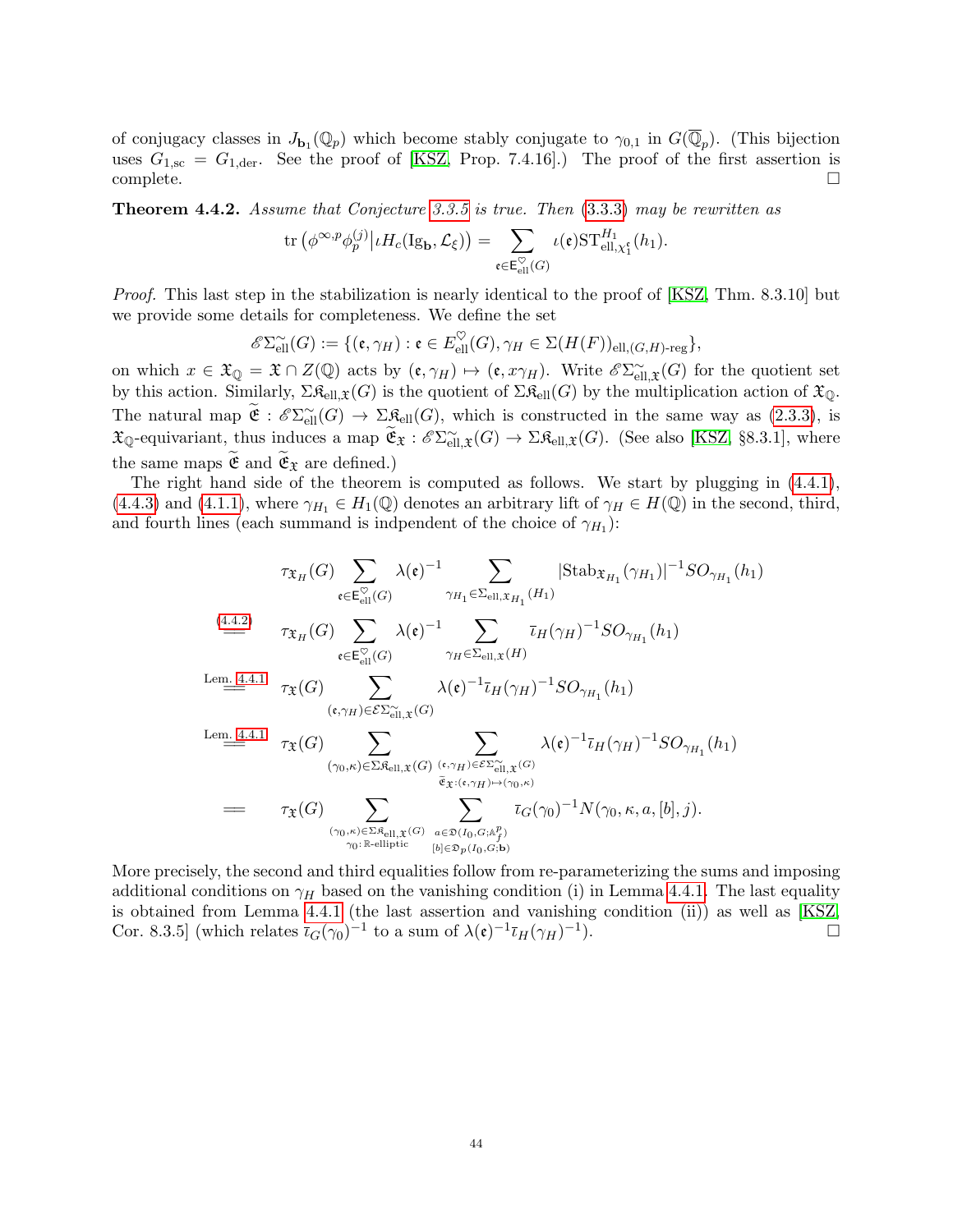of conjugacy classes in $J_{\mathbf{b}_1}(\mathbb{Q}_p)$ which become stably conjugate to $\gamma_{0,1}$ in $G(\overline{\mathbb{Q}}_p)$. (This bijection uses $G_{1,\mathrm{sc}} = G_{1,\mathrm{der}}$. See the proof of [KSZ, Prop. 7.4.16].) The proof of the first assertion is complete. □

**Theorem 4.4.2.** *Assume that Conjecture 3.3.5 is true. Then (3.3.3) may be rewritten as*

$$\operatorname{tr}\left(\phi^{\infty,p}\phi_p^{(j)}\big|\iota H_c(\mathrm{Ig}_{\mathbf{b}}, \mathcal{L}_\xi)\right) = \sum_{\mathfrak{e}\in \mathsf{E}^{\heartsuit}_{\mathrm{ell}}(G)} \iota(\mathfrak{e})\mathrm{ST}^{H_1}_{\mathrm{ell},\chi_1^{\mathfrak{e}}}(h_1).$$

*Proof.* This last step in the stabilization is nearly identical to the proof of [KSZ, Thm. 8.3.10] but we provide some details for completeness. We define the set

$$\mathscr{E}\Sigma^{\sim}_{\mathrm{ell}}(G) := \{(\mathfrak{e}, \gamma_H) : \mathfrak{e} \in E^{\heartsuit}_{\mathrm{ell}}(G), \gamma_H \in \Sigma(H(F))_{\mathrm{ell},(G,H)\text{-reg}}\},$$

on which $x \in \mathfrak{X}_{\mathbb{Q}} = \mathfrak{X} \cap Z(\mathbb{Q})$ acts by $(\mathfrak{e}, \gamma_H) \mapsto (\mathfrak{e}, x\gamma_H)$. Write $\mathscr{E}\Sigma^{\sim}_{\mathrm{ell},\mathfrak{X}}(G)$ for the quotient set by this action. Similarly, $\Sigma\mathfrak{K}_{\mathrm{ell},\mathfrak{X}}(G)$ is the quotient of $\Sigma\mathfrak{K}_{\mathrm{ell}}(G)$ by the multiplication action of $\mathfrak{X}_{\mathbb{Q}}$. The natural map $\widetilde{\mathfrak{E}} : \mathscr{E}\Sigma^{\sim}_{\mathrm{ell}}(G) \to \Sigma\mathfrak{K}_{\mathrm{ell}}(G)$, which is constructed in the same way as (2.3.3), is $\mathfrak{X}_{\mathbb{Q}}$-equivariant, thus induces a map $\widetilde{\mathfrak{E}}_{\mathfrak{X}} : \mathscr{E}\Sigma^{\sim}_{\mathrm{ell},\mathfrak{X}}(G) \to \Sigma\mathfrak{K}_{\mathrm{ell},\mathfrak{X}}(G)$. (See also [KSZ, §8.3.1], where the same maps $\widetilde{\mathfrak{E}}$ and $\widetilde{\mathfrak{E}}_{\mathfrak{X}}$ are defined.)

The right hand side of the theorem is computed as follows. We start by plugging in (4.4.1), (4.4.3) and (4.1.1), where $\gamma_{H_1} \in H_1(\mathbb{Q})$ denotes an arbitrary lift of $\gamma_H \in H(\mathbb{Q})$ in the second, third, and fourth lines (each summand is indpendent of the choice of $\gamma_{H_1}$):

$$\begin{aligned}
&\tau_{\mathfrak{X}_H}(G) \sum_{\mathfrak{e}\in \mathsf{E}^{\heartsuit}_{\mathrm{ell}}(G)} \lambda(\mathfrak{e})^{-1} \sum_{\gamma_{H_1}\in \Sigma_{\mathrm{ell},\mathfrak{X}_{H_1}}(H_1)} |\mathrm{Stab}_{\mathfrak{X}_{H_1}}(\gamma_{H_1})|^{-1} SO_{\gamma_{H_1}}(h_1) \\
\overset{(4.4.2)}{=}\ &\tau_{\mathfrak{X}_H}(G) \sum_{\mathfrak{e}\in \mathsf{E}^{\heartsuit}_{\mathrm{ell}}(G)} \lambda(\mathfrak{e})^{-1} \sum_{\gamma_H\in \Sigma_{\mathrm{ell},\mathfrak{X}}(H)} \bar{\iota}_H(\gamma_H)^{-1} SO_{\gamma_{H_1}}(h_1) \\
\overset{\text{Lem. 4.4.1}}{=}\ &\tau_{\mathfrak{X}}(G) \sum_{(\mathfrak{e},\gamma_H)\in \mathcal{E}\Sigma^{\sim}_{\mathrm{ell},\mathfrak{X}}(G)} \lambda(\mathfrak{e})^{-1}\bar{\iota}_H(\gamma_H)^{-1} SO_{\gamma_{H_1}}(h_1) \\
\overset{\text{Lem. 4.4.1}}{=}\ &\tau_{\mathfrak{X}}(G) \sum_{(\gamma_0,\kappa)\in \Sigma\mathfrak{K}_{\mathrm{ell},\mathfrak{X}}(G)} \sum_{\substack{(\mathfrak{e},\gamma_H)\in \mathcal{E}\Sigma^{\sim}_{\mathrm{ell},\mathfrak{X}}(G) \\ \widetilde{\mathfrak{E}}_{\mathfrak{X}}:(\mathfrak{e},\gamma_H)\mapsto(\gamma_0,\kappa)}} \lambda(\mathfrak{e})^{-1}\bar{\iota}_H(\gamma_H)^{-1} SO_{\gamma_{H_1}}(h_1) \\
=\ &\tau_{\mathfrak{X}}(G) \sum_{\substack{(\gamma_0,\kappa)\in \Sigma\mathfrak{K}_{\mathrm{ell},\mathfrak{X}}(G) \\ \gamma_0:\, \mathbb{R}\text{-elliptic}}} \sum_{\substack{a\in \mathfrak{D}(I_0,G;\mathbb{A}_f^p) \\ [b]\in \mathfrak{D}_p(I_0,G;\mathbf{b})}} \bar{\iota}_G(\gamma_0)^{-1} N(\gamma_0,\kappa,a,[b],j).
\end{aligned}$$

More precisely, the second and third equalities follow from re-parameterizing the sums and imposing additional conditions on $\gamma_H$ based on the vanishing condition (i) in Lemma 4.4.1. The last equality is obtained from Lemma 4.4.1 (the last assertion and vanishing condition (ii)) as well as [KSZ, Cor. 8.3.5] (which relates $\bar{\iota}_G(\gamma_0)^{-1}$ to a sum of $\lambda(\mathfrak{e})^{-1}\bar{\iota}_H(\gamma_H)^{-1}$). □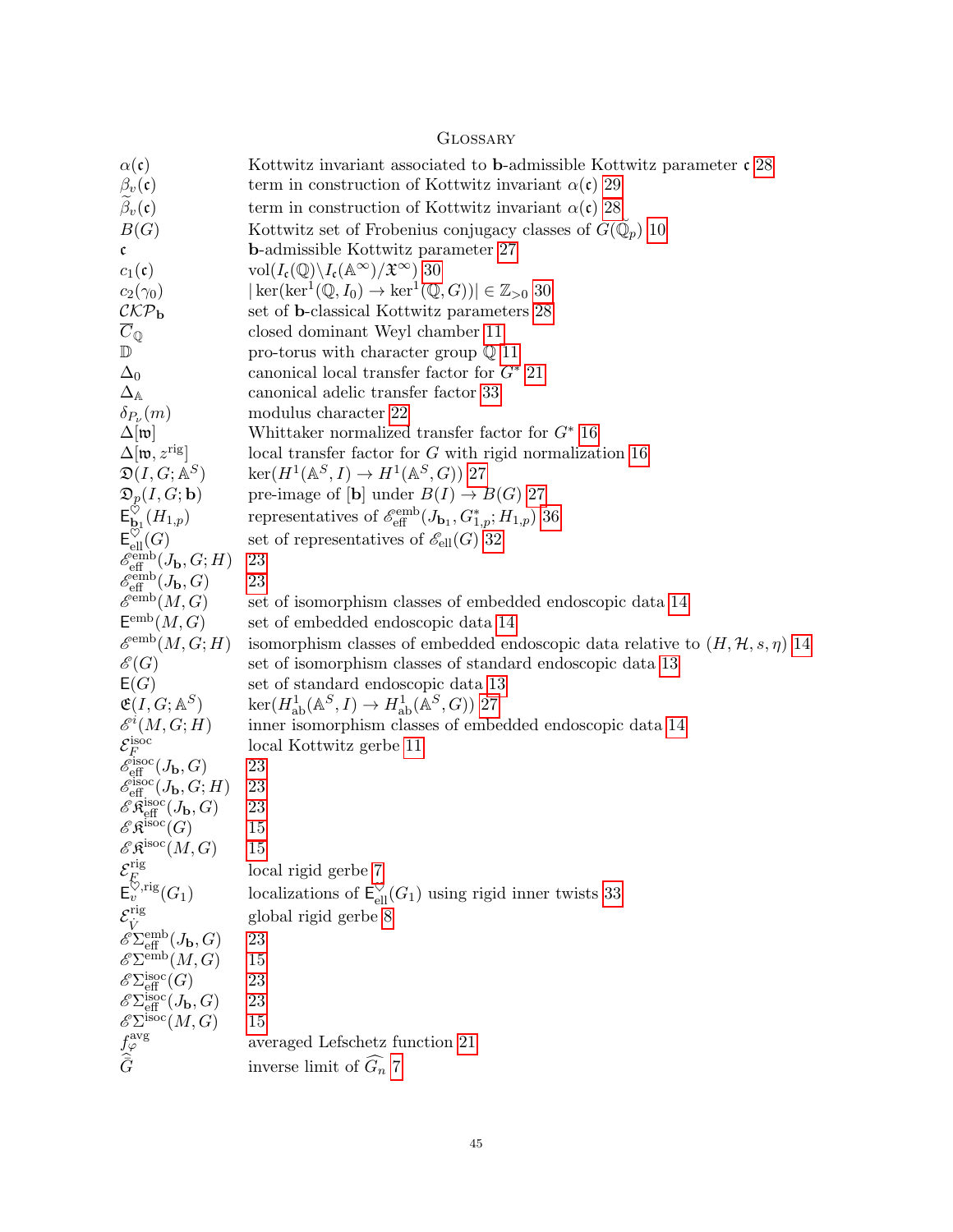# Glossary

| | |
|---|---|
| $\alpha(\mathfrak{c})$ | Kottwitz invariant associated to $\mathbf{b}$-admissible Kottwitz parameter $\mathfrak{c}$ 28 |
| $\beta_v(\mathfrak{c})$ | term in construction of Kottwitz invariant $\alpha(\mathfrak{c})$ 29 |
| $\widetilde{\beta}_v(\mathfrak{c})$ | term in construction of Kottwitz invariant $\alpha(\mathfrak{c})$ 28 |
| $B(G)$ | Kottwitz set of Frobenius conjugacy classes of $G(\breve{\mathbb{Q}}_p)$ 10 |
| $\mathfrak{c}$ | $\mathbf{b}$-admissible Kottwitz parameter 27 |
| $c_1(\mathfrak{c})$ | $\mathrm{vol}(I_{\mathfrak{c}}(\mathbb{Q})\backslash I_{\mathfrak{c}}(\mathbb{A}^\infty)/\mathfrak{X}^\infty)$ 30 |
| $c_2(\gamma_0)$ | $\lvert \ker(\ker^1(\mathbb{Q}, I_0) \to \ker^1(\mathbb{Q}, G))\rvert \in \mathbb{Z}_{>0}$ 30 |
| $\mathcal{CKP}_{\mathbf{b}}$ | set of $\mathbf{b}$-classical Kottwitz parameters 28 |
| $\overline{C}_{\mathbb{Q}}$ | closed dominant Weyl chamber 11 |
| $\mathbb{D}$ | pro-torus with character group $\mathbb{Q}$ 11 |
| $\Delta_0$ | canonical local transfer factor for $G^*$ 21 |
| $\Delta_{\mathbb{A}}$ | canonical adelic transfer factor 33 |
| $\delta_{P_\nu}(m)$ | modulus character 22 |
| $\Delta[\mathfrak{w}]$ | Whittaker normalized transfer factor for $G^*$ 16 |
| $\Delta[\mathfrak{w}, z^{\mathrm{rig}}]$ | local transfer factor for $G$ with rigid normalization 16 |
| $\mathfrak{D}(I, G; \mathbb{A}^S)$ | $\ker(H^1(\mathbb{A}^S, I) \to H^1(\mathbb{A}^S, G))$ 27 |
| $\mathfrak{D}_p(I, G; \mathbf{b})$ | pre-image of $[\mathbf{b}]$ under $B(I) \to B(G)$ 27 |
| $\mathsf{E}^{\heartsuit}_{\mathbf{b}_1}(H_{1,p})$ | representatives of $\mathscr{E}^{\mathrm{emb}}_{\mathrm{eff}}(J_{\mathbf{b}_1}, G^*_{1,p}; H_{1,p})$ 36 |
| $\mathsf{E}^{\heartsuit}_{\mathrm{ell}}(G)$ | set of representatives of $\mathscr{E}_{\mathrm{ell}}(G)$ 32 |
| $\mathscr{E}^{\mathrm{emb}}_{\mathrm{eff}}(J_{\mathbf{b}}, G; H)$ | 23 |
| $\mathscr{E}^{\mathrm{emb}}_{\mathrm{eff}}(J_{\mathbf{b}}, G)$ | 23 |
| $\mathscr{E}^{\mathrm{emb}}(M, G)$ | set of isomorphism classes of embedded endoscopic data 14 |
| $\mathsf{E}^{\mathrm{emb}}(M, G)$ | set of embedded endoscopic data 14 |
| $\mathscr{E}^{\mathrm{emb}}(M, G; H)$ | isomorphism classes of embedded endoscopic data relative to $(H, \mathcal{H}, s, \eta)$ 14 |
| $\mathscr{E}(G)$ | set of isomorphism classes of standard endoscopic data 13 |
| $\mathsf{E}(G)$ | set of standard endoscopic data 13 |
| $\mathfrak{E}(I, G; \mathbb{A}^S)$ | $\ker(H^1_{\mathrm{ab}}(\mathbb{A}^S, I) \to H^1_{\mathrm{ab}}(\mathbb{A}^S, G))$ 27 |
| $\mathscr{E}^i(M, G; H)$ | inner isomorphism classes of embedded endoscopic data 14 |
| $\mathcal{E}^{\mathrm{isoc}}_F$ | local Kottwitz gerbe 11 |
| $\mathscr{E}^{\mathrm{isoc}}_{\mathrm{eff}}(J_{\mathbf{b}}, G)$ | 23 |
| $\mathscr{E}^{\mathrm{isoc}}_{\mathrm{eff}}(J_{\mathbf{b}}, G; H)$ | 23 |
| $\mathscr{E}\mathfrak{K}^{\mathrm{isoc}}_{\mathrm{eff}}(J_{\mathbf{b}}, G)$ | 23 |
| $\mathscr{E}\mathfrak{K}^{\mathrm{isoc}}(G)$ | 15 |
| $\mathscr{E}\mathfrak{K}^{\mathrm{isoc}}(M, G)$ | 15 |
| $\mathcal{E}^{\mathrm{rig}}_F$ | local rigid gerbe 7 |
| $\mathsf{E}^{\heartsuit,\mathrm{rig}}_v(G_1)$ | localizations of $\mathsf{E}^{\heartsuit}_{\mathrm{ell}}(G_1)$ using rigid inner twists 33 |
| $\mathcal{E}^{\mathrm{rig}}_{\dot{V}}$ | global rigid gerbe 8 |
| $\mathscr{E}\Sigma^{\mathrm{emb}}_{\mathrm{eff}}(J_{\mathbf{b}}, G)$ | 23 |
| $\mathscr{E}\Sigma^{\mathrm{emb}}(M, G)$ | 15 |
| $\mathscr{E}\Sigma^{\mathrm{isoc}}_{\mathrm{eff}}(G)$ | 23 |
| $\mathscr{E}\Sigma^{\mathrm{isoc}}_{\mathrm{eff}}(J_{\mathbf{b}}, G)$ | 23 |
| $\mathscr{E}\Sigma^{\mathrm{isoc}}(M, G)$ | 15 |
| $f^{\mathrm{avg}}_{\varphi}$ | averaged Lefschetz function 21 |
| $\widehat{G}$ | inverse limit of $\widehat{G}_n$ 7 |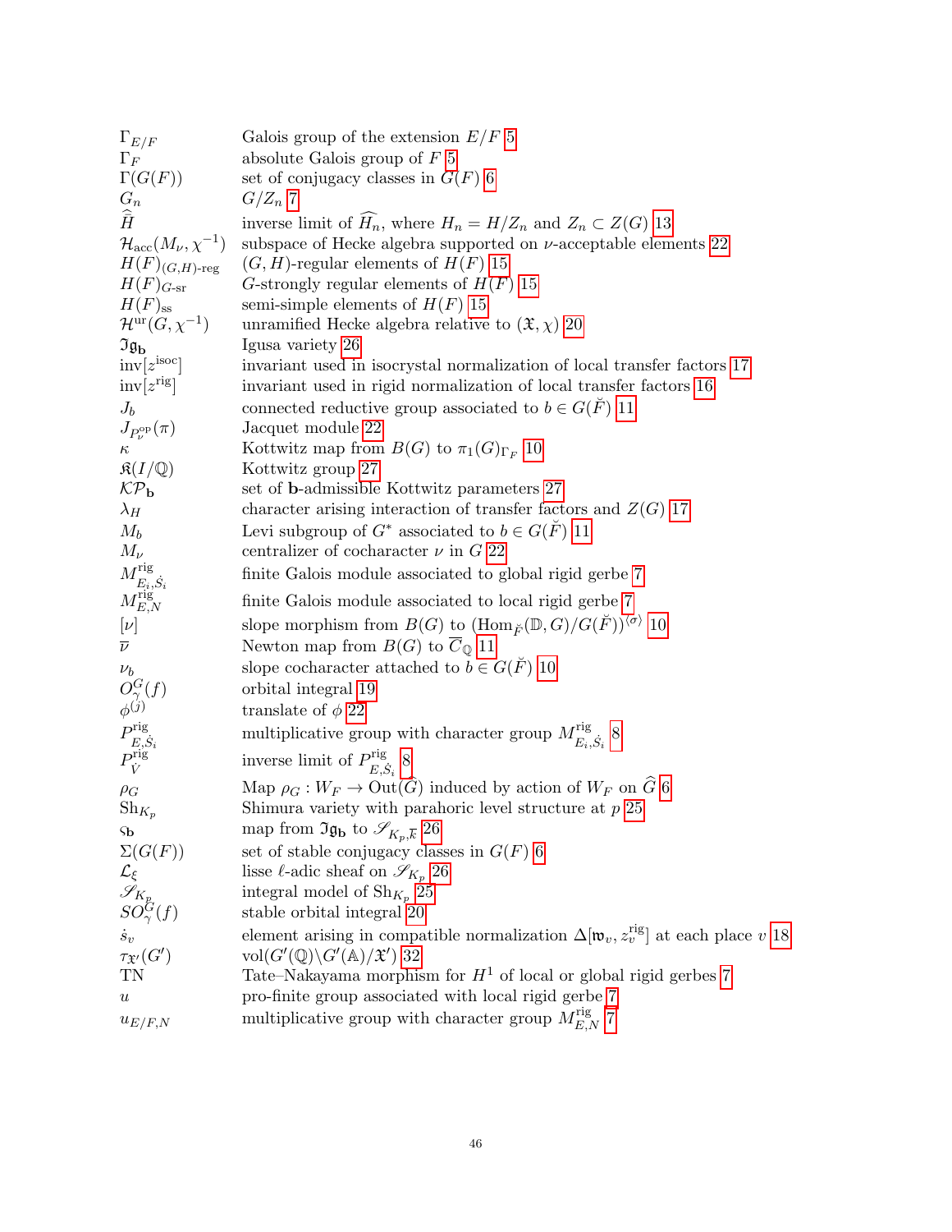| | | |
|---|---|---|
| $\Gamma_{E/F}$ | Galois group of the extension $E/F$ | 5 |
| $\Gamma_F$ | absolute Galois group of $F$ | 5 |
| $\Gamma(G(F))$ | set of conjugacy classes in $G(F)$ | 6 |
| $G_n$ | $G/Z_n$ | 7 |
| $\widehat{\widehat{H}}$ | inverse limit of $\widehat{H_n}$, where $H_n = H/Z_n$ and $Z_n \subset Z(G)$ | 13 |
| $\mathcal{H}_{\mathrm{acc}}(M_\nu, \chi^{-1})$ | subspace of Hecke algebra supported on $\nu$-acceptable elements | 22 |
| $H(F)_{(G,H)\text{-reg}}$ | $(G,H)$-regular elements of $H(F)$ | 15 |
| $H(F)_{G\text{-sr}}$ | $G$-strongly regular elements of $H(F)$ | 15 |
| $H(F)_{\mathrm{ss}}$ | semi-simple elements of $H(F)$ | 15 |
| $\mathcal{H}^{\mathrm{ur}}(G, \chi^{-1})$ | unramified Hecke algebra relative to $(\mathfrak{X}, \chi)$ | 20 |
| $\mathfrak{Ig}_{\mathbf{b}}$ | Igusa variety | 26 |
| $\mathrm{inv}[z^{\mathrm{isoc}}]$ | invariant used in isocrystal normalization of local transfer factors | 17 |
| $\mathrm{inv}[z^{\mathrm{rig}}]$ | invariant used in rigid normalization of local transfer factors | 16 |
| $J_b$ | connected reductive group associated to $b \in G(\breve{F})$ | 11 |
| $J_{P_\nu^{\mathrm{op}}}(\pi)$ | Jacquet module | 22 |
| $\kappa$ | Kottwitz map from $B(G)$ to $\pi_1(G)_{\Gamma_F}$ | 10 |
| $\mathfrak{K}(I/\mathbb{Q})$ | Kottwitz group | 27 |
| $\mathcal{KP}_{\mathbf{b}}$ | set of $\mathbf{b}$-admissible Kottwitz parameters | 27 |
| $\lambda_H$ | character arising interaction of transfer factors and $Z(G)$ | 17 |
| $M_b$ | Levi subgroup of $G^*$ associated to $b \in G(\breve{F})$ | 11 |
| $M_\nu$ | centralizer of cocharacter $\nu$ in $G$ | 22 |
| $M^{\mathrm{rig}}_{E_i,\dot{S}_i}$ | finite Galois module associated to global rigid gerbe | 7 |
| $M^{\mathrm{rig}}_{E,N}$ | finite Galois module associated to local rigid gerbe | 7 |
| $[\nu]$ | slope morphism from $B(G)$ to $(\mathrm{Hom}_{\breve{F}}(\mathbb{D}, G)/G(\breve{F}))^{\langle\sigma\rangle}$ | 10 |
| $\overline{\nu}$ | Newton map from $B(G)$ to $\overline{C}_{\mathbb{Q}}$ | 11 |
| $\nu_b$ | slope cocharacter attached to $b \in G(\breve{F})$ | 10 |
| $O^G_\gamma(f)$ | orbital integral | 19 |
| $\phi^{(j)}$ | translate of $\phi$ | 22 |
| $P^{\mathrm{rig}}_{E,\dot{S}_i}$ | multiplicative group with character group $M^{\mathrm{rig}}_{E_i,\dot{S}_i}$ | 8 |
| $P^{\mathrm{rig}}_{\dot{V}}$ | inverse limit of $P^{\mathrm{rig}}_{E,\dot{S}_i}$ | 8 |
| $\rho_G$ | Map $\rho_G : W_F \to \mathrm{Out}(\widehat{G})$ induced by action of $W_F$ on $\widehat{G}$ | 6 |
| $\mathrm{Sh}_{K_p}$ | Shimura variety with parahoric level structure at $p$ | 25 |
| $\varsigma_{\mathbf{b}}$ | map from $\mathfrak{Ig}_{\mathbf{b}}$ to $\mathscr{S}_{K_p,\overline{k}}$ | 26 |
| $\Sigma(G(F))$ | set of stable conjugacy classes in $G(F)$ | 6 |
| $\mathcal{L}_\xi$ | lisse $\ell$-adic sheaf on $\mathscr{S}_{K_p}$ | 26 |
| $\mathscr{S}_{K_p}$ | integral model of $\mathrm{Sh}_{K_p}$ | 25 |
| $SO^G_\gamma(f)$ | stable orbital integral | 20 |
| $\dot{s}_v$ | element arising in compatible normalization $\Delta[\mathfrak{w}_v, z_v^{\mathrm{rig}}]$ at each place $v$ | 18 |
| $\tau_{\mathfrak{X}'}(G')$ | $\mathrm{vol}(G'(\mathbb{Q})\backslash G'(\mathbb{A})/\mathfrak{X}')$ | 32 |
| TN | Tate–Nakayama morphism for $H^1$ of local or global rigid gerbes | 7 |
| $u$ | pro-finite group associated with local rigid gerbe | 7 |
| $u_{E/F,N}$ | multiplicative group with character group $M^{\mathrm{rig}}_{E,N}$ | 7 |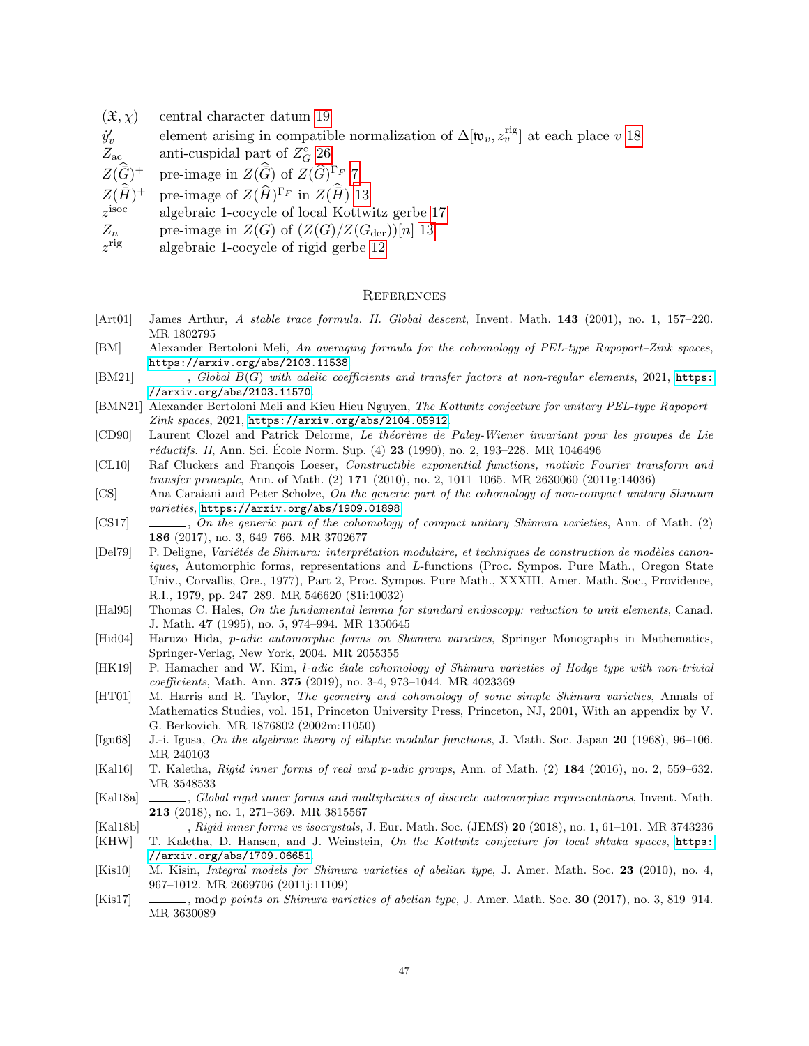| | |
|---|---|
| $(\mathfrak{X}, \chi)$ | central character datum 19 |
| $\dot{y}'_v$ | element arising in compatible normalization of $\Delta[\mathfrak{w}_v, z_v^{\mathrm{rig}}]$ at each place $v$ 18 |
| $Z_{\mathrm{ac}}$ | anti-cuspidal part of $Z_G^\circ$ 26 |
| $Z(\widehat{\widehat{G}})^+$ | pre-image in $Z(\widehat{\widehat{G}})$ of $Z(\widehat{G})^{\Gamma_F}$ 7 |
| $Z(\widehat{\widehat{H}})^+$ | pre-image of $Z(\widehat{H})^{\Gamma_F}$ in $Z(\widehat{\widehat{H}})$ 13 |
| $z^{\mathrm{isoc}}$ | algebraic 1-cocycle of local Kottwitz gerbe 17 |
| $Z_n$ | pre-image in $Z(G)$ of $(Z(G)/Z(G_{\mathrm{der}}))[n]$ 13 |
| $z^{\mathrm{rig}}$ | algebraic 1-cocycle of rigid gerbe 12 |

## References

[Art01] James Arthur, *A stable trace formula. II. Global descent*, Invent. Math. **143** (2001), no. 1, 157–220. MR 1802795

[BM] Alexander Bertoloni Meli, *An averaging formula for the cohomology of PEL-type Rapoport–Zink spaces*, https://arxiv.org/abs/2103.11538.

[BM21] ———, *Global $B(G)$ with adelic coefficients and transfer factors at non-regular elements*, 2021, https://arxiv.org/abs/2103.11570.

[BMN21] Alexander Bertoloni Meli and Kieu Hieu Nguyen, *The Kottwitz conjecture for unitary PEL-type Rapoport–Zink spaces*, 2021, https://arxiv.org/abs/2104.05912.

[CD90] Laurent Clozel and Patrick Delorme, *Le théorème de Paley-Wiener invariant pour les groupes de Lie réductifs. II*, Ann. Sci. École Norm. Sup. (4) **23** (1990), no. 2, 193–228. MR 1046496

[CL10] Raf Cluckers and François Loeser, *Constructible exponential functions, motivic Fourier transform and transfer principle*, Ann. of Math. (2) **171** (2010), no. 2, 1011–1065. MR 2630060 (2011g:14036)

[CS] Ana Caraiani and Peter Scholze, *On the generic part of the cohomology of non-compact unitary Shimura varieties*, https://arxiv.org/abs/1909.01898.

[CS17] ———, *On the generic part of the cohomology of compact unitary Shimura varieties*, Ann. of Math. (2) **186** (2017), no. 3, 649–766. MR 3702677

[Del79] P. Deligne, *Variétés de Shimura: interprétation modulaire, et techniques de construction de modèles canoniques*, Automorphic forms, representations and L-functions (Proc. Sympos. Pure Math., Oregon State Univ., Corvallis, Ore., 1977), Part 2, Proc. Sympos. Pure Math., XXXIII, Amer. Math. Soc., Providence, R.I., 1979, pp. 247–289. MR 546620 (81i:10032)

[Hal95] Thomas C. Hales, *On the fundamental lemma for standard endoscopy: reduction to unit elements*, Canad. J. Math. **47** (1995), no. 5, 974–994. MR 1350645

[Hid04] Haruzo Hida, *p-adic automorphic forms on Shimura varieties*, Springer Monographs in Mathematics, Springer-Verlag, New York, 2004. MR 2055355

[HK19] P. Hamacher and W. Kim, *l-adic étale cohomology of Shimura varieties of Hodge type with non-trivial coefficients*, Math. Ann. **375** (2019), no. 3-4, 973–1044. MR 4023369

[HT01] M. Harris and R. Taylor, *The geometry and cohomology of some simple Shimura varieties*, Annals of Mathematics Studies, vol. 151, Princeton University Press, Princeton, NJ, 2001, With an appendix by V. G. Berkovich. MR 1876802 (2002m:11050)

[Igu68] J.-i. Igusa, *On the algebraic theory of elliptic modular functions*, J. Math. Soc. Japan **20** (1968), 96–106. MR 240103

[Kal16] T. Kaletha, *Rigid inner forms of real and p-adic groups*, Ann. of Math. (2) **184** (2016), no. 2, 559–632. MR 3548533

[Kal18a] ———, *Global rigid inner forms and multiplicities of discrete automorphic representations*, Invent. Math. **213** (2018), no. 1, 271–369. MR 3815567

[Kal18b] ———, *Rigid inner forms vs isocrystals*, J. Eur. Math. Soc. (JEMS) **20** (2018), no. 1, 61–101. MR 3743236

[KHW] T. Kaletha, D. Hansen, and J. Weinstein, *On the Kottwitz conjecture for local shtuka spaces*, https://arxiv.org/abs/1709.06651.

[Kis10] M. Kisin, *Integral models for Shimura varieties of abelian type*, J. Amer. Math. Soc. **23** (2010), no. 4, 967–1012. MR 2669706 (2011j:11109)

[Kis17] ———, *mod p points on Shimura varieties of abelian type*, J. Amer. Math. Soc. **30** (2017), no. 3, 819–914. MR 3630089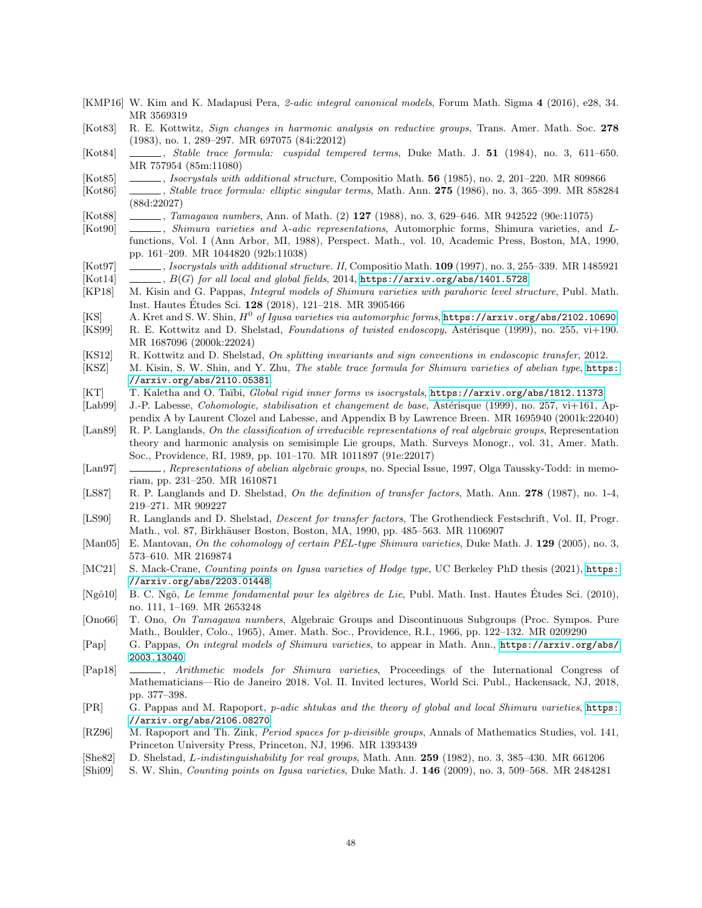[KMP16] W. Kim and K. Madapusi Pera, *2-adic integral canonical models*, Forum Math. Sigma **4** (2016), e28, 34. MR 3569319

[Kot83] R. E. Kottwitz, *Sign changes in harmonic analysis on reductive groups*, Trans. Amer. Math. Soc. **278** (1983), no. 1, 289–297. MR 697075 (84i:22012)

[Kot84] ______, *Stable trace formula: cuspidal tempered terms*, Duke Math. J. **51** (1984), no. 3, 611–650. MR 757954 (85m:11080)

[Kot85] ______, *Isocrystals with additional structure*, Compositio Math. **56** (1985), no. 2, 201–220. MR 809866

[Kot86] ______, *Stable trace formula: elliptic singular terms*, Math. Ann. **275** (1986), no. 3, 365–399. MR 858284 (88d:22027)

[Kot88] ______, *Tamagawa numbers*, Ann. of Math. (2) **127** (1988), no. 3, 629–646. MR 942522 (90e:11075)

[Kot90] ______, *Shimura varieties and λ-adic representations*, Automorphic forms, Shimura varieties, and L-functions, Vol. I (Ann Arbor, MI, 1988), Perspect. Math., vol. 10, Academic Press, Boston, MA, 1990, pp. 161–209. MR 1044820 (92b:11038)

[Kot97] ______, *Isocrystals with additional structure. II*, Compositio Math. **109** (1997), no. 3, 255–339. MR 1485921

[Kot14] ______, *B(G) for all local and global fields*, 2014, https://arxiv.org/abs/1401.5728.

[KP18] M. Kisin and G. Pappas, *Integral models of Shimura varieties with parahoric level structure*, Publ. Math. Inst. Hautes Études Sci. **128** (2018), 121–218. MR 3905466

[KS] A. Kret and S. W. Shin, *$H^0$ of Igusa varieties via automorphic forms*, https://arxiv.org/abs/2102.10690.

[KS99] R. E. Kottwitz and D. Shelstad, *Foundations of twisted endoscopy*, Astérisque (1999), no. 255, vi+190. MR 1687096 (2000k:22024)

[KS12] R. Kottwitz and D. Shelstad, *On splitting invariants and sign conventions in endoscopic transfer*, 2012.

[KSZ] M. Kisin, S. W. Shin, and Y. Zhu, *The stable trace formula for Shimura varieties of abelian type*, https://arxiv.org/abs/2110.05381.

[KT] T. Kaletha and O. Taïbi, *Global rigid inner forms vs isocrystals*, https://arxiv.org/abs/1812.11373.

[Lab99] J.-P. Labesse, *Cohomologie, stabilisation et changement de base*, Astérisque (1999), no. 257, vi+161, Appendix A by Laurent Clozel and Labesse, and Appendix B by Lawrence Breen. MR 1695940 (2001k:22040)

[Lan89] R. P. Langlands, *On the classification of irreducible representations of real algebraic groups*, Representation theory and harmonic analysis on semisimple Lie groups, Math. Surveys Monogr., vol. 31, Amer. Math. Soc., Providence, RI, 1989, pp. 101–170. MR 1011897 (91e:22017)

[Lan97] ______, *Representations of abelian algebraic groups*, no. Special Issue, 1997, Olga Taussky-Todd: in memoriam, pp. 231–250. MR 1610871

[LS87] R. P. Langlands and D. Shelstad, *On the definition of transfer factors*, Math. Ann. **278** (1987), no. 1-4, 219–271. MR 909227

[LS90] R. Langlands and D. Shelstad, *Descent for transfer factors*, The Grothendieck Festschrift, Vol. II, Progr. Math., vol. 87, Birkhäuser Boston, Boston, MA, 1990, pp. 485–563. MR 1106907

[Man05] E. Mantovan, *On the cohomology of certain PEL-type Shimura varieties*, Duke Math. J. **129** (2005), no. 3, 573–610. MR 2169874

[MC21] S. Mack-Crane, *Counting points on Igusa varieties of Hodge type*, UC Berkeley PhD thesis (2021), https://arxiv.org/abs/2203.01448.

[Ngô10] B. C. Ngô, *Le lemme fondamental pour les algèbres de Lie*, Publ. Math. Inst. Hautes Études Sci. (2010), no. 111, 1–169. MR 2653248

[Ono66] T. Ono, *On Tamagawa numbers*, Algebraic Groups and Discontinuous Subgroups (Proc. Sympos. Pure Math., Boulder, Colo., 1965), Amer. Math. Soc., Providence, R.I., 1966, pp. 122–132. MR 0209290

[Pap] G. Pappas, *On integral models of Shimura varieties*, to appear in Math. Ann., https://arxiv.org/abs/2003.13040.

[Pap18] ______, *Arithmetic models for Shimura varieties*, Proceedings of the International Congress of Mathematicians—Rio de Janeiro 2018. Vol. II. Invited lectures, World Sci. Publ., Hackensack, NJ, 2018, pp. 377–398.

[PR] G. Pappas and M. Rapoport, *p-adic shtukas and the theory of global and local Shimura varieties*, https://arxiv.org/abs/2106.08270.

[RZ96] M. Rapoport and Th. Zink, *Period spaces for p-divisible groups*, Annals of Mathematics Studies, vol. 141, Princeton University Press, Princeton, NJ, 1996. MR 1393439

[She82] D. Shelstad, *L-indistinguishability for real groups*, Math. Ann. **259** (1982), no. 3, 385–430. MR 661206

[Shi09] S. W. Shin, *Counting points on Igusa varieties*, Duke Math. J. **146** (2009), no. 3, 509–568. MR 2484281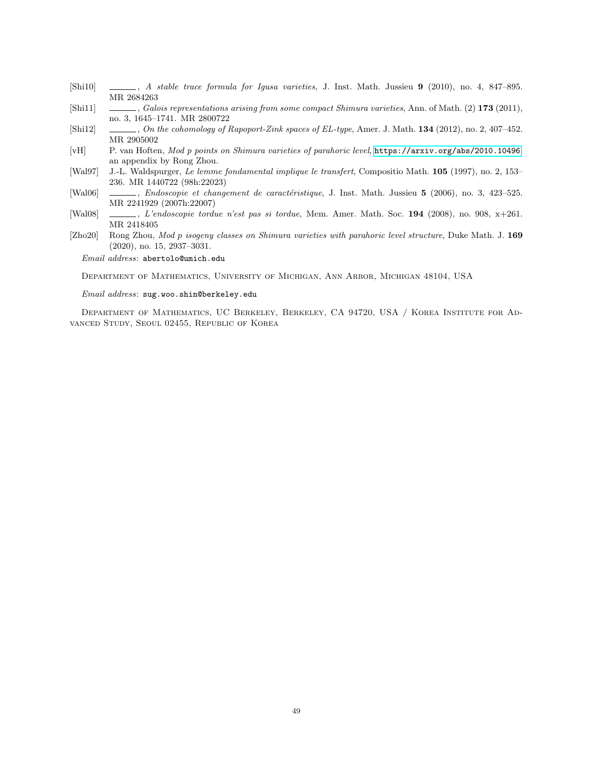[Shi10] ______, *A stable trace formula for Igusa varieties*, J. Inst. Math. Jussieu **9** (2010), no. 4, 847–895. MR 2684263

[Shi11] ______, *Galois representations arising from some compact Shimura varieties*, Ann. of Math. (2) **173** (2011), no. 3, 1645–1741. MR 2800722

[Shi12] ______, *On the cohomology of Rapoport-Zink spaces of EL-type*, Amer. J. Math. **134** (2012), no. 2, 407–452. MR 2905002

[vH] P. van Hoften, *Mod p points on Shimura varieties of parahoric level*, https://arxiv.org/abs/2010.10496, an appendix by Rong Zhou.

[Wal97] J.-L. Waldspurger, *Le lemme fondamental implique le transfert*, Compositio Math. **105** (1997), no. 2, 153–236. MR 1440722 (98h:22023)

[Wal06] ______, *Endoscopie et changement de caractéristique*, J. Inst. Math. Jussieu **5** (2006), no. 3, 423–525. MR 2241929 (2007h:22007)

[Wal08] ______, *L'endoscopie tordue n'est pas si tordue*, Mem. Amer. Math. Soc. **194** (2008), no. 908, x+261. MR 2418405

[Zho20] Rong Zhou, *Mod p isogeny classes on Shimura varieties with parahoric level structure*, Duke Math. J. **169** (2020), no. 15, 2937–3031.

*Email address*: abertolo@umich.edu

Department of Mathematics, University of Michigan, Ann Arbor, Michigan 48104, USA

*Email address*: sug.woo.shin@berkeley.edu

Department of Mathematics, UC Berkeley, Berkeley, CA 94720, USA / Korea Institute for Advanced Study, Seoul 02455, Republic of Korea